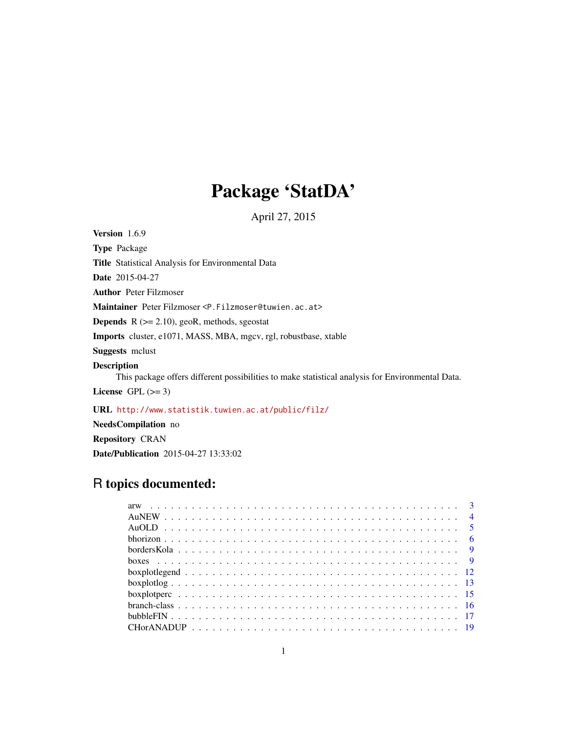# Package 'StatDA'

April 27, 2015

**Version** 1.6.9

**Type** Package

**Title** Statistical Analysis for Environmental Data

**Date** 2015-04-27

**Author** Peter Filzmoser

**Maintainer** Peter Filzmoser <P.Filzmoser@tuwien.ac.at>

**Depends** R (>= 2.10), geoR, methods, sgeostat

**Imports** cluster, e1071, MASS, MBA, mgcv, rgl, robustbase, xtable

**Suggests** mclust

**Description**
This package offers different possibilities to make statistical analysis for Environmental Data.

**License** GPL (>= 3)

**URL** http://www.statistik.tuwien.ac.at/public/filz/

**NeedsCompilation** no

**Repository** CRAN

**Date/Publication** 2015-04-27 13:33:02

## R topics documented:

| | |
|---|---|
| arw | 3 |
| AuNEW | 4 |
| AuOLD | 5 |
| bhorizon | 6 |
| bordersKola | 9 |
| boxes | 9 |
| boxplotlegend | 12 |
| boxplotlog | 13 |
| boxplotperc | 15 |
| branch-class | 16 |
| bubbleFIN | 17 |
| CHorANADUP | 19 |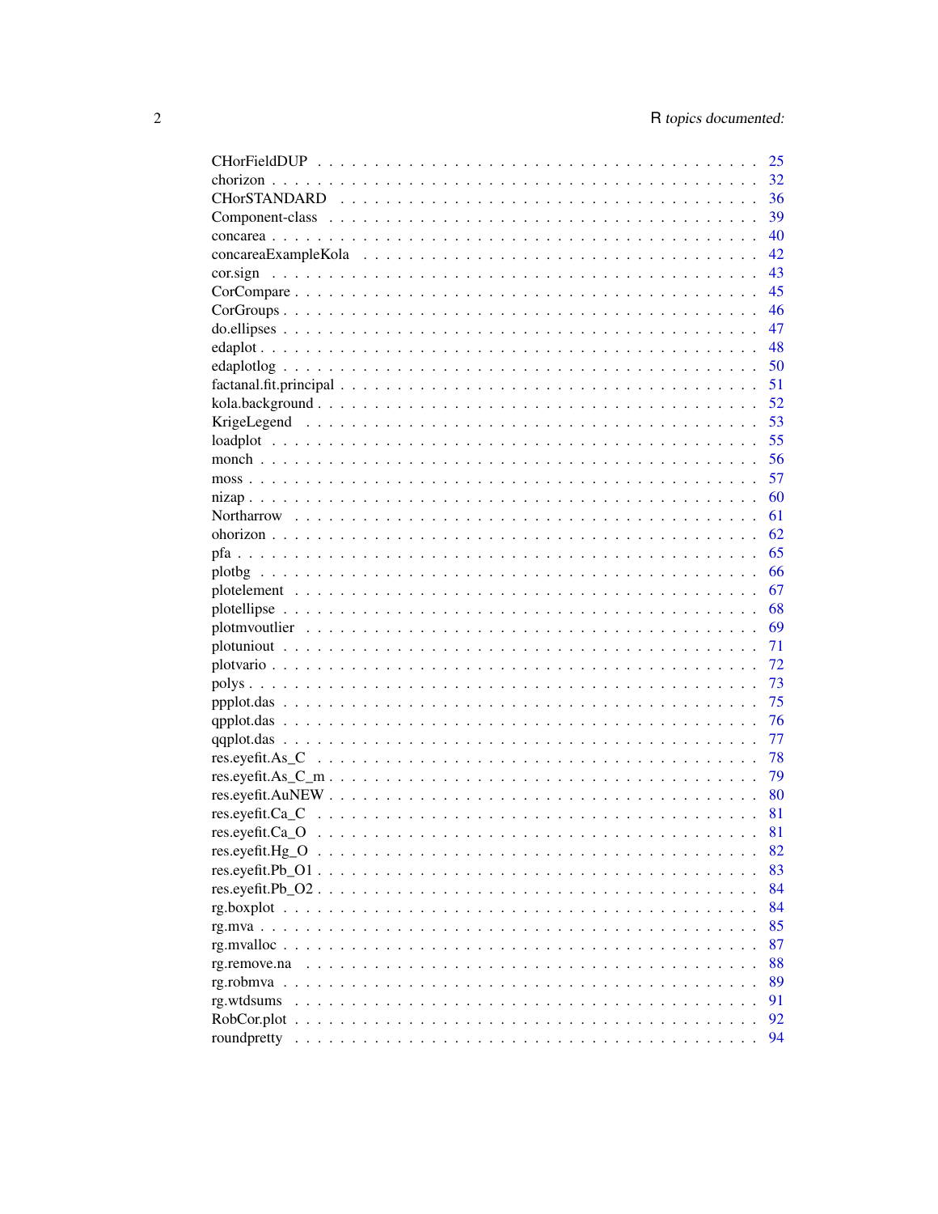| | |
|---|---|
| CHorFieldDUP | 25 |
| chorizon | 32 |
| CHorSTANDARD | 36 |
| Component-class | 39 |
| concarea | 40 |
| concareaExampleKola | 42 |
| cor.sign | 43 |
| CorCompare | 45 |
| CorGroups | 46 |
| do.ellipses | 47 |
| edaplot | 48 |
| edaplotlog | 50 |
| factanal.fit.principal | 51 |
| kola.background | 52 |
| KrigeLegend | 53 |
| loadplot | 55 |
| monch | 56 |
| moss | 57 |
| nizap | 60 |
| Northarrow | 61 |
| ohorizon | 62 |
| pfa | 65 |
| plotbg | 66 |
| plotelement | 67 |
| plotellipse | 68 |
| plotmvoutlier | 69 |
| plotuniout | 71 |
| plotvario | 72 |
| polys | 73 |
| ppplot.das | 75 |
| qpplot.das | 76 |
| qqplot.das | 77 |
| res.eyefit.As_C | 78 |
| res.eyefit.As_C_m | 79 |
| res.eyefit.AuNEW | 80 |
| res.eyefit.Ca_C | 81 |
| res.eyefit.Ca_O | 81 |
| res.eyefit.Hg_O | 82 |
| res.eyefit.Pb_O1 | 83 |
| res.eyefit.Pb_O2 | 84 |
| rg.boxplot | 84 |
| rg.mva | 85 |
| rg.mvalloc | 87 |
| rg.remove.na | 88 |
| rg.robmva | 89 |
| rg.wtdsums | 91 |
| RobCor.plot | 92 |
| roundpretty | 94 |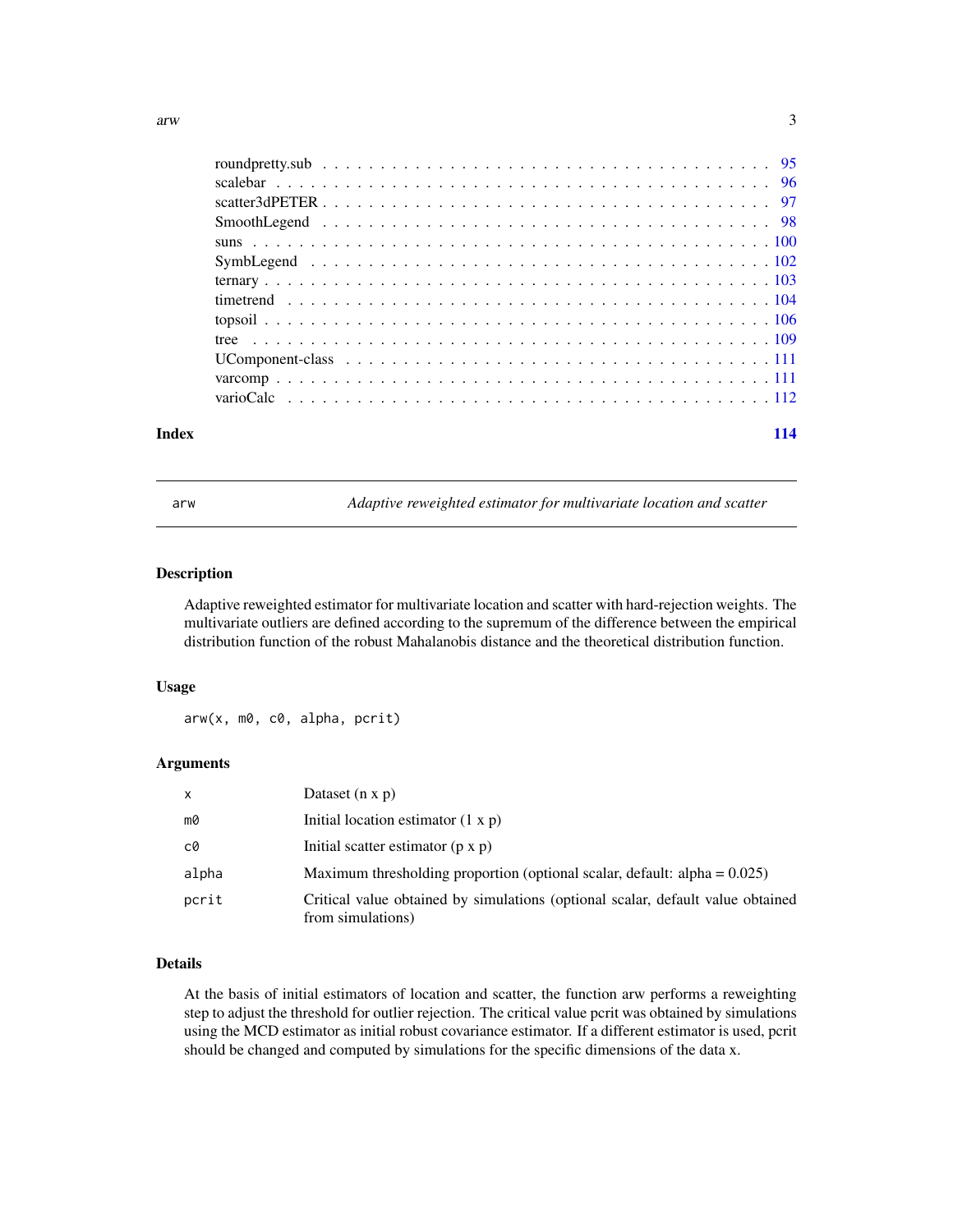| | |
|---|---|
| roundpretty.sub | 95 |
| scalebar | 96 |
| scatter3dPETER | 97 |
| SmoothLegend | 98 |
| suns | 100 |
| SymbLegend | 102 |
| ternary | 103 |
| timetrend | 104 |
| topsoil | 106 |
| tree | 109 |
| UComponent-class | 111 |
| varcomp | 111 |
| varioCalc | 112 |

**Index** 114

---

`arw` *Adaptive reweighted estimator for multivariate location and scatter*

---

## Description

Adaptive reweighted estimator for multivariate location and scatter with hard-rejection weights. The multivariate outliers are defined according to the supremum of the difference between the empirical distribution function of the robust Mahalanobis distance and the theoretical distribution function.

## Usage

```
arw(x, m0, c0, alpha, pcrit)
```

## Arguments

| | |
|---|---|
| `x` | Dataset (n x p) |
| `m0` | Initial location estimator (1 x p) |
| `c0` | Initial scatter estimator (p x p) |
| `alpha` | Maximum thresholding proportion (optional scalar, default: alpha = 0.025) |
| `pcrit` | Critical value obtained by simulations (optional scalar, default value obtained from simulations) |

## Details

At the basis of initial estimators of location and scatter, the function arw performs a reweighting step to adjust the threshold for outlier rejection. The critical value pcrit was obtained by simulations using the MCD estimator as initial robust covariance estimator. If a different estimator is used, pcrit should be changed and computed by simulations for the specific dimensions of the data x.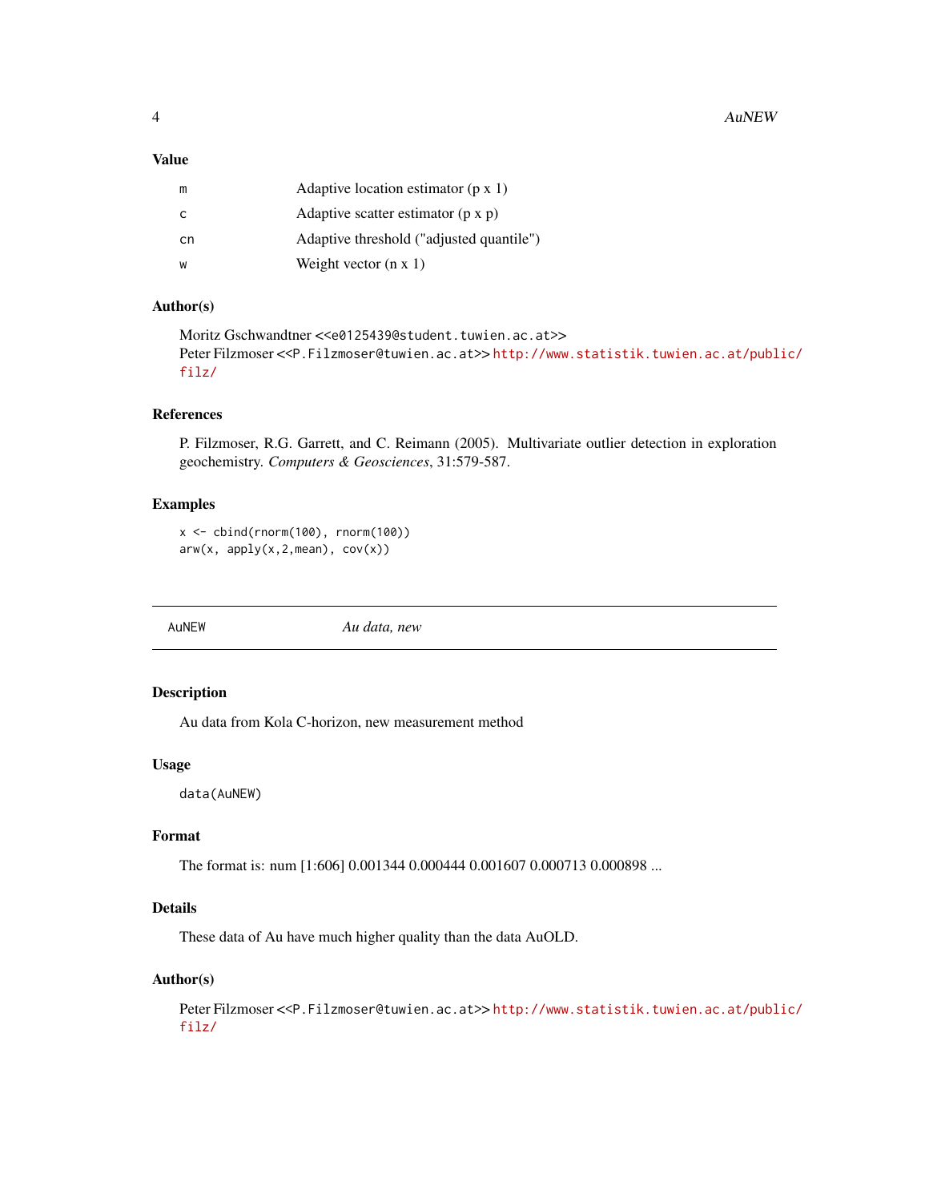### Value

| | |
|---|---|
| m | Adaptive location estimator (p x 1) |
| c | Adaptive scatter estimator (p x p) |
| cn | Adaptive threshold ("adjusted quantile") |
| w | Weight vector (n x 1) |

### Author(s)

Moritz Gschwandtner <<e0125439@student.tuwien.ac.at>>
Peter Filzmoser <<P.Filzmoser@tuwien.ac.at>> http://www.statistik.tuwien.ac.at/public/filz/

### References

P. Filzmoser, R.G. Garrett, and C. Reimann (2005). Multivariate outlier detection in exploration geochemistry. *Computers & Geosciences*, 31:579-587.

### Examples

```
x <- cbind(rnorm(100), rnorm(100))
arw(x, apply(x,2,mean), cov(x))
```

---

## AuNEW — *Au data, new*

---

### Description

Au data from Kola C-horizon, new measurement method

### Usage

```
data(AuNEW)
```

### Format

The format is: num [1:606] 0.001344 0.000444 0.001607 0.000713 0.000898 ...

### Details

These data of Au have much higher quality than the data AuOLD.

### Author(s)

Peter Filzmoser <<P.Filzmoser@tuwien.ac.at>> http://www.statistik.tuwien.ac.at/public/filz/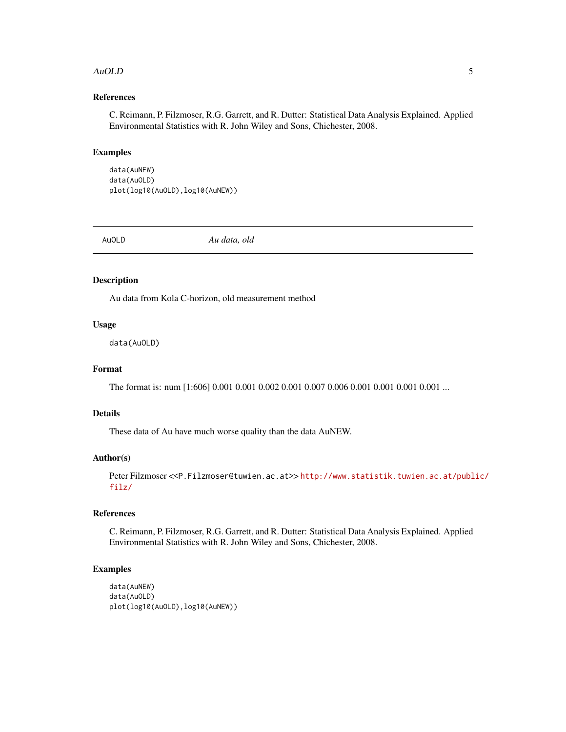### References

C. Reimann, P. Filzmoser, R.G. Garrett, and R. Dutter: Statistical Data Analysis Explained. Applied Environmental Statistics with R. John Wiley and Sons, Chichester, 2008.

### Examples

```
data(AuNEW)
data(AuOLD)
plot(log10(AuOLD),log10(AuNEW))
```

---

## AuOLD *Au data, old*

---

### Description

Au data from Kola C-horizon, old measurement method

### Usage

```
data(AuOLD)
```

### Format

The format is: num [1:606] 0.001 0.001 0.002 0.001 0.007 0.006 0.001 0.001 0.001 0.001 ...

### Details

These data of Au have much worse quality than the data AuNEW.

### Author(s)

Peter Filzmoser <<P.Filzmoser@tuwien.ac.at>> http://www.statistik.tuwien.ac.at/public/filz/

### References

C. Reimann, P. Filzmoser, R.G. Garrett, and R. Dutter: Statistical Data Analysis Explained. Applied Environmental Statistics with R. John Wiley and Sons, Chichester, 2008.

### Examples

```
data(AuNEW)
data(AuOLD)
plot(log10(AuOLD),log10(AuNEW))
```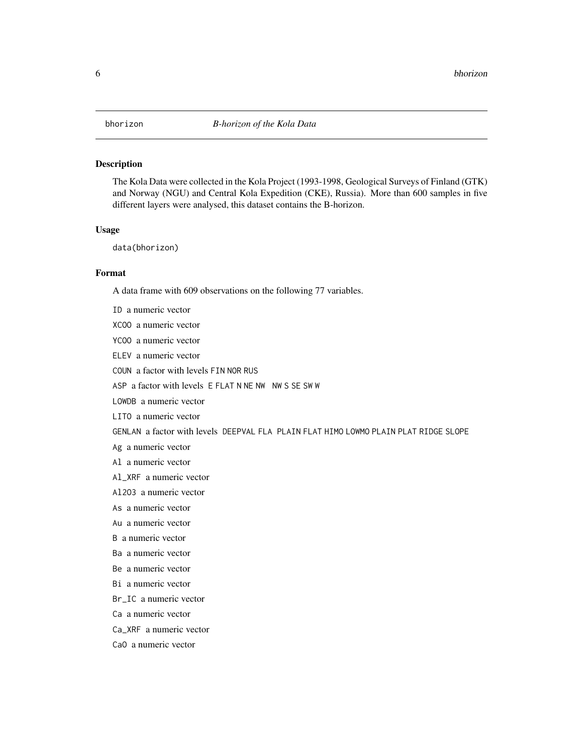bhorizon *B-horizon of the Kola Data*

## Description

The Kola Data were collected in the Kola Project (1993-1998, Geological Surveys of Finland (GTK) and Norway (NGU) and Central Kola Expedition (CKE), Russia). More than 600 samples in five different layers were analysed, this dataset contains the B-horizon.

## Usage

```
data(bhorizon)
```

## Format

A data frame with 609 observations on the following 77 variables.

- `ID` a numeric vector
- `XCOO` a numeric vector
- `YCOO` a numeric vector
- `ELEV` a numeric vector
- `COUN` a factor with levels `FIN` `NOR` `RUS`
- `ASP` a factor with levels `E` `FLAT` `N` `NE` `NW` `NW` `S` `SE` `SW` `W`
- `LOWDB` a numeric vector
- `LITO` a numeric vector
- `GENLAN` a factor with levels `DEEPVAL` `FLA PLAIN` `FLAT` `HIMO` `LOWMO` `PLAIN` `PLAT` `RIDGE` `SLOPE`
- `Ag` a numeric vector
- `Al` a numeric vector
- `Al_XRF` a numeric vector
- `Al2O3` a numeric vector
- `As` a numeric vector
- `Au` a numeric vector
- `B` a numeric vector
- `Ba` a numeric vector
- `Be` a numeric vector
- `Bi` a numeric vector
- `Br_IC` a numeric vector
- `Ca` a numeric vector
- `Ca_XRF` a numeric vector
- `CaO` a numeric vector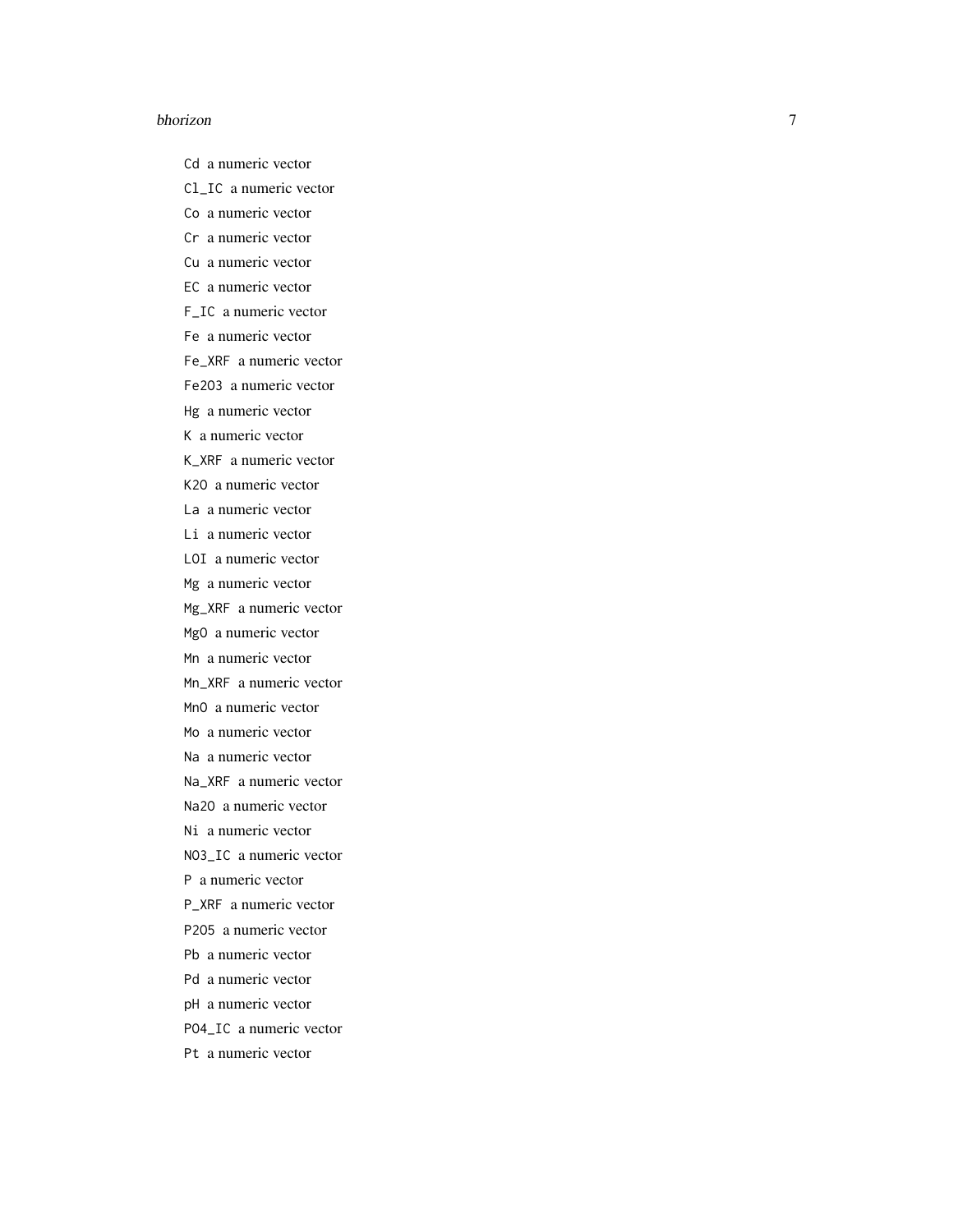`Cd` a numeric vector

`Cl_IC` a numeric vector

`Co` a numeric vector

`Cr` a numeric vector

`Cu` a numeric vector

`EC` a numeric vector

`F_IC` a numeric vector

`Fe` a numeric vector

`Fe_XRF` a numeric vector

`Fe2O3` a numeric vector

`Hg` a numeric vector

`K` a numeric vector

`K_XRF` a numeric vector

`K2O` a numeric vector

`La` a numeric vector

`Li` a numeric vector

`LOI` a numeric vector

`Mg` a numeric vector

`Mg_XRF` a numeric vector

`MgO` a numeric vector

`Mn` a numeric vector

`Mn_XRF` a numeric vector

`MnO` a numeric vector

`Mo` a numeric vector

`Na` a numeric vector

`Na_XRF` a numeric vector

`Na2O` a numeric vector

`Ni` a numeric vector

`NO3_IC` a numeric vector

`P` a numeric vector

`P_XRF` a numeric vector

`P2O5` a numeric vector

`Pb` a numeric vector

`Pd` a numeric vector

`pH` a numeric vector

`PO4_IC` a numeric vector

`Pt` a numeric vector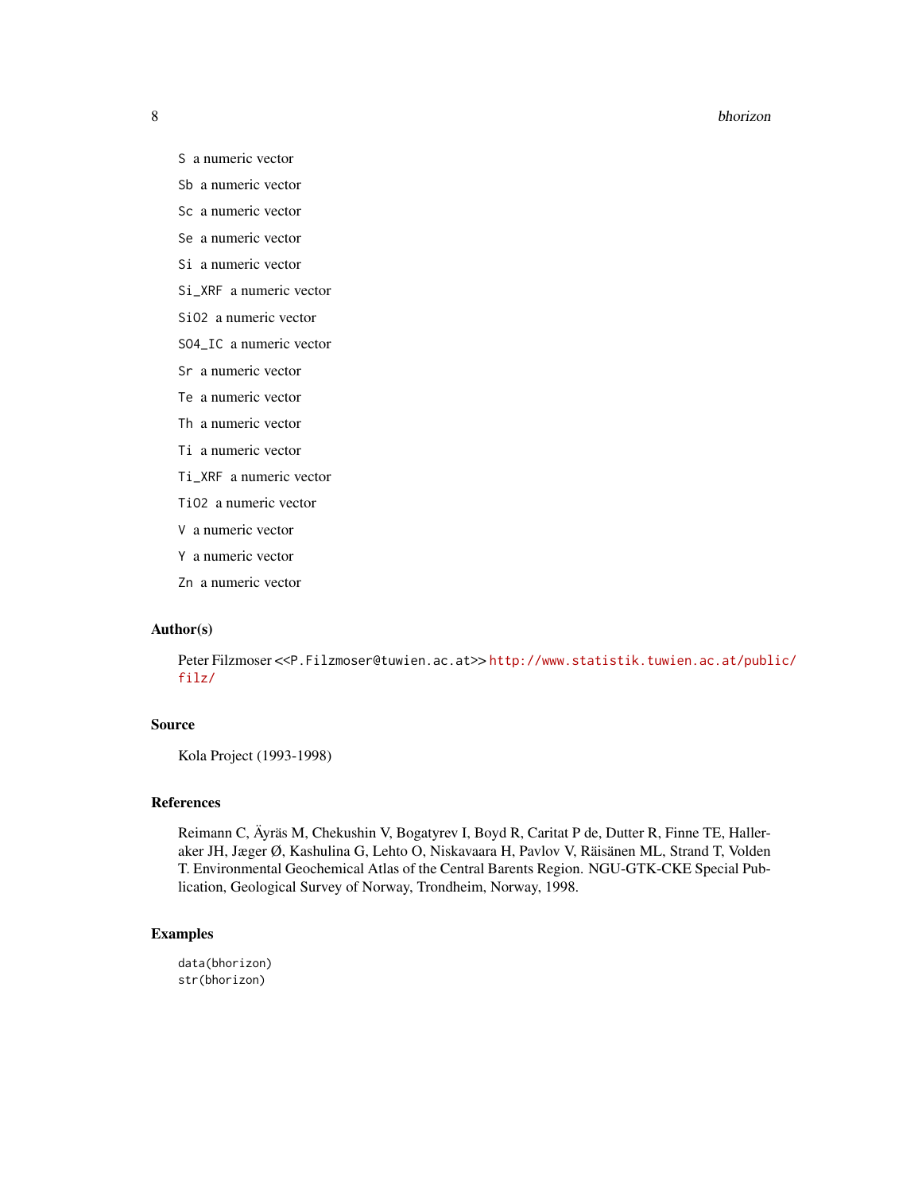- `S` a numeric vector
- `Sb` a numeric vector
- `Sc` a numeric vector
- `Se` a numeric vector
- `Si` a numeric vector
- `Si_XRF` a numeric vector
- `SiO2` a numeric vector
- `SO4_IC` a numeric vector
- `Sr` a numeric vector
- `Te` a numeric vector
- `Th` a numeric vector
- `Ti` a numeric vector
- `Ti_XRF` a numeric vector
- `TiO2` a numeric vector
- `V` a numeric vector
- `Y` a numeric vector
- `Zn` a numeric vector

## Author(s)

Peter Filzmoser <<P.Filzmoser@tuwien.ac.at>> http://www.statistik.tuwien.ac.at/public/filz/

## Source

Kola Project (1993-1998)

## References

Reimann C, Äyräs M, Chekushin V, Bogatyrev I, Boyd R, Caritat P de, Dutter R, Finne TE, Halleraker JH, Jæger Ø, Kashulina G, Lehto O, Niskavaara H, Pavlov V, Räisänen ML, Strand T, Volden T. Environmental Geochemical Atlas of the Central Barents Region. NGU-GTK-CKE Special Publication, Geological Survey of Norway, Trondheim, Norway, 1998.

## Examples

```
data(bhorizon)
str(bhorizon)
```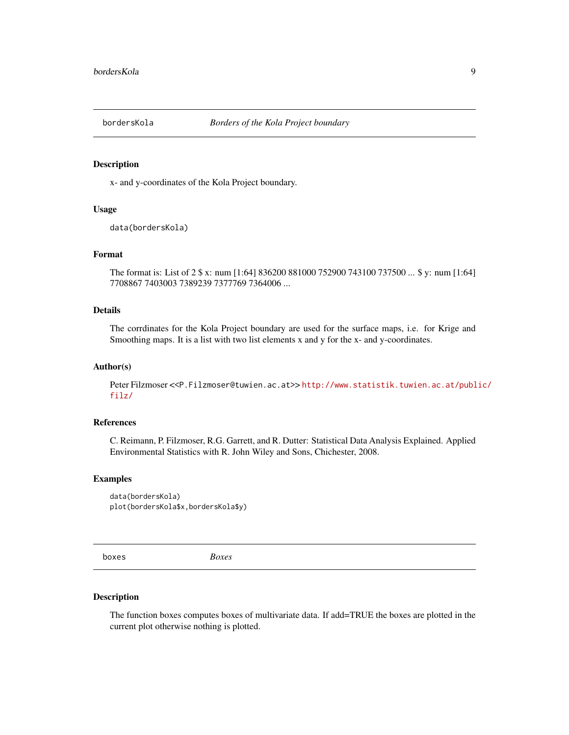## bordersKola — *Borders of the Kola Project boundary*

### Description

x- and y-coordinates of the Kola Project boundary.

### Usage

```
data(bordersKola)
```

### Format

The format is: List of 2 $ x: num [1:64] 836200 881000 752900 743100 737500 ... $ y: num [1:64] 7708867 7403003 7389239 7377769 7364006 ...

### Details

The corrdinates for the Kola Project boundary are used for the surface maps, i.e. for Krige and Smoothing maps. It is a list with two list elements x and y for the x- and y-coordinates.

### Author(s)

Peter Filzmoser <<P.Filzmoser@tuwien.ac.at>> http://www.statistik.tuwien.ac.at/public/filz/

### References

C. Reimann, P. Filzmoser, R.G. Garrett, and R. Dutter: Statistical Data Analysis Explained. Applied Environmental Statistics with R. John Wiley and Sons, Chichester, 2008.

### Examples

```
data(bordersKola)
plot(bordersKola$x,bordersKola$y)
```

## boxes — *Boxes*

### Description

The function boxes computes boxes of multivariate data. If add=TRUE the boxes are plotted in the current plot otherwise nothing is plotted.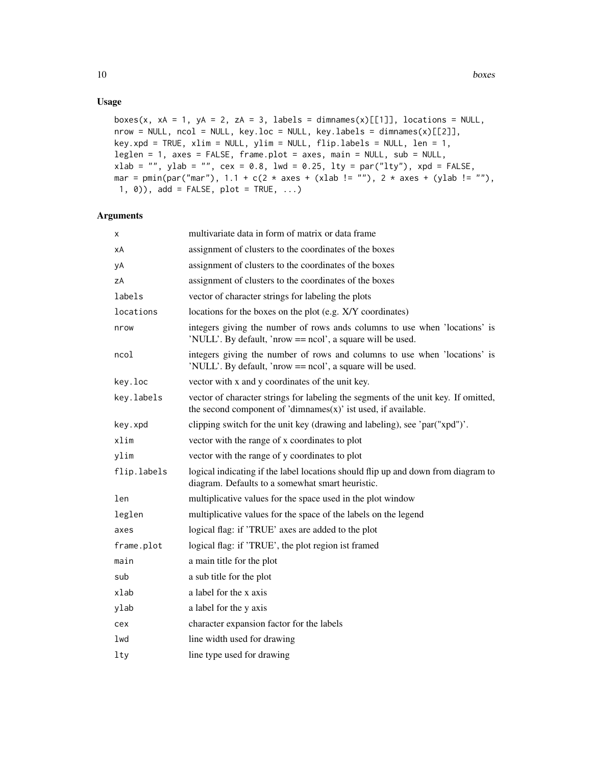## Usage

```
boxes(x, xA = 1, yA = 2, zA = 3, labels = dimnames(x)[[1]], locations = NULL,
nrow = NULL, ncol = NULL, key.loc = NULL, key.labels = dimnames(x)[[2]],
key.xpd = TRUE, xlim = NULL, ylim = NULL, flip.labels = NULL, len = 1,
leglen = 1, axes = FALSE, frame.plot = axes, main = NULL, sub = NULL,
xlab = "", ylab = "", cex = 0.8, lwd = 0.25, lty = par("lty"), xpd = FALSE,
mar = pmin(par("mar"), 1.1 + c(2 * axes + (xlab != ""), 2 * axes + (ylab != ""),
 1, 0)), add = FALSE, plot = TRUE, ...)
```

## Arguments

| | |
|---|---|
| `x` | multivariate data in form of matrix or data frame |
| `xA` | assignment of clusters to the coordinates of the boxes |
| `yA` | assignment of clusters to the coordinates of the boxes |
| `zA` | assignment of clusters to the coordinates of the boxes |
| `labels` | vector of character strings for labeling the plots |
| `locations` | locations for the boxes on the plot (e.g. X/Y coordinates) |
| `nrow` | integers giving the number of rows ands columns to use when 'locations' is 'NULL'. By default, 'nrow == ncol', a square will be used. |
| `ncol` | integers giving the number of rows and columns to use when 'locations' is 'NULL'. By default, 'nrow == ncol', a square will be used. |
| `key.loc` | vector with x and y coordinates of the unit key. |
| `key.labels` | vector of character strings for labeling the segments of the unit key. If omitted, the second component of 'dimnames(x)' ist used, if available. |
| `key.xpd` | clipping switch for the unit key (drawing and labeling), see 'par("xpd")'. |
| `xlim` | vector with the range of x coordinates to plot |
| `ylim` | vector with the range of y coordinates to plot |
| `flip.labels` | logical indicating if the label locations should flip up and down from diagram to diagram. Defaults to a somewhat smart heuristic. |
| `len` | multiplicative values for the space used in the plot window |
| `leglen` | multiplicative values for the space of the labels on the legend |
| `axes` | logical flag: if 'TRUE' axes are added to the plot |
| `frame.plot` | logical flag: if 'TRUE', the plot region ist framed |
| `main` | a main title for the plot |
| `sub` | a sub title for the plot |
| `xlab` | a label for the x axis |
| `ylab` | a label for the y axis |
| `cex` | character expansion factor for the labels |
| `lwd` | line width used for drawing |
| `lty` | line type used for drawing |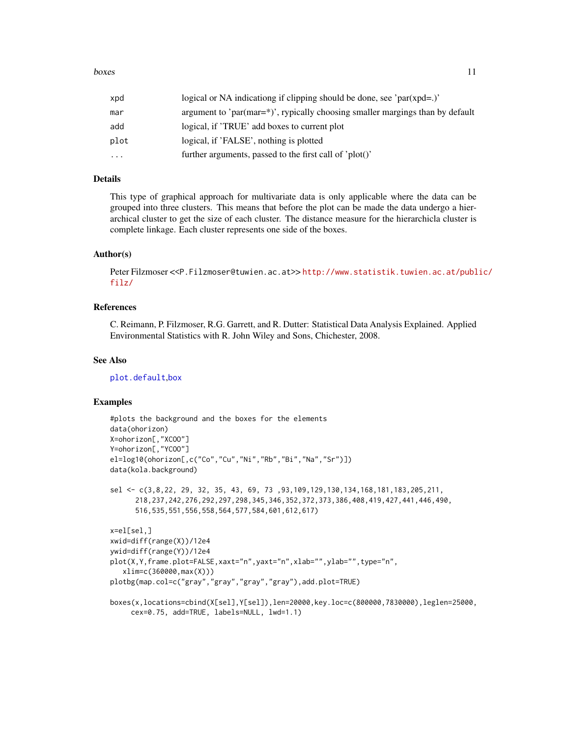| | |
|---|---|
| xpd | logical or NA indicationg if clipping should be done, see 'par(xpd=.)' |
| mar | argument to 'par(mar=*)', rypically choosing smaller margings than by default |
| add | logical, if 'TRUE' add boxes to current plot |
| plot | logical, if 'FALSE', nothing is plotted |
| ... | further arguments, passed to the first call of 'plot()' |

### Details

This type of graphical approach for multivariate data is only applicable where the data can be grouped into three clusters. This means that before the plot can be made the data undergo a hierarchical cluster to get the size of each cluster. The distance measure for the hierarchicla cluster is complete linkage. Each cluster represents one side of the boxes.

### Author(s)

Peter Filzmoser <<P.Filzmoser@tuwien.ac.at>> http://www.statistik.tuwien.ac.at/public/filz/

### References

C. Reimann, P. Filzmoser, R.G. Garrett, and R. Dutter: Statistical Data Analysis Explained. Applied Environmental Statistics with R. John Wiley and Sons, Chichester, 2008.

### See Also

plot.default,box

### Examples

```
#plots the background and the boxes for the elements
data(ohorizon)
X=ohorizon[,"XCOO"]
Y=ohorizon[,"YCOO"]
el=log10(ohorizon[,c("Co","Cu","Ni","Rb","Bi","Na","Sr")])
data(kola.background)

sel <- c(3,8,22, 29, 32, 35, 43, 69, 73 ,93,109,129,130,134,168,181,183,205,211,
      218,237,242,276,292,297,298,345,346,352,372,373,386,408,419,427,441,446,490,
      516,535,551,556,558,564,577,584,601,612,617)

x=el[sel,]
xwid=diff(range(X))/12e4
ywid=diff(range(Y))/12e4
plot(X,Y,frame.plot=FALSE,xaxt="n",yaxt="n",xlab="",ylab="",type="n",
   xlim=c(360000,max(X)))
plotbg(map.col=c("gray","gray","gray","gray"),add.plot=TRUE)

boxes(x,locations=cbind(X[sel],Y[sel]),len=20000,key.loc=c(800000,7830000),leglen=25000,
     cex=0.75, add=TRUE, labels=NULL, lwd=1.1)
```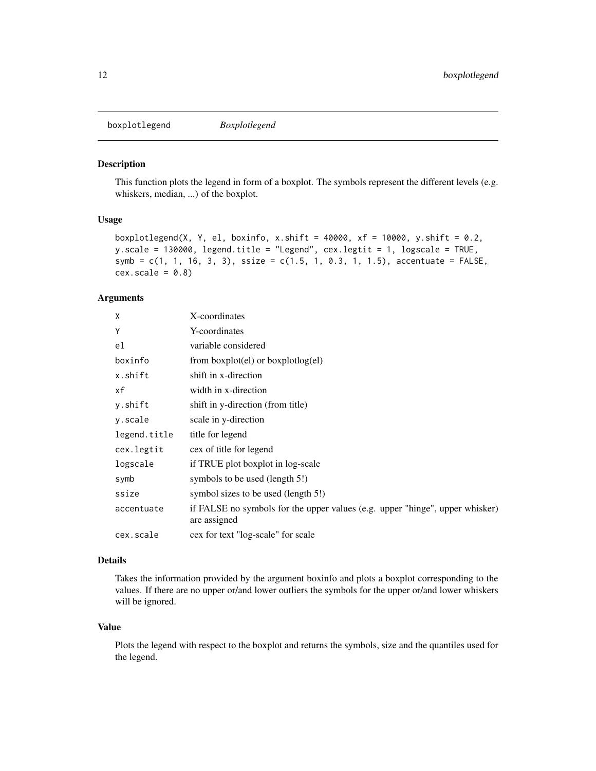boxplotlegend *Boxplotlegend*

### Description

This function plots the legend in form of a boxplot. The symbols represent the different levels (e.g. whiskers, median, ...) of the boxplot.

### Usage

```
boxplotlegend(X, Y, el, boxinfo, x.shift = 40000, xf = 10000, y.shift = 0.2,
y.scale = 130000, legend.title = "Legend", cex.legtit = 1, logscale = TRUE,
symb = c(1, 1, 16, 3, 3), ssize = c(1.5, 1, 0.3, 1, 1.5), accentuate = FALSE,
cex.scale = 0.8)
```

### Arguments

| | |
|---|---|
| X | X-coordinates |
| Y | Y-coordinates |
| el | variable considered |
| boxinfo | from boxplot(el) or boxplotlog(el) |
| x.shift | shift in x-direction |
| xf | width in x-direction |
| y.shift | shift in y-direction (from title) |
| y.scale | scale in y-direction |
| legend.title | title for legend |
| cex.legtit | cex of title for legend |
| logscale | if TRUE plot boxplot in log-scale |
| symb | symbols to be used (length 5!) |
| ssize | symbol sizes to be used (length 5!) |
| accentuate | if FALSE no symbols for the upper values (e.g. upper "hinge", upper whisker) are assigned |
| cex.scale | cex for text "log-scale" for scale |

### Details

Takes the information provided by the argument boxinfo and plots a boxplot corresponding to the values. If there are no upper or/and lower outliers the symbols for the upper or/and lower whiskers will be ignored.

### Value

Plots the legend with respect to the boxplot and returns the symbols, size and the quantiles used for the legend.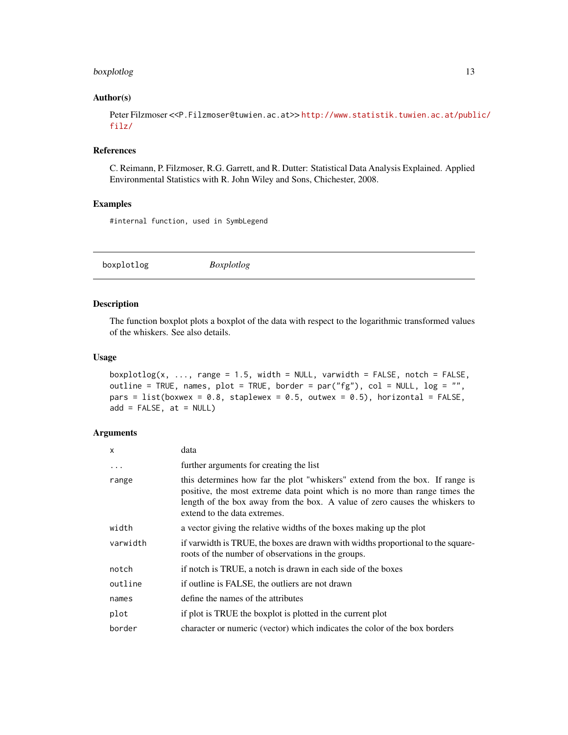## Author(s)

Peter Filzmoser <<P.Filzmoser@tuwien.ac.at>> http://www.statistik.tuwien.ac.at/public/filz/

## References

C. Reimann, P. Filzmoser, R.G. Garrett, and R. Dutter: Statistical Data Analysis Explained. Applied Environmental Statistics with R. John Wiley and Sons, Chichester, 2008.

## Examples

```
#internal function, used in SymbLegend
```

---

boxplotlog *Boxplotlog*

---

## Description

The function boxplot plots a boxplot of the data with respect to the logarithmic transformed values of the whiskers. See also details.

## Usage

```
boxplotlog(x, ..., range = 1.5, width = NULL, varwidth = FALSE, notch = FALSE,
outline = TRUE, names, plot = TRUE, border = par("fg"), col = NULL, log = "",
pars = list(boxwex = 0.8, staplewex = 0.5, outwex = 0.5), horizontal = FALSE,
add = FALSE, at = NULL)
```

## Arguments

| | |
|---|---|
| `x` | data |
| `...` | further arguments for creating the list |
| `range` | this determines how far the plot "whiskers" extend from the box. If range is positive, the most extreme data point which is no more than range times the length of the box away from the box. A value of zero causes the whiskers to extend to the data extremes. |
| `width` | a vector giving the relative widths of the boxes making up the plot |
| `varwidth` | if varwidth is TRUE, the boxes are drawn with widths proportional to the square-roots of the number of observations in the groups. |
| `notch` | if notch is TRUE, a notch is drawn in each side of the boxes |
| `outline` | if outline is FALSE, the outliers are not drawn |
| `names` | define the names of the attributes |
| `plot` | if plot is TRUE the boxplot is plotted in the current plot |
| `border` | character or numeric (vector) which indicates the color of the box borders |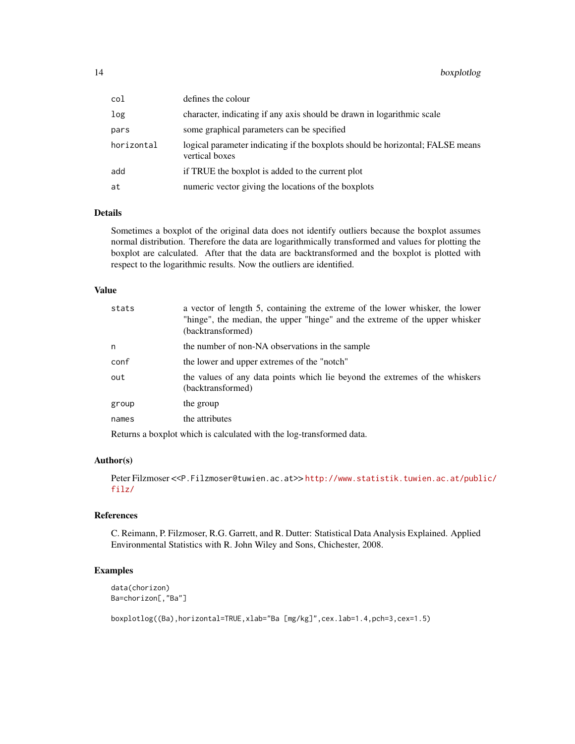| | |
|---|---|
| col | defines the colour |
| log | character, indicating if any axis should be drawn in logarithmic scale |
| pars | some graphical parameters can be specified |
| horizontal | logical parameter indicating if the boxplots should be horizontal; FALSE means vertical boxes |
| add | if TRUE the boxplot is added to the current plot |
| at | numeric vector giving the locations of the boxplots |

## Details

Sometimes a boxplot of the original data does not identify outliers because the boxplot assumes normal distribution. Therefore the data are logarithmically transformed and values for plotting the boxplot are calculated. After that the data are backtransformed and the boxplot is plotted with respect to the logarithmic results. Now the outliers are identified.

## Value

| | |
|---|---|
| stats | a vector of length 5, containing the extreme of the lower whisker, the lower "hinge", the median, the upper "hinge" and the extreme of the upper whisker (backtransformed) |
| n | the number of non-NA observations in the sample |
| conf | the lower and upper extremes of the "notch" |
| out | the values of any data points which lie beyond the extremes of the whiskers (backtransformed) |
| group | the group |
| names | the attributes |

Returns a boxplot which is calculated with the log-transformed data.

## Author(s)

Peter Filzmoser <<P.Filzmoser@tuwien.ac.at>> http://www.statistik.tuwien.ac.at/public/filz/

## References

C. Reimann, P. Filzmoser, R.G. Garrett, and R. Dutter: Statistical Data Analysis Explained. Applied Environmental Statistics with R. John Wiley and Sons, Chichester, 2008.

## Examples

```
data(chorizon)
Ba=chorizon[,"Ba"]

boxplotlog((Ba),horizontal=TRUE,xlab="Ba [mg/kg]",cex.lab=1.4,pch=3,cex=1.5)
```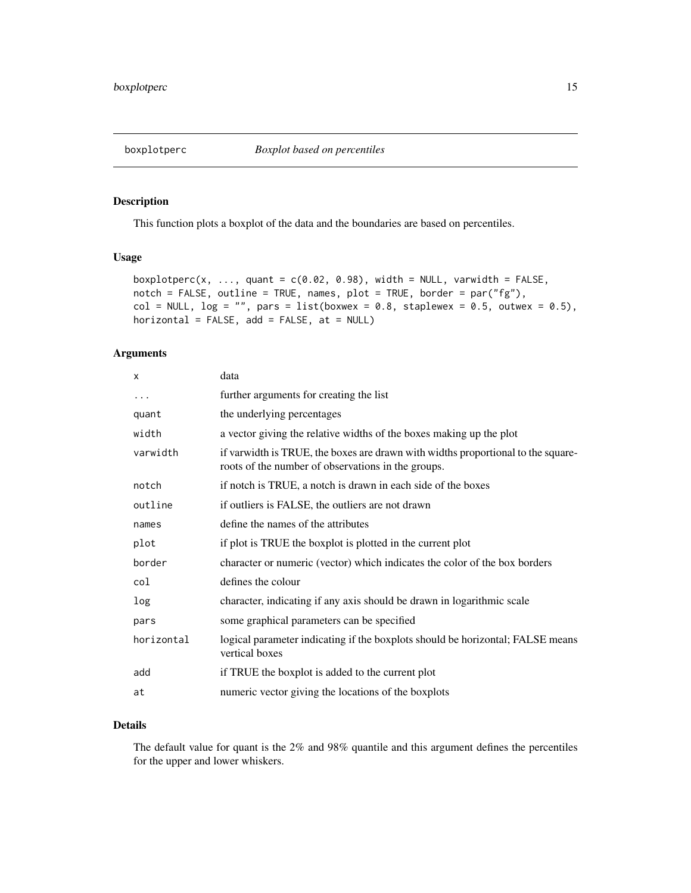# boxplotperc — *Boxplot based on percentiles*

## Description

This function plots a boxplot of the data and the boundaries are based on percentiles.

## Usage

```
boxplotperc(x, ..., quant = c(0.02, 0.98), width = NULL, varwidth = FALSE,
notch = FALSE, outline = TRUE, names, plot = TRUE, border = par("fg"),
col = NULL, log = "", pars = list(boxwex = 0.8, staplewex = 0.5, outwex = 0.5),
horizontal = FALSE, add = FALSE, at = NULL)
```

## Arguments

| | |
|---|---|
| `x` | data |
| `...` | further arguments for creating the list |
| `quant` | the underlying percentages |
| `width` | a vector giving the relative widths of the boxes making up the plot |
| `varwidth` | if varwidth is TRUE, the boxes are drawn with widths proportional to the square-roots of the number of observations in the groups. |
| `notch` | if notch is TRUE, a notch is drawn in each side of the boxes |
| `outline` | if outliers is FALSE, the outliers are not drawn |
| `names` | define the names of the attributes |
| `plot` | if plot is TRUE the boxplot is plotted in the current plot |
| `border` | character or numeric (vector) which indicates the color of the box borders |
| `col` | defines the colour |
| `log` | character, indicating if any axis should be drawn in logarithmic scale |
| `pars` | some graphical parameters can be specified |
| `horizontal` | logical parameter indicating if the boxplots should be horizontal; FALSE means vertical boxes |
| `add` | if TRUE the boxplot is added to the current plot |
| `at` | numeric vector giving the locations of the boxplots |

## Details

The default value for quant is the 2% and 98% quantile and this argument defines the percentiles for the upper and lower whiskers.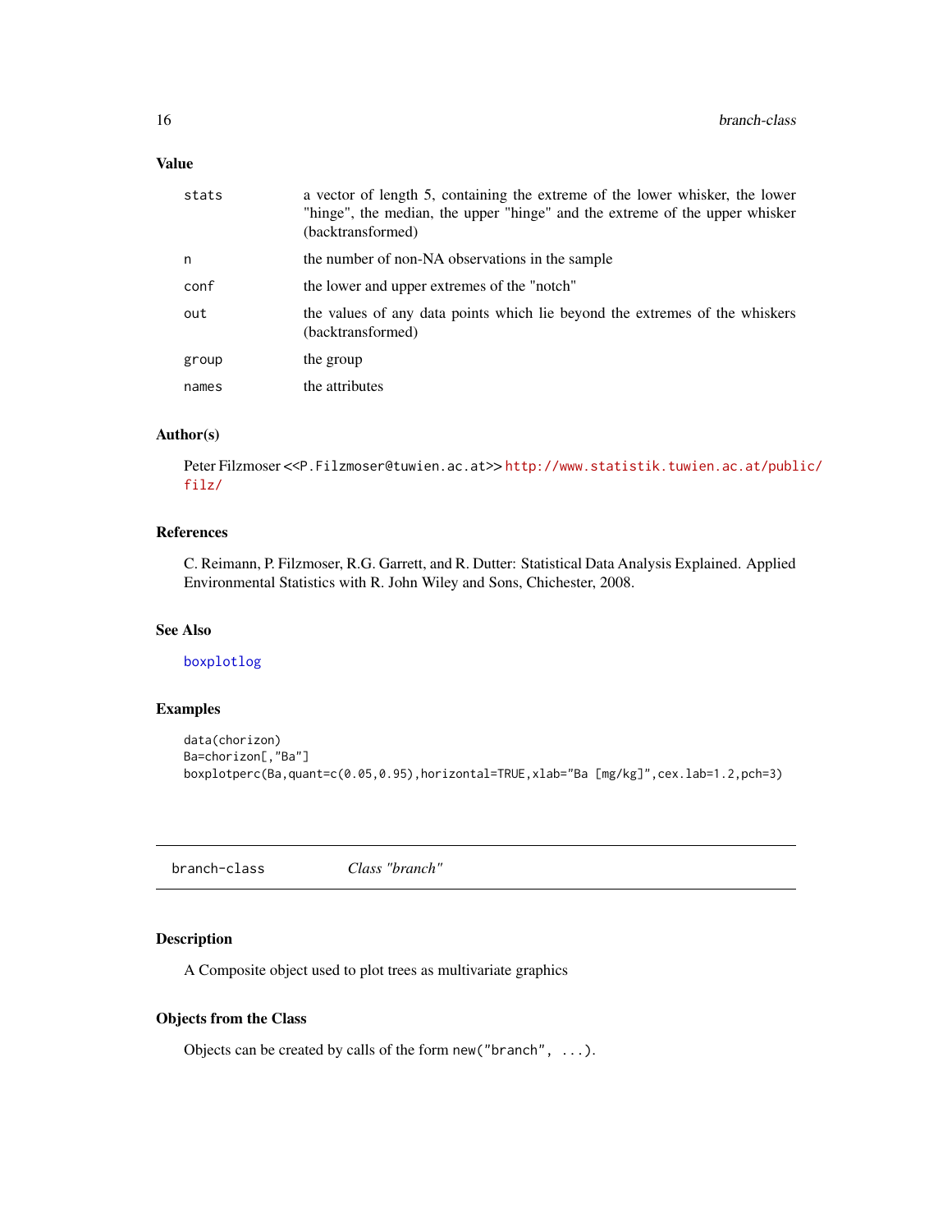### Value

| | |
|---|---|
| `stats` | a vector of length 5, containing the extreme of the lower whisker, the lower "hinge", the median, the upper "hinge" and the extreme of the upper whisker (backtransformed) |
| `n` | the number of non-NA observations in the sample |
| `conf` | the lower and upper extremes of the "notch" |
| `out` | the values of any data points which lie beyond the extremes of the whiskers (backtransformed) |
| `group` | the group |
| `names` | the attributes |

### Author(s)

Peter Filzmoser <<P.Filzmoser@tuwien.ac.at>> http://www.statistik.tuwien.ac.at/public/filz/

### References

C. Reimann, P. Filzmoser, R.G. Garrett, and R. Dutter: Statistical Data Analysis Explained. Applied Environmental Statistics with R. John Wiley and Sons, Chichester, 2008.

### See Also

`boxplotlog`

### Examples

```
data(chorizon)
Ba=chorizon[,"Ba"]
boxplotperc(Ba,quant=c(0.05,0.95),horizontal=TRUE,xlab="Ba [mg/kg]",cex.lab=1.2,pch=3)
```

---

## branch-class    *Class "branch"*

---

### Description

A Composite object used to plot trees as multivariate graphics

### Objects from the Class

Objects can be created by calls of the form `new("branch", ...)`.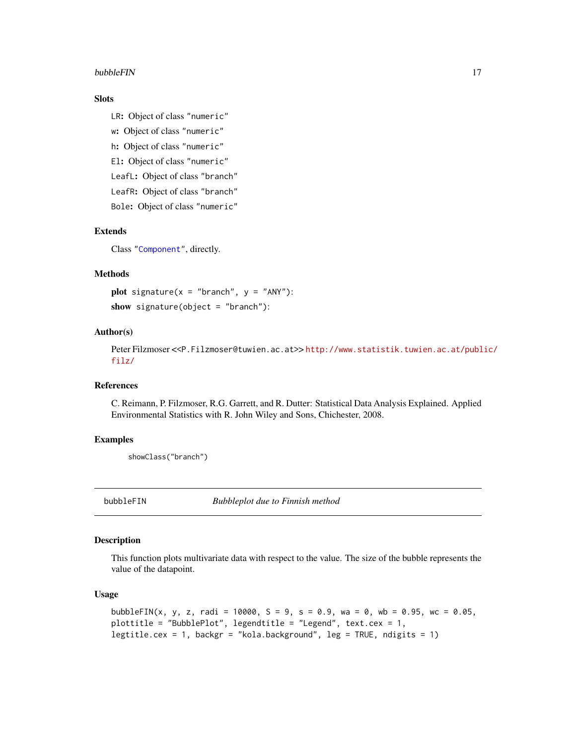### Slots

`LR`: Object of class `"numeric"`

`w`: Object of class `"numeric"`

`h`: Object of class `"numeric"`

`El`: Object of class `"numeric"`

`LeafL`: Object of class `"branch"`

`LeafR`: Object of class `"branch"`

`Bole`: Object of class `"numeric"`

### Extends

Class `"Component"`, directly.

### Methods

**plot** `signature(x = "branch", y = "ANY")`:

**show** `signature(object = "branch")`:

### Author(s)

Peter Filzmoser <<P.Filzmoser@tuwien.ac.at>> http://www.statistik.tuwien.ac.at/public/filz/

### References

C. Reimann, P. Filzmoser, R.G. Garrett, and R. Dutter: Statistical Data Analysis Explained. Applied Environmental Statistics with R. John Wiley and Sons, Chichester, 2008.

### Examples

```
showClass("branch")
```

---

## bubbleFIN — *Bubbleplot due to Finnish method*

---

### Description

This function plots multivariate data with respect to the value. The size of the bubble represents the value of the datapoint.

### Usage

```
bubbleFIN(x, y, z, radi = 10000, S = 9, s = 0.9, wa = 0, wb = 0.95, wc = 0.05,
plottitle = "BubblePlot", legendtitle = "Legend", text.cex = 1,
legtitle.cex = 1, backgr = "kola.background", leg = TRUE, ndigits = 1)
```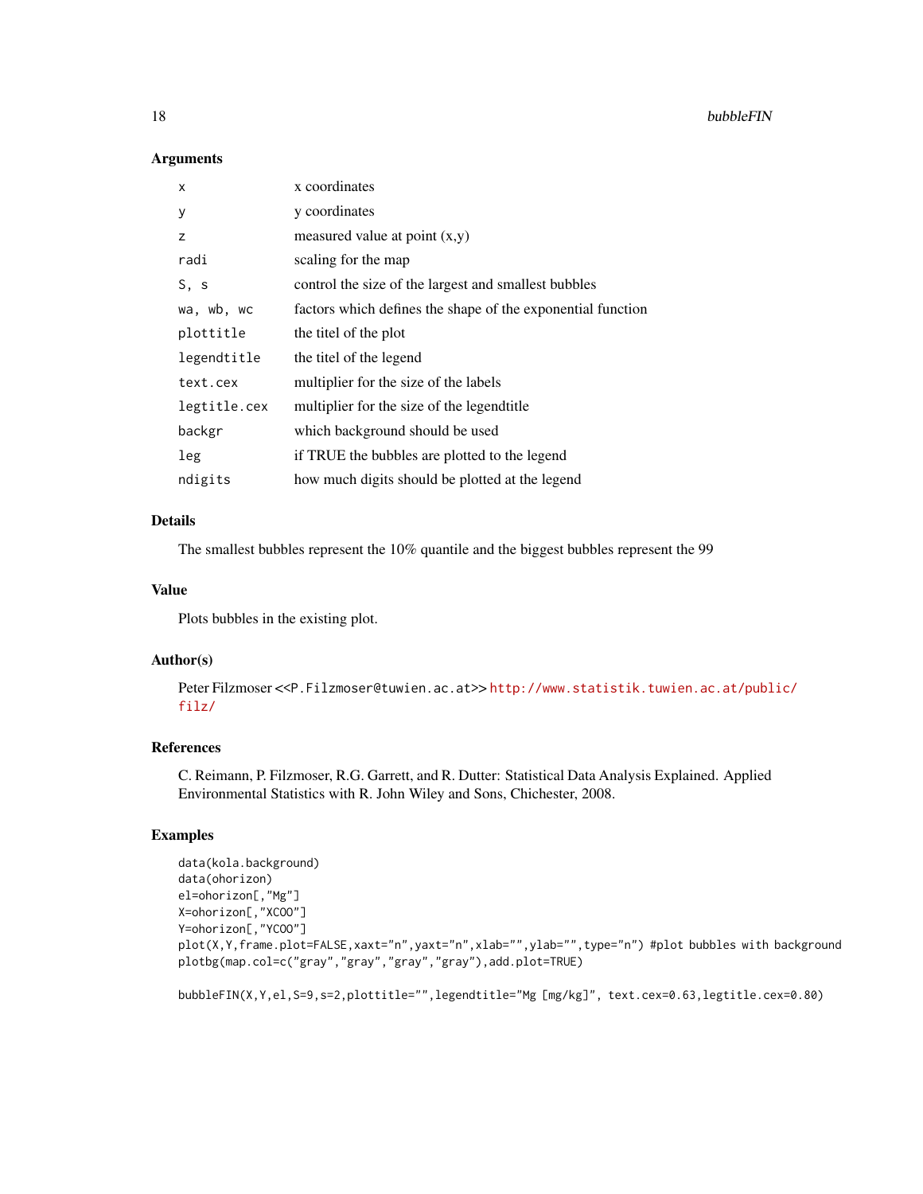## Arguments

| | |
|---|---|
| x | x coordinates |
| y | y coordinates |
| z | measured value at point (x,y) |
| radi | scaling for the map |
| S, s | control the size of the largest and smallest bubbles |
| wa, wb, wc | factors which defines the shape of the exponential function |
| plottitle | the titel of the plot |
| legendtitle | the titel of the legend |
| text.cex | multiplier for the size of the labels |
| legtitle.cex | multiplier for the size of the legendtitle |
| backgr | which background should be used |
| leg | if TRUE the bubbles are plotted to the legend |
| ndigits | how much digits should be plotted at the legend |

## Details

The smallest bubbles represent the 10% quantile and the biggest bubbles represent the 99

## Value

Plots bubbles in the existing plot.

## Author(s)

Peter Filzmoser <<P.Filzmoser@tuwien.ac.at>> http://www.statistik.tuwien.ac.at/public/filz/

## References

C. Reimann, P. Filzmoser, R.G. Garrett, and R. Dutter: Statistical Data Analysis Explained. Applied Environmental Statistics with R. John Wiley and Sons, Chichester, 2008.

## Examples

```
data(kola.background)
data(ohorizon)
el=ohorizon[,"Mg"]
X=ohorizon[,"XCOO"]
Y=ohorizon[,"YCOO"]
plot(X,Y,frame.plot=FALSE,xaxt="n",yaxt="n",xlab="",ylab="",type="n") #plot bubbles with background
plotbg(map.col=c("gray","gray","gray","gray"),add.plot=TRUE)

bubbleFIN(X,Y,el,S=9,s=2,plottitle="",legendtitle="Mg [mg/kg]", text.cex=0.63,legtitle.cex=0.80)
```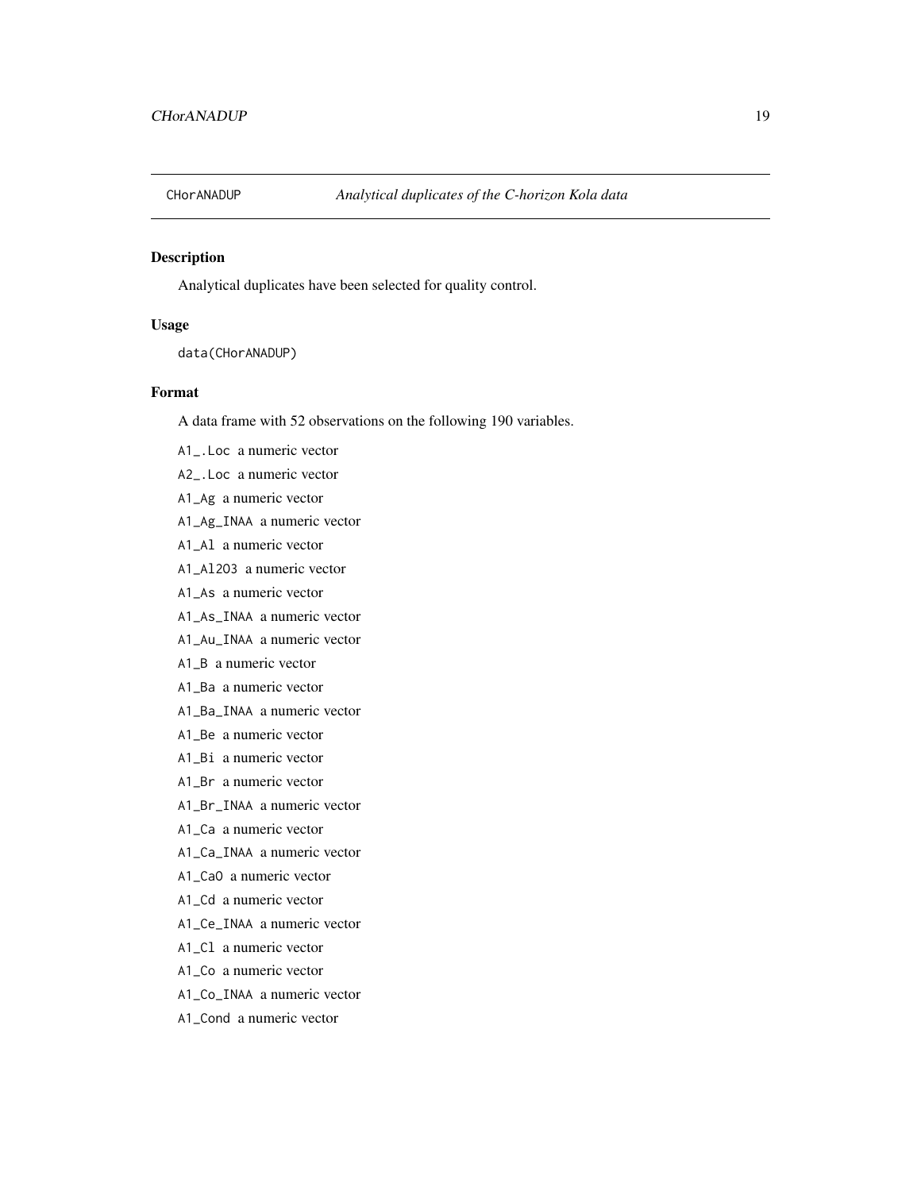CHorANADUP *Analytical duplicates of the C-horizon Kola data*

## Description

Analytical duplicates have been selected for quality control.

## Usage

```
data(CHorANADUP)
```

## Format

A data frame with 52 observations on the following 190 variables.

A1_.Loc a numeric vector

A2_.Loc a numeric vector

A1_Ag a numeric vector

A1_Ag_INAA a numeric vector

A1_Al a numeric vector

A1_Al2O3 a numeric vector

A1_As a numeric vector

A1_As_INAA a numeric vector

A1_Au_INAA a numeric vector

A1_B a numeric vector

A1_Ba a numeric vector

A1_Ba_INAA a numeric vector

A1_Be a numeric vector

A1_Bi a numeric vector

A1_Br a numeric vector

A1_Br_INAA a numeric vector

A1_Ca a numeric vector

A1_Ca_INAA a numeric vector

A1_CaO a numeric vector

A1_Cd a numeric vector

A1_Ce_INAA a numeric vector

A1_Cl a numeric vector

A1_Co a numeric vector

A1_Co_INAA a numeric vector

A1_Cond a numeric vector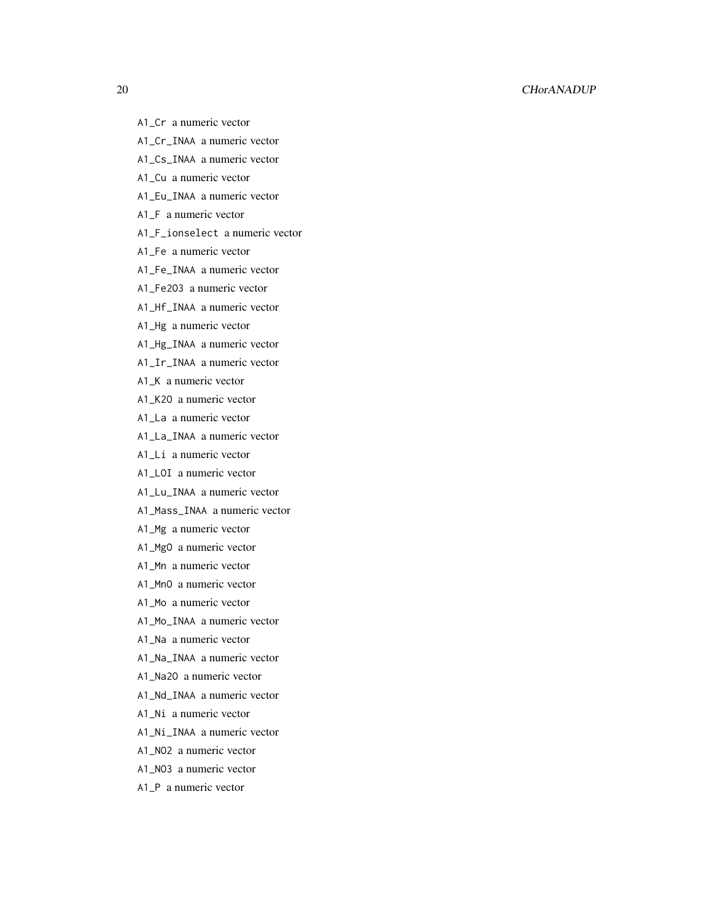A1_Cr a numeric vector

A1_Cr_INAA a numeric vector

A1_Cs_INAA a numeric vector

A1_Cu a numeric vector

A1_Eu_INAA a numeric vector

A1_F a numeric vector

A1_F_ionselect a numeric vector

A1_Fe a numeric vector

A1_Fe_INAA a numeric vector

A1_Fe2O3 a numeric vector

A1_Hf_INAA a numeric vector

A1_Hg a numeric vector

A1_Hg_INAA a numeric vector

A1_Ir_INAA a numeric vector

A1_K a numeric vector

A1_K2O a numeric vector

A1_La a numeric vector

A1_La_INAA a numeric vector

A1_Li a numeric vector

A1_LOI a numeric vector

A1_Lu_INAA a numeric vector

A1_Mass_INAA a numeric vector

A1_Mg a numeric vector

A1_MgO a numeric vector

A1_Mn a numeric vector

A1_MnO a numeric vector

A1_Mo a numeric vector

A1_Mo_INAA a numeric vector

A1_Na a numeric vector

A1_Na_INAA a numeric vector

A1_Na2O a numeric vector

A1_Nd_INAA a numeric vector

A1_Ni a numeric vector

A1_Ni_INAA a numeric vector

A1_NO2 a numeric vector

A1_NO3 a numeric vector

A1_P a numeric vector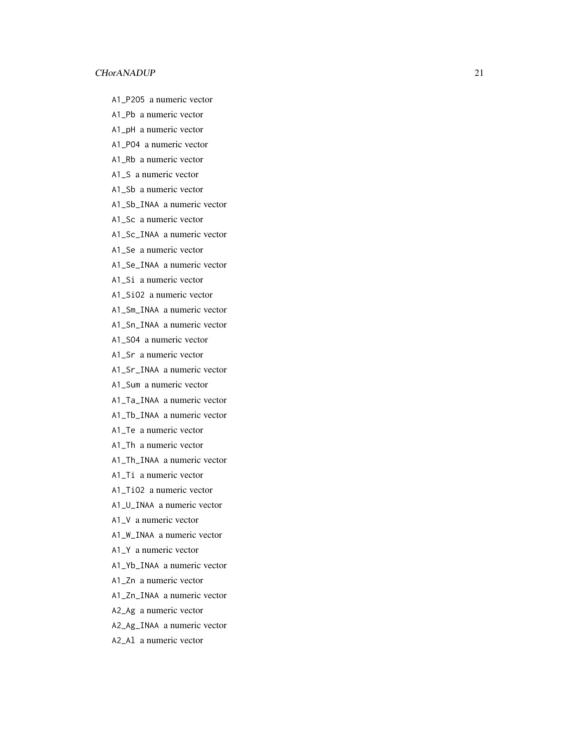A1_P2O5 a numeric vector

A1_Pb a numeric vector

A1_pH a numeric vector

A1_PO4 a numeric vector

A1_Rb a numeric vector

A1_S a numeric vector

A1_Sb a numeric vector

A1_Sb_INAA a numeric vector

A1_Sc a numeric vector

A1_Sc_INAA a numeric vector

A1_Se a numeric vector

A1_Se_INAA a numeric vector

A1_Si a numeric vector

A1_SiO2 a numeric vector

A1_Sm_INAA a numeric vector

A1_Sn_INAA a numeric vector

A1_SO4 a numeric vector

A1_Sr a numeric vector

A1_Sr_INAA a numeric vector

A1_Sum a numeric vector

A1_Ta_INAA a numeric vector

A1_Tb_INAA a numeric vector

A1_Te a numeric vector

A1_Th a numeric vector

A1_Th_INAA a numeric vector

A1_Ti a numeric vector

A1_TiO2 a numeric vector

A1_U_INAA a numeric vector

A1_V a numeric vector

A1_W_INAA a numeric vector

A1_Y a numeric vector

A1_Yb_INAA a numeric vector

A1_Zn a numeric vector

A1_Zn_INAA a numeric vector

A2_Ag a numeric vector

A2_Ag_INAA a numeric vector

A2_Al a numeric vector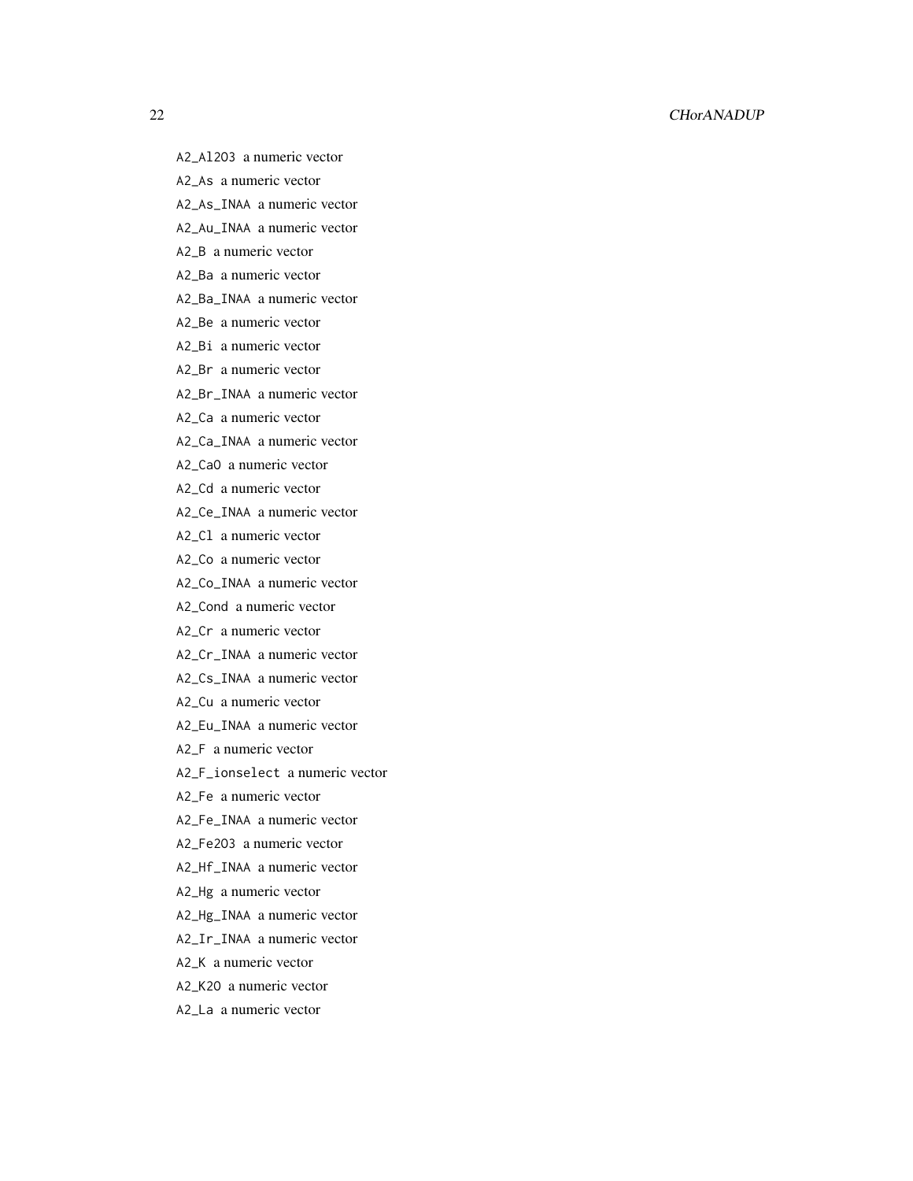A2_Al2O3 a numeric vector

A2_As a numeric vector

A2_As_INAA a numeric vector

A2_Au_INAA a numeric vector

A2_B a numeric vector

A2_Ba a numeric vector

A2_Ba_INAA a numeric vector

A2_Be a numeric vector

A2_Bi a numeric vector

A2_Br a numeric vector

A2_Br_INAA a numeric vector

A2_Ca a numeric vector

A2_Ca_INAA a numeric vector

A2_CaO a numeric vector

A2_Cd a numeric vector

A2_Ce_INAA a numeric vector

A2_Cl a numeric vector

A2_Co a numeric vector

A2_Co_INAA a numeric vector

A2_Cond a numeric vector

A2_Cr a numeric vector

A2_Cr_INAA a numeric vector

A2_Cs_INAA a numeric vector

A2_Cu a numeric vector

A2_Eu_INAA a numeric vector

A2_F a numeric vector

A2_F_ionselect a numeric vector

A2_Fe a numeric vector

A2_Fe_INAA a numeric vector

A2_Fe2O3 a numeric vector

A2_Hf_INAA a numeric vector

A2_Hg a numeric vector

A2_Hg_INAA a numeric vector

A2_Ir_INAA a numeric vector

A2_K a numeric vector

A2_K2O a numeric vector

A2_La a numeric vector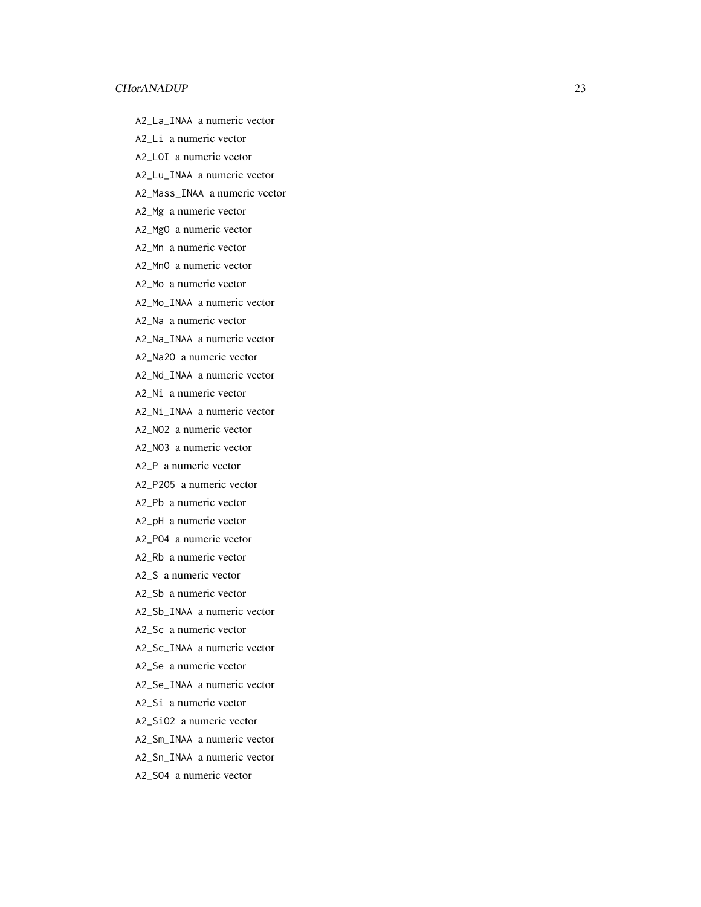A2_La_INAA a numeric vector

A2_Li a numeric vector

A2_LOI a numeric vector

A2_Lu_INAA a numeric vector

A2_Mass_INAA a numeric vector

A2_Mg a numeric vector

A2_MgO a numeric vector

A2_Mn a numeric vector

A2_MnO a numeric vector

A2_Mo a numeric vector

A2_Mo_INAA a numeric vector

A2_Na a numeric vector

A2_Na_INAA a numeric vector

A2_Na2O a numeric vector

A2_Nd_INAA a numeric vector

A2_Ni a numeric vector

A2_Ni_INAA a numeric vector

A2_NO2 a numeric vector

A2_NO3 a numeric vector

A2_P a numeric vector

A2_P2O5 a numeric vector

A2_Pb a numeric vector

A2_pH a numeric vector

A2_PO4 a numeric vector

A2_Rb a numeric vector

A2_S a numeric vector

A2_Sb a numeric vector

A2_Sb_INAA a numeric vector

A2_Sc a numeric vector

A2_Sc_INAA a numeric vector

A2_Se a numeric vector

A2_Se_INAA a numeric vector

A2_Si a numeric vector

A2_SiO2 a numeric vector

A2_Sm_INAA a numeric vector

A2_Sn_INAA a numeric vector

A2_SO4 a numeric vector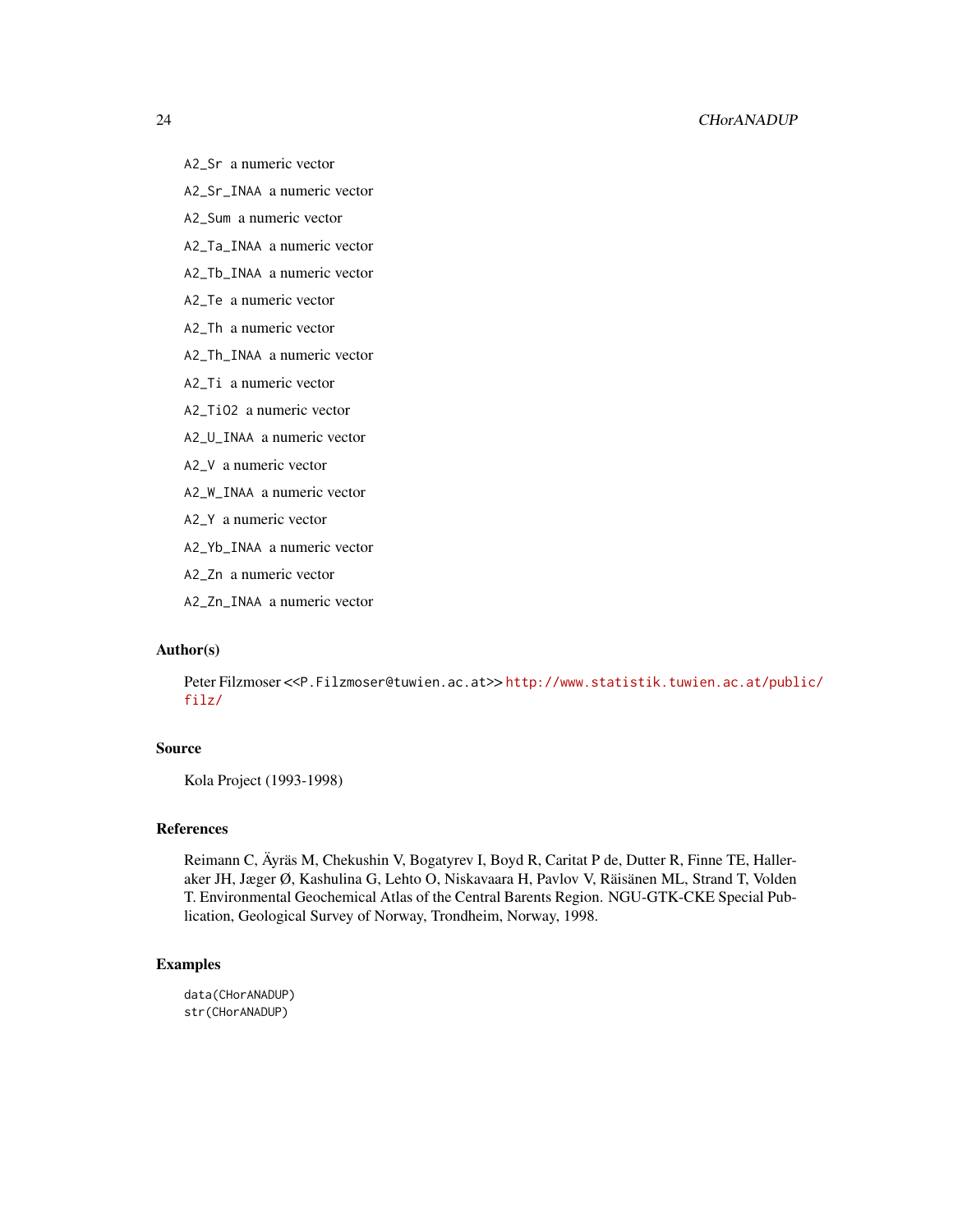A2_Sr a numeric vector

A2_Sr_INAA a numeric vector

A2_Sum a numeric vector

A2_Ta_INAA a numeric vector

A2_Tb_INAA a numeric vector

A2_Te a numeric vector

A2_Th a numeric vector

A2_Th_INAA a numeric vector

A2_Ti a numeric vector

A2_TiO2 a numeric vector

A2_U_INAA a numeric vector

A2_V a numeric vector

A2_W_INAA a numeric vector

A2_Y a numeric vector

A2_Yb_INAA a numeric vector

A2_Zn a numeric vector

A2_Zn_INAA a numeric vector

## Author(s)

Peter Filzmoser <<P.Filzmoser@tuwien.ac.at>> http://www.statistik.tuwien.ac.at/public/filz/

## Source

Kola Project (1993-1998)

## References

Reimann C, Äyräs M, Chekushin V, Bogatyrev I, Boyd R, Caritat P de, Dutter R, Finne TE, Halleraker JH, Jæger Ø, Kashulina G, Lehto O, Niskavaara H, Pavlov V, Räisänen ML, Strand T, Volden T. Environmental Geochemical Atlas of the Central Barents Region. NGU-GTK-CKE Special Publication, Geological Survey of Norway, Trondheim, Norway, 1998.

## Examples

```
data(CHorANADUP)
str(CHorANADUP)
```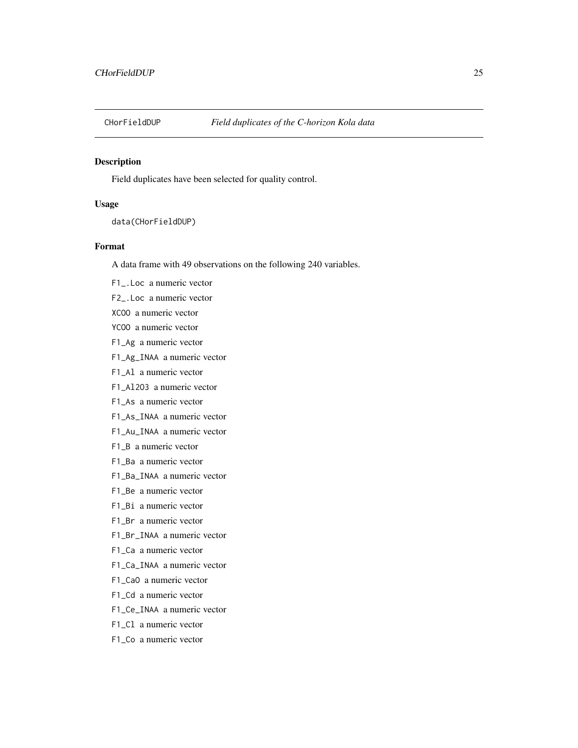CHorFieldDUP *Field duplicates of the C-horizon Kola data*

## Description

Field duplicates have been selected for quality control.

## Usage

```
data(CHorFieldDUP)
```

## Format

A data frame with 49 observations on the following 240 variables.

F1_.Loc a numeric vector

F2_.Loc a numeric vector

XCOO a numeric vector

YCOO a numeric vector

F1_Ag a numeric vector

F1_Ag_INAA a numeric vector

F1_Al a numeric vector

F1_Al2O3 a numeric vector

F1_As a numeric vector

F1_As_INAA a numeric vector

F1_Au_INAA a numeric vector

F1_B a numeric vector

F1_Ba a numeric vector

F1_Ba_INAA a numeric vector

F1_Be a numeric vector

F1_Bi a numeric vector

F1_Br a numeric vector

F1_Br_INAA a numeric vector

F1_Ca a numeric vector

F1_Ca_INAA a numeric vector

F1_CaO a numeric vector

F1_Cd a numeric vector

F1_Ce_INAA a numeric vector

F1_Cl a numeric vector

F1_Co a numeric vector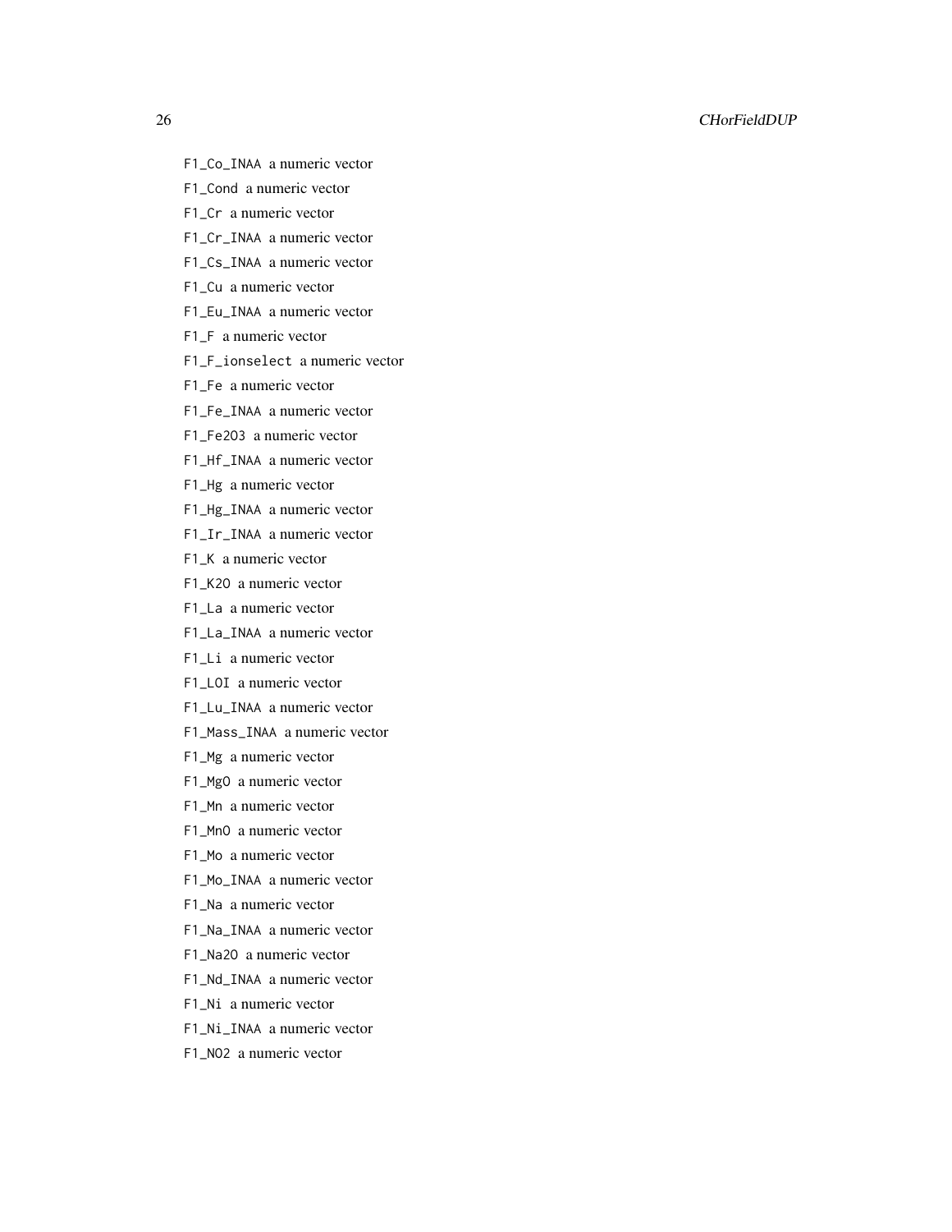F1_Co_INAA a numeric vector

F1_Cond a numeric vector

F1_Cr a numeric vector

F1_Cr_INAA a numeric vector

F1_Cs_INAA a numeric vector

F1_Cu a numeric vector

F1_Eu_INAA a numeric vector

F1_F a numeric vector

F1_F_ionselect a numeric vector

F1_Fe a numeric vector

F1_Fe_INAA a numeric vector

F1_Fe2O3 a numeric vector

F1_Hf_INAA a numeric vector

F1_Hg a numeric vector

F1_Hg_INAA a numeric vector

F1_Ir_INAA a numeric vector

F1_K a numeric vector

F1_K2O a numeric vector

F1_La a numeric vector

F1_La_INAA a numeric vector

F1_Li a numeric vector

F1_LOI a numeric vector

F1_Lu_INAA a numeric vector

F1_Mass_INAA a numeric vector

F1_Mg a numeric vector

F1_MgO a numeric vector

F1_Mn a numeric vector

F1_MnO a numeric vector

F1_Mo a numeric vector

F1_Mo_INAA a numeric vector

F1_Na a numeric vector

F1_Na_INAA a numeric vector

F1_Na2O a numeric vector

F1_Nd_INAA a numeric vector

F1_Ni a numeric vector

F1_Ni_INAA a numeric vector

F1_NO2 a numeric vector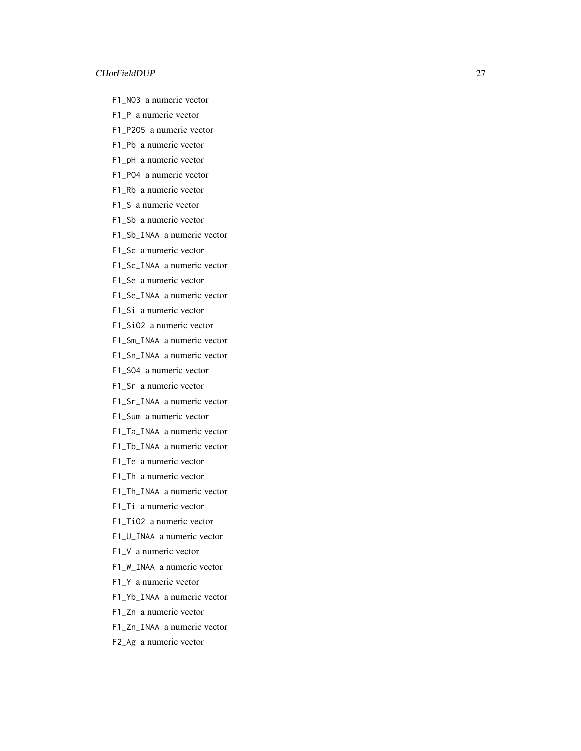F1_NO3 a numeric vector

F1_P a numeric vector

F1_P2O5 a numeric vector

F1_Pb a numeric vector

F1_pH a numeric vector

F1_PO4 a numeric vector

F1_Rb a numeric vector

F1_S a numeric vector

F1_Sb a numeric vector

F1_Sb_INAA a numeric vector

F1_Sc a numeric vector

F1_Sc_INAA a numeric vector

F1_Se a numeric vector

F1_Se_INAA a numeric vector

F1_Si a numeric vector

F1_SiO2 a numeric vector

F1_Sm_INAA a numeric vector

F1_Sn_INAA a numeric vector

F1_SO4 a numeric vector

F1_Sr a numeric vector

F1_Sr_INAA a numeric vector

F1_Sum a numeric vector

F1_Ta_INAA a numeric vector

F1_Tb_INAA a numeric vector

F1_Te a numeric vector

F1_Th a numeric vector

F1_Th_INAA a numeric vector

F1_Ti a numeric vector

F1_TiO2 a numeric vector

F1_U_INAA a numeric vector

F1_V a numeric vector

F1_W_INAA a numeric vector

F1_Y a numeric vector

F1_Yb_INAA a numeric vector

F1_Zn a numeric vector

F1_Zn_INAA a numeric vector

F2_Ag a numeric vector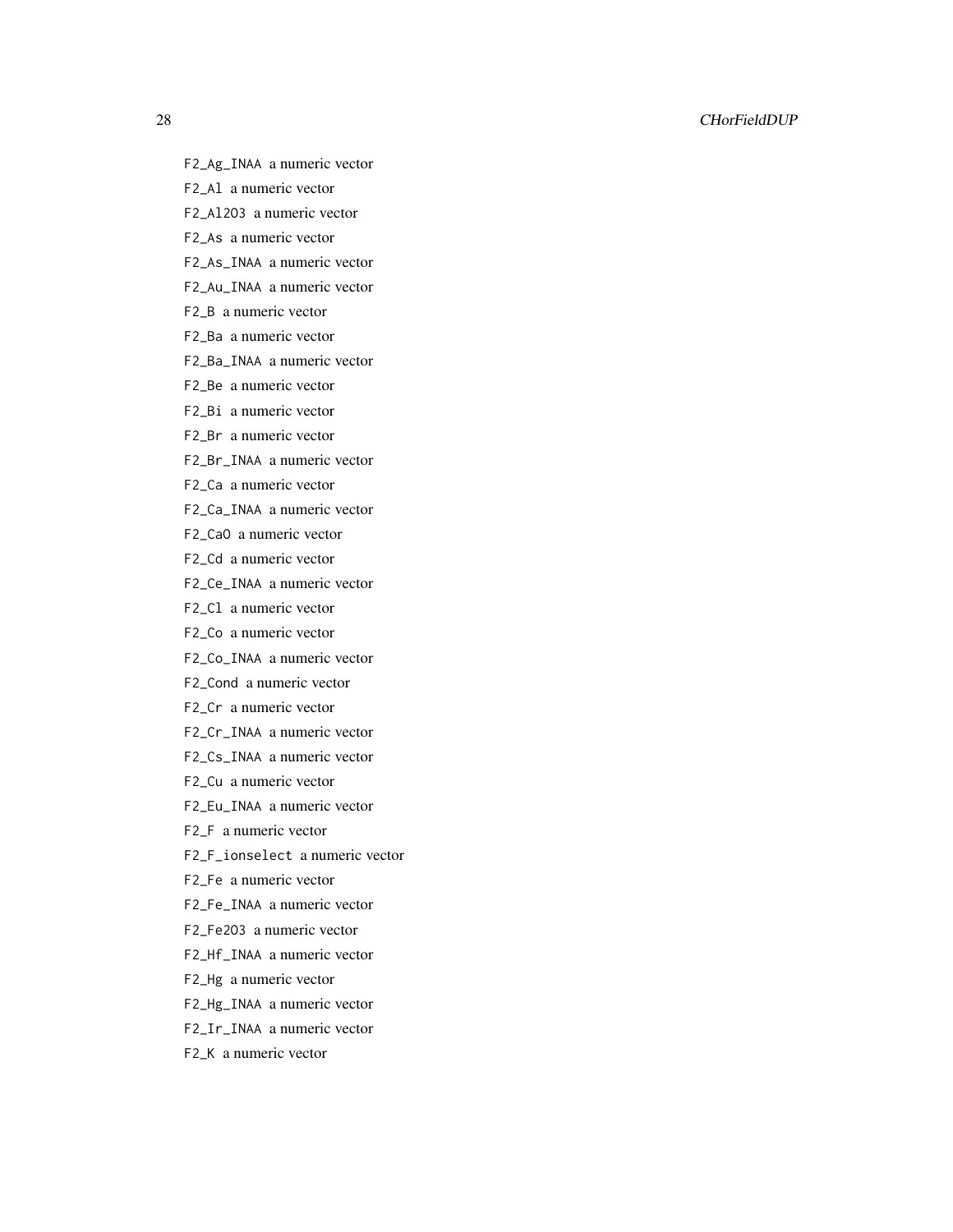F2_Ag_INAA a numeric vector

F2_Al a numeric vector

F2_Al2O3 a numeric vector

F2_As a numeric vector

F2_As_INAA a numeric vector

F2_Au_INAA a numeric vector

F2_B a numeric vector

F2_Ba a numeric vector

F2_Ba_INAA a numeric vector

F2_Be a numeric vector

F2_Bi a numeric vector

F2_Br a numeric vector

F2_Br_INAA a numeric vector

F2_Ca a numeric vector

F2_Ca_INAA a numeric vector

F2_CaO a numeric vector

F2_Cd a numeric vector

F2_Ce_INAA a numeric vector

F2_Cl a numeric vector

F2_Co a numeric vector

F2_Co_INAA a numeric vector

F2_Cond a numeric vector

F2_Cr a numeric vector

F2_Cr_INAA a numeric vector

F2_Cs_INAA a numeric vector

F2_Cu a numeric vector

F2_Eu_INAA a numeric vector

F2_F a numeric vector

F2_F_ionselect a numeric vector

F2_Fe a numeric vector

F2_Fe_INAA a numeric vector

F2_Fe2O3 a numeric vector

F2_Hf_INAA a numeric vector

F2_Hg a numeric vector

F2_Hg_INAA a numeric vector

F2_Ir_INAA a numeric vector

F2_K a numeric vector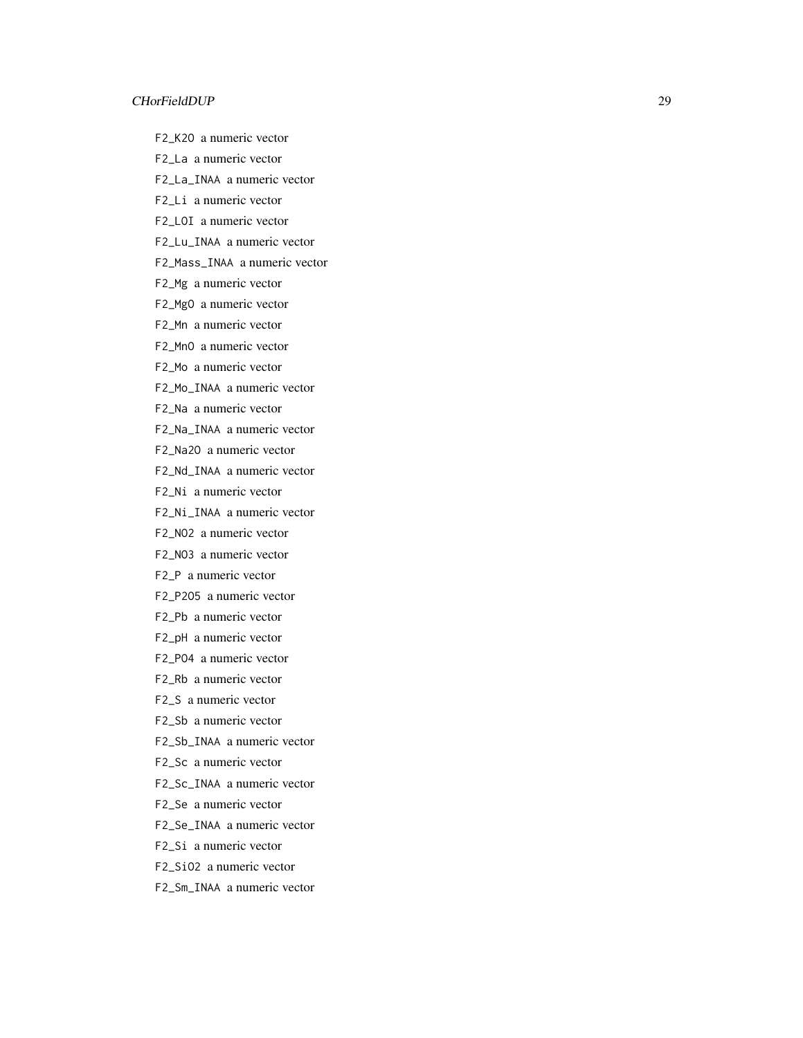F2_K2O a numeric vector

F2_La a numeric vector

F2_La_INAA a numeric vector

F2_Li a numeric vector

F2_LOI a numeric vector

F2_Lu_INAA a numeric vector

F2_Mass_INAA a numeric vector

F2_Mg a numeric vector

F2_MgO a numeric vector

F2_Mn a numeric vector

F2_MnO a numeric vector

F2_Mo a numeric vector

F2_Mo_INAA a numeric vector

F2_Na a numeric vector

F2_Na_INAA a numeric vector

F2_Na2O a numeric vector

F2_Nd_INAA a numeric vector

F2_Ni a numeric vector

F2_Ni_INAA a numeric vector

F2_NO2 a numeric vector

F2_NO3 a numeric vector

F2_P a numeric vector

F2_P2O5 a numeric vector

F2_Pb a numeric vector

F2_pH a numeric vector

F2_PO4 a numeric vector

F2_Rb a numeric vector

F2_S a numeric vector

F2_Sb a numeric vector

F2_Sb_INAA a numeric vector

F2_Sc a numeric vector

F2_Sc_INAA a numeric vector

F2_Se a numeric vector

F2_Se_INAA a numeric vector

F2_Si a numeric vector

F2_SiO2 a numeric vector

F2_Sm_INAA a numeric vector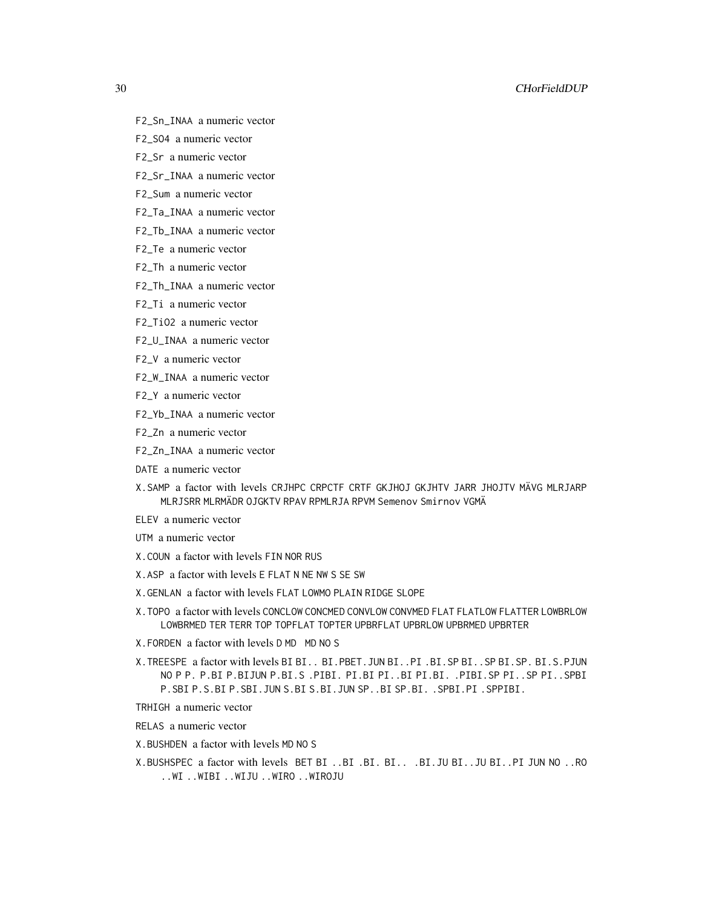F2_Sn_INAA a numeric vector

F2_SO4 a numeric vector

F2_Sr a numeric vector

F2_Sr_INAA a numeric vector

F2_Sum a numeric vector

F2_Ta_INAA a numeric vector

F2_Tb_INAA a numeric vector

F2_Te a numeric vector

F2_Th a numeric vector

F2_Th_INAA a numeric vector

F2_Ti a numeric vector

F2_TiO2 a numeric vector

F2_U_INAA a numeric vector

F2_V a numeric vector

F2_W_INAA a numeric vector

F2_Y a numeric vector

F2_Yb_INAA a numeric vector

F2_Zn a numeric vector

F2_Zn_INAA a numeric vector

DATE a numeric vector

X.SAMP a factor with levels CRJHPC CRPCTF CRTF GKJHOJ GKJHTV JARR JHOJTV MÄVG MLRJARP MLRJSRR MLRMÄDR OJGKTV RPAV RPMLRJA RPVM Semenov Smirnov VGMÄ

ELEV a numeric vector

UTM a numeric vector

X.COUN a factor with levels FIN NOR RUS

X.ASP a factor with levels E FLAT N NE NW S SE SW

X.GENLAN a factor with levels FLAT LOWMO PLAIN RIDGE SLOPE

X.TOPO a factor with levels CONCLOW CONCMED CONVLOW CONVMED FLAT FLATLOW FLATTER LOWBRLOW LOWBRMED TER TERR TOP TOPFLAT TOPTER UPBRFLAT UPBRLOW UPBRMED UPBRTER

X.FORDEN a factor with levels D MD MD NO S

X.TREESPE a factor with levels BI BI.. BI.PBET.JUN BI..PI .BI.SP BI..SP BI.SP. BI.S.PJUN NO P P. P.BI P.BIJUN P.BI.S .PIBI. PI.BI PI..BI PI.BI. .PIBI.SP PI..SP PI..SPBI P.SBI P.S.BI P.SBI.JUN S.BI S.BI.JUN SP..BI SP.BI. .SPBI.PI .SPPIBI.

TRHIGH a numeric vector

RELAS a numeric vector

X.BUSHDEN a factor with levels MD NO S

X.BUSHSPEC a factor with levels BET BI ..BI .BI. BI.. .BI.JU BI..JU BI..PI JUN NO ..RO ..WI ..WIBI ..WIJU ..WIRO ..WIROJU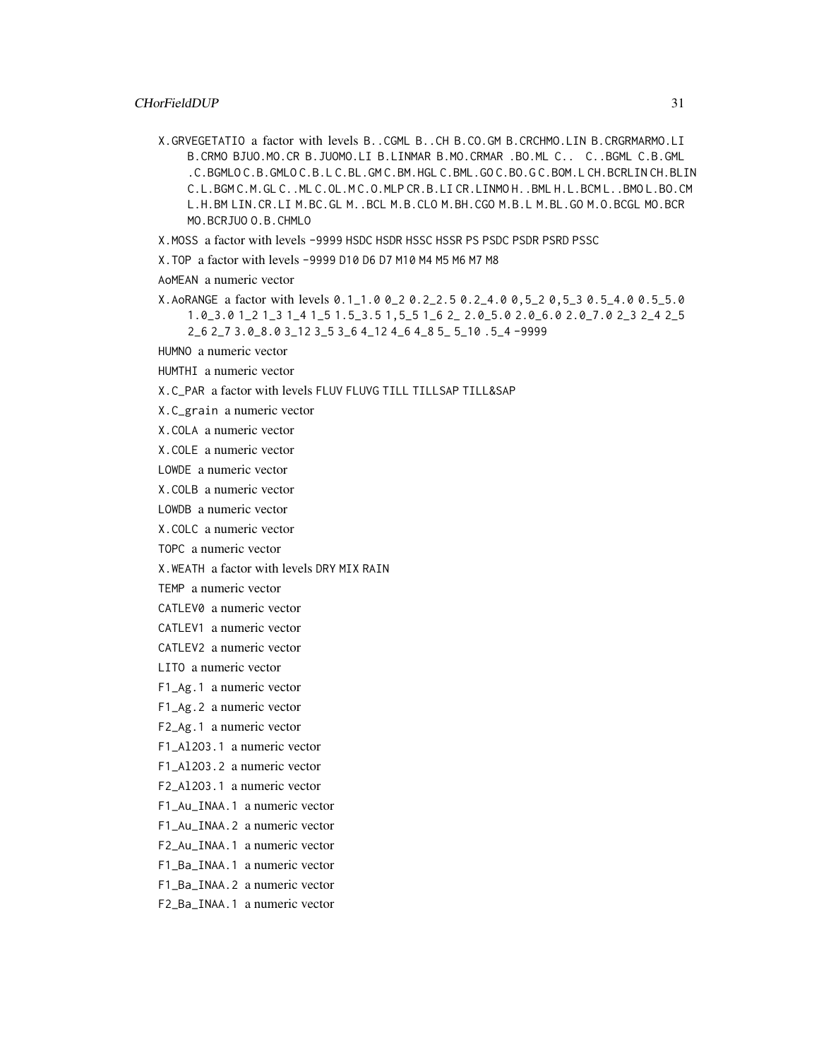X.GRVEGETATIO a factor with levels B..CGML B..CH B.CO.GM B.CRCHMO.LIN B.CRGRMARMO.LI B.CRMO BJUO.MO.CR B.JUOMO.LI B.LINMAR B.MO.CRMAR .BO.ML C.. C..BGML C.B.GML .C.BGMLO C.B.GMLO C.B.L C.BL.GM C.BM.HGL C.BML.GO C.BO.G C.BOM.L CH.BCRLIN CH.BLIN C.L.BGM C.M.GL C..ML C.OL.M C.O.MLP CR.B.LI CR.LINMO H..BML H.L.BCM L..BMO L.BO.CM L.H.BM LIN.CR.LI M.BC.GL M..BCL M.B.CLO M.BH.CGO M.B.L M.BL.GO M.O.BCGL MO.BCR MO.BCRJUO O.B.CHMLO

X.MOSS a factor with levels -9999 HSDC HSDR HSSC HSSR PS PSDC PSDR PSRD PSSC

X.TOP a factor with levels -9999 D10 D6 D7 M10 M4 M5 M6 M7 M8

AoMEAN a numeric vector

X.AoRANGE a factor with levels 0.1_1.0 0_2 0.2_2.5 0.2_4.0 0,5_2 0,5_3 0.5_4.0 0.5_5.0 1.0_3.0 1_2 1_3 1_4 1_5 1.5_3.5 1,5_5 1_6 2_ 2.0_5.0 2.0_6.0 2.0_7.0 2_3 2_4 2_5 2_6 2_7 3.0_8.0 3_12 3_5 3_6 4_12 4_6 4_8 5_ 5_10 .5_4 -9999

HUMNO a numeric vector

HUMTHI a numeric vector

X.C_PAR a factor with levels FLUV FLUVG TILL TILLSAP TILL&SAP

X.C_grain a numeric vector

X.COLA a numeric vector

X.COLE a numeric vector

LOWDE a numeric vector

X.COLB a numeric vector

LOWDB a numeric vector

X.COLC a numeric vector

TOPC a numeric vector

X.WEATH a factor with levels DRY MIX RAIN

TEMP a numeric vector

CATLEV0 a numeric vector

CATLEV1 a numeric vector

CATLEV2 a numeric vector

LITO a numeric vector

F1_Ag.1 a numeric vector

F1_Ag.2 a numeric vector

F2_Ag.1 a numeric vector

F1_Al2O3.1 a numeric vector

F1_Al2O3.2 a numeric vector

F2_Al2O3.1 a numeric vector

F1_Au_INAA.1 a numeric vector

F1_Au_INAA.2 a numeric vector

F2_Au_INAA.1 a numeric vector

F1_Ba_INAA.1 a numeric vector

F1_Ba_INAA.2 a numeric vector

F2_Ba_INAA.1 a numeric vector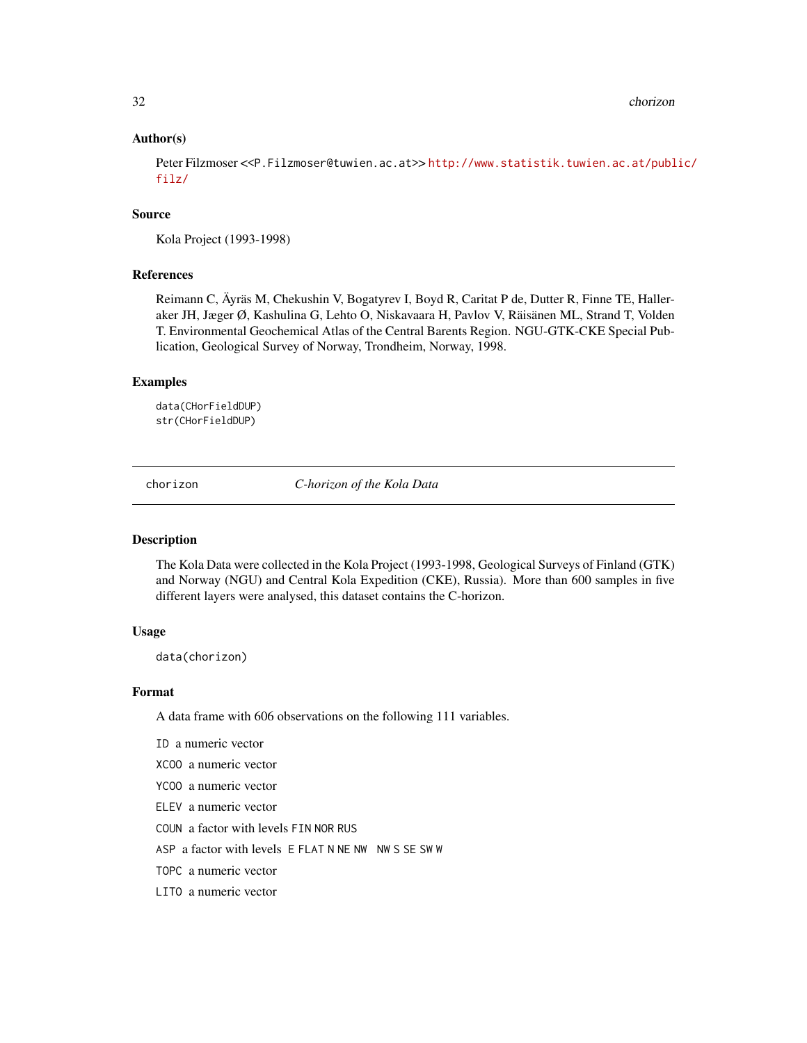### Author(s)

Peter Filzmoser <<P.Filzmoser@tuwien.ac.at>> http://www.statistik.tuwien.ac.at/public/filz/

### Source

Kola Project (1993-1998)

### References

Reimann C, Äyräs M, Chekushin V, Bogatyrev I, Boyd R, Caritat P de, Dutter R, Finne TE, Halleraker JH, Jæger Ø, Kashulina G, Lehto O, Niskavaara H, Pavlov V, Räisänen ML, Strand T, Volden T. Environmental Geochemical Atlas of the Central Barents Region. NGU-GTK-CKE Special Publication, Geological Survey of Norway, Trondheim, Norway, 1998.

### Examples

```
data(CHorFieldDUP)
str(CHorFieldDUP)
```

---

## chorizon — *C-horizon of the Kola Data*

### Description

The Kola Data were collected in the Kola Project (1993-1998, Geological Surveys of Finland (GTK) and Norway (NGU) and Central Kola Expedition (CKE), Russia). More than 600 samples in five different layers were analysed, this dataset contains the C-horizon.

### Usage

```
data(chorizon)
```

### Format

A data frame with 606 observations on the following 111 variables.

- `ID` a numeric vector
- `XCOO` a numeric vector
- `YCOO` a numeric vector
- `ELEV` a numeric vector
- `COUN` a factor with levels `FIN` `NOR` `RUS`
- `ASP` a factor with levels `E` `FLAT` `N` `NE` `NW` `NW` `S` `SE` `SW` `W`
- `TOPC` a numeric vector
- `LITO` a numeric vector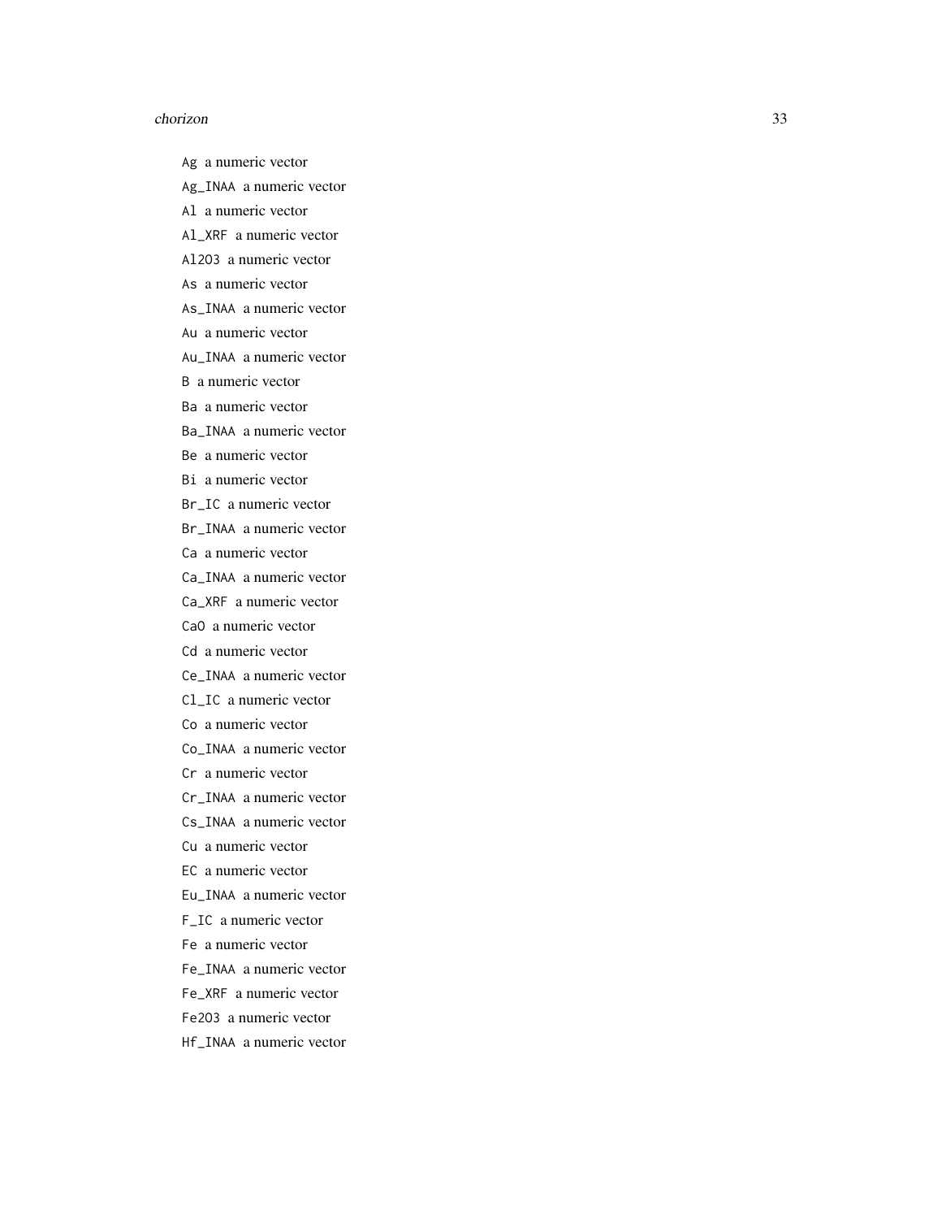Ag a numeric vector

Ag_INAA a numeric vector

Al a numeric vector

Al_XRF a numeric vector

Al2O3 a numeric vector

As a numeric vector

As_INAA a numeric vector

Au a numeric vector

Au_INAA a numeric vector

B a numeric vector

Ba a numeric vector

Ba_INAA a numeric vector

Be a numeric vector

Bi a numeric vector

Br_IC a numeric vector

Br_INAA a numeric vector

Ca a numeric vector

Ca_INAA a numeric vector

Ca_XRF a numeric vector

CaO a numeric vector

Cd a numeric vector

Ce_INAA a numeric vector

Cl_IC a numeric vector

Co a numeric vector

Co_INAA a numeric vector

Cr a numeric vector

Cr_INAA a numeric vector

Cs_INAA a numeric vector

Cu a numeric vector

EC a numeric vector

Eu_INAA a numeric vector

F_IC a numeric vector

Fe a numeric vector

Fe_INAA a numeric vector

Fe_XRF a numeric vector

Fe2O3 a numeric vector

Hf_INAA a numeric vector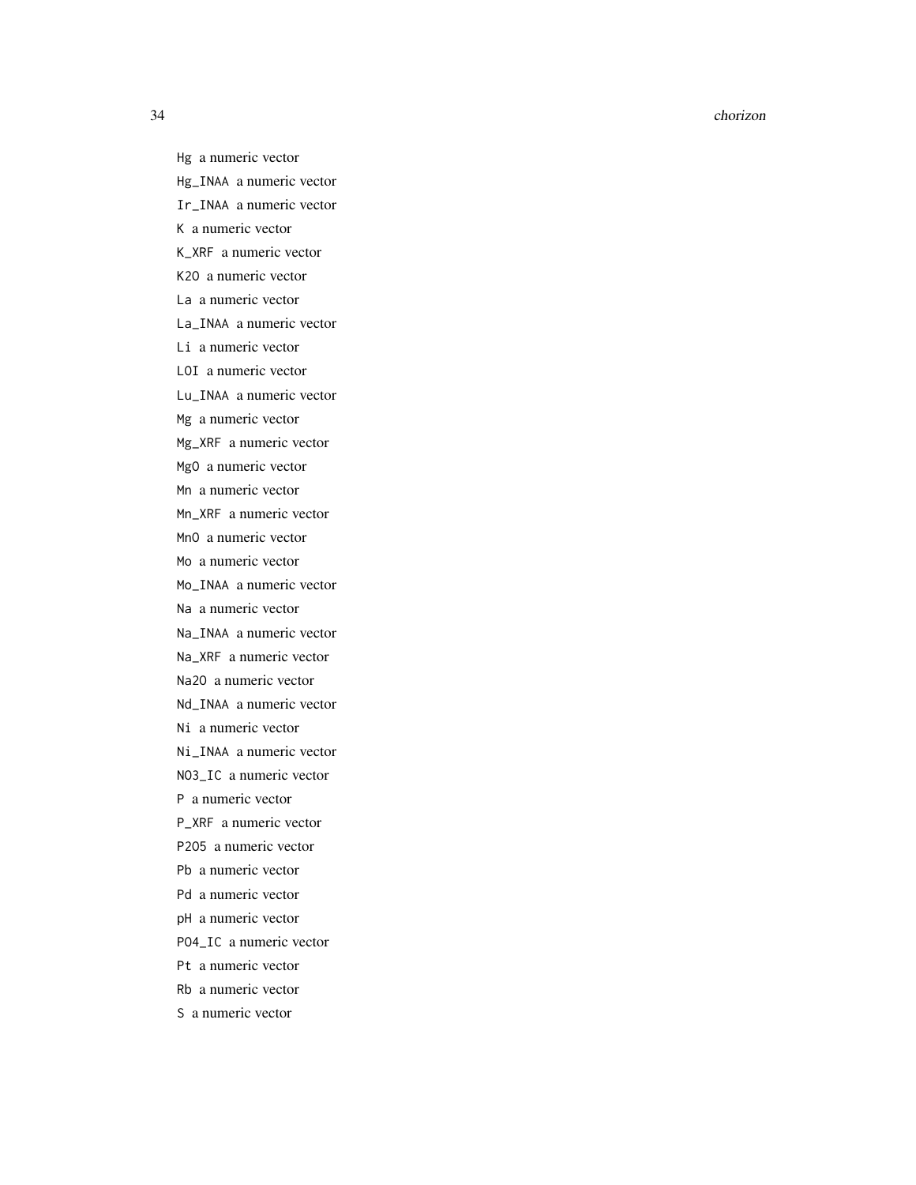`Hg` a numeric vector

`Hg_INAA` a numeric vector

`Ir_INAA` a numeric vector

`K` a numeric vector

`K_XRF` a numeric vector

`K2O` a numeric vector

`La` a numeric vector

`La_INAA` a numeric vector

`Li` a numeric vector

`LOI` a numeric vector

`Lu_INAA` a numeric vector

`Mg` a numeric vector

`Mg_XRF` a numeric vector

`MgO` a numeric vector

`Mn` a numeric vector

`Mn_XRF` a numeric vector

`MnO` a numeric vector

`Mo` a numeric vector

`Mo_INAA` a numeric vector

`Na` a numeric vector

`Na_INAA` a numeric vector

`Na_XRF` a numeric vector

`Na2O` a numeric vector

`Nd_INAA` a numeric vector

`Ni` a numeric vector

`Ni_INAA` a numeric vector

`NO3_IC` a numeric vector

`P` a numeric vector

`P_XRF` a numeric vector

`P2O5` a numeric vector

`Pb` a numeric vector

`Pd` a numeric vector

`pH` a numeric vector

`PO4_IC` a numeric vector

`Pt` a numeric vector

`Rb` a numeric vector

`S` a numeric vector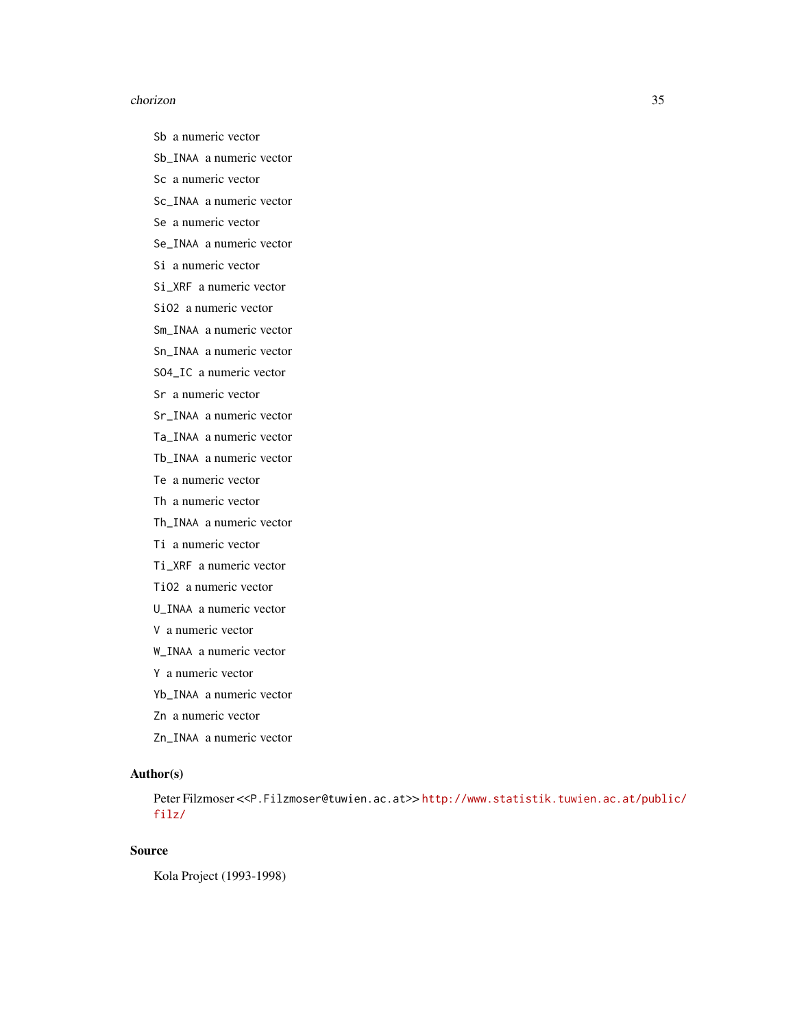Sb a numeric vector

Sb_INAA a numeric vector

Sc a numeric vector

Sc_INAA a numeric vector

Se a numeric vector

Se_INAA a numeric vector

Si a numeric vector

Si_XRF a numeric vector

SiO2 a numeric vector

Sm_INAA a numeric vector

Sn_INAA a numeric vector

SO4_IC a numeric vector

Sr a numeric vector

Sr_INAA a numeric vector

Ta_INAA a numeric vector

Tb_INAA a numeric vector

Te a numeric vector

Th a numeric vector

Th_INAA a numeric vector

Ti a numeric vector

Ti_XRF a numeric vector

TiO2 a numeric vector

U_INAA a numeric vector

V a numeric vector

W_INAA a numeric vector

Y a numeric vector

Yb_INAA a numeric vector

Zn a numeric vector

Zn_INAA a numeric vector

## Author(s)

Peter Filzmoser <<P.Filzmoser@tuwien.ac.at>> http://www.statistik.tuwien.ac.at/public/filz/

## Source

Kola Project (1993-1998)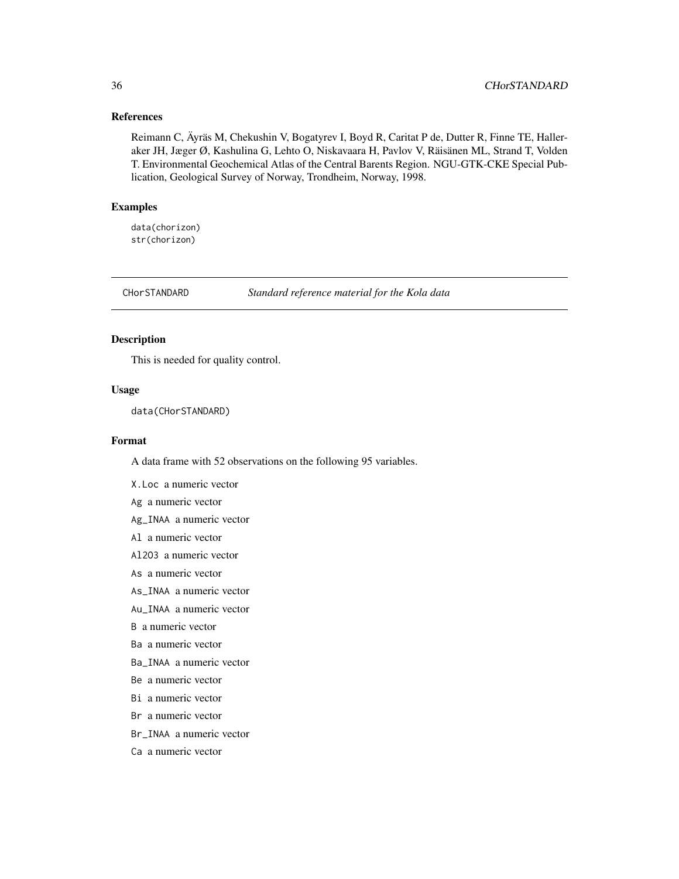### References

Reimann C, Äyräs M, Chekushin V, Bogatyrev I, Boyd R, Caritat P de, Dutter R, Finne TE, Halleraker JH, Jæger Ø, Kashulina G, Lehto O, Niskavaara H, Pavlov V, Räisänen ML, Strand T, Volden T. Environmental Geochemical Atlas of the Central Barents Region. NGU-GTK-CKE Special Publication, Geological Survey of Norway, Trondheim, Norway, 1998.

### Examples

```
data(chorizon)
str(chorizon)
```

---

## CHorSTANDARD — *Standard reference material for the Kola data*

### Description

This is needed for quality control.

### Usage

```
data(CHorSTANDARD)
```

### Format

A data frame with 52 observations on the following 95 variables.

- X.Loc a numeric vector
- Ag a numeric vector
- Ag_INAA a numeric vector
- Al a numeric vector
- Al2O3 a numeric vector
- As a numeric vector
- As_INAA a numeric vector
- Au_INAA a numeric vector
- B a numeric vector
- Ba a numeric vector
- Ba_INAA a numeric vector
- Be a numeric vector
- Bi a numeric vector
- Br a numeric vector
- Br_INAA a numeric vector
- Ca a numeric vector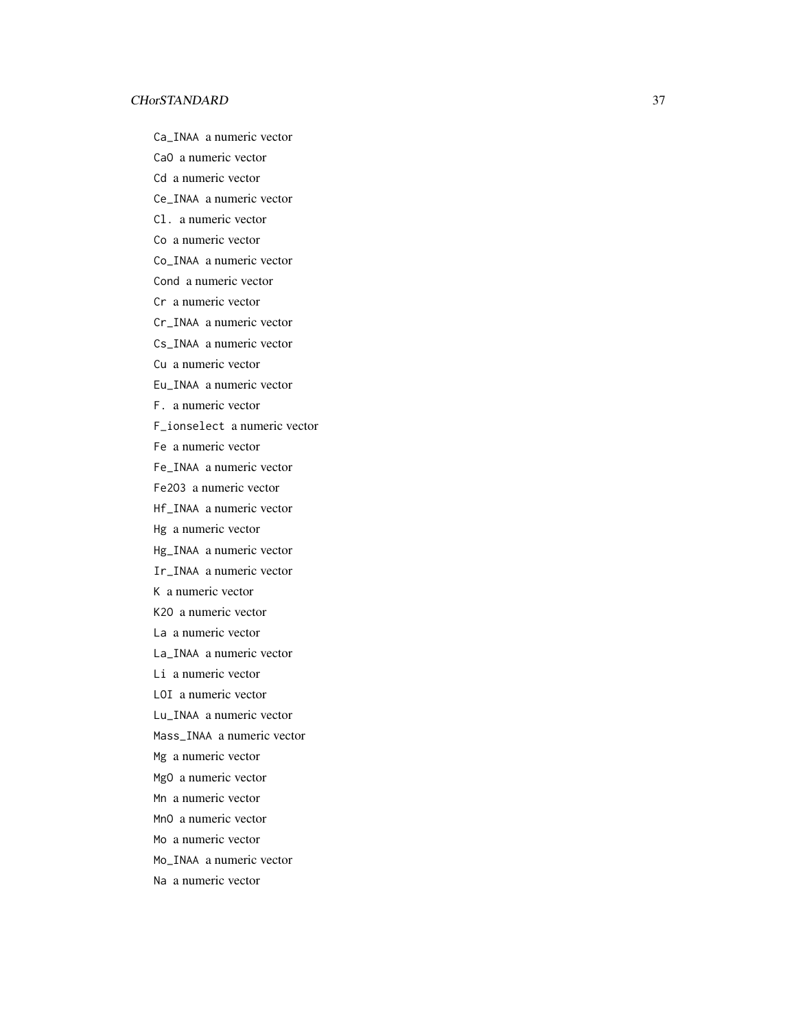Ca_INAA a numeric vector

CaO a numeric vector

Cd a numeric vector

Ce_INAA a numeric vector

Cl. a numeric vector

Co a numeric vector

Co_INAA a numeric vector

Cond a numeric vector

Cr a numeric vector

Cr_INAA a numeric vector

Cs_INAA a numeric vector

Cu a numeric vector

Eu_INAA a numeric vector

F. a numeric vector

F_ionselect a numeric vector

Fe a numeric vector

Fe_INAA a numeric vector

Fe2O3 a numeric vector

Hf_INAA a numeric vector

Hg a numeric vector

Hg_INAA a numeric vector

Ir_INAA a numeric vector

K a numeric vector

K2O a numeric vector

La a numeric vector

La_INAA a numeric vector

Li a numeric vector

LOI a numeric vector

Lu_INAA a numeric vector

Mass_INAA a numeric vector

Mg a numeric vector

MgO a numeric vector

Mn a numeric vector

MnO a numeric vector

Mo a numeric vector

Mo_INAA a numeric vector

Na a numeric vector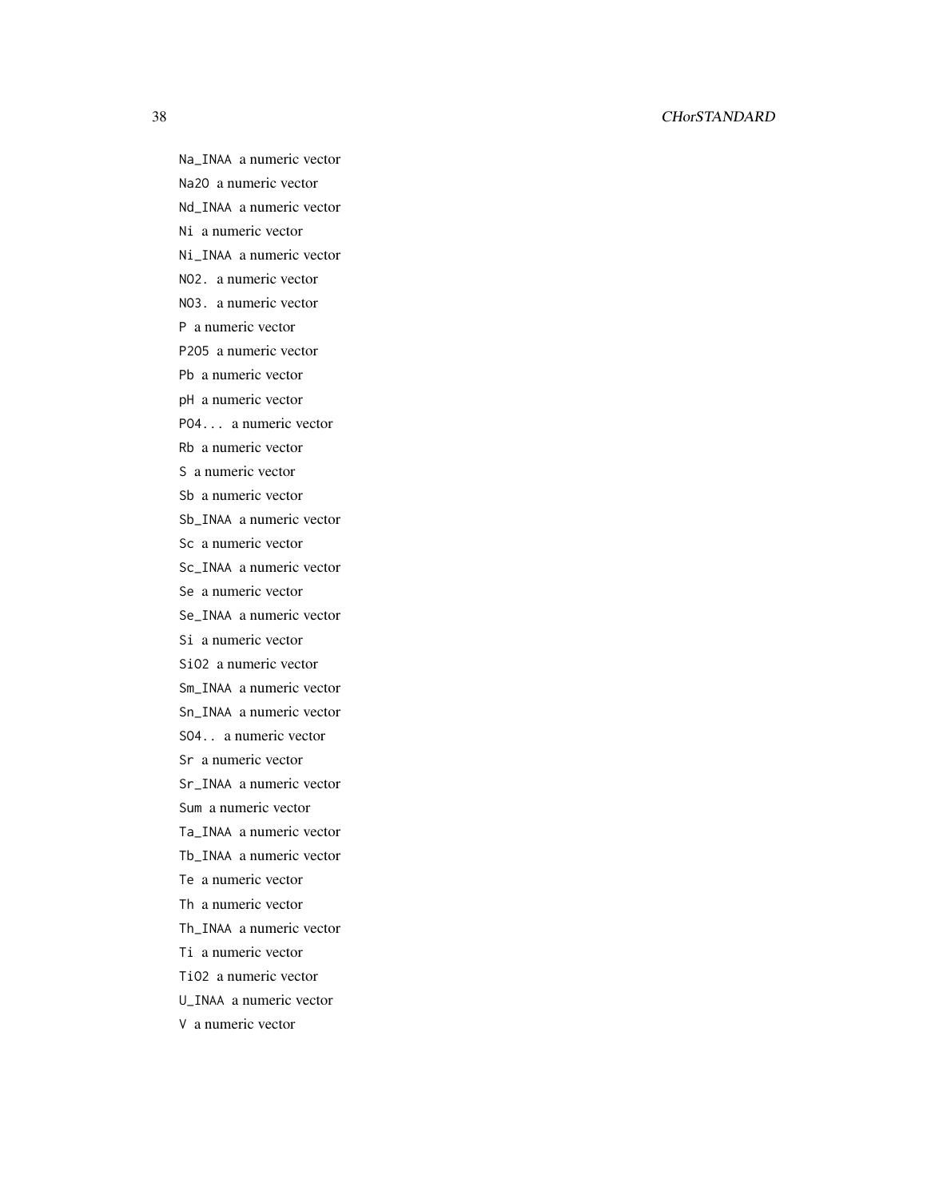Na_INAA a numeric vector

Na2O a numeric vector

Nd_INAA a numeric vector

Ni a numeric vector

Ni_INAA a numeric vector

NO2. a numeric vector

NO3. a numeric vector

P a numeric vector

P2O5 a numeric vector

Pb a numeric vector

pH a numeric vector

PO4... a numeric vector

Rb a numeric vector

S a numeric vector

Sb a numeric vector

Sb_INAA a numeric vector

Sc a numeric vector

Sc_INAA a numeric vector

Se a numeric vector

Se_INAA a numeric vector

Si a numeric vector

SiO2 a numeric vector

Sm_INAA a numeric vector

Sn_INAA a numeric vector

SO4.. a numeric vector

Sr a numeric vector

Sr_INAA a numeric vector

Sum a numeric vector

Ta_INAA a numeric vector

Tb_INAA a numeric vector

Te a numeric vector

Th a numeric vector

Th_INAA a numeric vector

Ti a numeric vector

TiO2 a numeric vector

U_INAA a numeric vector

V a numeric vector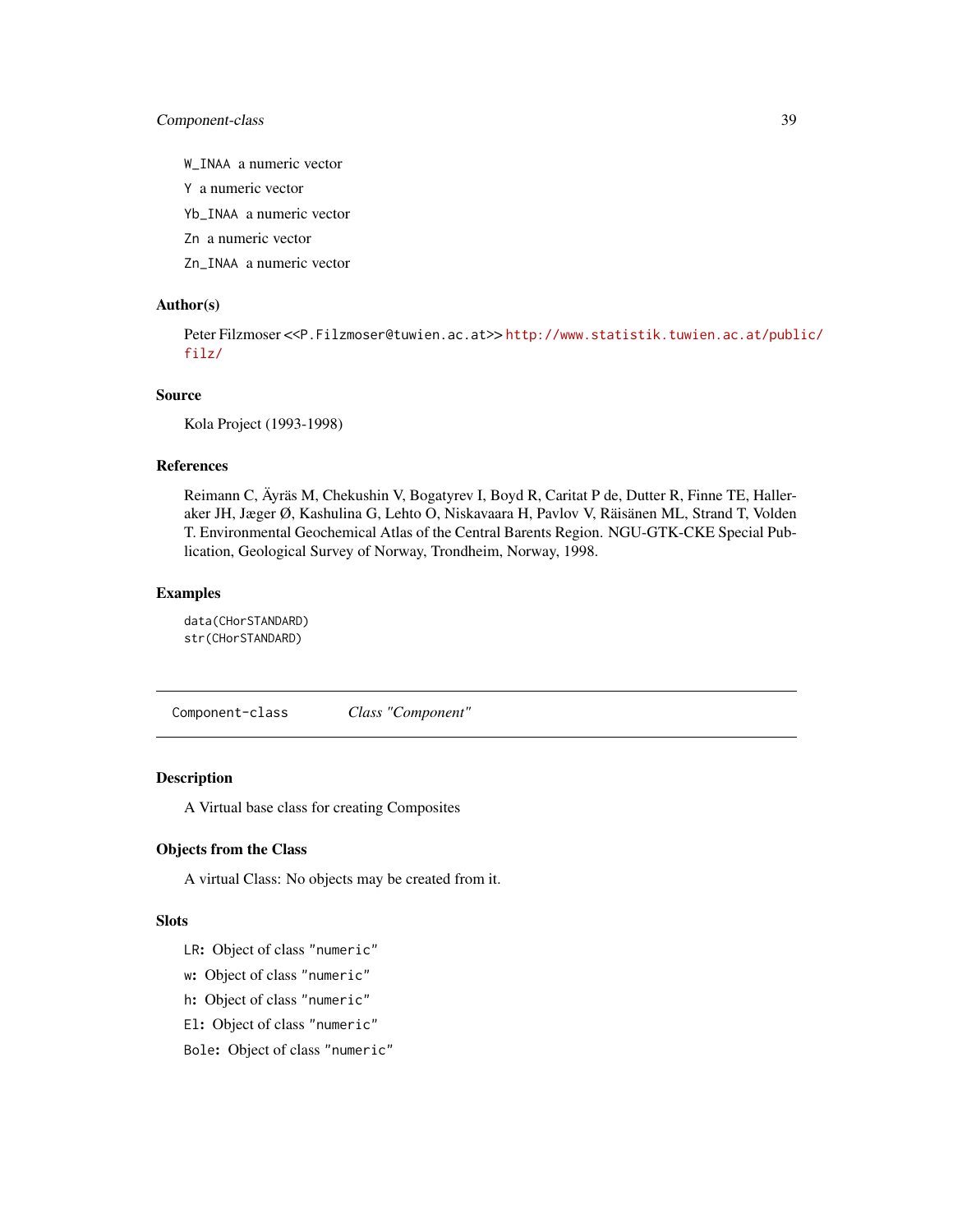W_INAA a numeric vector

Y a numeric vector

Yb_INAA a numeric vector

Zn a numeric vector

Zn_INAA a numeric vector

### Author(s)

Peter Filzmoser <<P.Filzmoser@tuwien.ac.at>> http://www.statistik.tuwien.ac.at/public/filz/

### Source

Kola Project (1993-1998)

### References

Reimann C, Äyräs M, Chekushin V, Bogatyrev I, Boyd R, Caritat P de, Dutter R, Finne TE, Halleraker JH, Jæger Ø, Kashulina G, Lehto O, Niskavaara H, Pavlov V, Räisänen ML, Strand T, Volden T. Environmental Geochemical Atlas of the Central Barents Region. NGU-GTK-CKE Special Publication, Geological Survey of Norway, Trondheim, Norway, 1998.

### Examples

```
data(CHorSTANDARD)
str(CHorSTANDARD)
```

---

## Component-class *Class "Component"*

### Description

A Virtual base class for creating Composites

### Objects from the Class

A virtual Class: No objects may be created from it.

### Slots

**LR:** Object of class "numeric"

**w:** Object of class "numeric"

**h:** Object of class "numeric"

**El:** Object of class "numeric"

**Bole:** Object of class "numeric"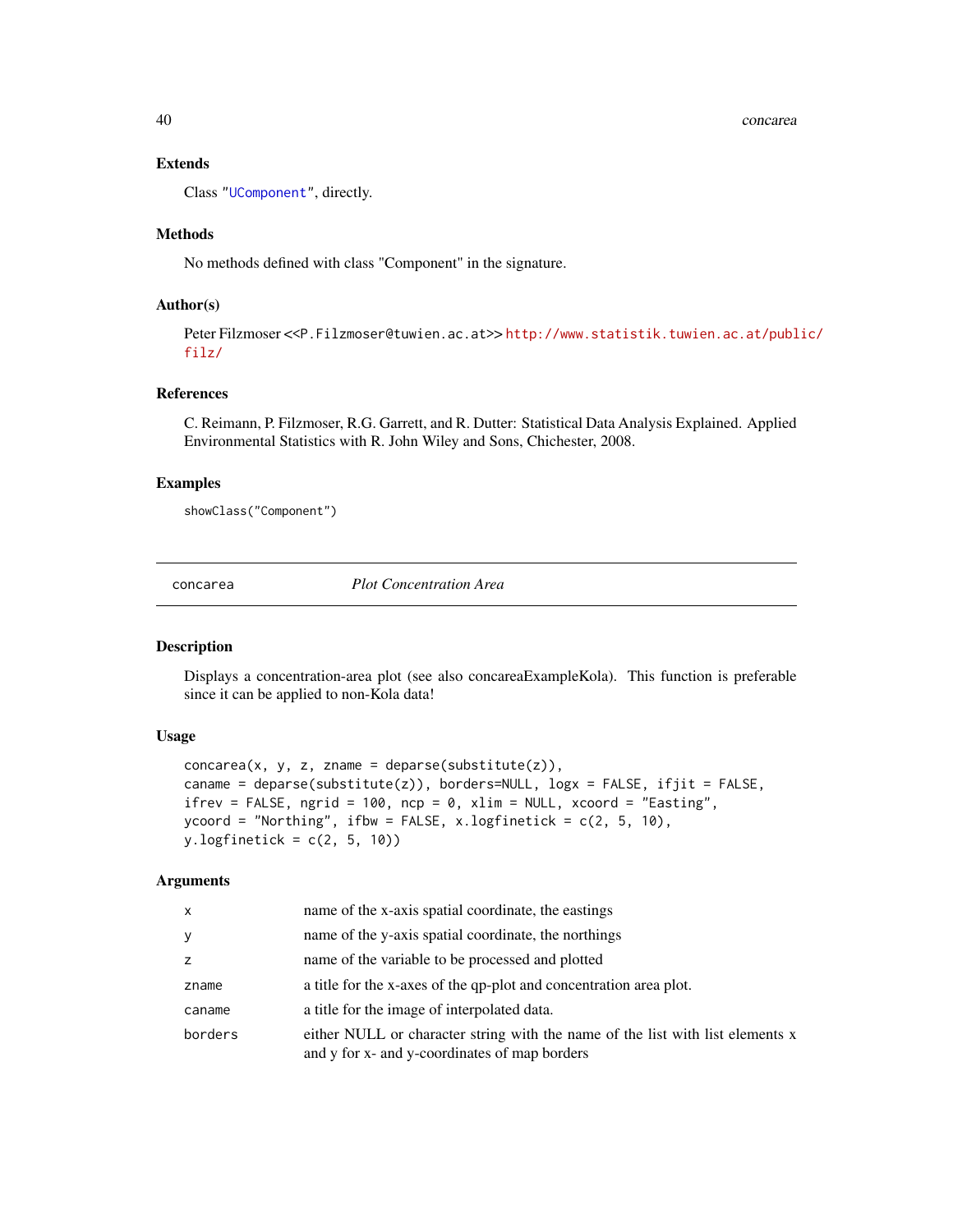### Extends

Class "UComponent", directly.

### Methods

No methods defined with class "Component" in the signature.

### Author(s)

Peter Filzmoser <<P.Filzmoser@tuwien.ac.at>> http://www.statistik.tuwien.ac.at/public/filz/

### References

C. Reimann, P. Filzmoser, R.G. Garrett, and R. Dutter: Statistical Data Analysis Explained. Applied Environmental Statistics with R. John Wiley and Sons, Chichester, 2008.

### Examples

```
showClass("Component")
```

---

## concarea — *Plot Concentration Area*

---

### Description

Displays a concentration-area plot (see also concareaExampleKola). This function is preferable since it can be applied to non-Kola data!

### Usage

```
concarea(x, y, z, zname = deparse(substitute(z)),
caname = deparse(substitute(z)), borders=NULL, logx = FALSE, ifjit = FALSE,
ifrev = FALSE, ngrid = 100, ncp = 0, xlim = NULL, xcoord = "Easting",
ycoord = "Northing", ifbw = FALSE, x.logfinetick = c(2, 5, 10),
y.logfinetick = c(2, 5, 10))
```

### Arguments

| | |
|---|---|
| x | name of the x-axis spatial coordinate, the eastings |
| y | name of the y-axis spatial coordinate, the northings |
| z | name of the variable to be processed and plotted |
| zname | a title for the x-axes of the qp-plot and concentration area plot. |
| caname | a title for the image of interpolated data. |
| borders | either NULL or character string with the name of the list with list elements x and y for x- and y-coordinates of map borders |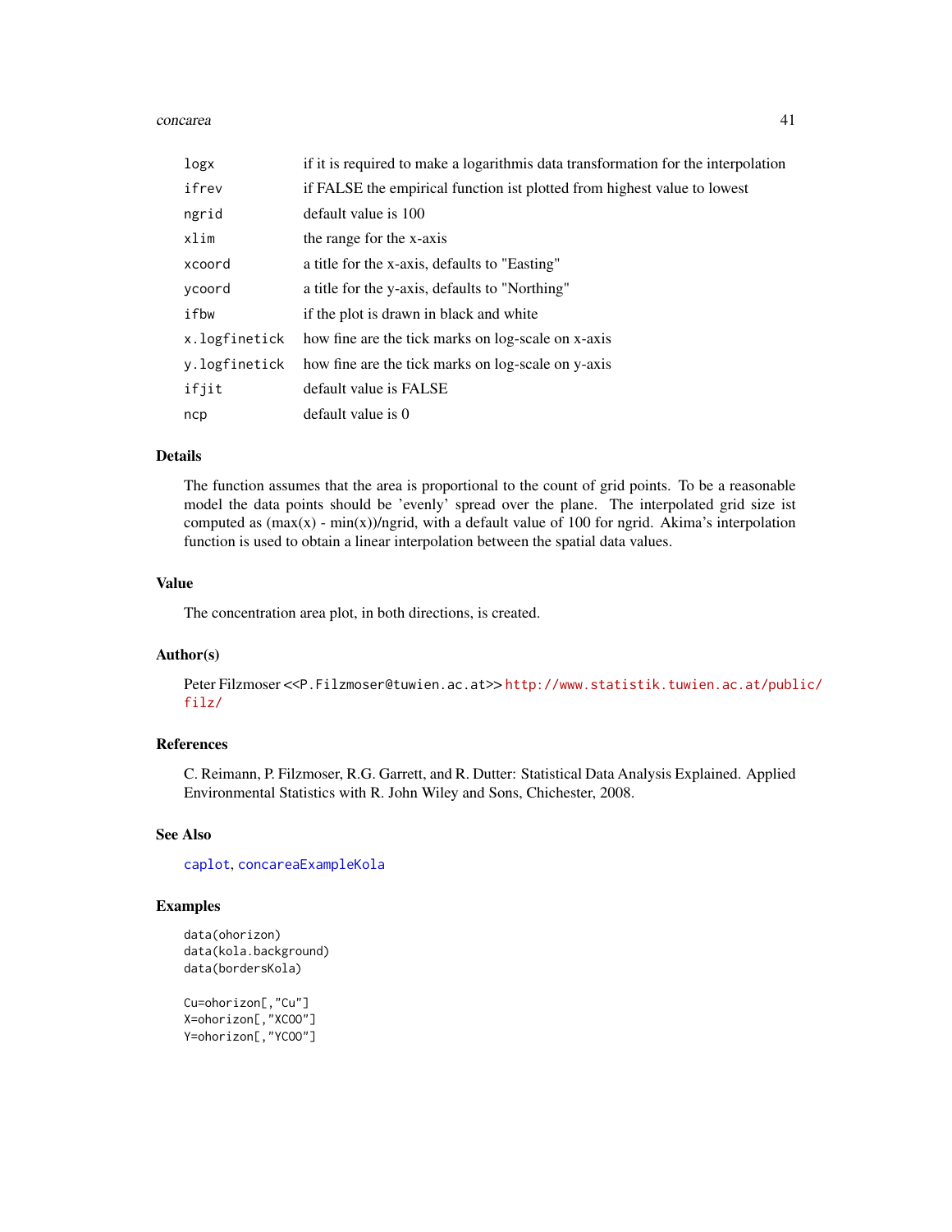| | |
|---|---|
| logx | if it is required to make a logarithmis data transformation for the interpolation |
| ifrev | if FALSE the empirical function ist plotted from highest value to lowest |
| ngrid | default value is 100 |
| xlim | the range for the x-axis |
| xcoord | a title for the x-axis, defaults to "Easting" |
| ycoord | a title for the y-axis, defaults to "Northing" |
| ifbw | if the plot is drawn in black and white |
| x.logfinetick | how fine are the tick marks on log-scale on x-axis |
| y.logfinetick | how fine are the tick marks on log-scale on y-axis |
| ifjit | default value is FALSE |
| ncp | default value is 0 |

## Details

The function assumes that the area is proportional to the count of grid points. To be a reasonable model the data points should be 'evenly' spread over the plane. The interpolated grid size ist computed as (max(x) - min(x))/ngrid, with a default value of 100 for ngrid. Akima's interpolation function is used to obtain a linear interpolation between the spatial data values.

## Value

The concentration area plot, in both directions, is created.

## Author(s)

Peter Filzmoser <<P.Filzmoser@tuwien.ac.at>> http://www.statistik.tuwien.ac.at/public/filz/

## References

C. Reimann, P. Filzmoser, R.G. Garrett, and R. Dutter: Statistical Data Analysis Explained. Applied Environmental Statistics with R. John Wiley and Sons, Chichester, 2008.

## See Also

caplot, concareaExampleKola

## Examples

```
data(ohorizon)
data(kola.background)
data(bordersKola)

Cu=ohorizon[,"Cu"]
X=ohorizon[,"XCOO"]
Y=ohorizon[,"YCOO"]
```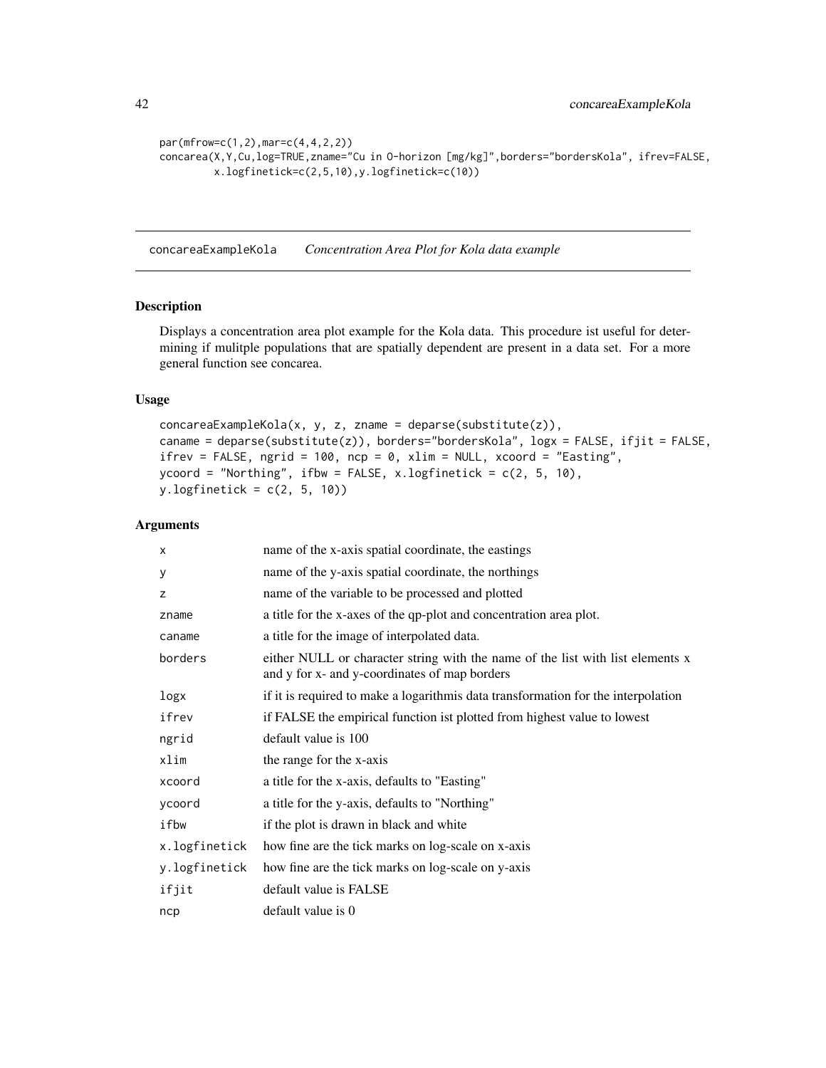```
par(mfrow=c(1,2),mar=c(4,4,2,2))
concarea(X,Y,Cu,log=TRUE,zname="Cu in O-horizon [mg/kg]",borders="bordersKola", ifrev=FALSE,
        x.logfinetick=c(2,5,10),y.logfinetick=c(10))
```

---

## concareaExampleKola *Concentration Area Plot for Kola data example*

---

### Description

Displays a concentration area plot example for the Kola data. This procedure ist useful for determining if mulitple populations that are spatially dependent are present in a data set. For a more general function see concarea.

### Usage

```
concareaExampleKola(x, y, z, zname = deparse(substitute(z)),
caname = deparse(substitute(z)), borders="bordersKola", logx = FALSE, ifjit = FALSE,
ifrev = FALSE, ngrid = 100, ncp = 0, xlim = NULL, xcoord = "Easting",
ycoord = "Northing", ifbw = FALSE, x.logfinetick = c(2, 5, 10),
y.logfinetick = c(2, 5, 10))
```

### Arguments

| | |
|---|---|
| x | name of the x-axis spatial coordinate, the eastings |
| y | name of the y-axis spatial coordinate, the northings |
| z | name of the variable to be processed and plotted |
| zname | a title for the x-axes of the qp-plot and concentration area plot. |
| caname | a title for the image of interpolated data. |
| borders | either NULL or character string with the name of the list with list elements x and y for x- and y-coordinates of map borders |
| logx | if it is required to make a logarithmis data transformation for the interpolation |
| ifrev | if FALSE the empirical function ist plotted from highest value to lowest |
| ngrid | default value is 100 |
| xlim | the range for the x-axis |
| xcoord | a title for the x-axis, defaults to "Easting" |
| ycoord | a title for the y-axis, defaults to "Northing" |
| ifbw | if the plot is drawn in black and white |
| x.logfinetick | how fine are the tick marks on log-scale on x-axis |
| y.logfinetick | how fine are the tick marks on log-scale on y-axis |
| ifjit | default value is FALSE |
| ncp | default value is 0 |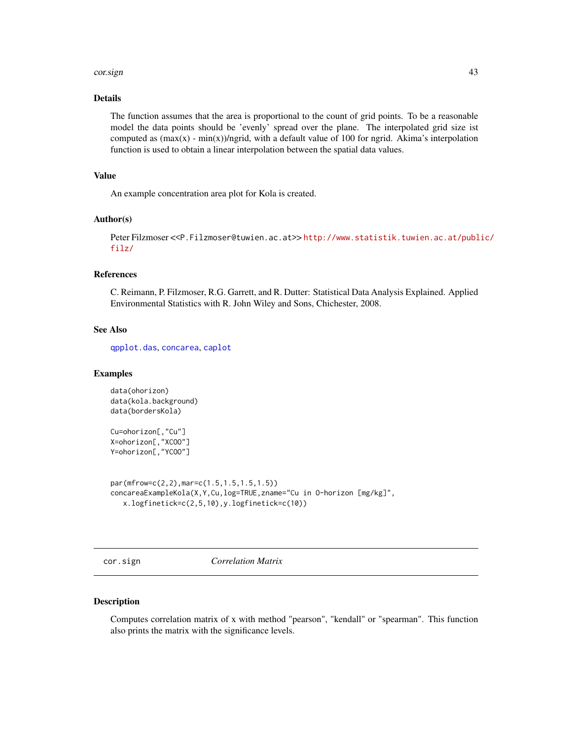## Details

The function assumes that the area is proportional to the count of grid points. To be a reasonable model the data points should be 'evenly' spread over the plane. The interpolated grid size ist computed as (max(x) - min(x))/ngrid, with a default value of 100 for ngrid. Akima's interpolation function is used to obtain a linear interpolation between the spatial data values.

## Value

An example concentration area plot for Kola is created.

## Author(s)

Peter Filzmoser <<P.Filzmoser@tuwien.ac.at>> http://www.statistik.tuwien.ac.at/public/filz/

## References

C. Reimann, P. Filzmoser, R.G. Garrett, and R. Dutter: Statistical Data Analysis Explained. Applied Environmental Statistics with R. John Wiley and Sons, Chichester, 2008.

## See Also

qpplot.das, concarea, caplot

## Examples

```
data(ohorizon)
data(kola.background)
data(bordersKola)

Cu=ohorizon[,"Cu"]
X=ohorizon[,"XCOO"]
Y=ohorizon[,"YCOO"]


par(mfrow=c(2,2),mar=c(1.5,1.5,1.5,1.5))
concareaExampleKola(X,Y,Cu,log=TRUE,zname="Cu in O-horizon [mg/kg]",
   x.logfinetick=c(2,5,10),y.logfinetick=c(10))
```

---

# cor.sign *Correlation Matrix*

## Description

Computes correlation matrix of x with method "pearson", "kendall" or "spearman". This function also prints the matrix with the significance levels.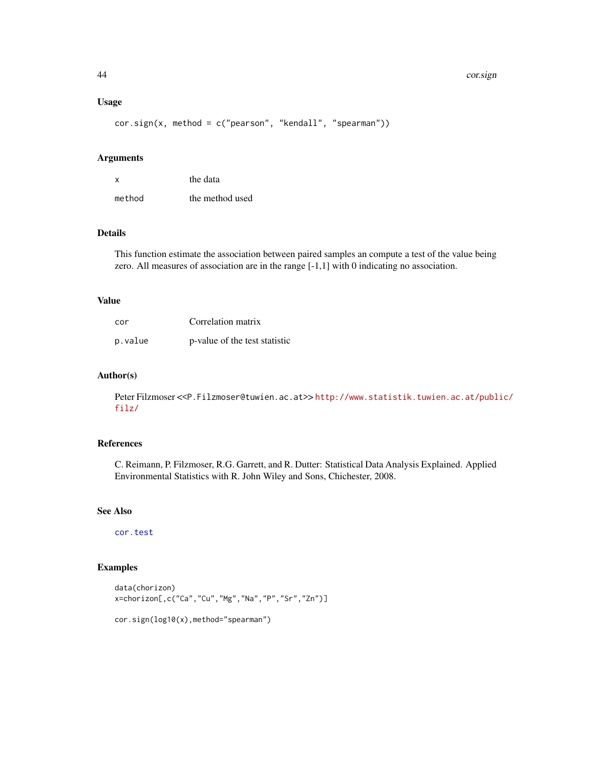### Usage

```
cor.sign(x, method = c("pearson", "kendall", "spearman"))
```

### Arguments

| | |
|---|---|
| x | the data |
| method | the method used |

### Details

This function estimate the association between paired samples an compute a test of the value being zero. All measures of association are in the range [-1,1] with 0 indicating no association.

### Value

| | |
|---|---|
| cor | Correlation matrix |
| p.value | p-value of the test statistic |

### Author(s)

Peter Filzmoser <<P.Filzmoser@tuwien.ac.at>> http://www.statistik.tuwien.ac.at/public/filz/

### References

C. Reimann, P. Filzmoser, R.G. Garrett, and R. Dutter: Statistical Data Analysis Explained. Applied Environmental Statistics with R. John Wiley and Sons, Chichester, 2008.

### See Also

cor.test

### Examples

```
data(chorizon)
x=chorizon[,c("Ca","Cu","Mg","Na","P","Sr","Zn")]

cor.sign(log10(x),method="spearman")
```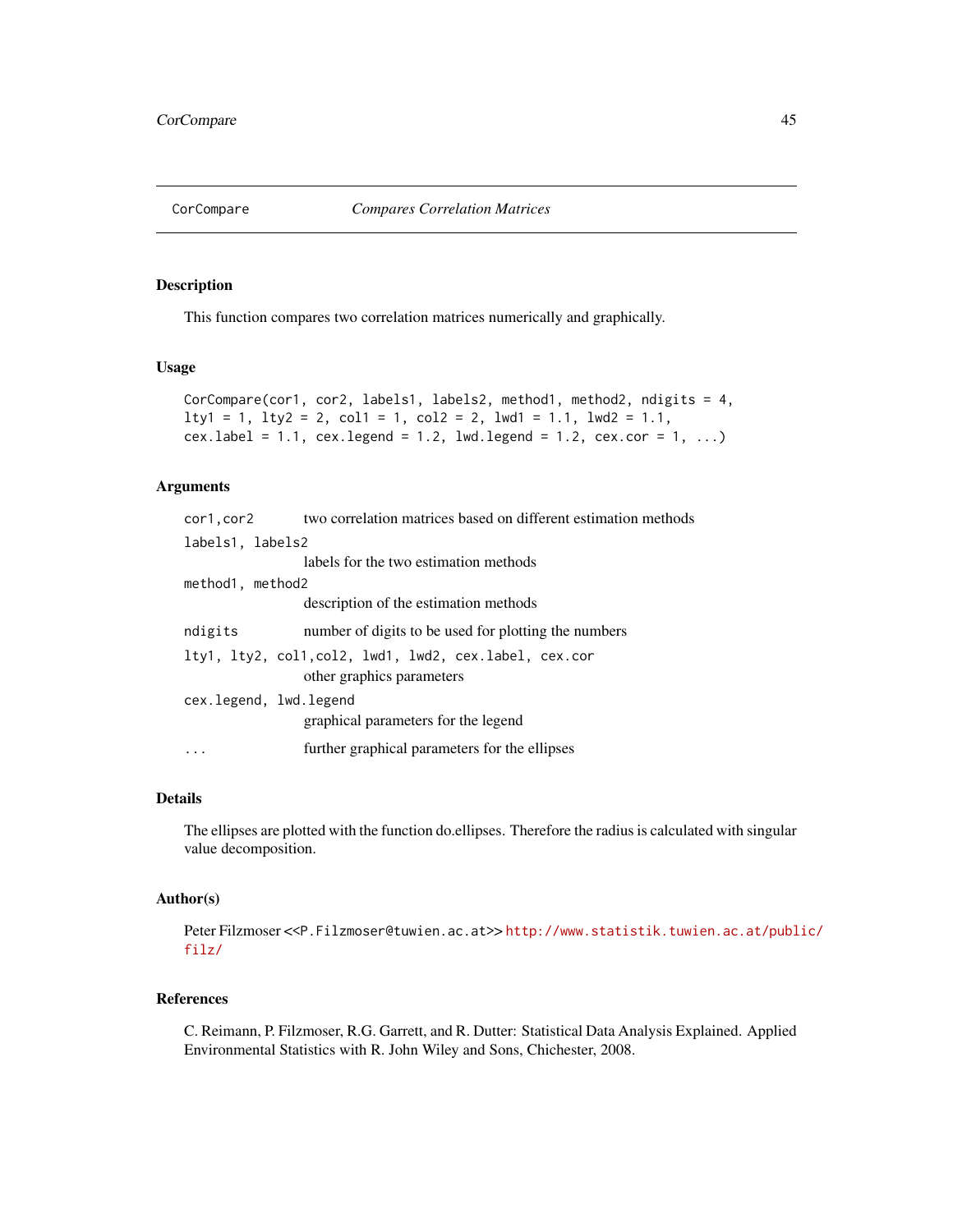CorCompare *Compares Correlation Matrices*

## Description

This function compares two correlation matrices numerically and graphically.

## Usage

```
CorCompare(cor1, cor2, labels1, labels2, method1, method2, ndigits = 4,
lty1 = 1, lty2 = 2, col1 = 1, col2 = 2, lwd1 = 1.1, lwd2 = 1.1,
cex.label = 1.1, cex.legend = 1.2, lwd.legend = 1.2, cex.cor = 1, ...)
```

## Arguments

`cor1,cor2` two correlation matrices based on different estimation methods

`labels1, labels2` labels for the two estimation methods

`method1, method2` description of the estimation methods

`ndigits` number of digits to be used for plotting the numbers

`lty1, lty2, col1,col2, lwd1, lwd2, cex.label, cex.cor` other graphics parameters

`cex.legend, lwd.legend` graphical parameters for the legend

`...` further graphical parameters for the ellipses

## Details

The ellipses are plotted with the function do.ellipses. Therefore the radius is calculated with singular value decomposition.

## Author(s)

Peter Filzmoser <<P.Filzmoser@tuwien.ac.at>> http://www.statistik.tuwien.ac.at/public/filz/

## References

C. Reimann, P. Filzmoser, R.G. Garrett, and R. Dutter: Statistical Data Analysis Explained. Applied Environmental Statistics with R. John Wiley and Sons, Chichester, 2008.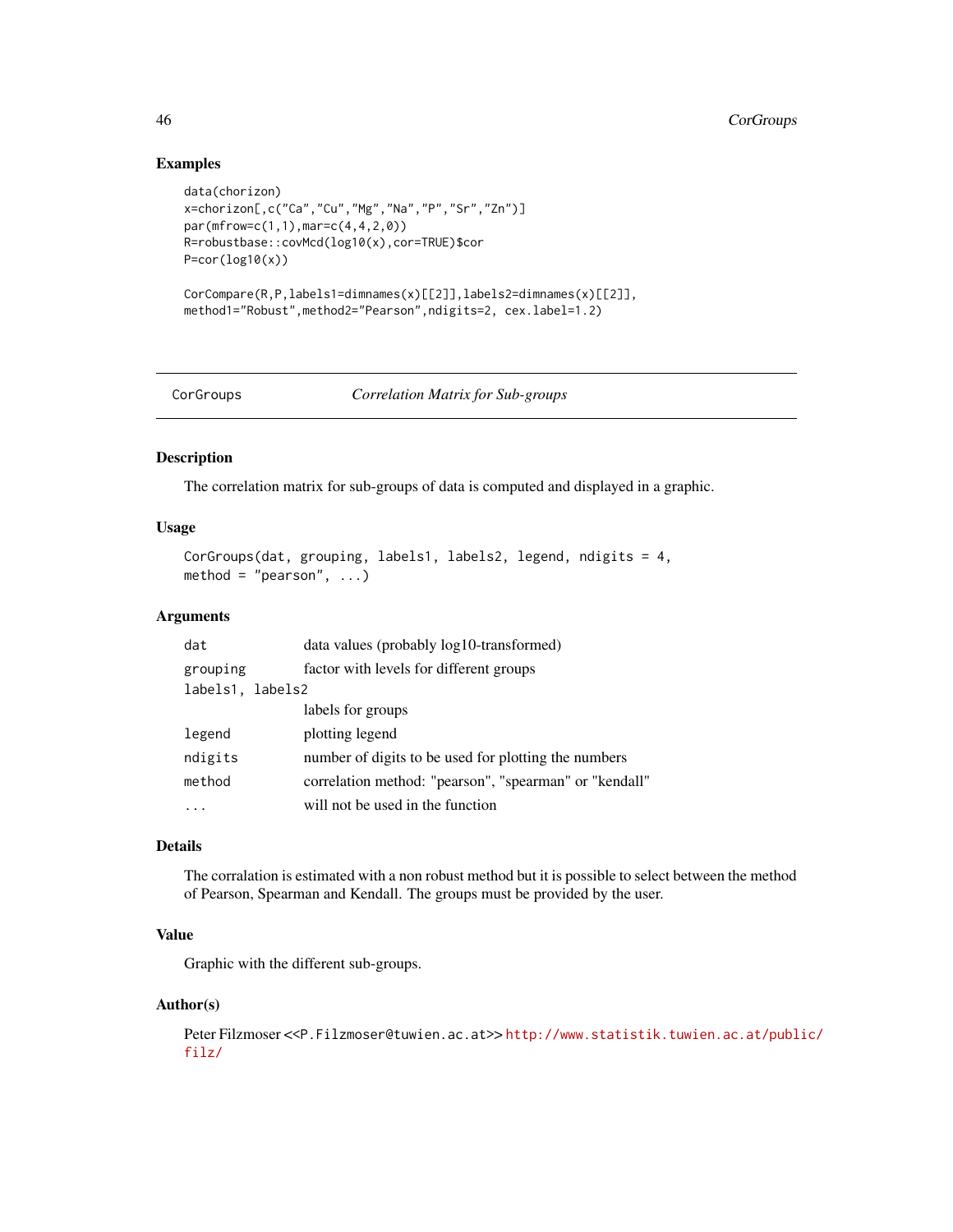## Examples

```
data(chorizon)
x=chorizon[,c("Ca","Cu","Mg","Na","P","Sr","Zn")]
par(mfrow=c(1,1),mar=c(4,4,2,0))
R=robustbase::covMcd(log10(x),cor=TRUE)$cor
P=cor(log10(x))

CorCompare(R,P,labels1=dimnames(x)[[2]],labels2=dimnames(x)[[2]],
method1="Robust",method2="Pearson",ndigits=2, cex.label=1.2)
```

---

# CorGroups *Correlation Matrix for Sub-groups*

---

## Description

The correlation matrix for sub-groups of data is computed and displayed in a graphic.

## Usage

```
CorGroups(dat, grouping, labels1, labels2, legend, ndigits = 4,
method = "pearson", ...)
```

## Arguments

| | |
|---|---|
| `dat` | data values (probably log10-transformed) |
| `grouping` | factor with levels for different groups |
| `labels1, labels2` | labels for groups |
| `legend` | plotting legend |
| `ndigits` | number of digits to be used for plotting the numbers |
| `method` | correlation method: "pearson", "spearman" or "kendall" |
| `...` | will not be used in the function |

## Details

The corralation is estimated with a non robust method but it is possible to select between the method of Pearson, Spearman and Kendall. The groups must be provided by the user.

## Value

Graphic with the different sub-groups.

## Author(s)

Peter Filzmoser <<P.Filzmoser@tuwien.ac.at>> http://www.statistik.tuwien.ac.at/public/filz/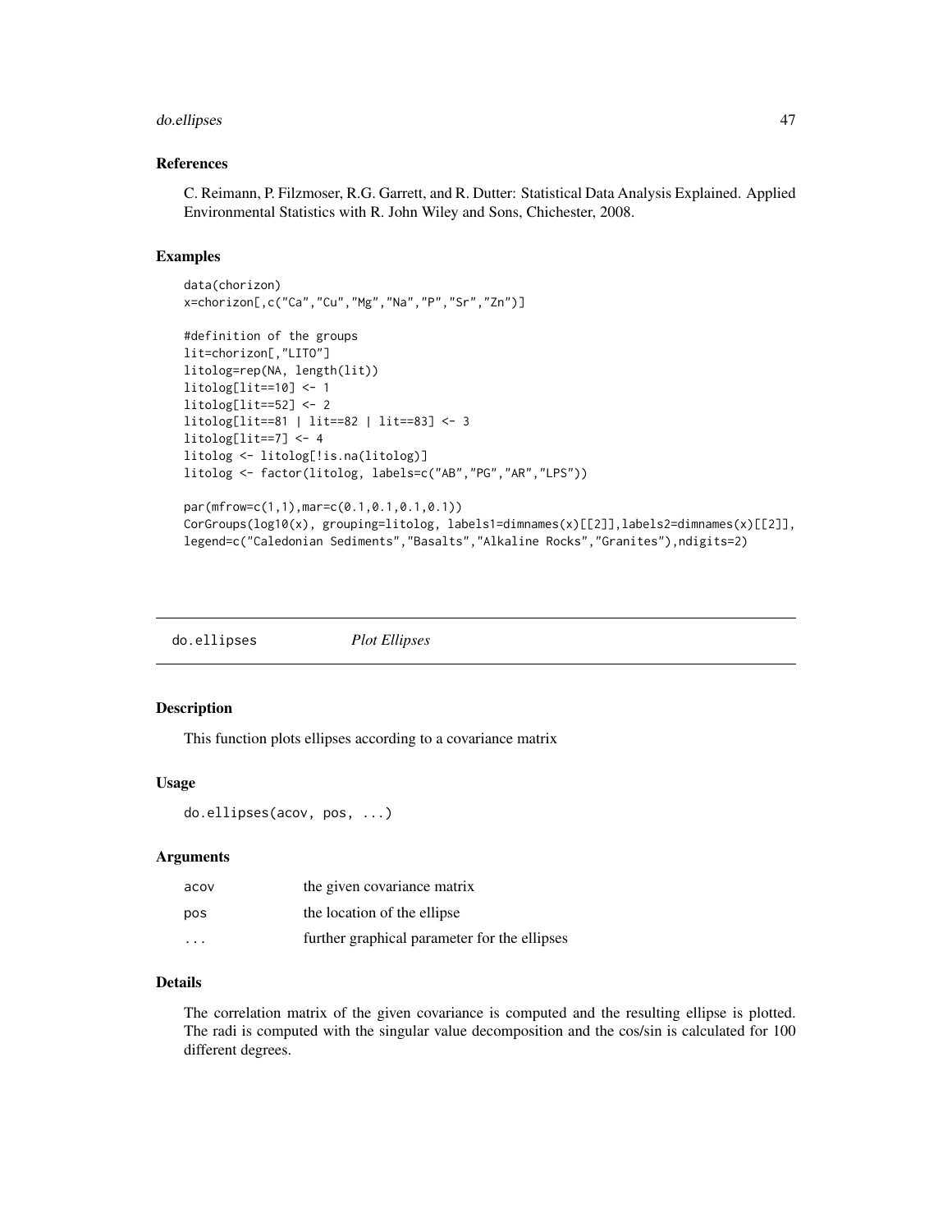### References

C. Reimann, P. Filzmoser, R.G. Garrett, and R. Dutter: Statistical Data Analysis Explained. Applied Environmental Statistics with R. John Wiley and Sons, Chichester, 2008.

### Examples

```
data(chorizon)
x=chorizon[,c("Ca","Cu","Mg","Na","P","Sr","Zn")]

#definition of the groups
lit=chorizon[,"LITO"]
litolog=rep(NA, length(lit))
litolog[lit==10] <- 1
litolog[lit==52] <- 2
litolog[lit==81 | lit==82 | lit==83] <- 3
litolog[lit==7] <- 4
litolog <- litolog[!is.na(litolog)]
litolog <- factor(litolog, labels=c("AB","PG","AR","LPS"))

par(mfrow=c(1,1),mar=c(0.1,0.1,0.1,0.1))
CorGroups(log10(x), grouping=litolog, labels1=dimnames(x)[[2]],labels2=dimnames(x)[[2]],
legend=c("Caledonian Sediments","Basalts","Alkaline Rocks","Granites"),ndigits=2)
```

---

## do.ellipses *Plot Ellipses*

### Description

This function plots ellipses according to a covariance matrix

### Usage

```
do.ellipses(acov, pos, ...)
```

### Arguments

| | |
|---|---|
| acov | the given covariance matrix |
| pos | the location of the ellipse |
| ... | further graphical parameter for the ellipses |

### Details

The correlation matrix of the given covariance is computed and the resulting ellipse is plotted. The radi is computed with the singular value decomposition and the cos/sin is calculated for 100 different degrees.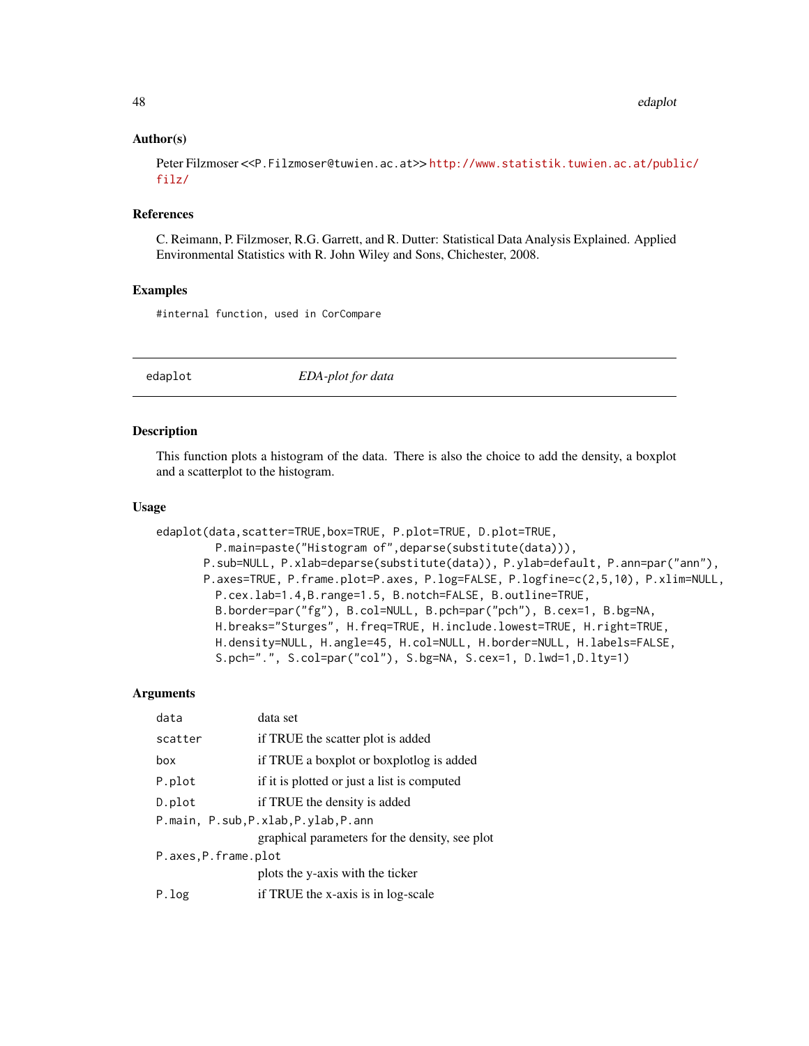### Author(s)

Peter Filzmoser <<P.Filzmoser@tuwien.ac.at>> http://www.statistik.tuwien.ac.at/public/filz/

### References

C. Reimann, P. Filzmoser, R.G. Garrett, and R. Dutter: Statistical Data Analysis Explained. Applied Environmental Statistics with R. John Wiley and Sons, Chichester, 2008.

### Examples

```
#internal function, used in CorCompare
```

---

## edaplot — *EDA-plot for data*

---

### Description

This function plots a histogram of the data. There is also the choice to add the density, a boxplot and a scatterplot to the histogram.

### Usage

```
edaplot(data,scatter=TRUE,box=TRUE, P.plot=TRUE, D.plot=TRUE,
        P.main=paste("Histogram of",deparse(substitute(data))),
      P.sub=NULL, P.xlab=deparse(substitute(data)), P.ylab=default, P.ann=par("ann"),
      P.axes=TRUE, P.frame.plot=P.axes, P.log=FALSE, P.logfine=c(2,5,10), P.xlim=NULL,
        P.cex.lab=1.4,B.range=1.5, B.notch=FALSE, B.outline=TRUE,
        B.border=par("fg"), B.col=NULL, B.pch=par("pch"), B.cex=1, B.bg=NA,
        H.breaks="Sturges", H.freq=TRUE, H.include.lowest=TRUE, H.right=TRUE,
        H.density=NULL, H.angle=45, H.col=NULL, H.border=NULL, H.labels=FALSE,
        S.pch=".", S.col=par("col"), S.bg=NA, S.cex=1, D.lwd=1,D.lty=1)
```

### Arguments

| | |
|---|---|
| `data` | data set |
| `scatter` | if TRUE the scatter plot is added |
| `box` | if TRUE a boxplot or boxplotlog is added |
| `P.plot` | if it is plotted or just a list is computed |
| `D.plot` | if TRUE the density is added |
| `P.main, P.sub,P.xlab,P.ylab,P.ann` | graphical parameters for the density, see plot |
| `P.axes,P.frame.plot` | plots the y-axis with the ticker |
| `P.log` | if TRUE the x-axis is in log-scale |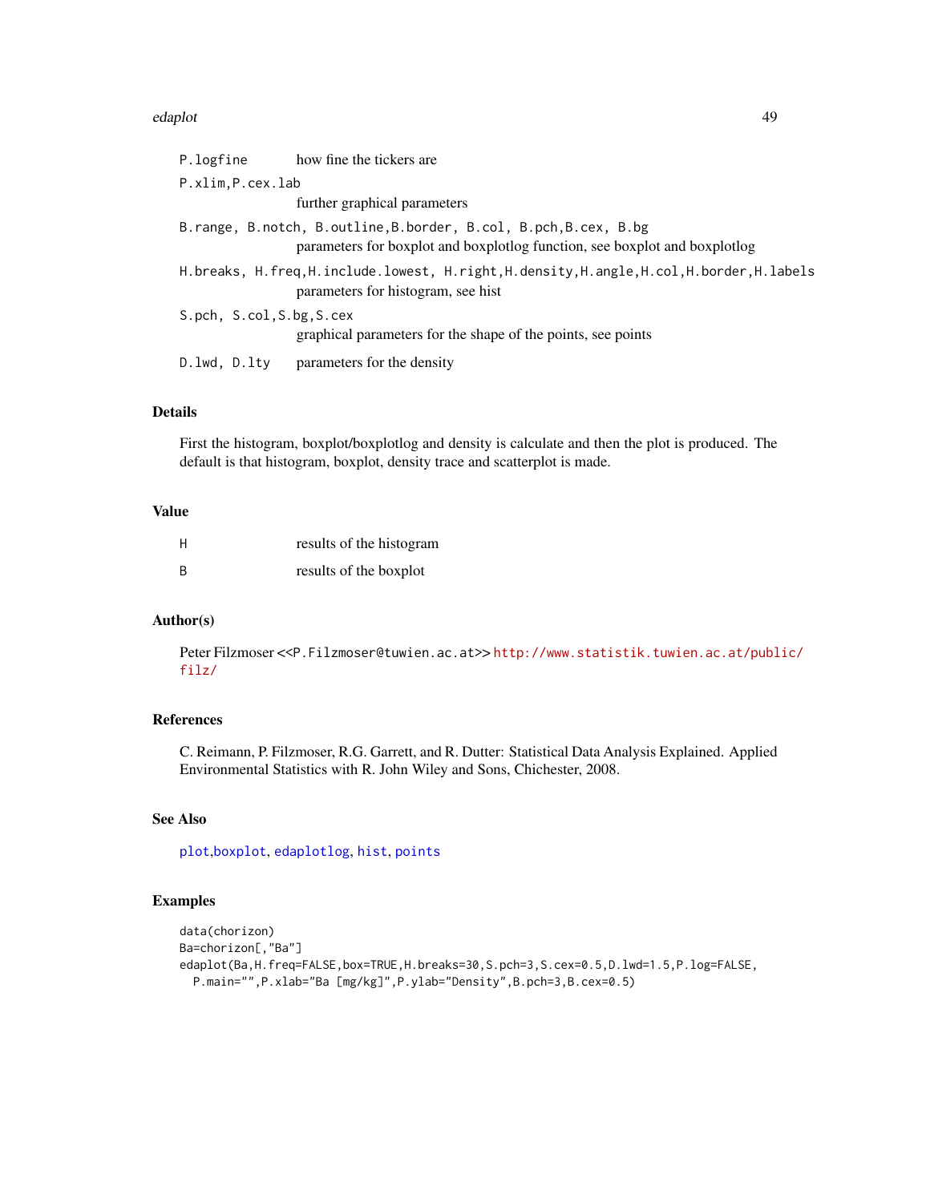| | |
|---|---|
| `P.logfine` | how fine the tickers are |
| `P.xlim,P.cex.lab` | further graphical parameters |
| `B.range, B.notch, B.outline,B.border, B.col, B.pch,B.cex, B.bg` | parameters for boxplot and boxplotlog function, see boxplot and boxplotlog |
| `H.breaks, H.freq,H.include.lowest, H.right,H.density,H.angle,H.col,H.border,H.labels` | parameters for histogram, see hist |
| `S.pch, S.col,S.bg,S.cex` | graphical parameters for the shape of the points, see points |
| `D.lwd, D.lty` | parameters for the density |

## Details

First the histogram, boxplot/boxplotlog and density is calculate and then the plot is produced. The default is that histogram, boxplot, density trace and scatterplot is made.

## Value

| | |
|---|---|
| H | results of the histogram |
| B | results of the boxplot |

## Author(s)

Peter Filzmoser <<P.Filzmoser@tuwien.ac.at>> http://www.statistik.tuwien.ac.at/public/filz/

## References

C. Reimann, P. Filzmoser, R.G. Garrett, and R. Dutter: Statistical Data Analysis Explained. Applied Environmental Statistics with R. John Wiley and Sons, Chichester, 2008.

## See Also

plot,boxplot, edaplotlog, hist, points

## Examples

```
data(chorizon)
Ba=chorizon[,"Ba"]
edaplot(Ba,H.freq=FALSE,box=TRUE,H.breaks=30,S.pch=3,S.cex=0.5,D.lwd=1.5,P.log=FALSE,
  P.main="",P.xlab="Ba [mg/kg]",P.ylab="Density",B.pch=3,B.cex=0.5)
```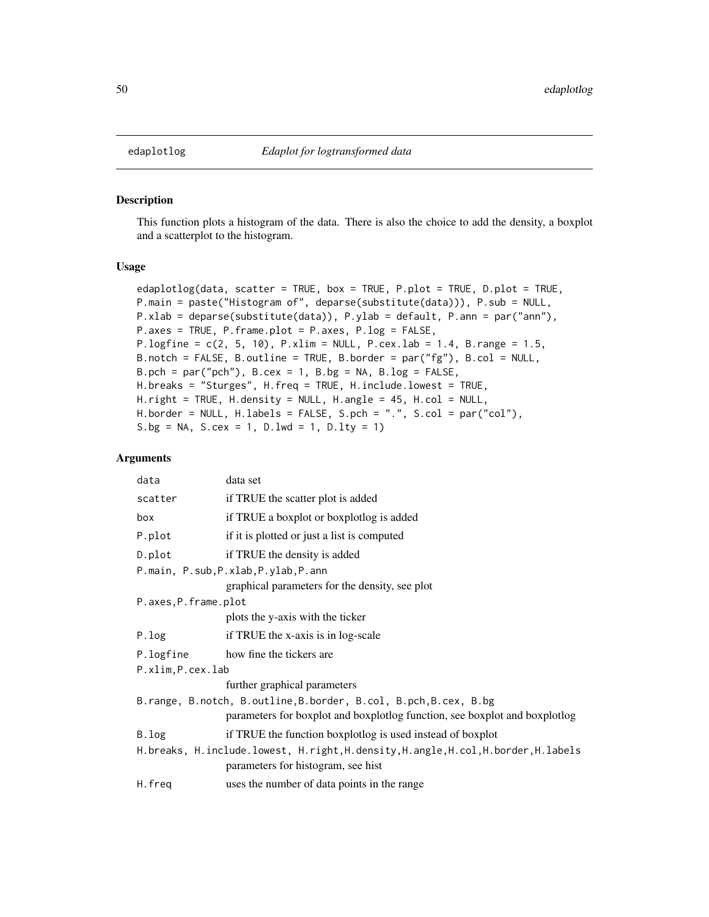edaplotlog *Edaplot for logtransformed data*

## Description

This function plots a histogram of the data. There is also the choice to add the density, a boxplot and a scatterplot to the histogram.

## Usage

```
edaplotlog(data, scatter = TRUE, box = TRUE, P.plot = TRUE, D.plot = TRUE,
P.main = paste("Histogram of", deparse(substitute(data))), P.sub = NULL,
P.xlab = deparse(substitute(data)), P.ylab = default, P.ann = par("ann"),
P.axes = TRUE, P.frame.plot = P.axes, P.log = FALSE,
P.logfine = c(2, 5, 10), P.xlim = NULL, P.cex.lab = 1.4, B.range = 1.5,
B.notch = FALSE, B.outline = TRUE, B.border = par("fg"), B.col = NULL,
B.pch = par("pch"), B.cex = 1, B.bg = NA, B.log = FALSE,
H.breaks = "Sturges", H.freq = TRUE, H.include.lowest = TRUE,
H.right = TRUE, H.density = NULL, H.angle = 45, H.col = NULL,
H.border = NULL, H.labels = FALSE, S.pch = ".", S.col = par("col"),
S.bg = NA, S.cex = 1, D.lwd = 1, D.lty = 1)
```

## Arguments

`data` data set

`scatter` if TRUE the scatter plot is added

`box` if TRUE a boxplot or boxplotlog is added

`P.plot` if it is plotted or just a list is computed

`D.plot` if TRUE the density is added

`P.main, P.sub,P.xlab,P.ylab,P.ann`
graphical parameters for the density, see plot

`P.axes,P.frame.plot`
plots the y-axis with the ticker

`P.log` if TRUE the x-axis is in log-scale

`P.logfine` how fine the tickers are

`P.xlim,P.cex.lab`
further graphical parameters

`B.range, B.notch, B.outline,B.border, B.col, B.pch,B.cex, B.bg`
parameters for boxplot and boxplotlog function, see boxplot and boxplotlog

`B.log` if TRUE the function boxplotlog is used instead of boxplot

`H.breaks, H.include.lowest, H.right,H.density,H.angle,H.col,H.border,H.labels`
parameters for histogram, see hist

`H.freq` uses the number of data points in the range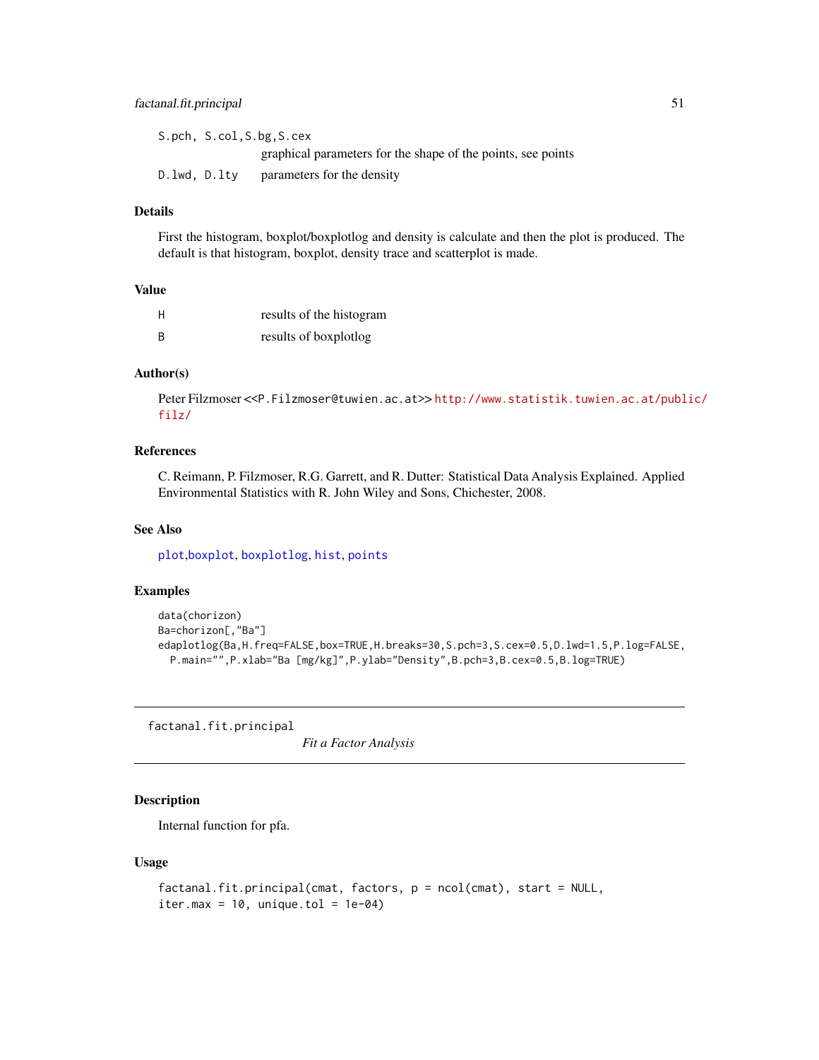S.pch, S.col,S.bg,S.cex
: graphical parameters for the shape of the points, see points

D.lwd, D.lty
: parameters for the density

### Details

First the histogram, boxplot/boxplotlog and density is calculate and then the plot is produced. The default is that histogram, boxplot, density trace and scatterplot is made.

### Value

| | |
|---|---|
| H | results of the histogram |
| B | results of boxplotlog |

### Author(s)

Peter Filzmoser <<P.Filzmoser@tuwien.ac.at>> http://www.statistik.tuwien.ac.at/public/filz/

### References

C. Reimann, P. Filzmoser, R.G. Garrett, and R. Dutter: Statistical Data Analysis Explained. Applied Environmental Statistics with R. John Wiley and Sons, Chichester, 2008.

### See Also

plot,boxplot, boxplotlog, hist, points

### Examples

```
data(chorizon)
Ba=chorizon[,"Ba"]
edaplotlog(Ba,H.freq=FALSE,box=TRUE,H.breaks=30,S.pch=3,S.cex=0.5,D.lwd=1.5,P.log=FALSE,
  P.main="",P.xlab="Ba [mg/kg]",P.ylab="Density",B.pch=3,B.cex=0.5,B.log=TRUE)
```

---

## factanal.fit.principal &nbsp;&nbsp; *Fit a Factor Analysis*

### Description

Internal function for pfa.

### Usage

```
factanal.fit.principal(cmat, factors, p = ncol(cmat), start = NULL,
iter.max = 10, unique.tol = 1e-04)
```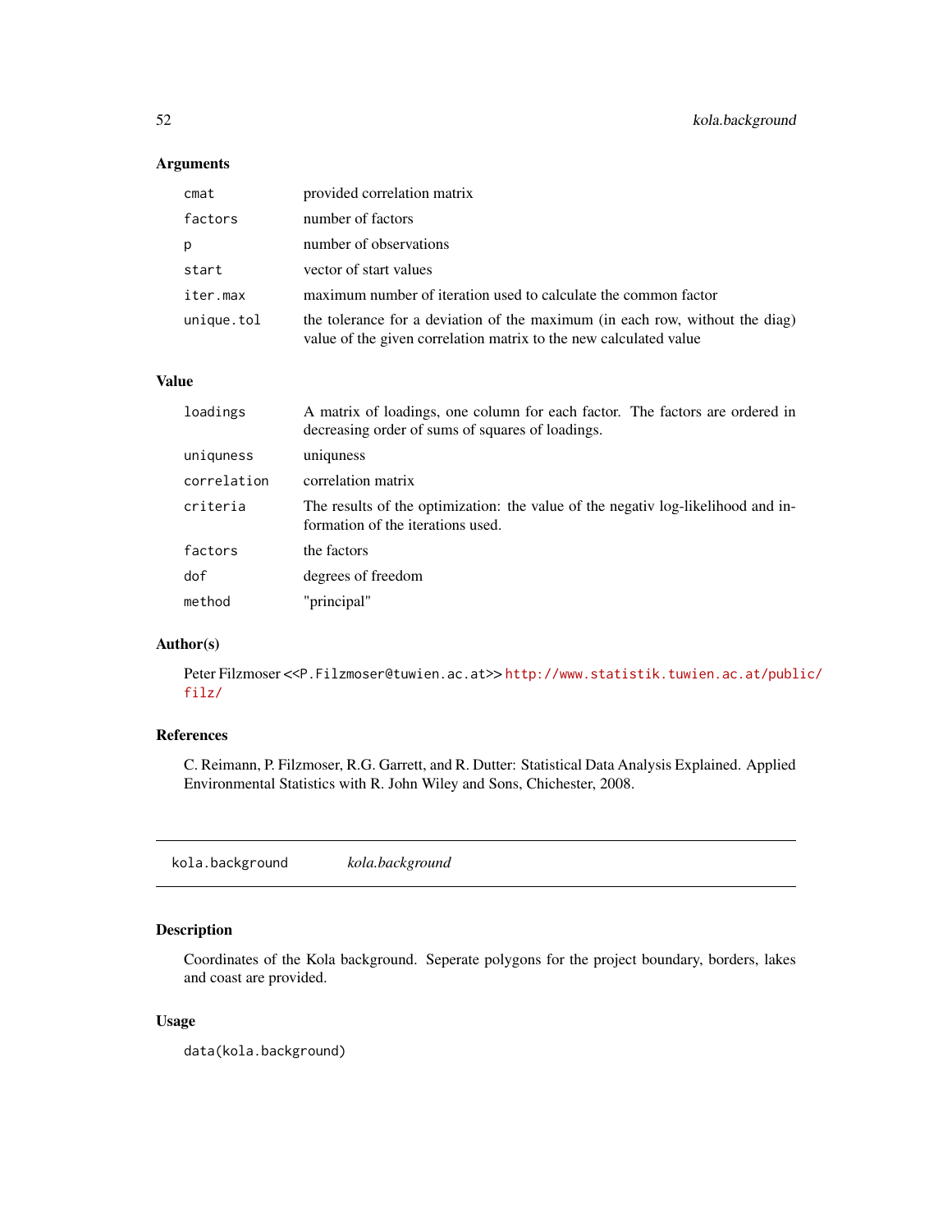### Arguments

| | |
|---|---|
| `cmat` | provided correlation matrix |
| `factors` | number of factors |
| `p` | number of observations |
| `start` | vector of start values |
| `iter.max` | maximum number of iteration used to calculate the common factor |
| `unique.tol` | the tolerance for a deviation of the maximum (in each row, without the diag) value of the given correlation matrix to the new calculated value |

### Value

| | |
|---|---|
| `loadings` | A matrix of loadings, one column for each factor. The factors are ordered in decreasing order of sums of squares of loadings. |
| `uniquness` | uniquness |
| `correlation` | correlation matrix |
| `criteria` | The results of the optimization: the value of the negativ log-likelihood and information of the iterations used. |
| `factors` | the factors |
| `dof` | degrees of freedom |
| `method` | "principal" |

### Author(s)

Peter Filzmoser <<P.Filzmoser@tuwien.ac.at>> http://www.statistik.tuwien.ac.at/public/filz/

### References

C. Reimann, P. Filzmoser, R.G. Garrett, and R. Dutter: Statistical Data Analysis Explained. Applied Environmental Statistics with R. John Wiley and Sons, Chichester, 2008.

---

## `kola.background` *kola.background*

---

### Description

Coordinates of the Kola background. Seperate polygons for the project boundary, borders, lakes and coast are provided.

### Usage

```
data(kola.background)
```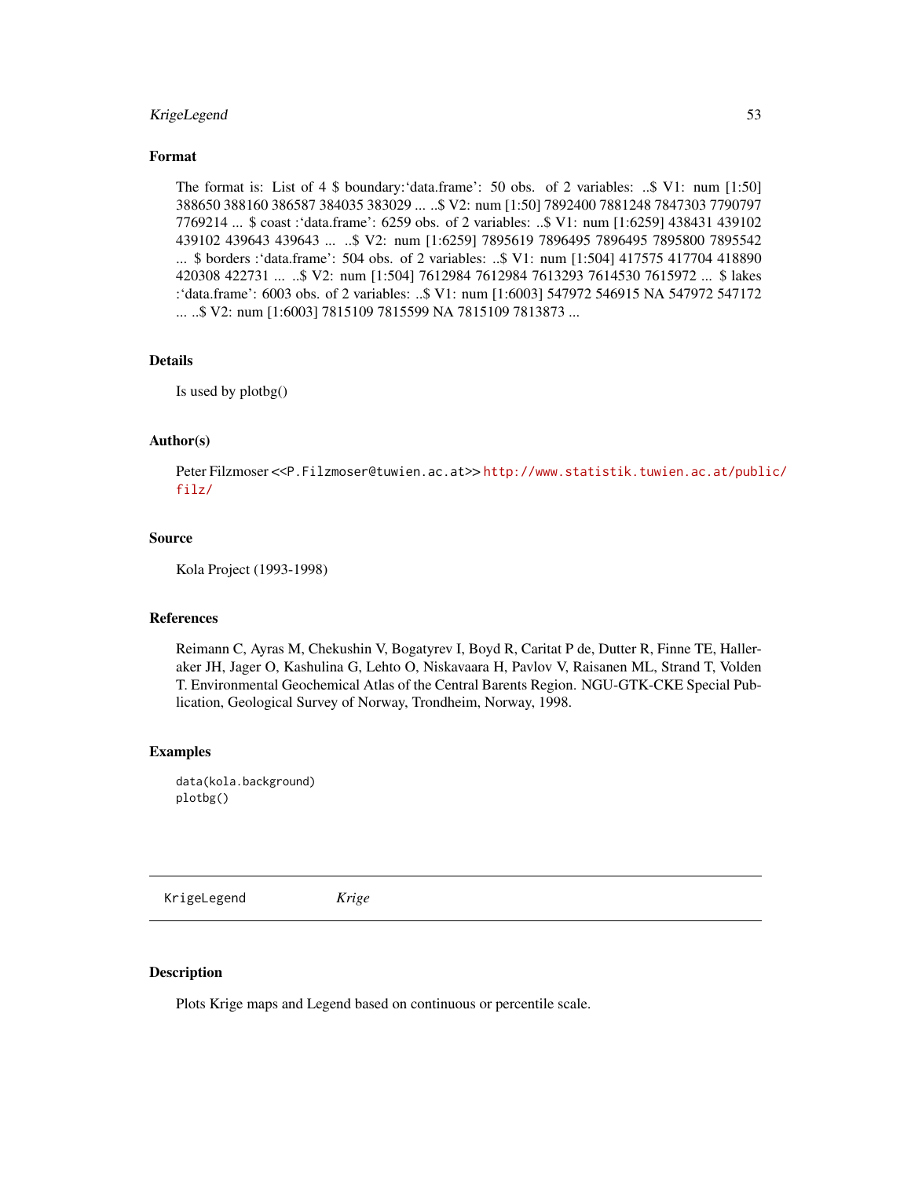### Format

The format is: List of 4 $ boundary:'data.frame': 50 obs. of 2 variables: ..$ V1: num [1:50] 388650 388160 386587 384035 383029 ... ..$ V2: num [1:50] 7892400 7881248 7847303 7790797 7769214 ... $ coast :'data.frame': 6259 obs. of 2 variables: ..$ V1: num [1:6259] 438431 439102 439102 439643 439643 ... ..$ V2: num [1:6259] 7895619 7896495 7896495 7895800 7895542 ... $ borders :'data.frame': 504 obs. of 2 variables: ..$ V1: num [1:504] 417575 417704 418890 420308 422731 ... ..$ V2: num [1:504] 7612984 7612984 7613293 7614530 7615972 ... $ lakes :'data.frame': 6003 obs. of 2 variables: ..$ V1: num [1:6003] 547972 546915 NA 547972 547172 ... ..$ V2: num [1:6003] 7815109 7815599 NA 7815109 7813873 ...

### Details

Is used by plotbg()

### Author(s)

Peter Filzmoser <<P.Filzmoser@tuwien.ac.at>> http://www.statistik.tuwien.ac.at/public/filz/

### Source

Kola Project (1993-1998)

### References

Reimann C, Ayras M, Chekushin V, Bogatyrev I, Boyd R, Caritat P de, Dutter R, Finne TE, Halleraker JH, Jager O, Kashulina G, Lehto O, Niskavaara H, Pavlov V, Raisanen ML, Strand T, Volden T. Environmental Geochemical Atlas of the Central Barents Region. NGU-GTK-CKE Special Publication, Geological Survey of Norway, Trondheim, Norway, 1998.

### Examples

```
data(kola.background)
plotbg()
```

---

## KrigeLegend *Krige*

---

### Description

Plots Krige maps and Legend based on continuous or percentile scale.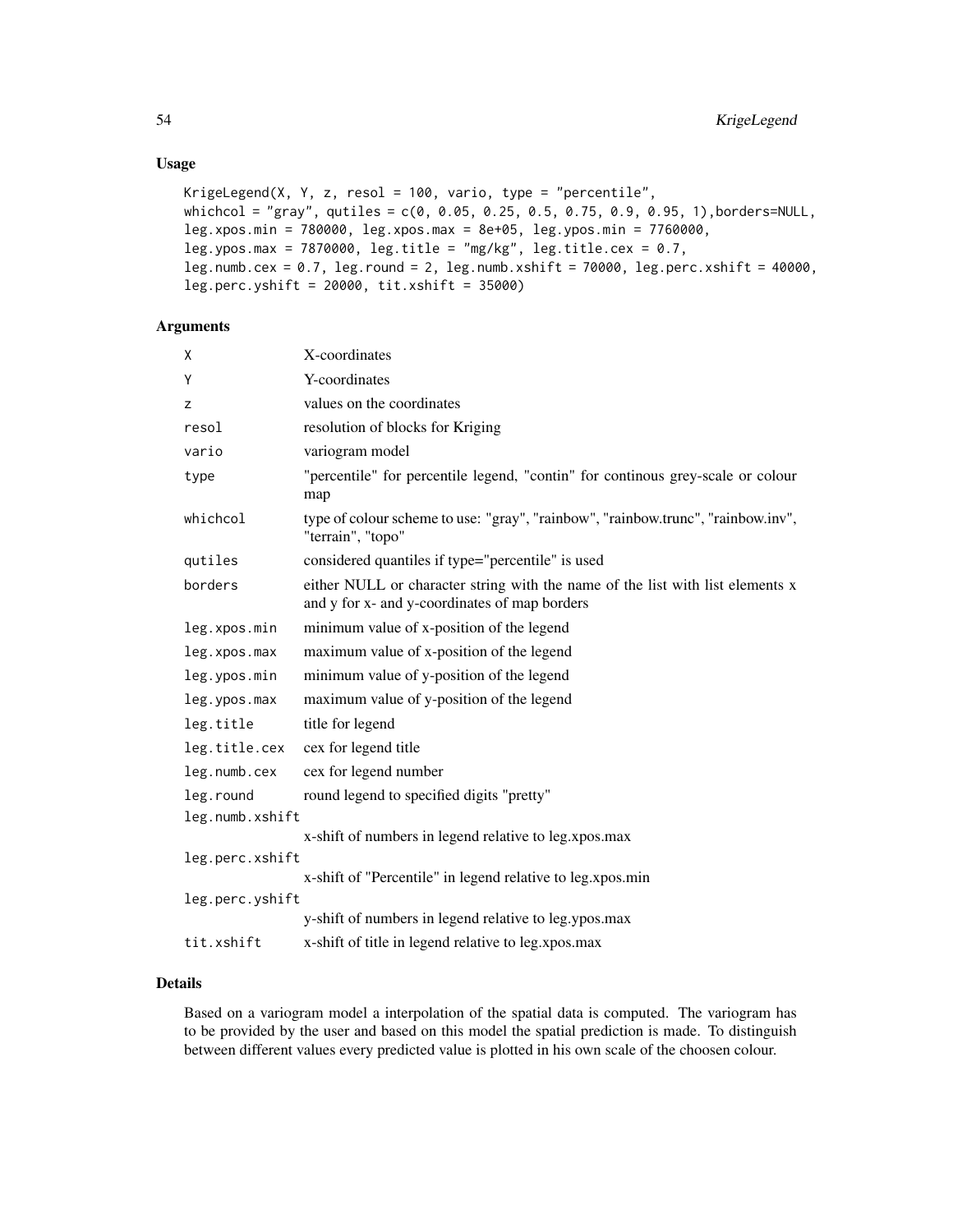## Usage

```
KrigeLegend(X, Y, z, resol = 100, vario, type = "percentile",
whichcol = "gray", qutiles = c(0, 0.05, 0.25, 0.5, 0.75, 0.9, 0.95, 1),borders=NULL,
leg.xpos.min = 780000, leg.xpos.max = 8e+05, leg.ypos.min = 7760000,
leg.ypos.max = 7870000, leg.title = "mg/kg", leg.title.cex = 0.7,
leg.numb.cex = 0.7, leg.round = 2, leg.numb.xshift = 70000, leg.perc.xshift = 40000,
leg.perc.yshift = 20000, tit.xshift = 35000)
```

## Arguments

| | |
|---|---|
| `X` | X-coordinates |
| `Y` | Y-coordinates |
| `z` | values on the coordinates |
| `resol` | resolution of blocks for Kriging |
| `vario` | variogram model |
| `type` | "percentile" for percentile legend, "contin" for continous grey-scale or colour map |
| `whichcol` | type of colour scheme to use: "gray", "rainbow", "rainbow.trunc", "rainbow.inv", "terrain", "topo" |
| `qutiles` | considered quantiles if type="percentile" is used |
| `borders` | either NULL or character string with the name of the list with list elements x and y for x- and y-coordinates of map borders |
| `leg.xpos.min` | minimum value of x-position of the legend |
| `leg.xpos.max` | maximum value of x-position of the legend |
| `leg.ypos.min` | minimum value of y-position of the legend |
| `leg.ypos.max` | maximum value of y-position of the legend |
| `leg.title` | title for legend |
| `leg.title.cex` | cex for legend title |
| `leg.numb.cex` | cex for legend number |
| `leg.round` | round legend to specified digits "pretty" |
| `leg.numb.xshift` | x-shift of numbers in legend relative to leg.xpos.max |
| `leg.perc.xshift` | x-shift of "Percentile" in legend relative to leg.xpos.min |
| `leg.perc.yshift` | y-shift of numbers in legend relative to leg.ypos.max |
| `tit.xshift` | x-shift of title in legend relative to leg.xpos.max |

## Details

Based on a variogram model a interpolation of the spatial data is computed. The variogram has to be provided by the user and based on this model the spatial prediction is made. To distinguish between different values every predicted value is plotted in his own scale of the choosen colour.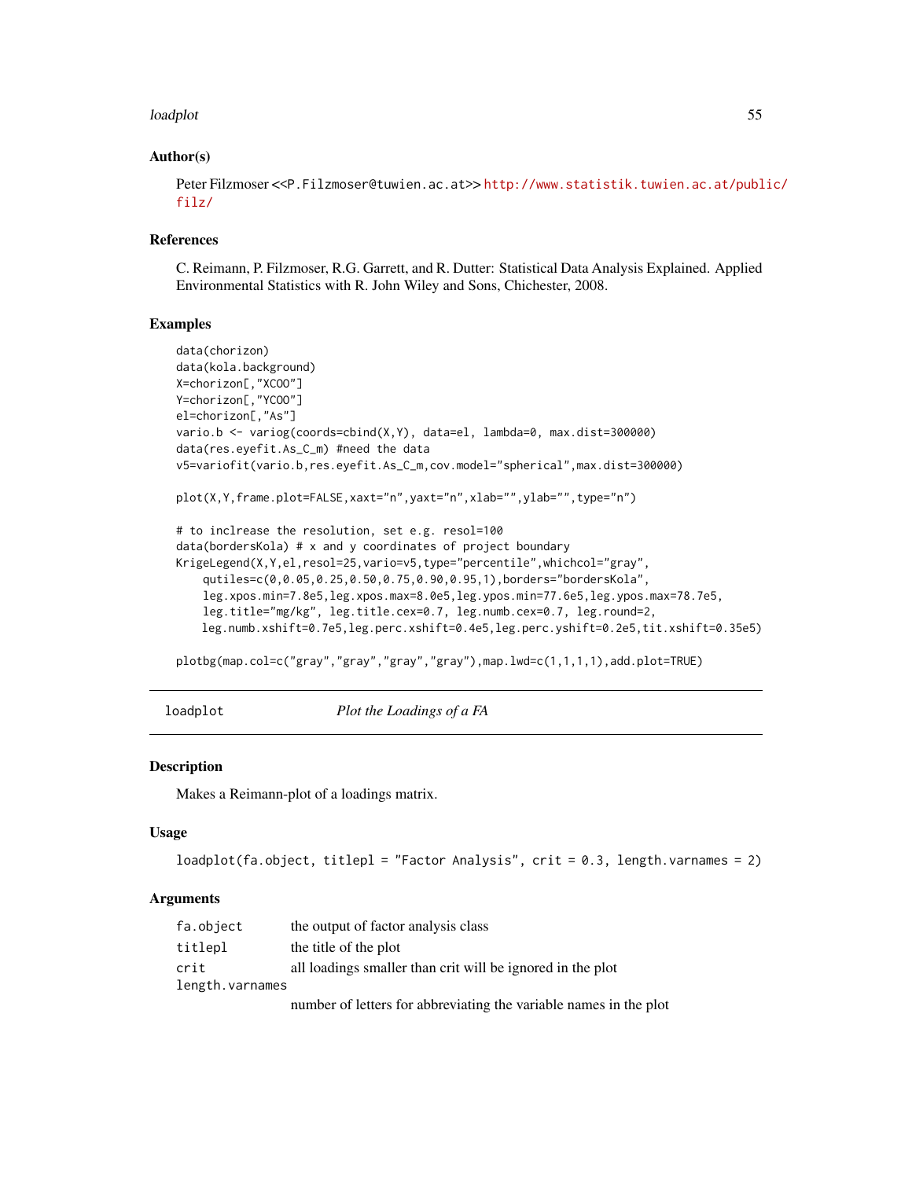### Author(s)

Peter Filzmoser <<P.Filzmoser@tuwien.ac.at>> http://www.statistik.tuwien.ac.at/public/filz/

### References

C. Reimann, P. Filzmoser, R.G. Garrett, and R. Dutter: Statistical Data Analysis Explained. Applied Environmental Statistics with R. John Wiley and Sons, Chichester, 2008.

### Examples

```
data(chorizon)
data(kola.background)
X=chorizon[,"XCOO"]
Y=chorizon[,"YCOO"]
el=chorizon[,"As"]
vario.b <- variog(coords=cbind(X,Y), data=el, lambda=0, max.dist=300000)
data(res.eyefit.As_C_m) #need the data
v5=variofit(vario.b,res.eyefit.As_C_m,cov.model="spherical",max.dist=300000)

plot(X,Y,frame.plot=FALSE,xaxt="n",yaxt="n",xlab="",ylab="",type="n")

# to inclrease the resolution, set e.g. resol=100
data(bordersKola) # x and y coordinates of project boundary
KrigeLegend(X,Y,el,resol=25,vario=v5,type="percentile",whichcol="gray",
    qutiles=c(0,0.05,0.25,0.50,0.75,0.90,0.95,1),borders="bordersKola",
    leg.xpos.min=7.8e5,leg.xpos.max=8.0e5,leg.ypos.min=77.6e5,leg.ypos.max=78.7e5,
    leg.title="mg/kg", leg.title.cex=0.7, leg.numb.cex=0.7, leg.round=2,
    leg.numb.xshift=0.7e5,leg.perc.xshift=0.4e5,leg.perc.yshift=0.2e5,tit.xshift=0.35e5)

plotbg(map.col=c("gray","gray","gray","gray"),map.lwd=c(1,1,1,1),add.plot=TRUE)
```

---

## loadplot — *Plot the Loadings of a FA*

### Description

Makes a Reimann-plot of a loadings matrix.

### Usage

```
loadplot(fa.object, titlepl = "Factor Analysis", crit = 0.3, length.varnames = 2)
```

### Arguments

| | |
|---|---|
| fa.object | the output of factor analysis class |
| titlepl | the title of the plot |
| crit | all loadings smaller than crit will be ignored in the plot |
| length.varnames | number of letters for abbreviating the variable names in the plot |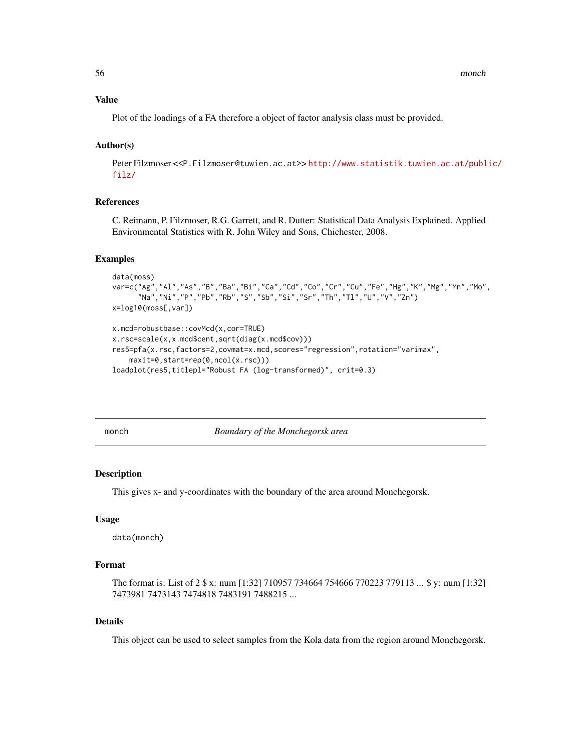### Value

Plot of the loadings of a FA therefore a object of factor analysis class must be provided.

### Author(s)

Peter Filzmoser <<P.Filzmoser@tuwien.ac.at>> http://www.statistik.tuwien.ac.at/public/filz/

### References

C. Reimann, P. Filzmoser, R.G. Garrett, and R. Dutter: Statistical Data Analysis Explained. Applied Environmental Statistics with R. John Wiley and Sons, Chichester, 2008.

### Examples

```
data(moss)
var=c("Ag","Al","As","B","Ba","Bi","Ca","Cd","Co","Cr","Cu","Fe","Hg","K","Mg","Mn","Mo",
      "Na","Ni","P","Pb","Rb","S","Sb","Si","Sr","Th","Tl","U","V","Zn")
x=log10(moss[,var])

x.mcd=robustbase::covMcd(x,cor=TRUE)
x.rsc=scale(x,x.mcd$cent,sqrt(diag(x.mcd$cov)))
res5=pfa(x.rsc,factors=2,covmat=x.mcd,scores="regression",rotation="varimax",
    maxit=0,start=rep(0,ncol(x.rsc)))
loadplot(res5,titlepl="Robust FA (log-transformed)", crit=0.3)
```

---

## monch — *Boundary of the Monchegorsk area*

### Description

This gives x- and y-coordinates with the boundary of the area around Monchegorsk.

### Usage

```
data(monch)
```

### Format

The format is: List of 2 $ x: num [1:32] 710957 734664 754666 770223 779113 ... $ y: num [1:32] 7473981 7473143 7474818 7483191 7488215 ...

### Details

This object can be used to select samples from the Kola data from the region around Monchegorsk.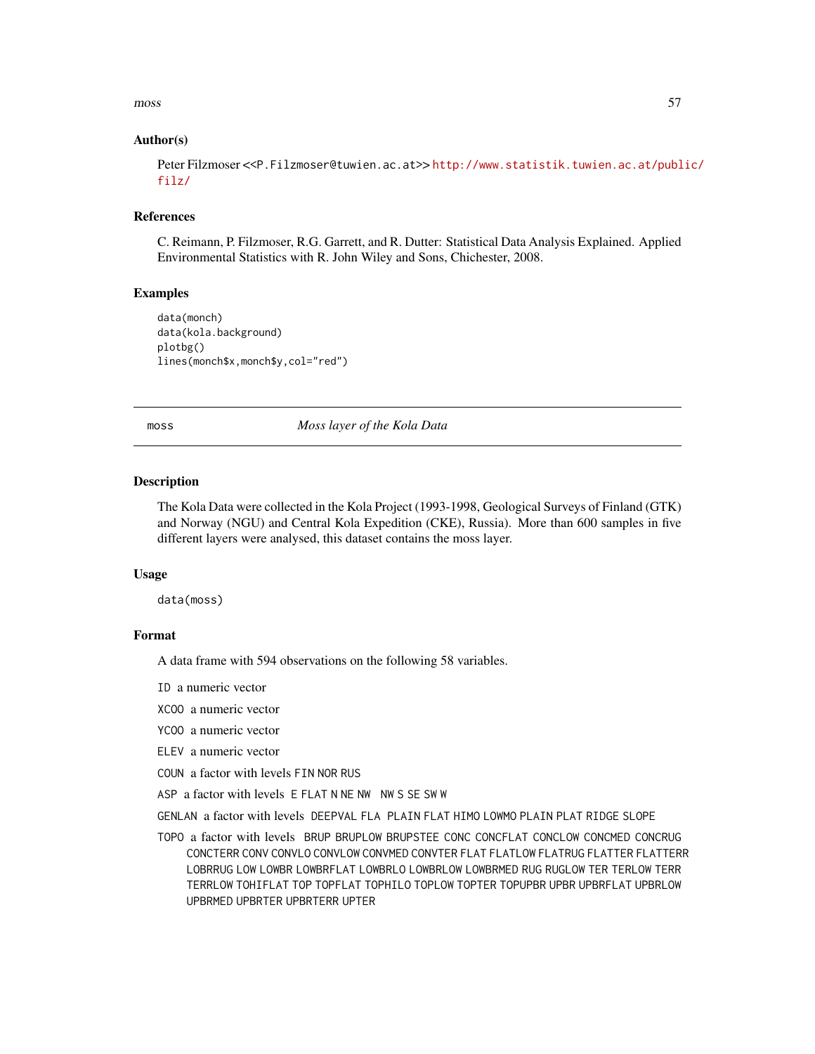### Author(s)

Peter Filzmoser <<P.Filzmoser@tuwien.ac.at>> http://www.statistik.tuwien.ac.at/public/filz/

### References

C. Reimann, P. Filzmoser, R.G. Garrett, and R. Dutter: Statistical Data Analysis Explained. Applied Environmental Statistics with R. John Wiley and Sons, Chichester, 2008.

### Examples

```
data(monch)
data(kola.background)
plotbg()
lines(monch$x,monch$y,col="red")
```

---

## moss — *Moss layer of the Kola Data*

### Description

The Kola Data were collected in the Kola Project (1993-1998, Geological Surveys of Finland (GTK) and Norway (NGU) and Central Kola Expedition (CKE), Russia). More than 600 samples in five different layers were analysed, this dataset contains the moss layer.

### Usage

```
data(moss)
```

### Format

A data frame with 594 observations on the following 58 variables.

- `ID` a numeric vector
- `XCOO` a numeric vector
- `YCOO` a numeric vector
- `ELEV` a numeric vector
- `COUN` a factor with levels `FIN` `NOR` `RUS`
- `ASP` a factor with levels `E` `FLAT` `N` `NE` `NW` `NW` `S` `SE` `SW` `W`
- `GENLAN` a factor with levels `DEEPVAL` `FLA` `PLAIN` `FLAT` `HIMO` `LOWMO` `PLAIN` `PLAT` `RIDGE` `SLOPE`
- `TOPO` a factor with levels `BRUP` `BRUPLOW` `BRUPSTEE` `CONC` `CONCFLAT` `CONCLOW` `CONCMED` `CONCRUG` `CONCTERR` `CONV` `CONVLO` `CONVLOW` `CONVMED` `CONVTER` `FLAT` `FLATLOW` `FLATRUG` `FLATTER` `FLATTERR` `LOBRRUG` `LOW` `LOWBR` `LOWBRFLAT` `LOWBRLO` `LOWBRLOW` `LOWBRMED` `RUG` `RUGLOW` `TER` `TERLOW` `TERR` `TERRLOW` `TOHIFLAT` `TOP` `TOPFLAT` `TOPHILO` `TOPLOW` `TOPTER` `TOPUPBR` `UPBR` `UPBRFLAT` `UPBRLOW` `UPBRMED` `UPBRTER` `UPBRTERR` `UPTER`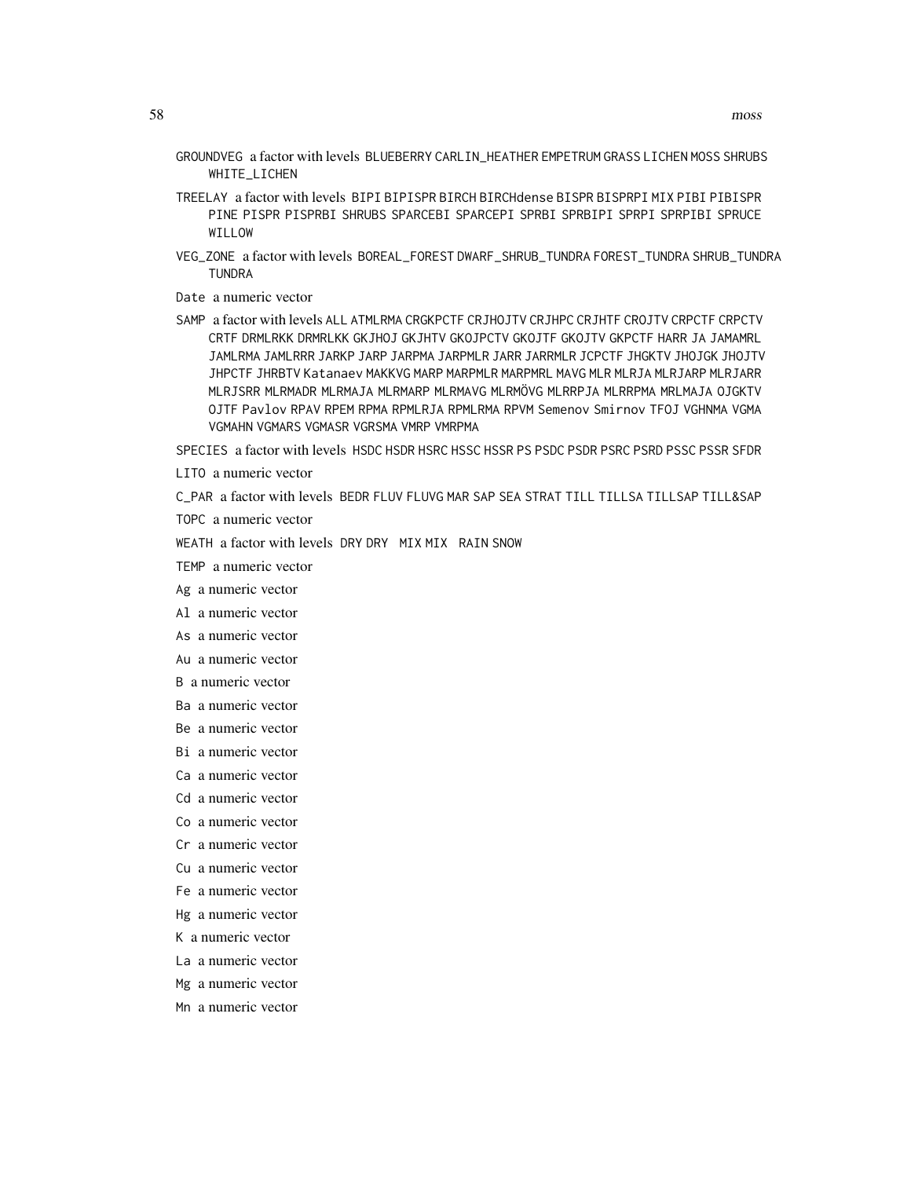GROUNDVEG a factor with levels BLUEBERRY CARLIN_HEATHER EMPETRUM GRASS LICHEN MOSS SHRUBS WHITE_LICHEN

TREELAY a factor with levels BIPI BIPISPR BIRCH BIRCHdense BISPR BISPRPI MIX PIBI PIBISPR PINE PISPR PISPRBI SHRUBS SPARCEBI SPARCEPI SPRBI SPRBIPI SPRPI SPRPIBI SPRUCE WILLOW

VEG_ZONE a factor with levels BOREAL_FOREST DWARF_SHRUB_TUNDRA FOREST_TUNDRA SHRUB_TUNDRA TUNDRA

Date a numeric vector

SAMP a factor with levels ALL ATMLRMA CRGKPCTF CRJHOJTV CRJHPC CRJHTF CROJTV CRPCTF CRPCTV CRTF DRMLRKK DRMRLKK GKJHOJ GKJHTV GKOJPCTV GKOJTF GKOJTV GKPCTF HARR JA JAMAMRL JAMLRMA JAMLRRR JARKP JARP JARPMA JARPMLR JARR JARRMLR JCPCTF JHGKTV JHOJGK JHOJTV JHPCTF JHRBTV Katanaev MAKKVG MARP MARPMLR MARPMRL MAVG MLR MLRJA MLRJARP MLRJARR MLRJSRR MLRMADR MLRMAJA MLRMARP MLRMAVG MLRMÖVG MLRRPJA MLRRPMA MRLMAJA OJGKTV OJTF Pavlov RPAV RPEM RPMA RPMLRJA RPMLRMA RPVM Semenov Smirnov TFOJ VGHNMA VGMA VGMAHN VGMARS VGMASR VGRSMA VMRP VMRPMA

SPECIES a factor with levels HSDC HSDR HSRC HSSC HSSR PS PSDC PSDR PSRC PSRD PSSC PSSR SFDR

LITO a numeric vector

C_PAR a factor with levels BEDR FLUV FLUVG MAR SAP SEA STRAT TILL TILLSA TILLSAP TILL&SAP

TOPC a numeric vector

WEATH a factor with levels DRY DRY MIX MIX RAIN SNOW

TEMP a numeric vector

Ag a numeric vector

Al a numeric vector

As a numeric vector

Au a numeric vector

B a numeric vector

Ba a numeric vector

Be a numeric vector

Bi a numeric vector

Ca a numeric vector

Cd a numeric vector

Co a numeric vector

Cr a numeric vector

Cu a numeric vector

Fe a numeric vector

Hg a numeric vector

K a numeric vector

La a numeric vector

Mg a numeric vector

Mn a numeric vector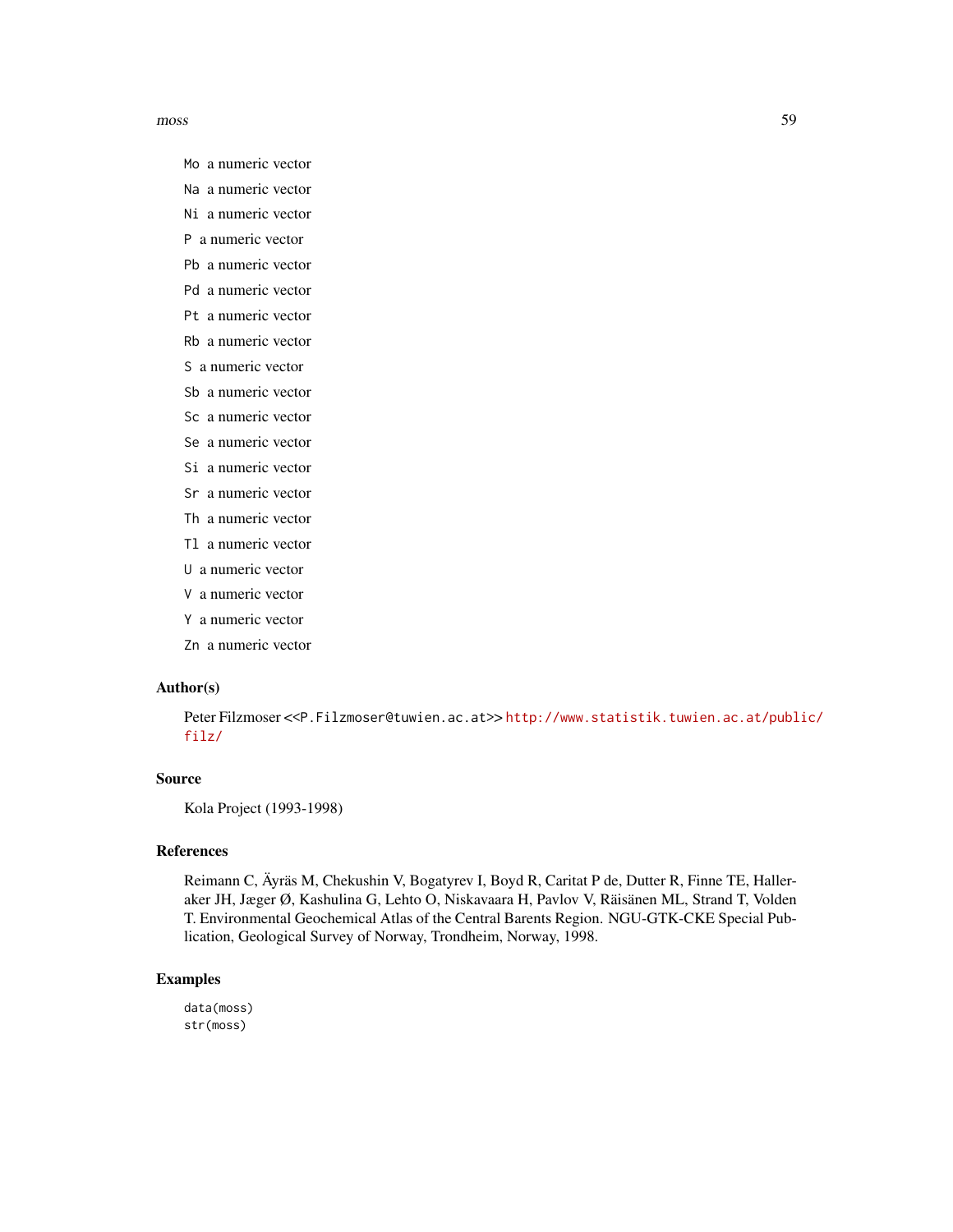- `Mo` a numeric vector
- `Na` a numeric vector
- `Ni` a numeric vector
- `P` a numeric vector
- `Pb` a numeric vector
- `Pd` a numeric vector
- `Pt` a numeric vector
- `Rb` a numeric vector
- `S` a numeric vector
- `Sb` a numeric vector
- `Sc` a numeric vector
- `Se` a numeric vector
- `Si` a numeric vector
- `Sr` a numeric vector
- `Th` a numeric vector
- `Tl` a numeric vector
- `U` a numeric vector
- `V` a numeric vector
- `Y` a numeric vector
- `Zn` a numeric vector

## Author(s)

Peter Filzmoser <`<P.Filzmoser@tuwien.ac.at>`> http://www.statistik.tuwien.ac.at/public/filz/

## Source

Kola Project (1993-1998)

## References

Reimann C, Äyräs M, Chekushin V, Bogatyrev I, Boyd R, Caritat P de, Dutter R, Finne TE, Halleraker JH, Jæger Ø, Kashulina G, Lehto O, Niskavaara H, Pavlov V, Räisänen ML, Strand T, Volden T. Environmental Geochemical Atlas of the Central Barents Region. NGU-GTK-CKE Special Publication, Geological Survey of Norway, Trondheim, Norway, 1998.

## Examples

```
data(moss)
str(moss)
```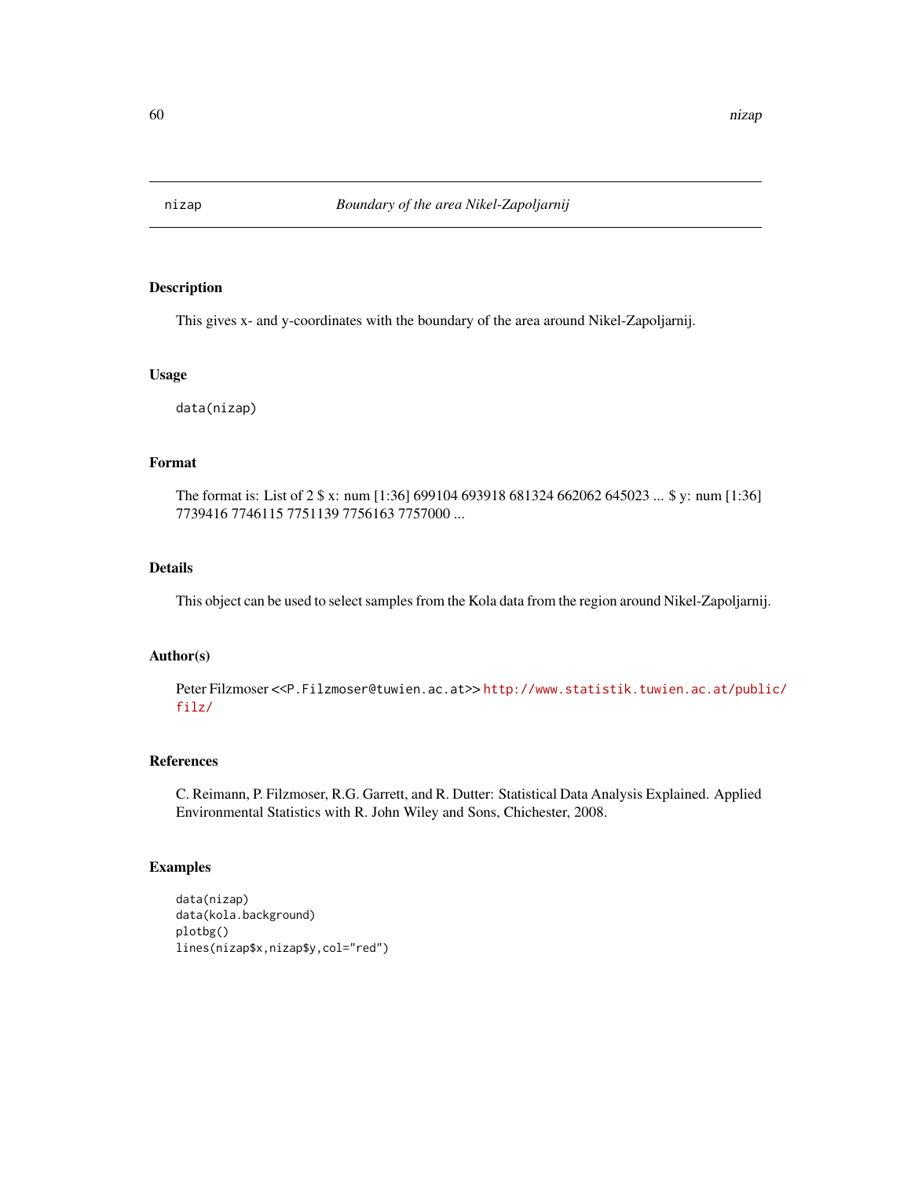# nizap *Boundary of the area Nikel-Zapoljarnij*

## Description

This gives x- and y-coordinates with the boundary of the area around Nikel-Zapoljarnij.

## Usage

```
data(nizap)
```

## Format

The format is: List of 2 $ x: num [1:36] 699104 693918 681324 662062 645023 ... $ y: num [1:36] 7739416 7746115 7751139 7756163 7757000 ...

## Details

This object can be used to select samples from the Kola data from the region around Nikel-Zapoljarnij.

## Author(s)

Peter Filzmoser <<P.Filzmoser@tuwien.ac.at>> http://www.statistik.tuwien.ac.at/public/filz/

## References

C. Reimann, P. Filzmoser, R.G. Garrett, and R. Dutter: Statistical Data Analysis Explained. Applied Environmental Statistics with R. John Wiley and Sons, Chichester, 2008.

## Examples

```
data(nizap)
data(kola.background)
plotbg()
lines(nizap$x,nizap$y,col="red")
```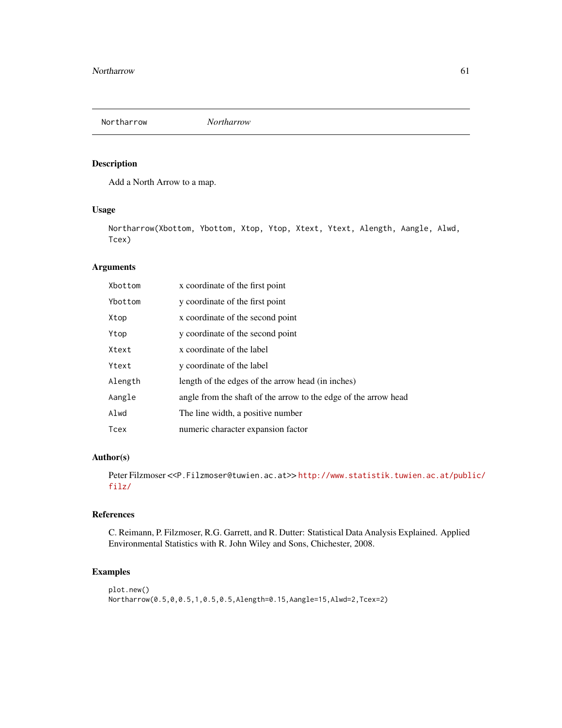Northarrow&emsp;&emsp;&emsp;&emsp;*Northarrow*

## Description

Add a North Arrow to a map.

## Usage

```
Northarrow(Xbottom, Ybottom, Xtop, Ytop, Xtext, Ytext, Alength, Aangle, Alwd,
Tcex)
```

## Arguments

| | |
|---|---|
| Xbottom | x coordinate of the first point |
| Ybottom | y coordinate of the first point |
| Xtop | x coordinate of the second point |
| Ytop | y coordinate of the second point |
| Xtext | x coordinate of the label |
| Ytext | y coordinate of the label |
| Alength | length of the edges of the arrow head (in inches) |
| Aangle | angle from the shaft of the arrow to the edge of the arrow head |
| Alwd | The line width, a positive number |
| Tcex | numeric character expansion factor |

## Author(s)

Peter Filzmoser <<P.Filzmoser@tuwien.ac.at>> http://www.statistik.tuwien.ac.at/public/filz/

## References

C. Reimann, P. Filzmoser, R.G. Garrett, and R. Dutter: Statistical Data Analysis Explained. Applied Environmental Statistics with R. John Wiley and Sons, Chichester, 2008.

## Examples

```
plot.new()
Northarrow(0.5,0,0.5,1,0.5,0.5,Alength=0.15,Aangle=15,Alwd=2,Tcex=2)
```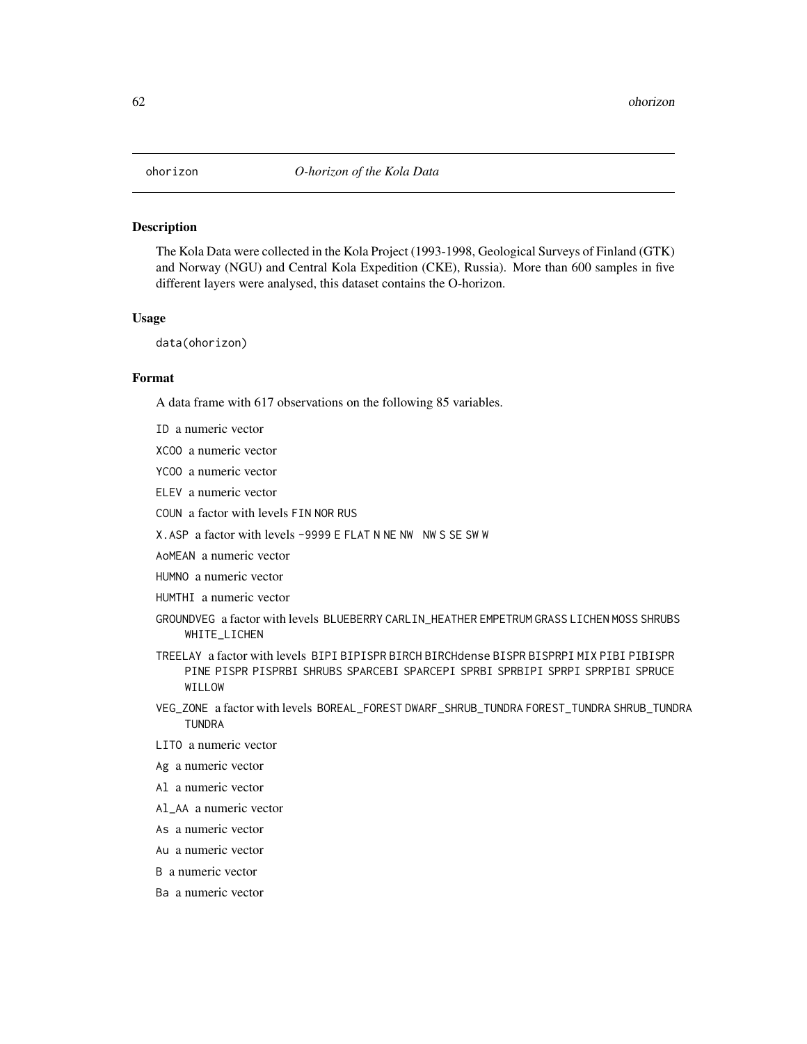ohorizon *O-horizon of the Kola Data*

## Description

The Kola Data were collected in the Kola Project (1993-1998, Geological Surveys of Finland (GTK) and Norway (NGU) and Central Kola Expedition (CKE), Russia). More than 600 samples in five different layers were analysed, this dataset contains the O-horizon.

## Usage

```
data(ohorizon)
```

## Format

A data frame with 617 observations on the following 85 variables.

- ID a numeric vector
- XCOO a numeric vector
- YCOO a numeric vector
- ELEV a numeric vector
- COUN a factor with levels FIN NOR RUS
- X.ASP a factor with levels -9999 E FLAT N NE NW NW S SE SW W
- AoMEAN a numeric vector
- HUMNO a numeric vector
- HUMTHI a numeric vector
- GROUNDVEG a factor with levels BLUEBERRY CARLIN_HEATHER EMPETRUM GRASS LICHEN MOSS SHRUBS WHITE_LICHEN
- TREELAY a factor with levels BIPI BIPISPR BIRCH BIRCHdense BISPR BISPRPI MIX PIBI PIBISPR PINE PISPR PISPRBI SHRUBS SPARCEBI SPARCEPI SPRBI SPRBIPI SPRPI SPRPIBI SPRUCE WILLOW
- VEG_ZONE a factor with levels BOREAL_FOREST DWARF_SHRUB_TUNDRA FOREST_TUNDRA SHRUB_TUNDRA TUNDRA
- LITO a numeric vector
- Ag a numeric vector
- Al a numeric vector
- Al_AA a numeric vector
- As a numeric vector
- Au a numeric vector
- B a numeric vector
- Ba a numeric vector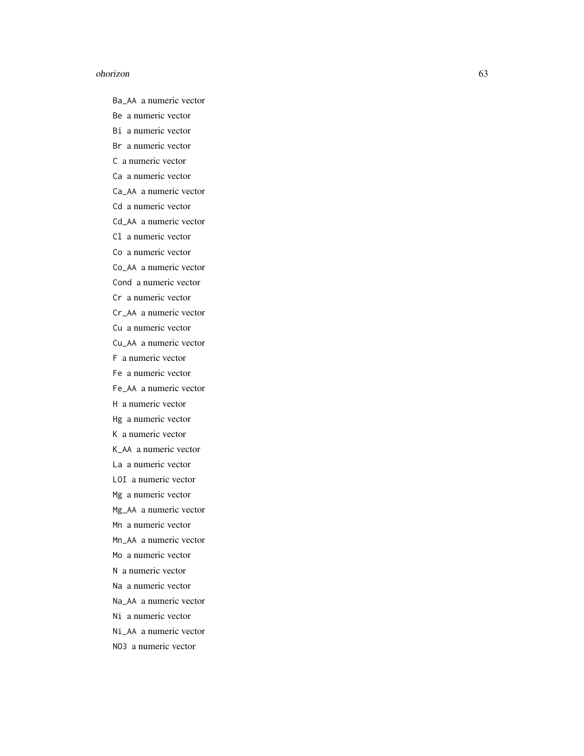`Ba_AA` a numeric vector

`Be` a numeric vector

`Bi` a numeric vector

`Br` a numeric vector

`C` a numeric vector

`Ca` a numeric vector

`Ca_AA` a numeric vector

`Cd` a numeric vector

`Cd_AA` a numeric vector

`Cl` a numeric vector

`Co` a numeric vector

`Co_AA` a numeric vector

`Cond` a numeric vector

`Cr` a numeric vector

`Cr_AA` a numeric vector

`Cu` a numeric vector

`Cu_AA` a numeric vector

`F` a numeric vector

`Fe` a numeric vector

`Fe_AA` a numeric vector

`H` a numeric vector

`Hg` a numeric vector

`K` a numeric vector

`K_AA` a numeric vector

`La` a numeric vector

`LOI` a numeric vector

`Mg` a numeric vector

`Mg_AA` a numeric vector

`Mn` a numeric vector

`Mn_AA` a numeric vector

`Mo` a numeric vector

`N` a numeric vector

`Na` a numeric vector

`Na_AA` a numeric vector

`Ni` a numeric vector

`Ni_AA` a numeric vector

`NO3` a numeric vector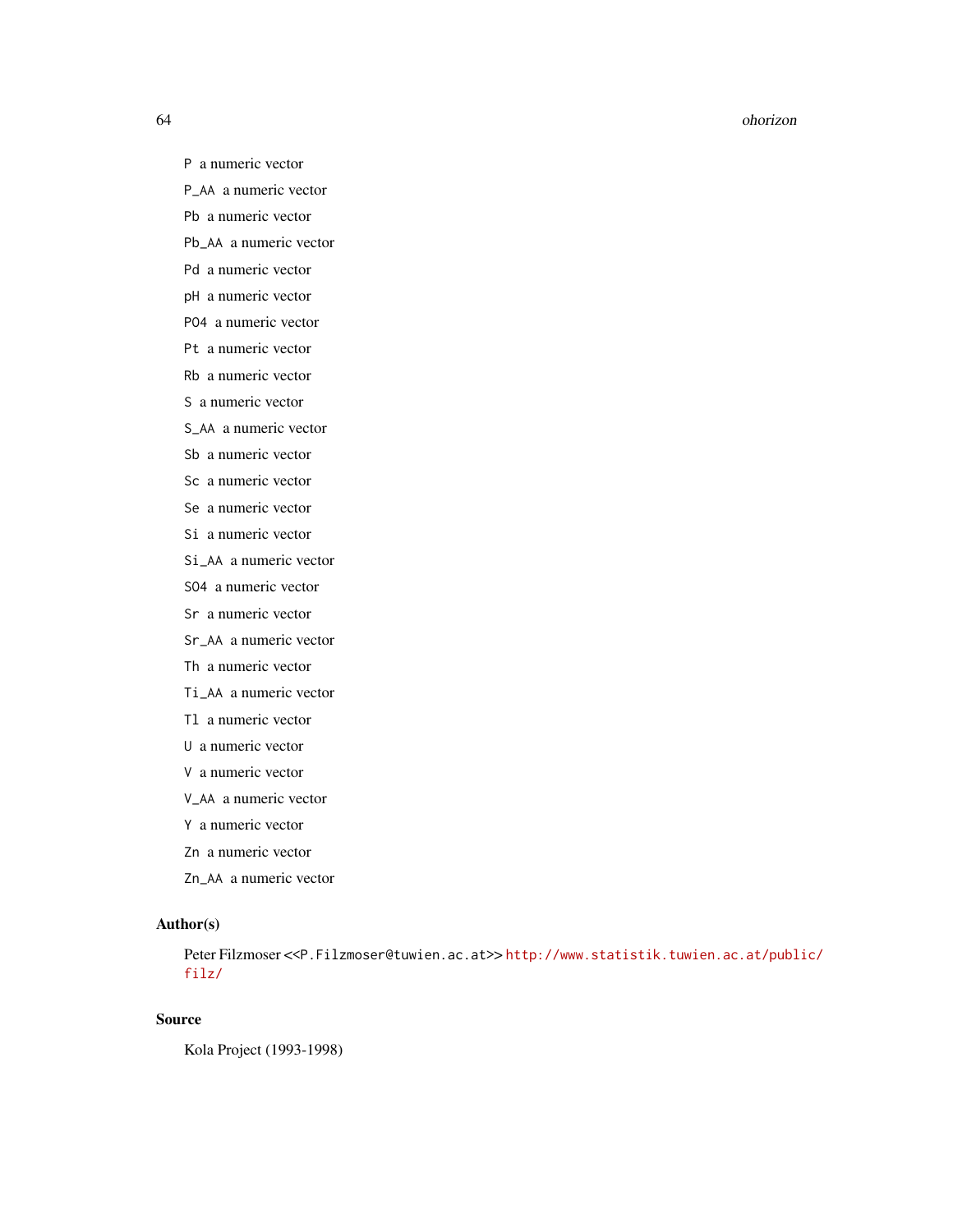P a numeric vector

P_AA a numeric vector

Pb a numeric vector

Pb_AA a numeric vector

Pd a numeric vector

pH a numeric vector

PO4 a numeric vector

Pt a numeric vector

Rb a numeric vector

S a numeric vector

S_AA a numeric vector

Sb a numeric vector

Sc a numeric vector

Se a numeric vector

Si a numeric vector

Si_AA a numeric vector

SO4 a numeric vector

Sr a numeric vector

Sr_AA a numeric vector

Th a numeric vector

Ti_AA a numeric vector

Tl a numeric vector

U a numeric vector

V a numeric vector

V_AA a numeric vector

Y a numeric vector

Zn a numeric vector

Zn_AA a numeric vector

## Author(s)

Peter Filzmoser <<P.Filzmoser@tuwien.ac.at>> http://www.statistik.tuwien.ac.at/public/filz/

## Source

Kola Project (1993-1998)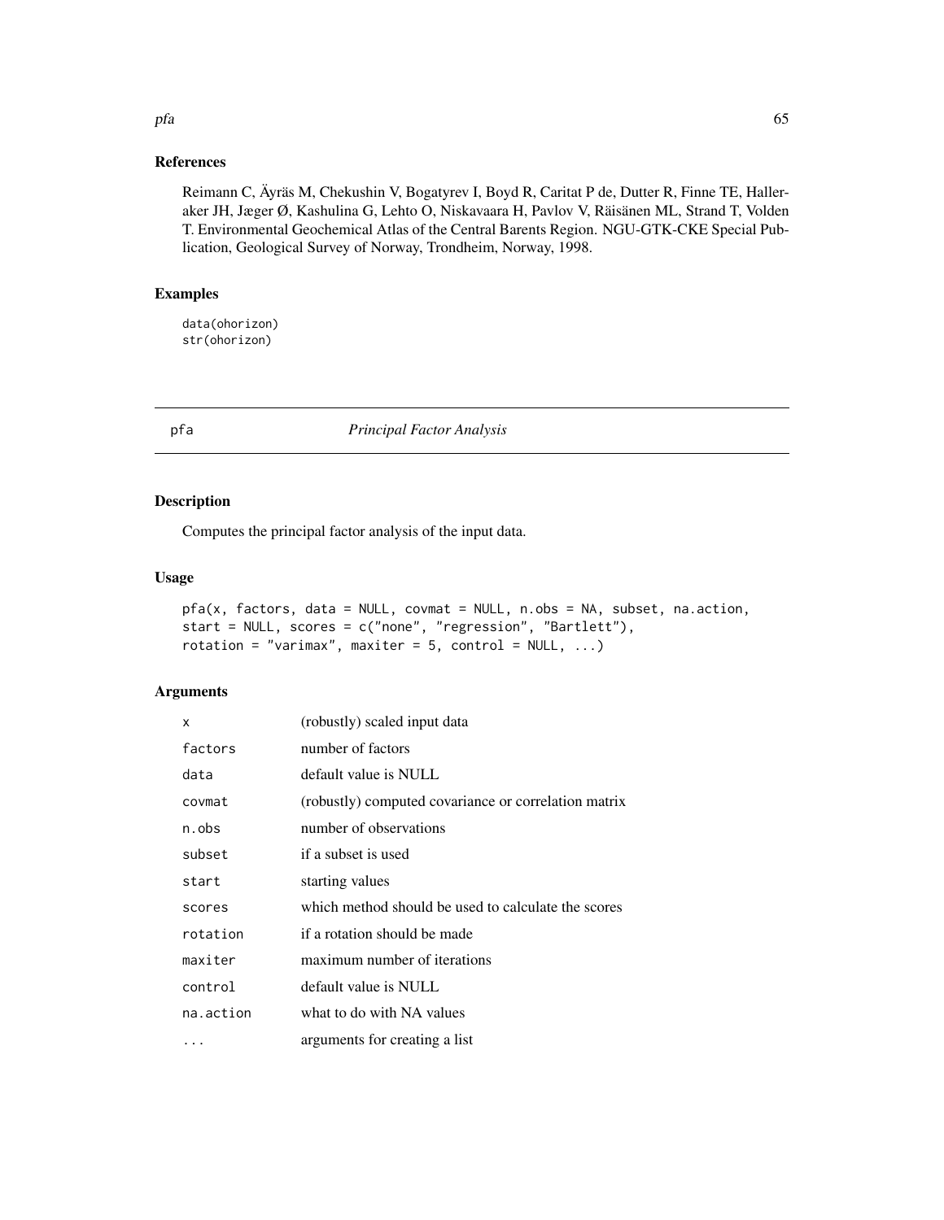### References

Reimann C, Äyräs M, Chekushin V, Bogatyrev I, Boyd R, Caritat P de, Dutter R, Finne TE, Halleraker JH, Jæger Ø, Kashulina G, Lehto O, Niskavaara H, Pavlov V, Räisänen ML, Strand T, Volden T. Environmental Geochemical Atlas of the Central Barents Region. NGU-GTK-CKE Special Publication, Geological Survey of Norway, Trondheim, Norway, 1998.

### Examples

```
data(ohorizon)
str(ohorizon)
```

---

## pfa — *Principal Factor Analysis*

---

### Description

Computes the principal factor analysis of the input data.

### Usage

```
pfa(x, factors, data = NULL, covmat = NULL, n.obs = NA, subset, na.action,
start = NULL, scores = c("none", "regression", "Bartlett"),
rotation = "varimax", maxiter = 5, control = NULL, ...)
```

### Arguments

| | |
|---|---|
| x | (robustly) scaled input data |
| factors | number of factors |
| data | default value is NULL |
| covmat | (robustly) computed covariance or correlation matrix |
| n.obs | number of observations |
| subset | if a subset is used |
| start | starting values |
| scores | which method should be used to calculate the scores |
| rotation | if a rotation should be made |
| maxiter | maximum number of iterations |
| control | default value is NULL |
| na.action | what to do with NA values |
| ... | arguments for creating a list |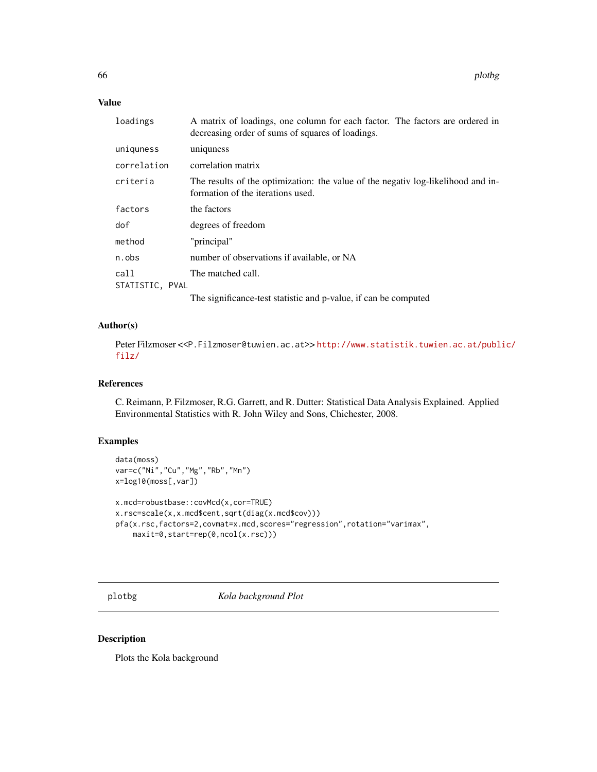## Value

| | |
|---|---|
| loadings | A matrix of loadings, one column for each factor. The factors are ordered in decreasing order of sums of squares of loadings. |
| uniquness | uniquness |
| correlation | correlation matrix |
| criteria | The results of the optimization: the value of the negativ log-likelihood and information of the iterations used. |
| factors | the factors |
| dof | degrees of freedom |
| method | "principal" |
| n.obs | number of observations if available, or NA |
| call | The matched call. |
| STATISTIC, PVAL | The significance-test statistic and p-value, if can be computed |

## Author(s)

Peter Filzmoser <<P.Filzmoser@tuwien.ac.at>> http://www.statistik.tuwien.ac.at/public/filz/

## References

C. Reimann, P. Filzmoser, R.G. Garrett, and R. Dutter: Statistical Data Analysis Explained. Applied Environmental Statistics with R. John Wiley and Sons, Chichester, 2008.

## Examples

```
data(moss)
var=c("Ni","Cu","Mg","Rb","Mn")
x=log10(moss[,var])

x.mcd=robustbase::covMcd(x,cor=TRUE)
x.rsc=scale(x,x.mcd$cent,sqrt(diag(x.mcd$cov)))
pfa(x.rsc,factors=2,covmat=x.mcd,scores="regression",rotation="varimax",
    maxit=0,start=rep(0,ncol(x.rsc)))
```

---

# plotbg — *Kola background Plot*

## Description

Plots the Kola background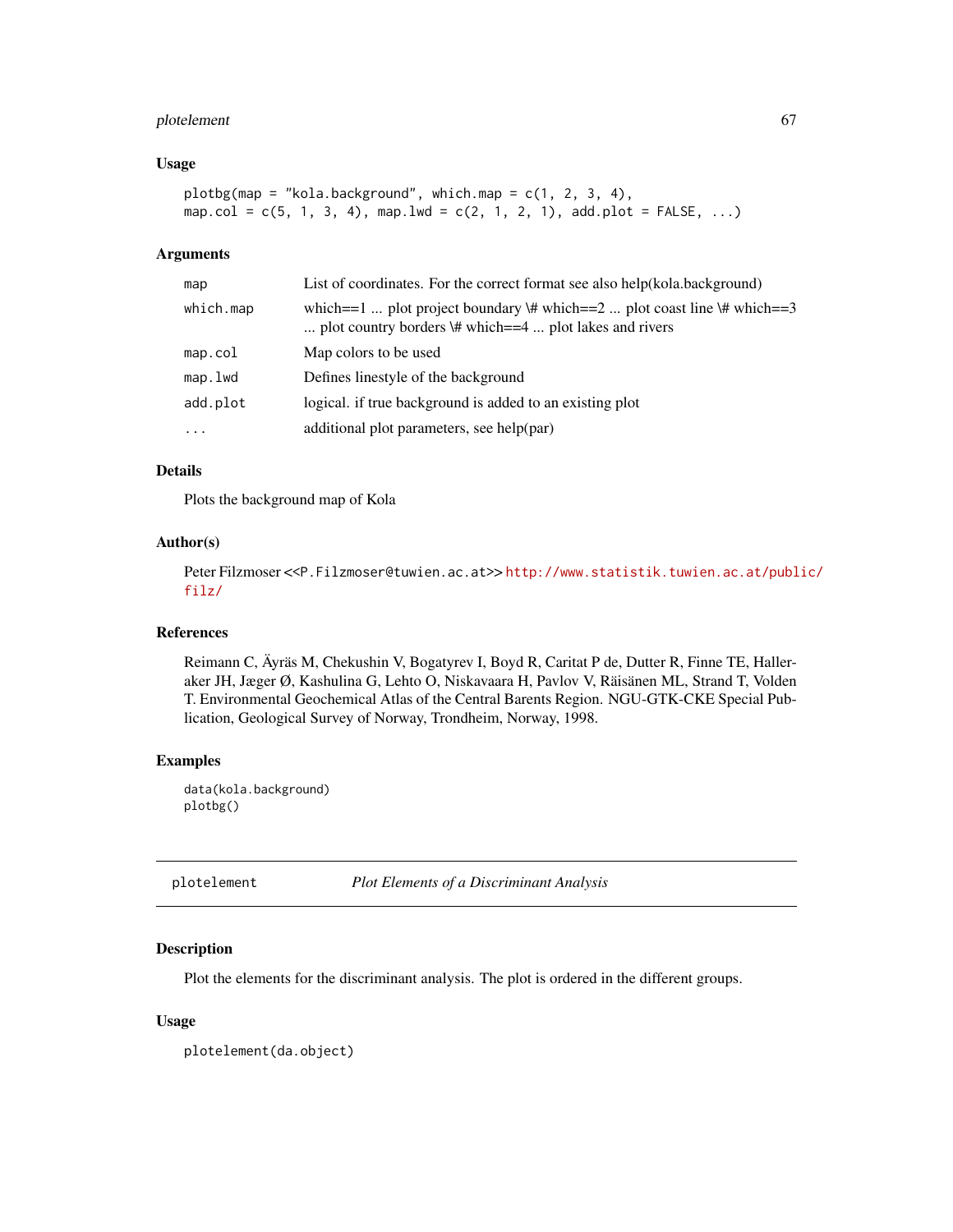### Usage

```
plotbg(map = "kola.background", which.map = c(1, 2, 3, 4),
map.col = c(5, 1, 3, 4), map.lwd = c(2, 1, 2, 1), add.plot = FALSE, ...)
```

### Arguments

| | |
|---|---|
| `map` | List of coordinates. For the correct format see also help(kola.background) |
| `which.map` | which==1 ... plot project boundary \# which==2 ... plot coast line \# which==3 ... plot country borders \# which==4 ... plot lakes and rivers |
| `map.col` | Map colors to be used |
| `map.lwd` | Defines linestyle of the background |
| `add.plot` | logical. if true background is added to an existing plot |
| `...` | additional plot parameters, see help(par) |

### Details

Plots the background map of Kola

### Author(s)

Peter Filzmoser <<P.Filzmoser@tuwien.ac.at>> http://www.statistik.tuwien.ac.at/public/filz/

### References

Reimann C, Äyräs M, Chekushin V, Bogatyrev I, Boyd R, Caritat P de, Dutter R, Finne TE, Halleraker JH, Jæger Ø, Kashulina G, Lehto O, Niskavaara H, Pavlov V, Räisänen ML, Strand T, Volden T. Environmental Geochemical Atlas of the Central Barents Region. NGU-GTK-CKE Special Publication, Geological Survey of Norway, Trondheim, Norway, 1998.

### Examples

```
data(kola.background)
plotbg()
```

---

## plotelement — *Plot Elements of a Discriminant Analysis*

### Description

Plot the elements for the discriminant analysis. The plot is ordered in the different groups.

### Usage

```
plotelement(da.object)
```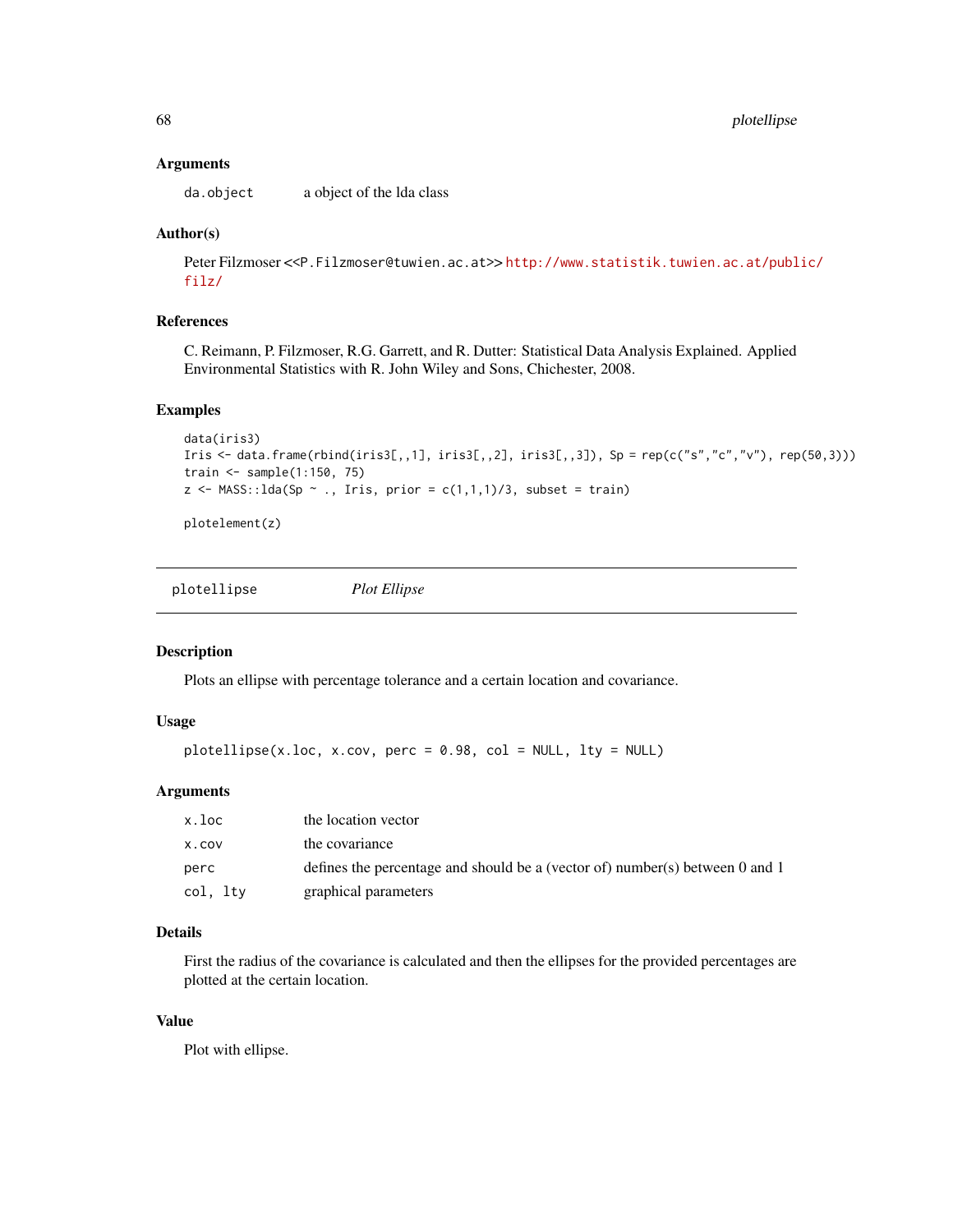### Arguments

| | |
|---|---|
| da.object | a object of the lda class |

### Author(s)

Peter Filzmoser <<P.Filzmoser@tuwien.ac.at>> http://www.statistik.tuwien.ac.at/public/filz/

### References

C. Reimann, P. Filzmoser, R.G. Garrett, and R. Dutter: Statistical Data Analysis Explained. Applied Environmental Statistics with R. John Wiley and Sons, Chichester, 2008.

### Examples

```
data(iris3)
Iris <- data.frame(rbind(iris3[,,1], iris3[,,2], iris3[,,3]), Sp = rep(c("s","c","v"), rep(50,3)))
train <- sample(1:150, 75)
z <- MASS::lda(Sp ~ ., Iris, prior = c(1,1,1)/3, subset = train)

plotelement(z)
```

---

## plotellipse *Plot Ellipse*

---

### Description

Plots an ellipse with percentage tolerance and a certain location and covariance.

### Usage

```
plotellipse(x.loc, x.cov, perc = 0.98, col = NULL, lty = NULL)
```

### Arguments

| | |
|---|---|
| x.loc | the location vector |
| x.cov | the covariance |
| perc | defines the percentage and should be a (vector of) number(s) between 0 and 1 |
| col, lty | graphical parameters |

### Details

First the radius of the covariance is calculated and then the ellipses for the provided percentages are plotted at the certain location.

### Value

Plot with ellipse.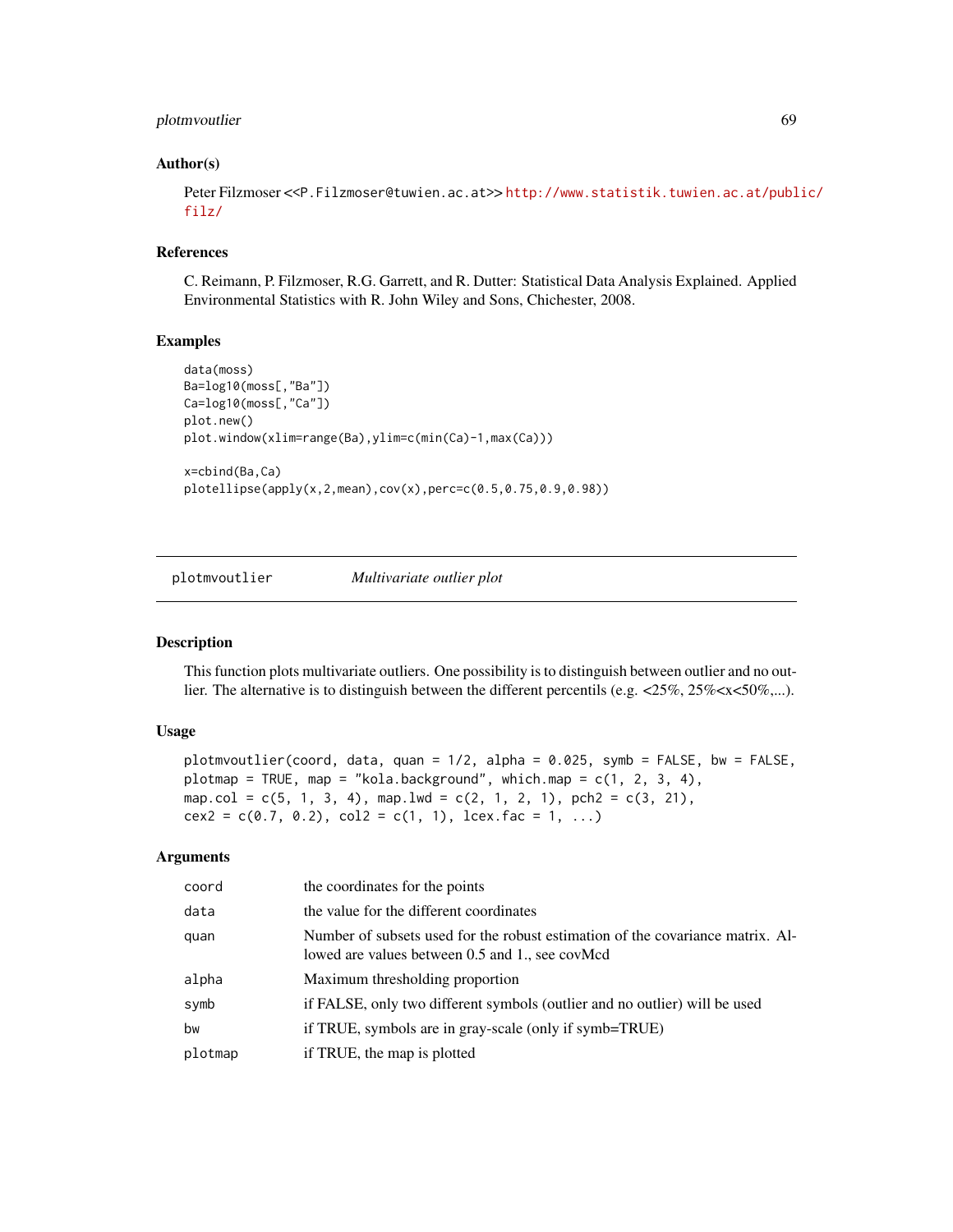### Author(s)

Peter Filzmoser <<P.Filzmoser@tuwien.ac.at>> http://www.statistik.tuwien.ac.at/public/filz/

### References

C. Reimann, P. Filzmoser, R.G. Garrett, and R. Dutter: Statistical Data Analysis Explained. Applied Environmental Statistics with R. John Wiley and Sons, Chichester, 2008.

### Examples

```
data(moss)
Ba=log10(moss[,"Ba"])
Ca=log10(moss[,"Ca"])
plot.new()
plot.window(xlim=range(Ba),ylim=c(min(Ca)-1,max(Ca)))

x=cbind(Ba,Ca)
plotellipse(apply(x,2,mean),cov(x),perc=c(0.5,0.75,0.9,0.98))
```

---

## plotmvoutlier *Multivariate outlier plot*

---

### Description

This function plots multivariate outliers. One possibility is to distinguish between outlier and no outlier. The alternative is to distinguish between the different percentils (e.g. <25%, 25%<x<50%,...).

### Usage

```
plotmvoutlier(coord, data, quan = 1/2, alpha = 0.025, symb = FALSE, bw = FALSE,
plotmap = TRUE, map = "kola.background", which.map = c(1, 2, 3, 4),
map.col = c(5, 1, 3, 4), map.lwd = c(2, 1, 2, 1), pch2 = c(3, 21),
cex2 = c(0.7, 0.2), col2 = c(1, 1), lcex.fac = 1, ...)
```

### Arguments

| | |
|---|---|
| coord | the coordinates for the points |
| data | the value for the different coordinates |
| quan | Number of subsets used for the robust estimation of the covariance matrix. Allowed are values between 0.5 and 1., see covMcd |
| alpha | Maximum thresholding proportion |
| symb | if FALSE, only two different symbols (outlier and no outlier) will be used |
| bw | if TRUE, symbols are in gray-scale (only if symb=TRUE) |
| plotmap | if TRUE, the map is plotted |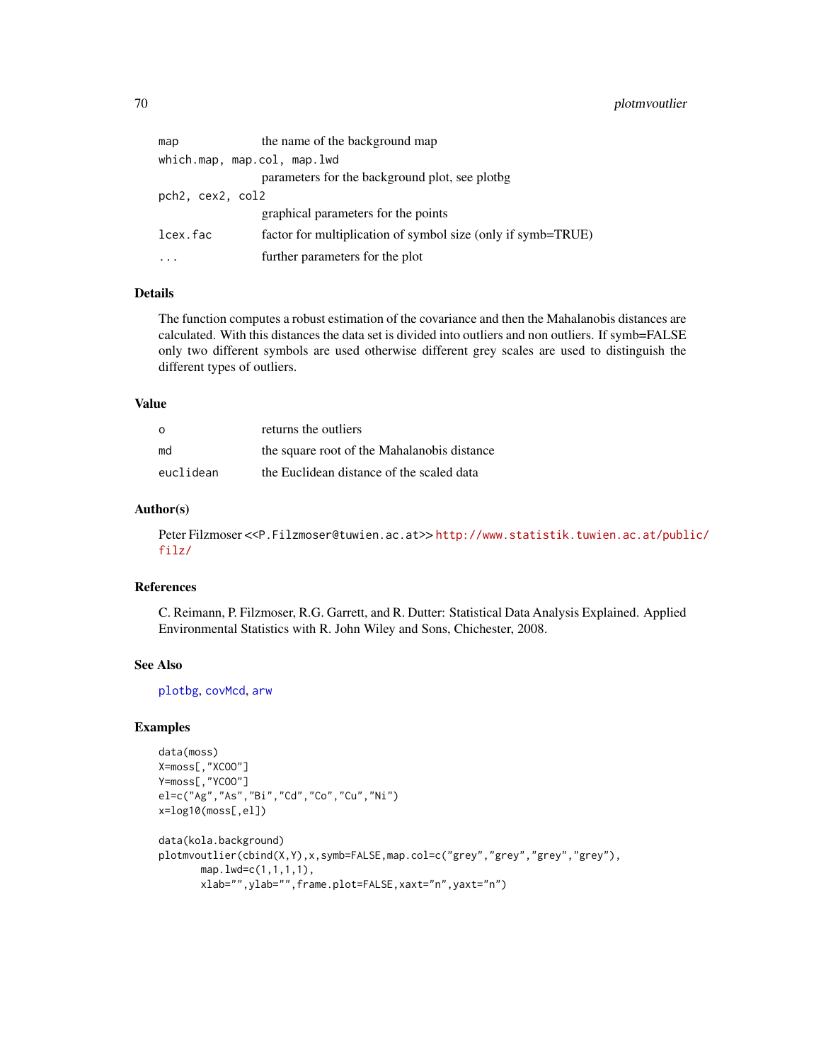| | |
|---|---|
| map | the name of the background map |
| which.map, map.col, map.lwd | parameters for the background plot, see plotbg |
| pch2, cex2, col2 | graphical parameters for the points |
| lcex.fac | factor for multiplication of symbol size (only if symb=TRUE) |
| ... | further parameters for the plot |

## Details

The function computes a robust estimation of the covariance and then the Mahalanobis distances are calculated. With this distances the data set is divided into outliers and non outliers. If symb=FALSE only two different symbols are used otherwise different grey scales are used to distinguish the different types of outliers.

## Value

| | |
|---|---|
| o | returns the outliers |
| md | the square root of the Mahalanobis distance |
| euclidean | the Euclidean distance of the scaled data |

## Author(s)

Peter Filzmoser <<P.Filzmoser@tuwien.ac.at>> http://www.statistik.tuwien.ac.at/public/filz/

## References

C. Reimann, P. Filzmoser, R.G. Garrett, and R. Dutter: Statistical Data Analysis Explained. Applied Environmental Statistics with R. John Wiley and Sons, Chichester, 2008.

## See Also

plotbg, covMcd, arw

## Examples

```
data(moss)
X=moss[,"XCOO"]
Y=moss[,"YCOO"]
el=c("Ag","As","Bi","Cd","Co","Cu","Ni")
x=log10(moss[,el])

data(kola.background)
plotmvoutlier(cbind(X,Y),x,symb=FALSE,map.col=c("grey","grey","grey","grey"),
       map.lwd=c(1,1,1,1),
       xlab="",ylab="",frame.plot=FALSE,xaxt="n",yaxt="n")
```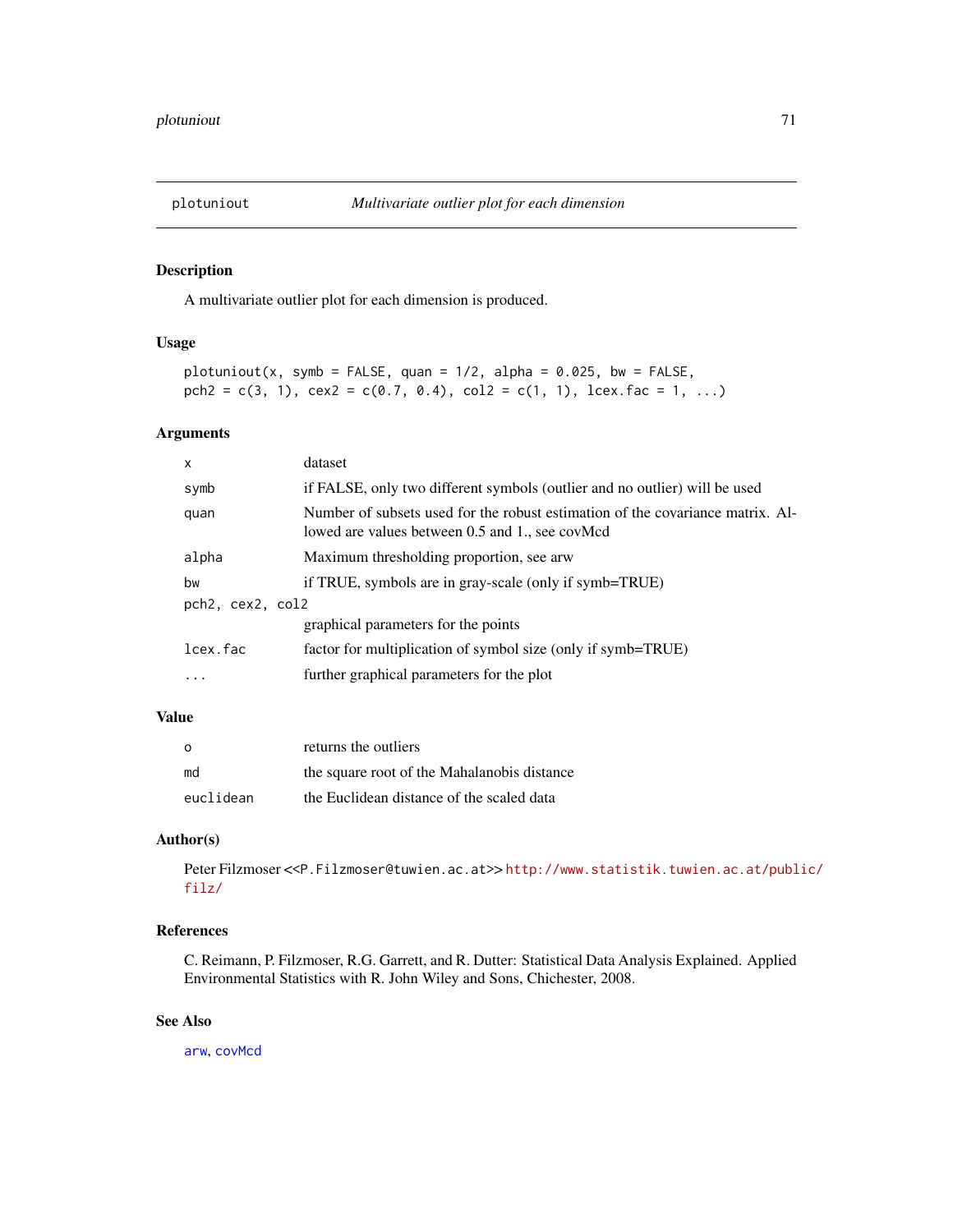## plotuniout — *Multivariate outlier plot for each dimension*

### Description

A multivariate outlier plot for each dimension is produced.

### Usage

```
plotuniout(x, symb = FALSE, quan = 1/2, alpha = 0.025, bw = FALSE,
pch2 = c(3, 1), cex2 = c(0.7, 0.4), col2 = c(1, 1), lcex.fac = 1, ...)
```

### Arguments

| | |
|---|---|
| `x` | dataset |
| `symb` | if FALSE, only two different symbols (outlier and no outlier) will be used |
| `quan` | Number of subsets used for the robust estimation of the covariance matrix. Allowed are values between 0.5 and 1., see covMcd |
| `alpha` | Maximum thresholding proportion, see arw |
| `bw` | if TRUE, symbols are in gray-scale (only if symb=TRUE) |
| `pch2, cex2, col2` | graphical parameters for the points |
| `lcex.fac` | factor for multiplication of symbol size (only if symb=TRUE) |
| `...` | further graphical parameters for the plot |

### Value

| | |
|---|---|
| `o` | returns the outliers |
| `md` | the square root of the Mahalanobis distance |
| `euclidean` | the Euclidean distance of the scaled data |

### Author(s)

Peter Filzmoser <<P.Filzmoser@tuwien.ac.at>> http://www.statistik.tuwien.ac.at/public/filz/

### References

C. Reimann, P. Filzmoser, R.G. Garrett, and R. Dutter: Statistical Data Analysis Explained. Applied Environmental Statistics with R. John Wiley and Sons, Chichester, 2008.

### See Also

arw, covMcd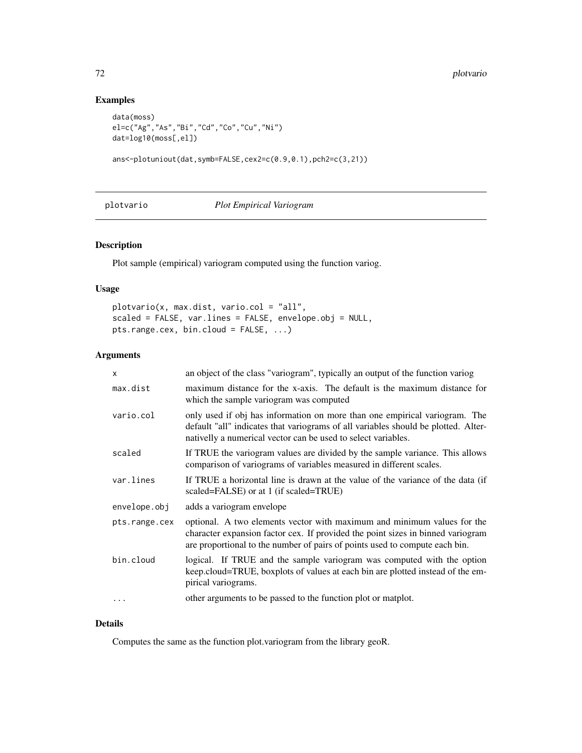## Examples

```
data(moss)
el=c("Ag","As","Bi","Cd","Co","Cu","Ni")
dat=log10(moss[,el])

ans<-plotuniout(dat,symb=FALSE,cex2=c(0.9,0.1),pch2=c(3,21))
```

# plotvario *Plot Empirical Variogram*

### Description

Plot sample (empirical) variogram computed using the function variog.

### Usage

```
plotvario(x, max.dist, vario.col = "all",
scaled = FALSE, var.lines = FALSE, envelope.obj = NULL,
pts.range.cex, bin.cloud = FALSE, ...)
```

### Arguments

| | |
|---|---|
| x | an object of the class "variogram", typically an output of the function variog |
| max.dist | maximum distance for the x-axis. The default is the maximum distance for which the sample variogram was computed |
| vario.col | only used if obj has information on more than one empirical variogram. The default "all" indicates that variograms of all variables should be plotted. Alternativelly a numerical vector can be used to select variables. |
| scaled | If TRUE the variogram values are divided by the sample variance. This allows comparison of variograms of variables measured in different scales. |
| var.lines | If TRUE a horizontal line is drawn at the value of the variance of the data (if scaled=FALSE) or at 1 (if scaled=TRUE) |
| envelope.obj | adds a variogram envelope |
| pts.range.cex | optional. A two elements vector with maximum and minimum values for the character expansion factor cex. If provided the point sizes in binned variogram are proportional to the number of pairs of points used to compute each bin. |
| bin.cloud | logical. If TRUE and the sample variogram was computed with the option keep.cloud=TRUE, boxplots of values at each bin are plotted instead of the empirical variograms. |
| ... | other arguments to be passed to the function plot or matplot. |

### Details

Computes the same as the function plot.variogram from the library geoR.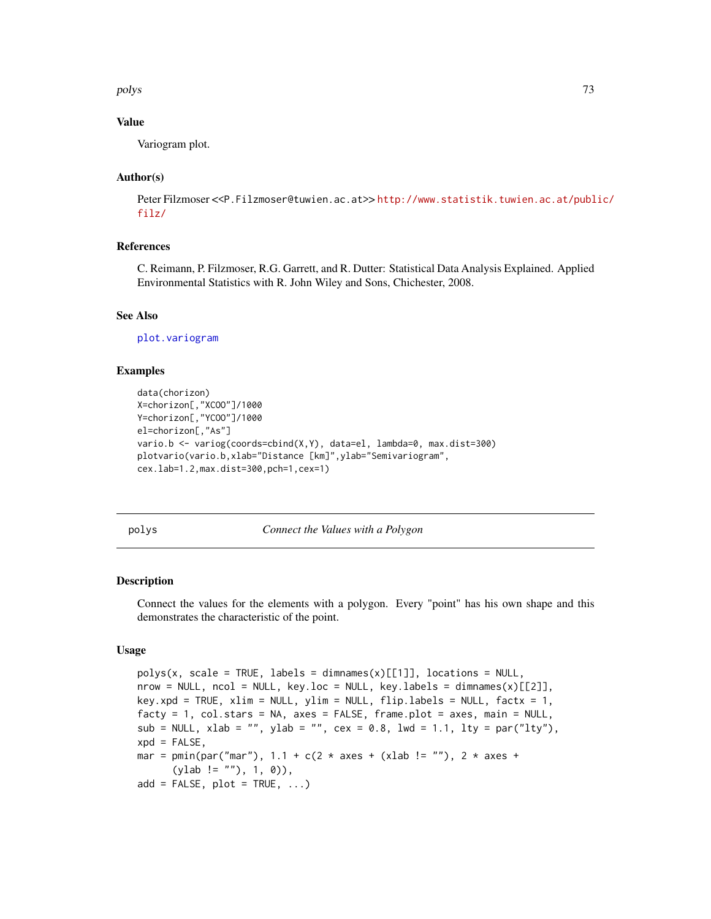### Value

Variogram plot.

### Author(s)

Peter Filzmoser <<P.Filzmoser@tuwien.ac.at>> http://www.statistik.tuwien.ac.at/public/filz/

### References

C. Reimann, P. Filzmoser, R.G. Garrett, and R. Dutter: Statistical Data Analysis Explained. Applied Environmental Statistics with R. John Wiley and Sons, Chichester, 2008.

### See Also

plot.variogram

### Examples

```
data(chorizon)
X=chorizon[,"XCOO"]/1000
Y=chorizon[,"YCOO"]/1000
el=chorizon[,"As"]
vario.b <- variog(coords=cbind(X,Y), data=el, lambda=0, max.dist=300)
plotvario(vario.b,xlab="Distance [km]",ylab="Semivariogram",
cex.lab=1.2,max.dist=300,pch=1,cex=1)
```

---

## polys — *Connect the Values with a Polygon*

### Description

Connect the values for the elements with a polygon. Every "point" has his own shape and this demonstrates the characteristic of the point.

### Usage

```
polys(x, scale = TRUE, labels = dimnames(x)[[1]], locations = NULL,
nrow = NULL, ncol = NULL, key.loc = NULL, key.labels = dimnames(x)[[2]],
key.xpd = TRUE, xlim = NULL, ylim = NULL, flip.labels = NULL, factx = 1,
facty = 1, col.stars = NA, axes = FALSE, frame.plot = axes, main = NULL,
sub = NULL, xlab = "", ylab = "", cex = 0.8, lwd = 1.1, lty = par("lty"),
xpd = FALSE,
mar = pmin(par("mar"), 1.1 + c(2 * axes + (xlab != ""), 2 * axes +
      (ylab != ""), 1, 0)),
add = FALSE, plot = TRUE, ...)
```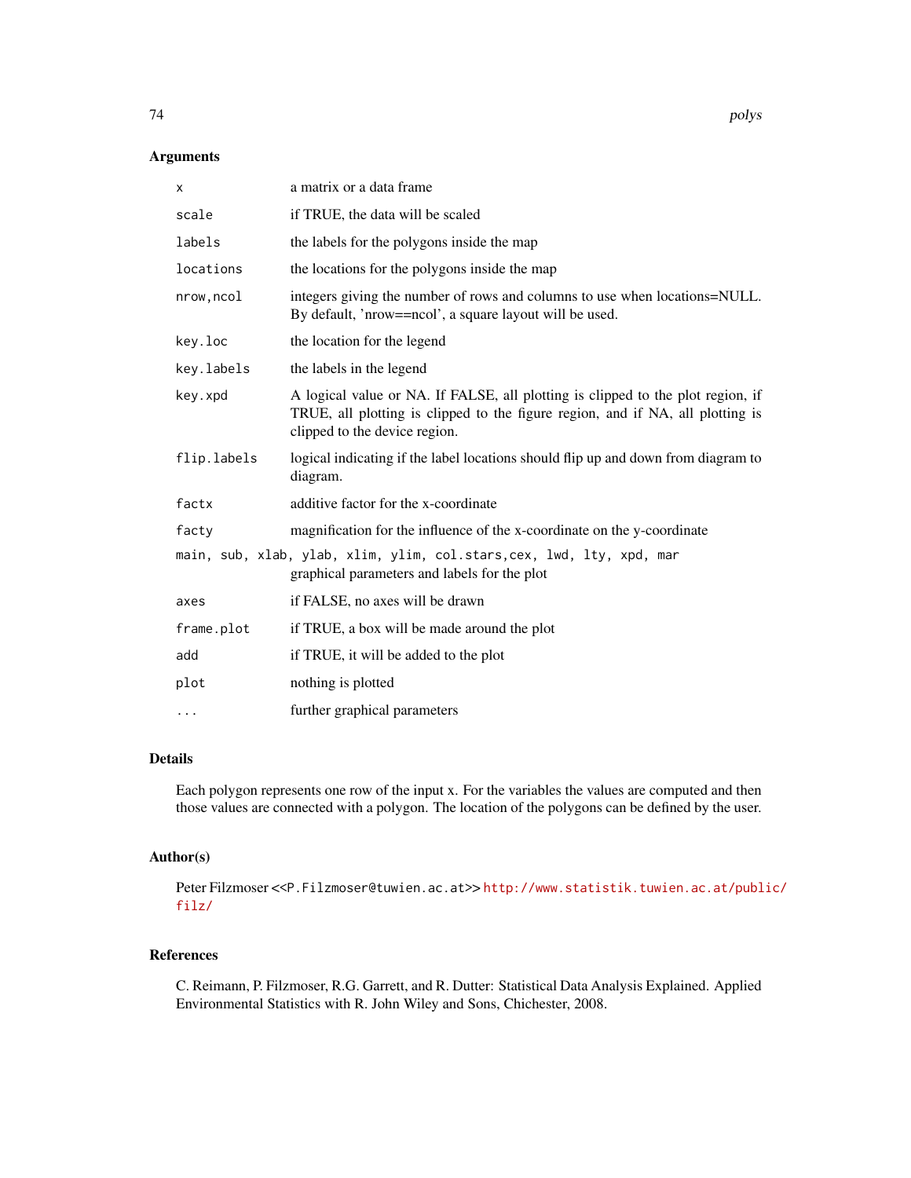### Arguments

| | |
|---|---|
| `x` | a matrix or a data frame |
| `scale` | if TRUE, the data will be scaled |
| `labels` | the labels for the polygons inside the map |
| `locations` | the locations for the polygons inside the map |
| `nrow,ncol` | integers giving the number of rows and columns to use when locations=NULL. By default, 'nrow==ncol', a square layout will be used. |
| `key.loc` | the location for the legend |
| `key.labels` | the labels in the legend |
| `key.xpd` | A logical value or NA. If FALSE, all plotting is clipped to the plot region, if TRUE, all plotting is clipped to the figure region, and if NA, all plotting is clipped to the device region. |
| `flip.labels` | logical indicating if the label locations should flip up and down from diagram to diagram. |
| `factx` | additive factor for the x-coordinate |
| `facty` | magnification for the influence of the x-coordinate on the y-coordinate |
| `main, sub, xlab, ylab, xlim, ylim, col.stars,cex, lwd, lty, xpd, mar` | graphical parameters and labels for the plot |
| `axes` | if FALSE, no axes will be drawn |
| `frame.plot` | if TRUE, a box will be made around the plot |
| `add` | if TRUE, it will be added to the plot |
| `plot` | nothing is plotted |
| `...` | further graphical parameters |

### Details

Each polygon represents one row of the input x. For the variables the values are computed and then those values are connected with a polygon. The location of the polygons can be defined by the user.

### Author(s)

Peter Filzmoser <<P.Filzmoser@tuwien.ac.at>> http://www.statistik.tuwien.ac.at/public/filz/

### References

C. Reimann, P. Filzmoser, R.G. Garrett, and R. Dutter: Statistical Data Analysis Explained. Applied Environmental Statistics with R. John Wiley and Sons, Chichester, 2008.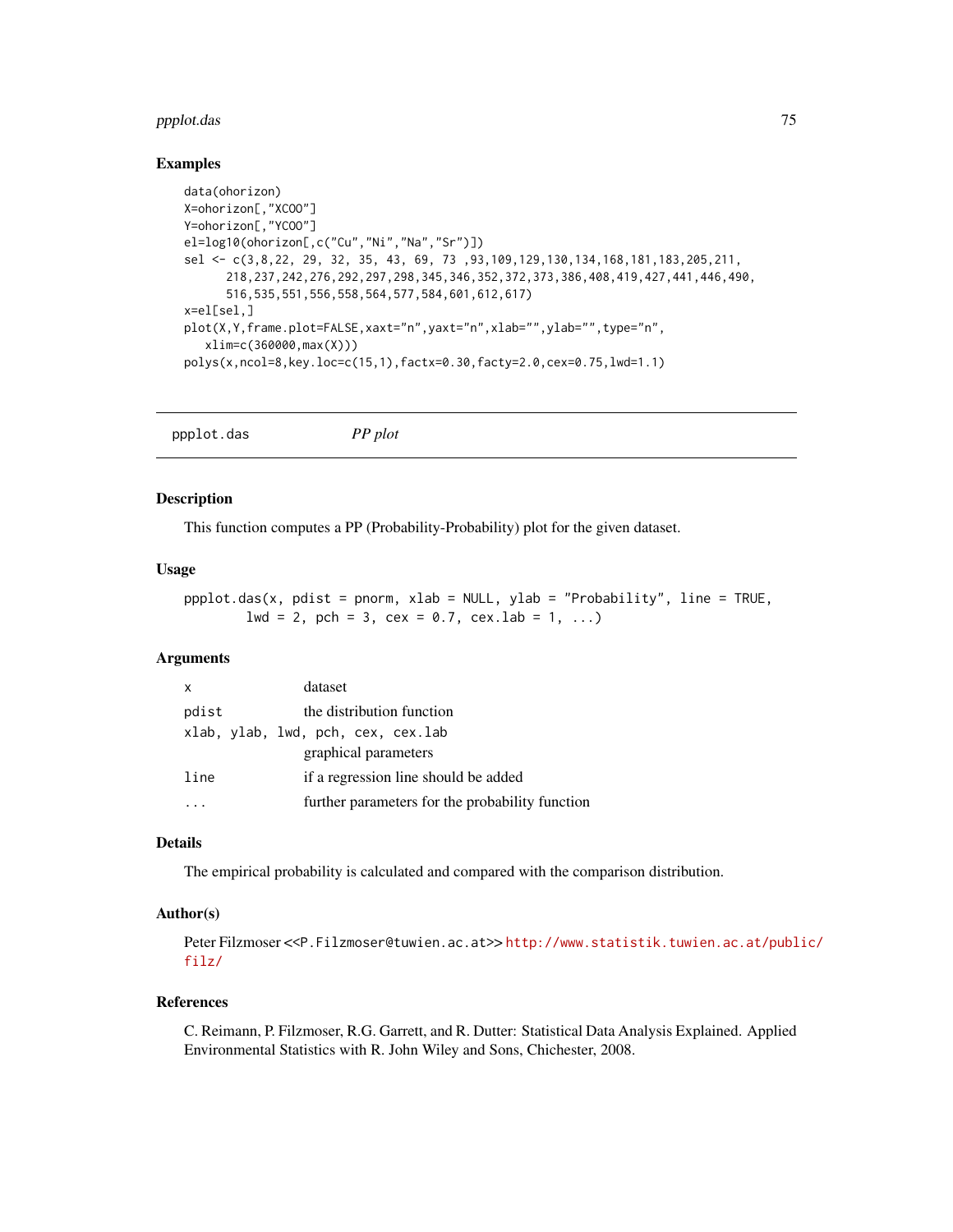### Examples

```
data(ohorizon)
X=ohorizon[,"XCOO"]
Y=ohorizon[,"YCOO"]
el=log10(ohorizon[,c("Cu","Ni","Na","Sr")])
sel <- c(3,8,22, 29, 32, 35, 43, 69, 73 ,93,109,129,130,134,168,181,183,205,211,
      218,237,242,276,292,297,298,345,346,352,372,373,386,408,419,427,441,446,490,
      516,535,551,556,558,564,577,584,601,612,617)
x=el[sel,]
plot(X,Y,frame.plot=FALSE,xaxt="n",yaxt="n",xlab="",ylab="",type="n",
   xlim=c(360000,max(X)))
polys(x,ncol=8,key.loc=c(15,1),factx=0.30,facty=2.0,cex=0.75,lwd=1.1)
```

---

## ppplot.das *PP plot*

---

### Description

This function computes a PP (Probability-Probability) plot for the given dataset.

### Usage

```
ppplot.das(x, pdist = pnorm, xlab = NULL, ylab = "Probability", line = TRUE,
        lwd = 2, pch = 3, cex = 0.7, cex.lab = 1, ...)
```

### Arguments

| | |
|---|---|
| `x` | dataset |
| `pdist` | the distribution function |
| `xlab, ylab, lwd, pch, cex, cex.lab` | graphical parameters |
| `line` | if a regression line should be added |
| `...` | further parameters for the probability function |

### Details

The empirical probability is calculated and compared with the comparison distribution.

### Author(s)

Peter Filzmoser <<P.Filzmoser@tuwien.ac.at>> http://www.statistik.tuwien.ac.at/public/filz/

### References

C. Reimann, P. Filzmoser, R.G. Garrett, and R. Dutter: Statistical Data Analysis Explained. Applied Environmental Statistics with R. John Wiley and Sons, Chichester, 2008.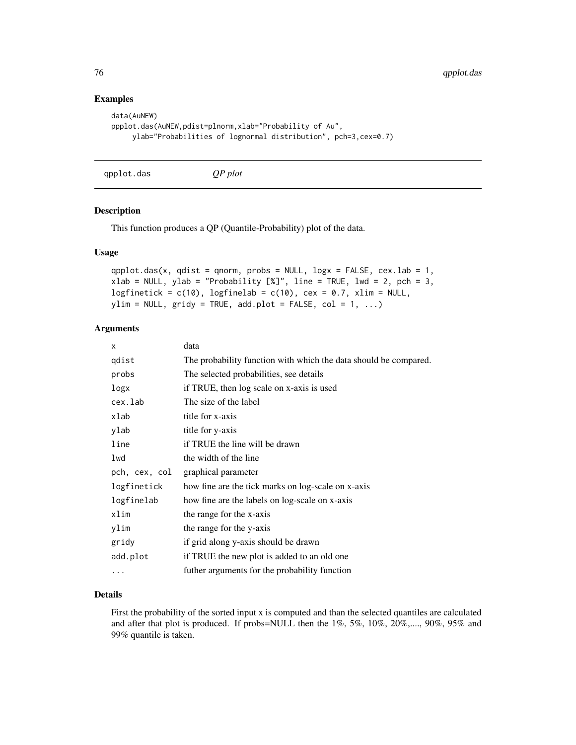## Examples

```
data(AuNEW)
ppplot.das(AuNEW,pdist=plnorm,xlab="Probability of Au",
     ylab="Probabilities of lognormal distribution", pch=3,cex=0.7)
```

---

# qpplot.das *QP plot*

---

### Description

This function produces a QP (Quantile-Probability) plot of the data.

### Usage

```
qpplot.das(x, qdist = qnorm, probs = NULL, logx = FALSE, cex.lab = 1,
xlab = NULL, ylab = "Probability [%]", line = TRUE, lwd = 2, pch = 3,
logfinetick = c(10), logfinelab = c(10), cex = 0.7, xlim = NULL,
ylim = NULL, gridy = TRUE, add.plot = FALSE, col = 1, ...)
```

### Arguments

| | |
|---|---|
| x | data |
| qdist | The probability function with which the data should be compared. |
| probs | The selected probabilities, see details |
| logx | if TRUE, then log scale on x-axis is used |
| cex.lab | The size of the label |
| xlab | title for x-axis |
| ylab | title for y-axis |
| line | if TRUE the line will be drawn |
| lwd | the width of the line |
| pch, cex, col | graphical parameter |
| logfinetick | how fine are the tick marks on log-scale on x-axis |
| logfinelab | how fine are the labels on log-scale on x-axis |
| xlim | the range for the x-axis |
| ylim | the range for the y-axis |
| gridy | if grid along y-axis should be drawn |
| add.plot | if TRUE the new plot is added to an old one |
| ... | futher arguments for the probability function |

### Details

First the probability of the sorted input x is computed and than the selected quantiles are calculated and after that plot is produced. If probs=NULL then the 1%, 5%, 10%, 20%,...., 90%, 95% and 99% quantile is taken.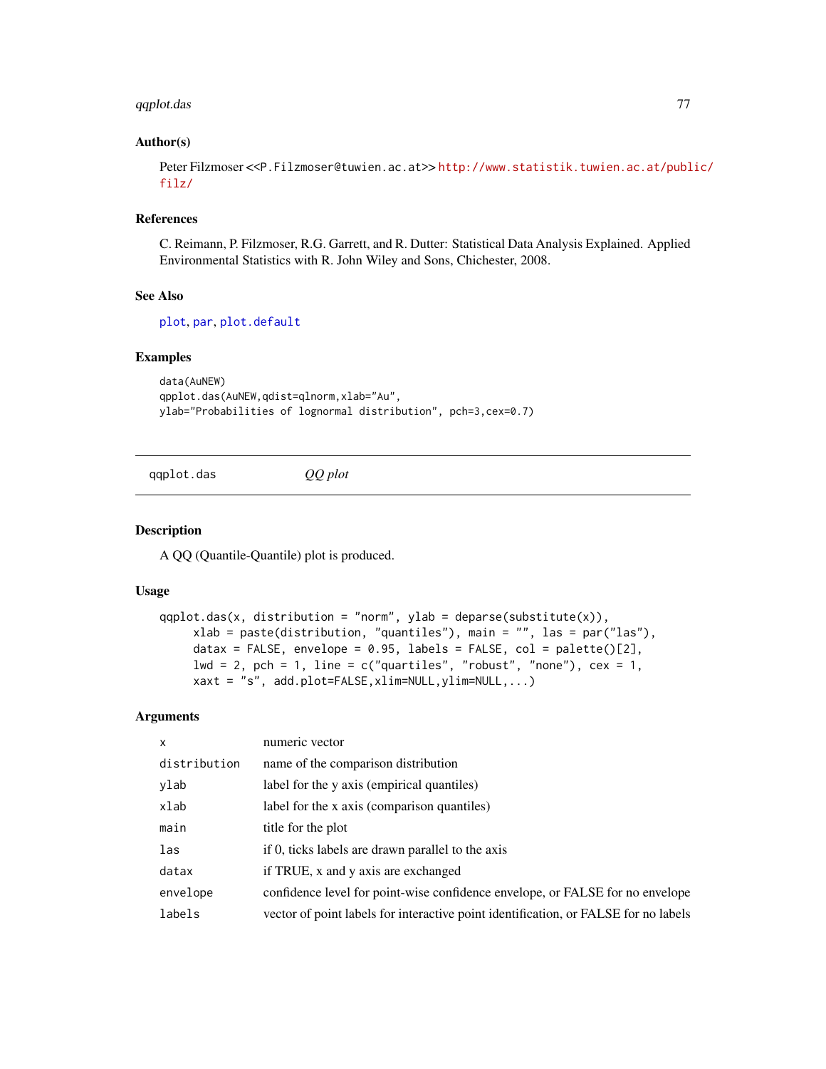## Author(s)

Peter Filzmoser <<P.Filzmoser@tuwien.ac.at>> http://www.statistik.tuwien.ac.at/public/filz/

## References

C. Reimann, P. Filzmoser, R.G. Garrett, and R. Dutter: Statistical Data Analysis Explained. Applied Environmental Statistics with R. John Wiley and Sons, Chichester, 2008.

## See Also

`plot`, `par`, `plot.default`

## Examples

```
data(AuNEW)
qpplot.das(AuNEW,qdist=qlnorm,xlab="Au",
ylab="Probabilities of lognormal distribution", pch=3,cex=0.7)
```

---

# qqplot.das — *QQ plot*

---

## Description

A QQ (Quantile-Quantile) plot is produced.

## Usage

```
qqplot.das(x, distribution = "norm", ylab = deparse(substitute(x)),
     xlab = paste(distribution, "quantiles"), main = "", las = par("las"),
     datax = FALSE, envelope = 0.95, labels = FALSE, col = palette()[2],
     lwd = 2, pch = 1, line = c("quartiles", "robust", "none"), cex = 1,
     xaxt = "s", add.plot=FALSE,xlim=NULL,ylim=NULL,...)
```

## Arguments

| | |
|---|---|
| `x` | numeric vector |
| `distribution` | name of the comparison distribution |
| `ylab` | label for the y axis (empirical quantiles) |
| `xlab` | label for the x axis (comparison quantiles) |
| `main` | title for the plot |
| `las` | if 0, ticks labels are drawn parallel to the axis |
| `datax` | if TRUE, x and y axis are exchanged |
| `envelope` | confidence level for point-wise confidence envelope, or FALSE for no envelope |
| `labels` | vector of point labels for interactive point identification, or FALSE for no labels |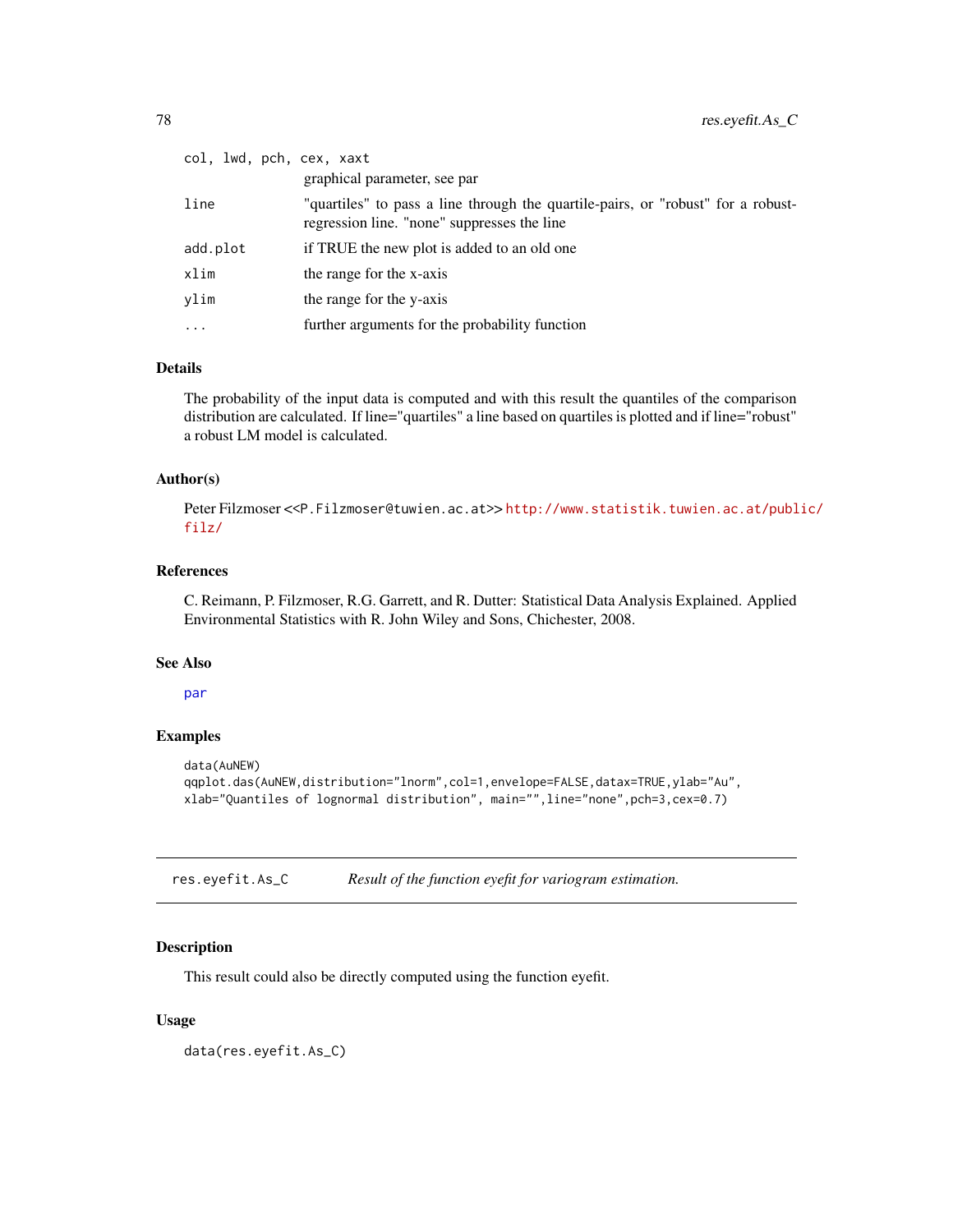| | |
|---|---|
| col, lwd, pch, cex, xaxt | graphical parameter, see par |
| line | "quartiles" to pass a line through the quartile-pairs, or "robust" for a robust-regression line. "none" suppresses the line |
| add.plot | if TRUE the new plot is added to an old one |
| xlim | the range for the x-axis |
| ylim | the range for the y-axis |
| ... | further arguments for the probability function |

### Details

The probability of the input data is computed and with this result the quantiles of the comparison distribution are calculated. If line="quartiles" a line based on quartiles is plotted and if line="robust" a robust LM model is calculated.

### Author(s)

Peter Filzmoser <<P.Filzmoser@tuwien.ac.at>> http://www.statistik.tuwien.ac.at/public/filz/

### References

C. Reimann, P. Filzmoser, R.G. Garrett, and R. Dutter: Statistical Data Analysis Explained. Applied Environmental Statistics with R. John Wiley and Sons, Chichester, 2008.

### See Also

par

### Examples

```
data(AuNEW)
qqplot.das(AuNEW,distribution="lnorm",col=1,envelope=FALSE,datax=TRUE,ylab="Au",
xlab="Quantiles of lognormal distribution", main="",line="none",pch=3,cex=0.7)
```

---

## res.eyefit.As_C — *Result of the function eyefit for variogram estimation.*

---

### Description

This result could also be directly computed using the function eyefit.

### Usage

```
data(res.eyefit.As_C)
```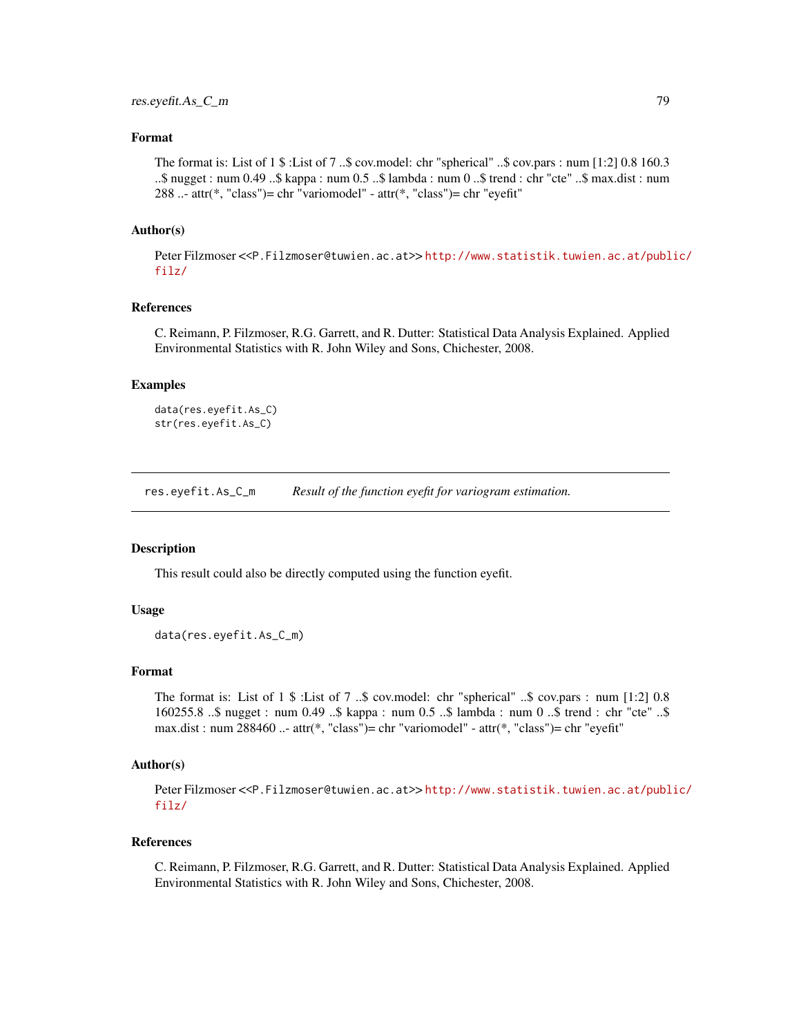### Format

The format is: List of 1 $ :List of 7 ..$ cov.model: chr "spherical" ..$ cov.pars : num [1:2] 0.8 160.3 ..$ nugget : num 0.49 ..$ kappa : num 0.5 ..$ lambda : num 0 ..$ trend : chr "cte" ..$ max.dist : num 288 ..- attr(*, "class")= chr "variomodel" - attr(*, "class")= chr "eyefit"

### Author(s)

Peter Filzmoser <<P.Filzmoser@tuwien.ac.at>> http://www.statistik.tuwien.ac.at/public/filz/

### References

C. Reimann, P. Filzmoser, R.G. Garrett, and R. Dutter: Statistical Data Analysis Explained. Applied Environmental Statistics with R. John Wiley and Sons, Chichester, 2008.

### Examples

```
data(res.eyefit.As_C)
str(res.eyefit.As_C)
```

---

## res.eyefit.As_C_m — *Result of the function eyefit for variogram estimation.*

### Description

This result could also be directly computed using the function eyefit.

### Usage

```
data(res.eyefit.As_C_m)
```

### Format

The format is: List of 1 $ :List of 7 ..$ cov.model: chr "spherical" ..$ cov.pars : num [1:2] 0.8 160255.8 ..$ nugget : num 0.49 ..$ kappa : num 0.5 ..$ lambda : num 0 ..$ trend : chr "cte" ..$ max.dist : num 288460 ..- attr(*, "class")= chr "variomodel" - attr(*, "class")= chr "eyefit"

### Author(s)

Peter Filzmoser <<P.Filzmoser@tuwien.ac.at>> http://www.statistik.tuwien.ac.at/public/filz/

### References

C. Reimann, P. Filzmoser, R.G. Garrett, and R. Dutter: Statistical Data Analysis Explained. Applied Environmental Statistics with R. John Wiley and Sons, Chichester, 2008.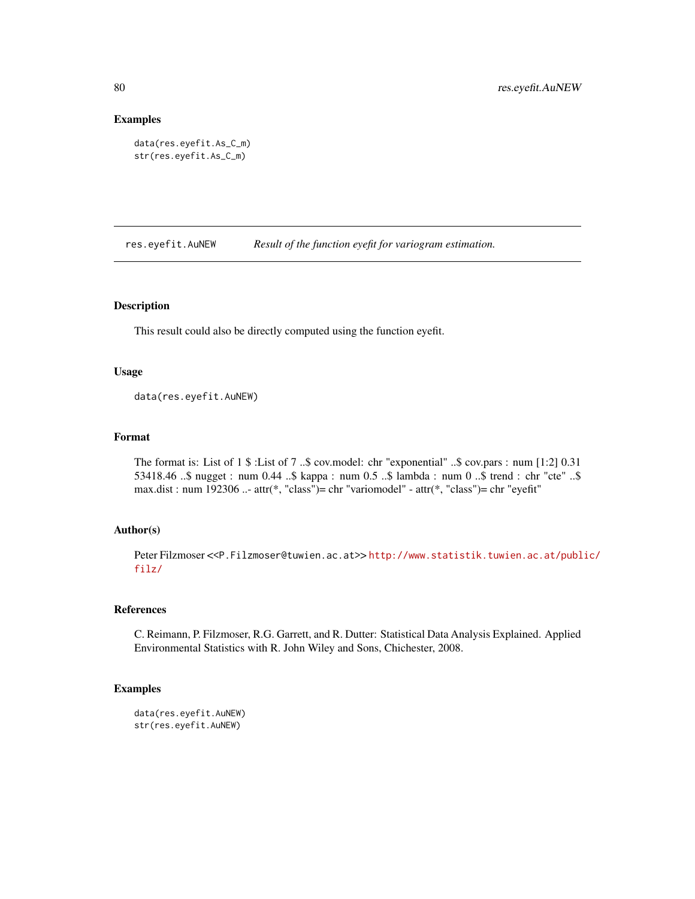## Examples

```
data(res.eyefit.As_C_m)
str(res.eyefit.As_C_m)
```

---

## res.eyefit.AuNEW — *Result of the function eyefit for variogram estimation.*

---

### Description

This result could also be directly computed using the function eyefit.

### Usage

```
data(res.eyefit.AuNEW)
```

### Format

The format is: List of 1 $ :List of 7 ..$ cov.model: chr "exponential" ..$ cov.pars : num [1:2] 0.31 53418.46 ..$ nugget : num 0.44 ..$ kappa : num 0.5 ..$ lambda : num 0 ..$ trend : chr "cte" ..$ max.dist : num 192306 ..- attr(*, "class")= chr "variomodel" - attr(*, "class")= chr "eyefit"

### Author(s)

Peter Filzmoser <<P.Filzmoser@tuwien.ac.at>> http://www.statistik.tuwien.ac.at/public/filz/

### References

C. Reimann, P. Filzmoser, R.G. Garrett, and R. Dutter: Statistical Data Analysis Explained. Applied Environmental Statistics with R. John Wiley and Sons, Chichester, 2008.

### Examples

```
data(res.eyefit.AuNEW)
str(res.eyefit.AuNEW)
```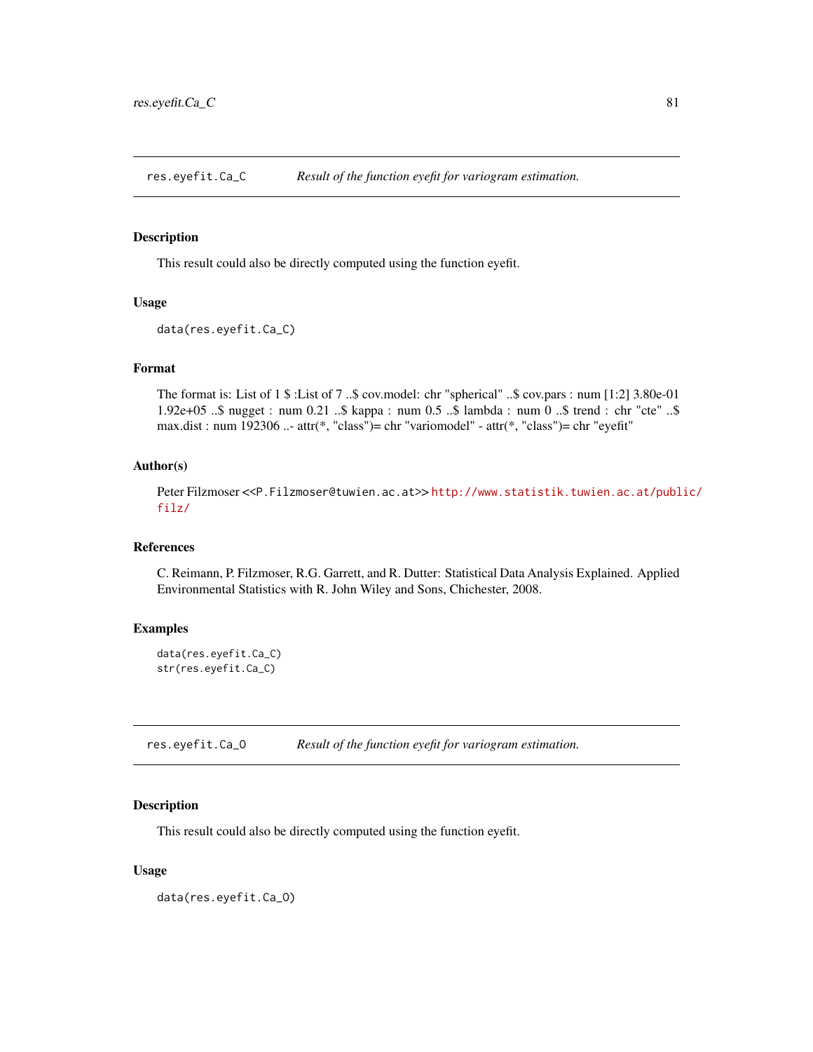## res.eyefit.Ca_C — *Result of the function eyefit for variogram estimation.*

### Description

This result could also be directly computed using the function eyefit.

### Usage

```
data(res.eyefit.Ca_C)
```

### Format

The format is: List of 1 $ :List of 7 ..$ cov.model: chr "spherical" ..$ cov.pars : num [1:2] 3.80e-01 1.92e+05 ..$ nugget : num 0.21 ..$ kappa : num 0.5 ..$ lambda : num 0 ..$ trend : chr "cte" ..$ max.dist : num 192306 ..- attr(*, "class")= chr "variomodel" - attr(*, "class")= chr "eyefit"

### Author(s)

Peter Filzmoser <<P.Filzmoser@tuwien.ac.at>> http://www.statistik.tuwien.ac.at/public/filz/

### References

C. Reimann, P. Filzmoser, R.G. Garrett, and R. Dutter: Statistical Data Analysis Explained. Applied Environmental Statistics with R. John Wiley and Sons, Chichester, 2008.

### Examples

```
data(res.eyefit.Ca_C)
str(res.eyefit.Ca_C)
```

## res.eyefit.Ca_O — *Result of the function eyefit for variogram estimation.*

### Description

This result could also be directly computed using the function eyefit.

### Usage

```
data(res.eyefit.Ca_O)
```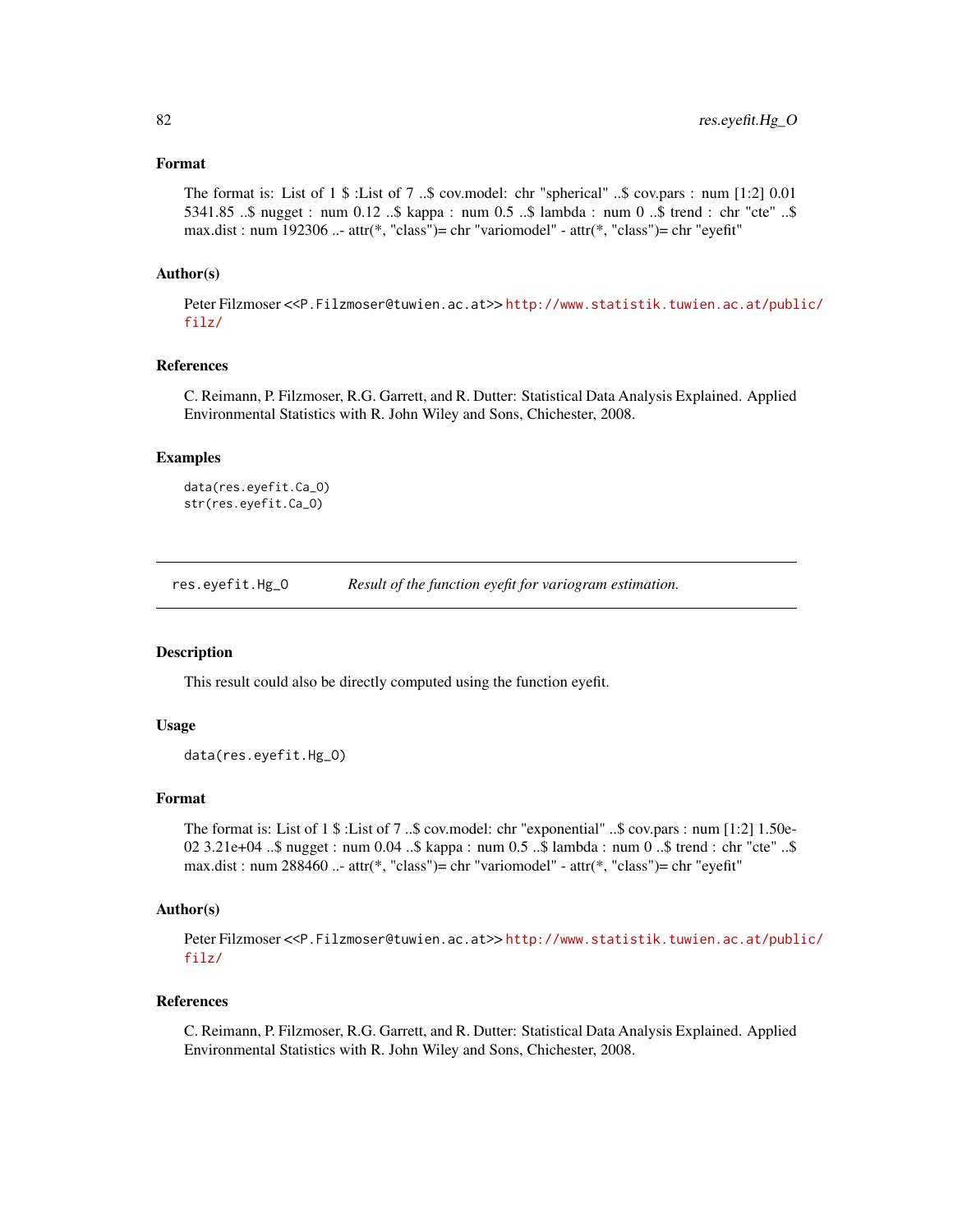### Format

The format is: List of 1 $ :List of 7 ..$ cov.model: chr "spherical" ..$ cov.pars : num [1:2] 0.01 5341.85 ..$ nugget : num 0.12 ..$ kappa : num 0.5 ..$ lambda : num 0 ..$ trend : chr "cte" ..$ max.dist : num 192306 ..- attr(*, "class")= chr "variomodel" - attr(*, "class")= chr "eyefit"

### Author(s)

Peter Filzmoser <<P.Filzmoser@tuwien.ac.at>> http://www.statistik.tuwien.ac.at/public/filz/

### References

C. Reimann, P. Filzmoser, R.G. Garrett, and R. Dutter: Statistical Data Analysis Explained. Applied Environmental Statistics with R. John Wiley and Sons, Chichester, 2008.

### Examples

```
data(res.eyefit.Ca_O)
str(res.eyefit.Ca_O)
```

---

## res.eyefit.Hg_O    *Result of the function eyefit for variogram estimation.*

### Description

This result could also be directly computed using the function eyefit.

### Usage

```
data(res.eyefit.Hg_O)
```

### Format

The format is: List of 1 $ :List of 7 ..$ cov.model: chr "exponential" ..$ cov.pars : num [1:2] 1.50e-02 3.21e+04 ..$ nugget : num 0.04 ..$ kappa : num 0.5 ..$ lambda : num 0 ..$ trend : chr "cte" ..$ max.dist : num 288460 ..- attr(*, "class")= chr "variomodel" - attr(*, "class")= chr "eyefit"

### Author(s)

Peter Filzmoser <<P.Filzmoser@tuwien.ac.at>> http://www.statistik.tuwien.ac.at/public/filz/

### References

C. Reimann, P. Filzmoser, R.G. Garrett, and R. Dutter: Statistical Data Analysis Explained. Applied Environmental Statistics with R. John Wiley and Sons, Chichester, 2008.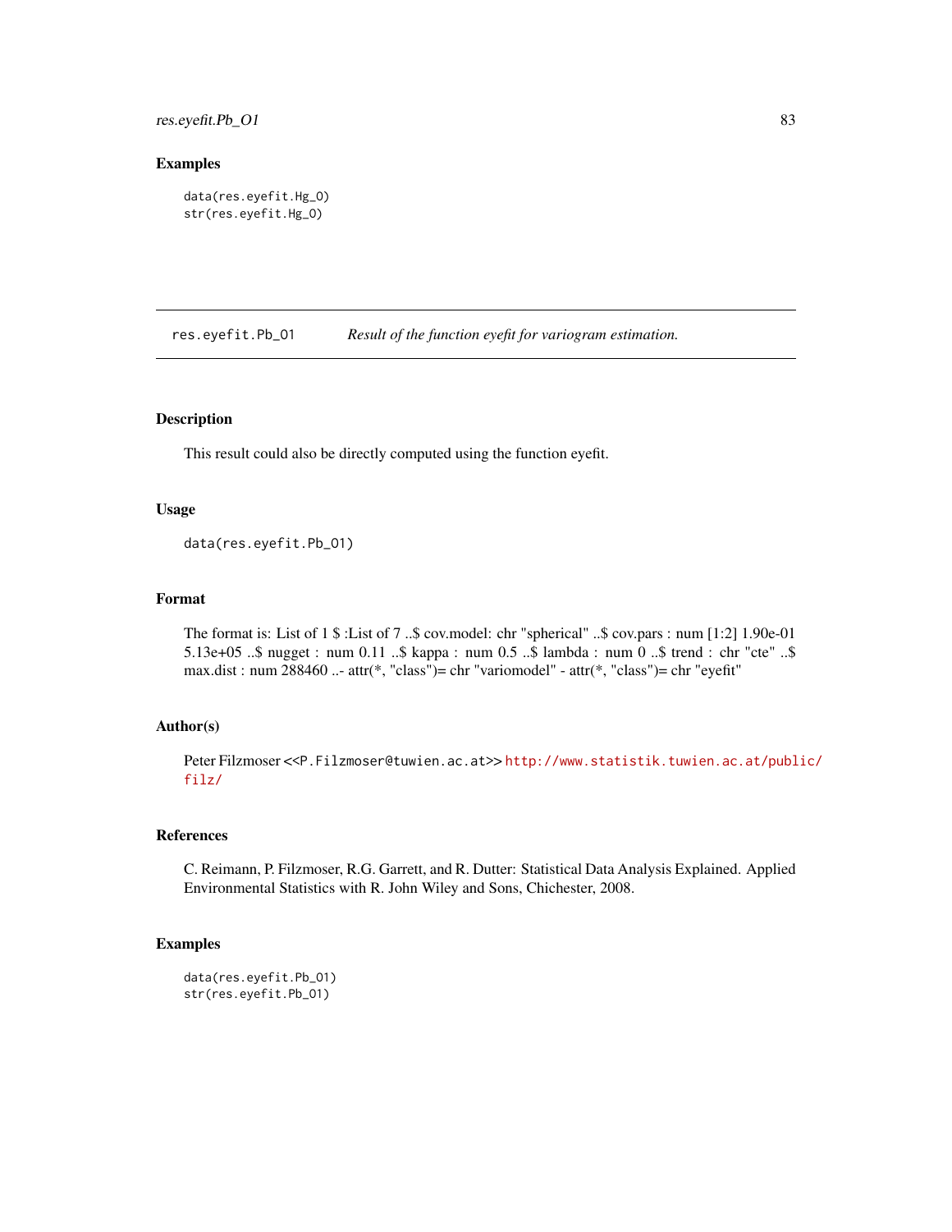## Examples

```
data(res.eyefit.Hg_O)
str(res.eyefit.Hg_O)
```

---

res.eyefit.Pb_O1 *Result of the function eyefit for variogram estimation.*

---

### Description

This result could also be directly computed using the function eyefit.

### Usage

```
data(res.eyefit.Pb_O1)
```

### Format

The format is: List of 1 $ :List of 7 ..$ cov.model: chr "spherical" ..$ cov.pars : num [1:2] 1.90e-01 5.13e+05 ..$ nugget : num 0.11 ..$ kappa : num 0.5 ..$ lambda : num 0 ..$ trend : chr "cte" ..$ max.dist : num 288460 ..- attr(*, "class")= chr "variomodel" - attr(*, "class")= chr "eyefit"

### Author(s)

Peter Filzmoser <<P.Filzmoser@tuwien.ac.at>> http://www.statistik.tuwien.ac.at/public/filz/

### References

C. Reimann, P. Filzmoser, R.G. Garrett, and R. Dutter: Statistical Data Analysis Explained. Applied Environmental Statistics with R. John Wiley and Sons, Chichester, 2008.

### Examples

```
data(res.eyefit.Pb_O1)
str(res.eyefit.Pb_O1)
```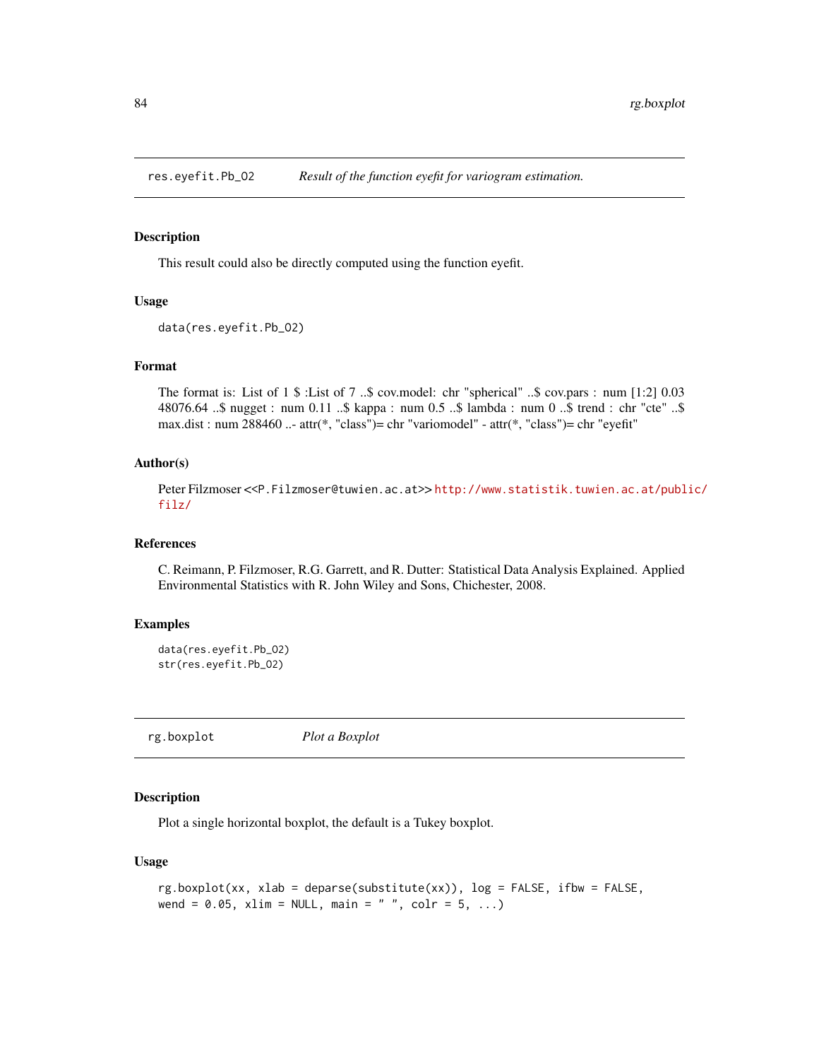## res.eyefit.Pb_O2 — *Result of the function eyefit for variogram estimation.*

### Description

This result could also be directly computed using the function eyefit.

### Usage

```
data(res.eyefit.Pb_O2)
```

### Format

The format is: List of 1 $ :List of 7 ..$ cov.model: chr "spherical" ..$ cov.pars : num [1:2] 0.03 48076.64 ..$ nugget : num 0.11 ..$ kappa : num 0.5 ..$ lambda : num 0 ..$ trend : chr "cte" ..$ max.dist : num 288460 ..- attr(*, "class")= chr "variomodel" - attr(*, "class")= chr "eyefit"

### Author(s)

Peter Filzmoser <<P.Filzmoser@tuwien.ac.at>> http://www.statistik.tuwien.ac.at/public/filz/

### References

C. Reimann, P. Filzmoser, R.G. Garrett, and R. Dutter: Statistical Data Analysis Explained. Applied Environmental Statistics with R. John Wiley and Sons, Chichester, 2008.

### Examples

```
data(res.eyefit.Pb_O2)
str(res.eyefit.Pb_O2)
```

## rg.boxplot — *Plot a Boxplot*

### Description

Plot a single horizontal boxplot, the default is a Tukey boxplot.

### Usage

```
rg.boxplot(xx, xlab = deparse(substitute(xx)), log = FALSE, ifbw = FALSE,
wend = 0.05, xlim = NULL, main = " ", colr = 5, ...)
```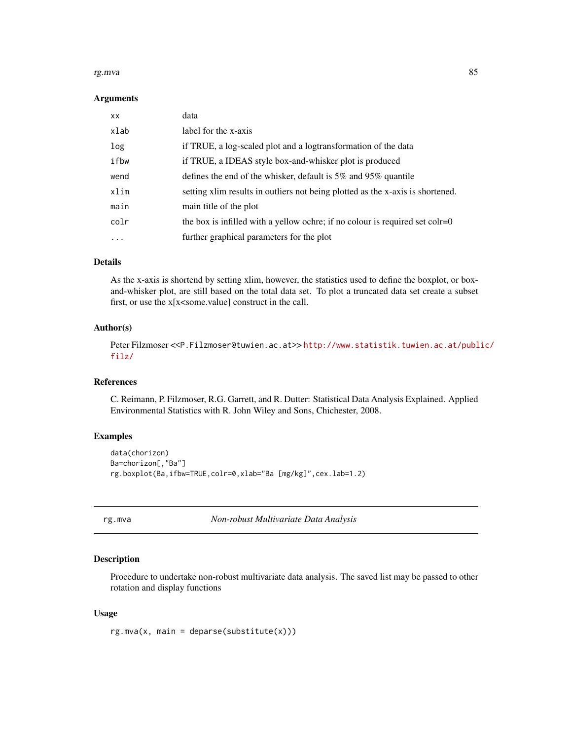### Arguments

| | |
|---|---|
| xx | data |
| xlab | label for the x-axis |
| log | if TRUE, a log-scaled plot and a logtransformation of the data |
| ifbw | if TRUE, a IDEAS style box-and-whisker plot is produced |
| wend | defines the end of the whisker, default is 5% and 95% quantile |
| xlim | setting xlim results in outliers not being plotted as the x-axis is shortened. |
| main | main title of the plot |
| colr | the box is infilled with a yellow ochre; if no colour is required set colr=0 |
| ... | further graphical parameters for the plot |

### Details

As the x-axis is shortend by setting xlim, however, the statistics used to define the boxplot, or box-and-whisker plot, are still based on the total data set. To plot a truncated data set create a subset first, or use the x[x<some.value] construct in the call.

### Author(s)

Peter Filzmoser <<P.Filzmoser@tuwien.ac.at>> http://www.statistik.tuwien.ac.at/public/filz/

### References

C. Reimann, P. Filzmoser, R.G. Garrett, and R. Dutter: Statistical Data Analysis Explained. Applied Environmental Statistics with R. John Wiley and Sons, Chichester, 2008.

### Examples

```
data(chorizon)
Ba=chorizon[,"Ba"]
rg.boxplot(Ba,ifbw=TRUE,colr=0,xlab="Ba [mg/kg]",cex.lab=1.2)
```

---

## rg.mva — *Non-robust Multivariate Data Analysis*

---

### Description

Procedure to undertake non-robust multivariate data analysis. The saved list may be passed to other rotation and display functions

### Usage

```
rg.mva(x, main = deparse(substitute(x)))
```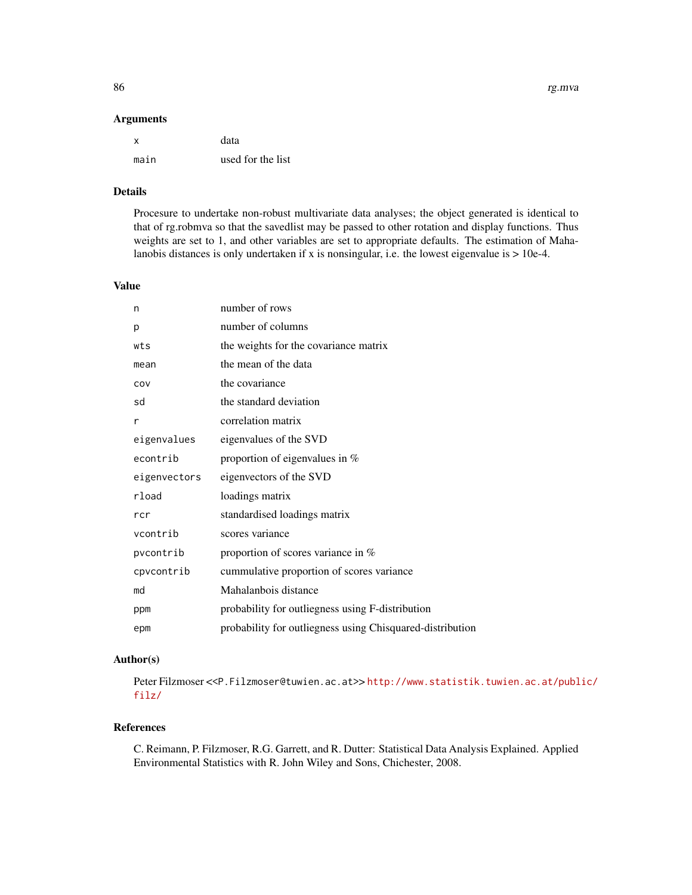### Arguments

| | |
|---|---|
| x | data |
| main | used for the list |

### Details

Procesure to undertake non-robust multivariate data analyses; the object generated is identical to that of rg.robmva so that the savedlist may be passed to other rotation and display functions. Thus weights are set to 1, and other variables are set to appropriate defaults. The estimation of Mahalanobis distances is only undertaken if x is nonsingular, i.e. the lowest eigenvalue is > 10e-4.

### Value

| | |
|---|---|
| n | number of rows |
| p | number of columns |
| wts | the weights for the covariance matrix |
| mean | the mean of the data |
| cov | the covariance |
| sd | the standard deviation |
| r | correlation matrix |
| eigenvalues | eigenvalues of the SVD |
| econtrib | proportion of eigenvalues in % |
| eigenvectors | eigenvectors of the SVD |
| rload | loadings matrix |
| rcr | standardised loadings matrix |
| vcontrib | scores variance |
| pvcontrib | proportion of scores variance in % |
| cpvcontrib | cummulative proportion of scores variance |
| md | Mahalanbois distance |
| ppm | probability for outliegness using F-distribution |
| epm | probability for outliegness using Chisquared-distribution |

### Author(s)

Peter Filzmoser <<P.Filzmoser@tuwien.ac.at>> http://www.statistik.tuwien.ac.at/public/filz/

### References

C. Reimann, P. Filzmoser, R.G. Garrett, and R. Dutter: Statistical Data Analysis Explained. Applied Environmental Statistics with R. John Wiley and Sons, Chichester, 2008.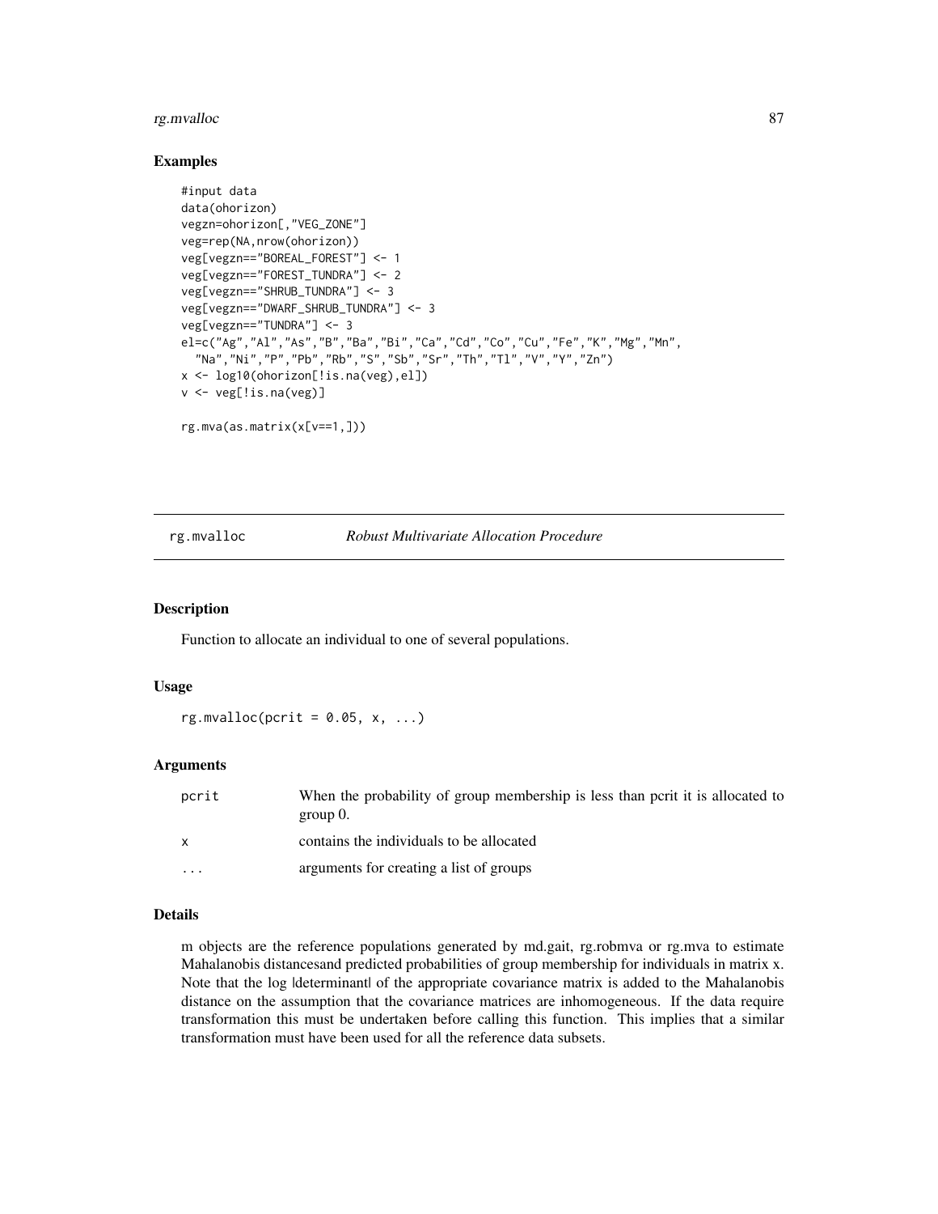## Examples

```
#input data
data(ohorizon)
vegzn=ohorizon[,"VEG_ZONE"]
veg=rep(NA,nrow(ohorizon))
veg[vegzn=="BOREAL_FOREST"] <- 1
veg[vegzn=="FOREST_TUNDRA"] <- 2
veg[vegzn=="SHRUB_TUNDRA"] <- 3
veg[vegzn=="DWARF_SHRUB_TUNDRA"] <- 3
veg[vegzn=="TUNDRA"] <- 3
el=c("Ag","Al","As","B","Ba","Bi","Ca","Cd","Co","Cu","Fe","K","Mg","Mn",
  "Na","Ni","P","Pb","Rb","S","Sb","Sr","Th","Tl","V","Y","Zn")
x <- log10(ohorizon[!is.na(veg),el])
v <- veg[!is.na(veg)]

rg.mva(as.matrix(x[v==1,]))
```

---

# rg.mvalloc — *Robust Multivariate Allocation Procedure*

---

## Description

Function to allocate an individual to one of several populations.

## Usage

```
rg.mvalloc(pcrit = 0.05, x, ...)
```

## Arguments

| | |
|---|---|
| pcrit | When the probability of group membership is less than pcrit it is allocated to group 0. |
| x | contains the individuals to be allocated |
| ... | arguments for creating a list of groups |

## Details

m objects are the reference populations generated by md.gait, rg.robmva or rg.mva to estimate Mahalanobis distancesand predicted probabilities of group membership for individuals in matrix x. Note that the log |determinant| of the appropriate covariance matrix is added to the Mahalanobis distance on the assumption that the covariance matrices are inhomogeneous. If the data require transformation this must be undertaken before calling this function. This implies that a similar transformation must have been used for all the reference data subsets.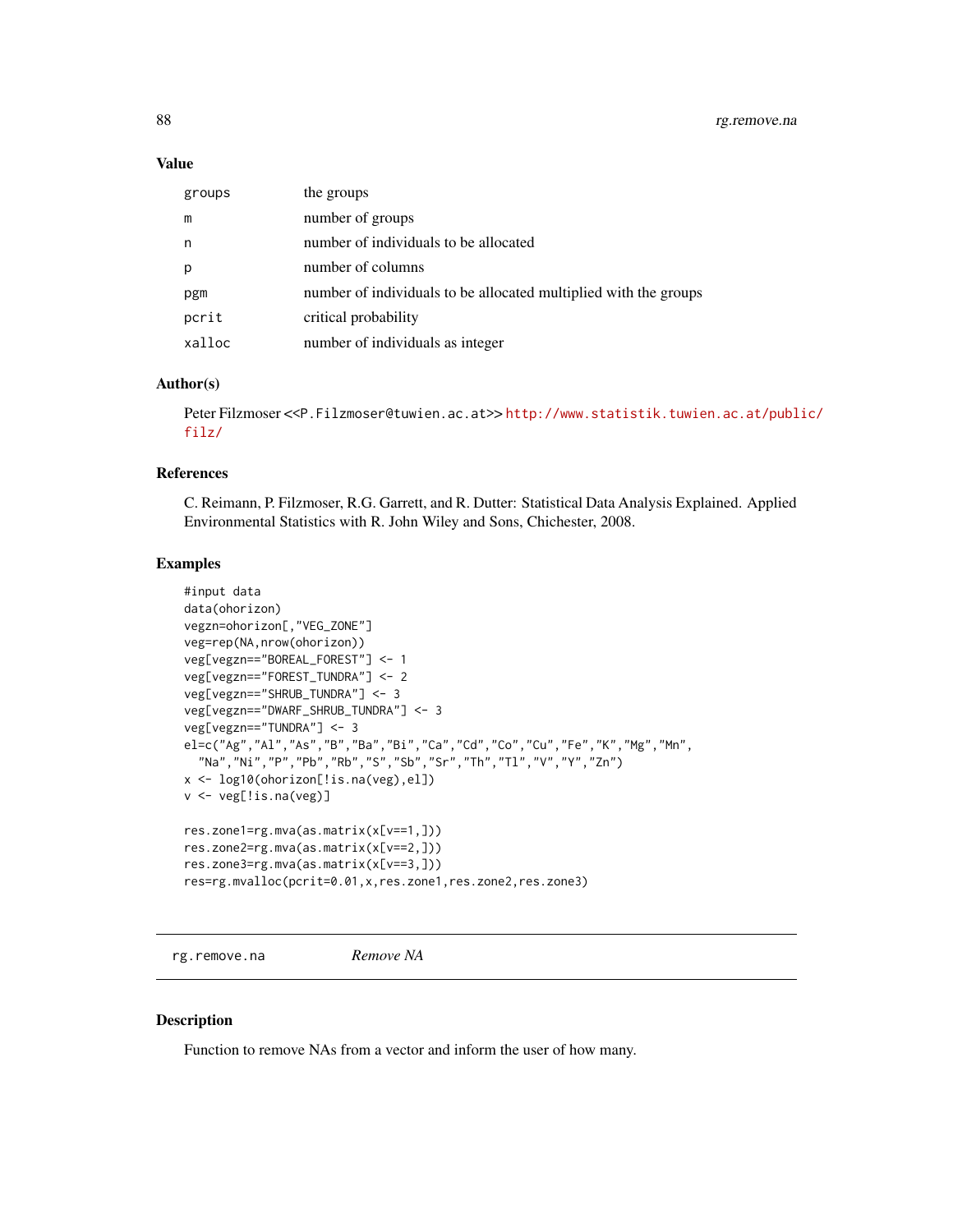### Value

| | |
|---|---|
| groups | the groups |
| m | number of groups |
| n | number of individuals to be allocated |
| p | number of columns |
| pgm | number of individuals to be allocated multiplied with the groups |
| pcrit | critical probability |
| xalloc | number of individuals as integer |

### Author(s)

Peter Filzmoser <<P.Filzmoser@tuwien.ac.at>> http://www.statistik.tuwien.ac.at/public/filz/

### References

C. Reimann, P. Filzmoser, R.G. Garrett, and R. Dutter: Statistical Data Analysis Explained. Applied Environmental Statistics with R. John Wiley and Sons, Chichester, 2008.

### Examples

```
#input data
data(ohorizon)
vegzn=ohorizon[,"VEG_ZONE"]
veg=rep(NA,nrow(ohorizon))
veg[vegzn=="BOREAL_FOREST"] <- 1
veg[vegzn=="FOREST_TUNDRA"] <- 2
veg[vegzn=="SHRUB_TUNDRA"] <- 3
veg[vegzn=="DWARF_SHRUB_TUNDRA"] <- 3
veg[vegzn=="TUNDRA"] <- 3
el=c("Ag","Al","As","B","Ba","Bi","Ca","Cd","Co","Cu","Fe","K","Mg","Mn",
  "Na","Ni","P","Pb","Rb","S","Sb","Sr","Th","Tl","V","Y","Zn")
x <- log10(ohorizon[!is.na(veg),el])
v <- veg[!is.na(veg)]

res.zone1=rg.mva(as.matrix(x[v==1,]))
res.zone2=rg.mva(as.matrix(x[v==2,]))
res.zone3=rg.mva(as.matrix(x[v==3,]))
res=rg.mvalloc(pcrit=0.01,x,res.zone1,res.zone2,res.zone3)
```

---

## rg.remove.na *Remove NA*

### Description

Function to remove NAs from a vector and inform the user of how many.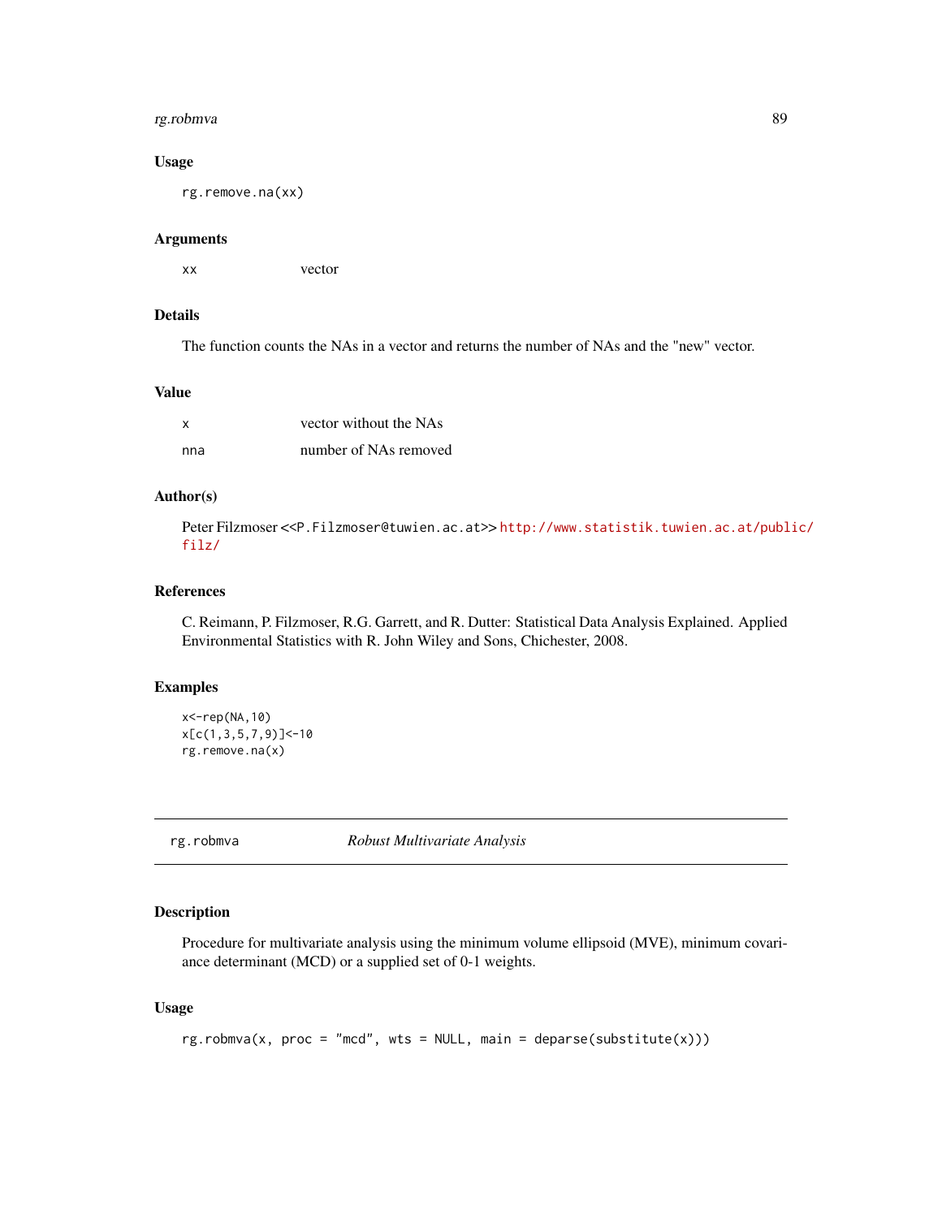### Usage

```
rg.remove.na(xx)
```

### Arguments

| | |
|---|---|
| xx | vector |

### Details

The function counts the NAs in a vector and returns the number of NAs and the "new" vector.

### Value

| | |
|---|---|
| x | vector without the NAs |
| nna | number of NAs removed |

### Author(s)

Peter Filzmoser <<P.Filzmoser@tuwien.ac.at>> http://www.statistik.tuwien.ac.at/public/filz/

### References

C. Reimann, P. Filzmoser, R.G. Garrett, and R. Dutter: Statistical Data Analysis Explained. Applied Environmental Statistics with R. John Wiley and Sons, Chichester, 2008.

### Examples

```
x<-rep(NA,10)
x[c(1,3,5,7,9)]<-10
rg.remove.na(x)
```

---

## rg.robmva — *Robust Multivariate Analysis*

---

### Description

Procedure for multivariate analysis using the minimum volume ellipsoid (MVE), minimum covariance determinant (MCD) or a supplied set of 0-1 weights.

### Usage

```
rg.robmva(x, proc = "mcd", wts = NULL, main = deparse(substitute(x)))
```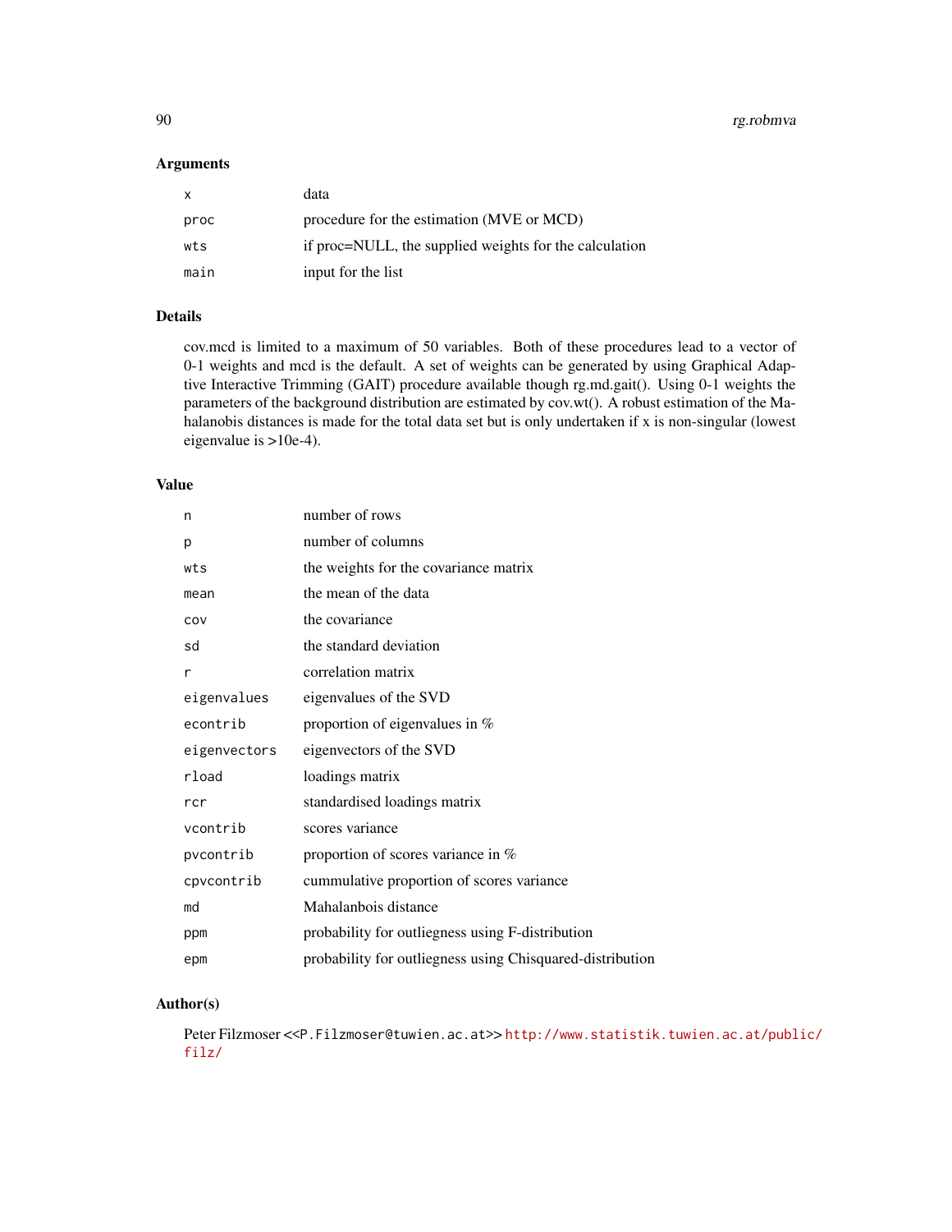### Arguments

| | |
|---|---|
| x | data |
| proc | procedure for the estimation (MVE or MCD) |
| wts | if proc=NULL, the supplied weights for the calculation |
| main | input for the list |

### Details

cov.mcd is limited to a maximum of 50 variables. Both of these procedures lead to a vector of 0-1 weights and mcd is the default. A set of weights can be generated by using Graphical Adaptive Interactive Trimming (GAIT) procedure available though rg.md.gait(). Using 0-1 weights the parameters of the background distribution are estimated by cov.wt(). A robust estimation of the Mahalanobis distances is made for the total data set but is only undertaken if x is non-singular (lowest eigenvalue is >10e-4).

### Value

| | |
|---|---|
| n | number of rows |
| p | number of columns |
| wts | the weights for the covariance matrix |
| mean | the mean of the data |
| cov | the covariance |
| sd | the standard deviation |
| r | correlation matrix |
| eigenvalues | eigenvalues of the SVD |
| econtrib | proportion of eigenvalues in % |
| eigenvectors | eigenvectors of the SVD |
| rload | loadings matrix |
| rcr | standardised loadings matrix |
| vcontrib | scores variance |
| pvcontrib | proportion of scores variance in % |
| cpvcontrib | cummulative proportion of scores variance |
| md | Mahalanbois distance |
| ppm | probability for outliegness using F-distribution |
| epm | probability for outliegness using Chisquared-distribution |

### Author(s)

Peter Filzmoser <<P.Filzmoser@tuwien.ac.at>> http://www.statistik.tuwien.ac.at/public/filz/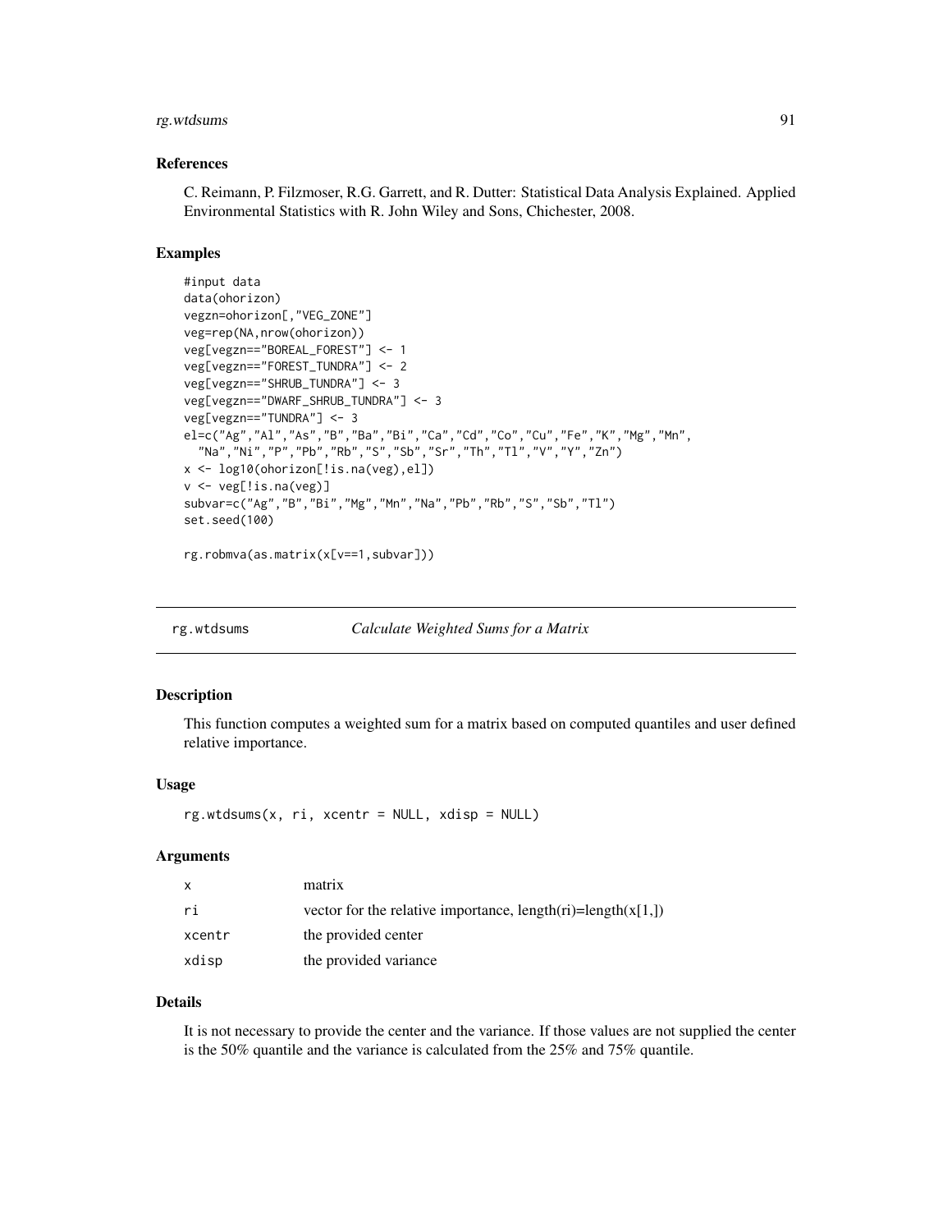### References

C. Reimann, P. Filzmoser, R.G. Garrett, and R. Dutter: Statistical Data Analysis Explained. Applied Environmental Statistics with R. John Wiley and Sons, Chichester, 2008.

### Examples

```
#input data
data(ohorizon)
vegzn=ohorizon[,"VEG_ZONE"]
veg=rep(NA,nrow(ohorizon))
veg[vegzn=="BOREAL_FOREST"] <- 1
veg[vegzn=="FOREST_TUNDRA"] <- 2
veg[vegzn=="SHRUB_TUNDRA"] <- 3
veg[vegzn=="DWARF_SHRUB_TUNDRA"] <- 3
veg[vegzn=="TUNDRA"] <- 3
el=c("Ag","Al","As","B","Ba","Bi","Ca","Cd","Co","Cu","Fe","K","Mg","Mn",
  "Na","Ni","P","Pb","Rb","S","Sb","Sr","Th","Tl","V","Y","Zn")
x <- log10(ohorizon[!is.na(veg),el])
v <- veg[!is.na(veg)]
subvar=c("Ag","B","Bi","Mg","Mn","Na","Pb","Rb","S","Sb","Tl")
set.seed(100)

rg.robmva(as.matrix(x[v==1,subvar]))
```

---

## rg.wtdsums — *Calculate Weighted Sums for a Matrix*

### Description

This function computes a weighted sum for a matrix based on computed quantiles and user defined relative importance.

### Usage

```
rg.wtdsums(x, ri, xcentr = NULL, xdisp = NULL)
```

### Arguments

| | |
|---|---|
| x | matrix |
| ri | vector for the relative importance, length(ri)=length(x[1,]) |
| xcentr | the provided center |
| xdisp | the provided variance |

### Details

It is not necessary to provide the center and the variance. If those values are not supplied the center is the 50% quantile and the variance is calculated from the 25% and 75% quantile.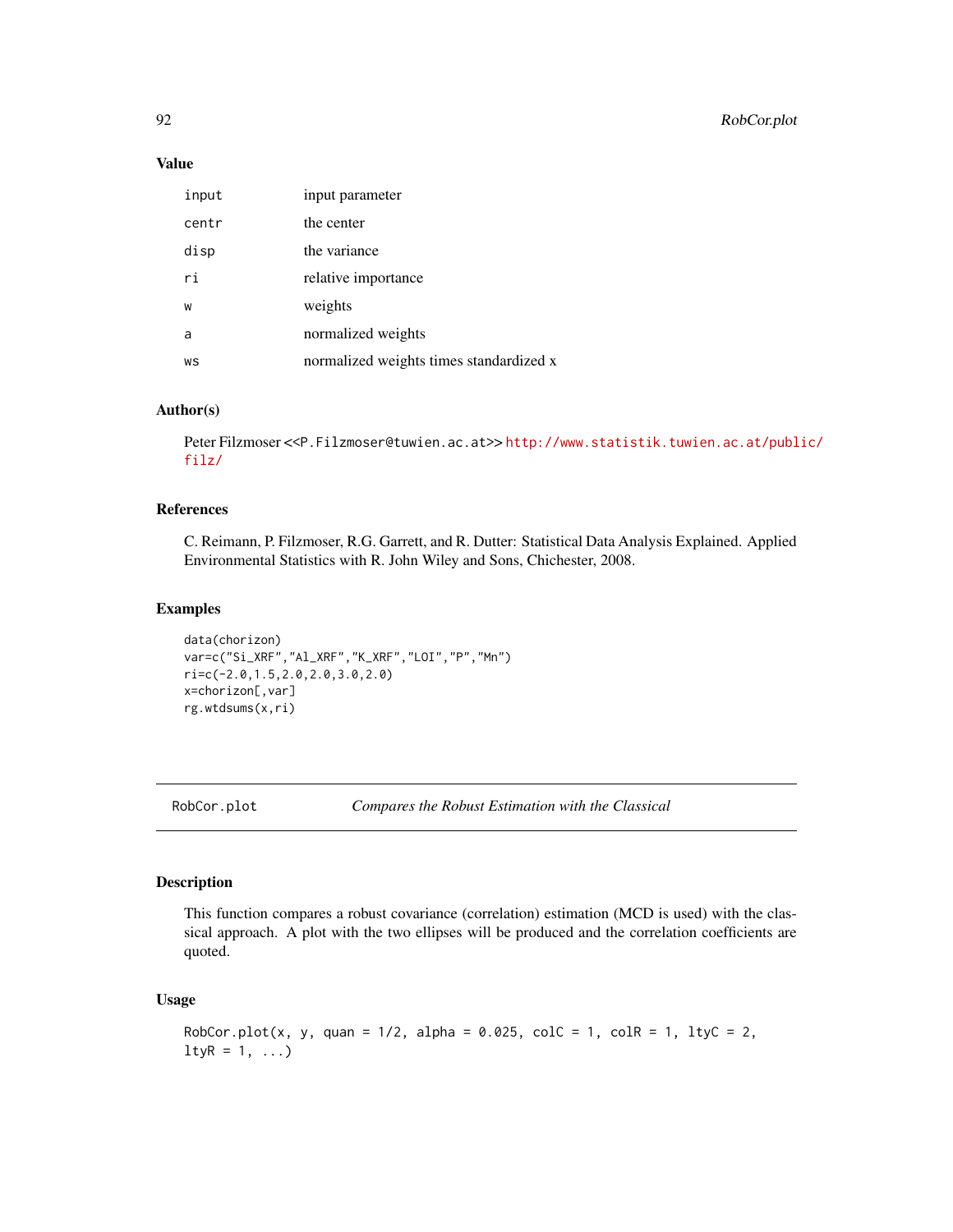## Value

| | |
|---|---|
| input | input parameter |
| centr | the center |
| disp | the variance |
| ri | relative importance |
| w | weights |
| a | normalized weights |
| ws | normalized weights times standardized x |

## Author(s)

Peter Filzmoser <<P.Filzmoser@tuwien.ac.at>> http://www.statistik.tuwien.ac.at/public/filz/

## References

C. Reimann, P. Filzmoser, R.G. Garrett, and R. Dutter: Statistical Data Analysis Explained. Applied Environmental Statistics with R. John Wiley and Sons, Chichester, 2008.

## Examples

```
data(chorizon)
var=c("Si_XRF","Al_XRF","K_XRF","LOI","P","Mn")
ri=c(-2.0,1.5,2.0,2.0,3.0,2.0)
x=chorizon[,var]
rg.wtdsums(x,ri)
```

---

# RobCor.plot *Compares the Robust Estimation with the Classical*

## Description

This function compares a robust covariance (correlation) estimation (MCD is used) with the classical approach. A plot with the two ellipses will be produced and the correlation coefficients are quoted.

## Usage

```
RobCor.plot(x, y, quan = 1/2, alpha = 0.025, colC = 1, colR = 1, ltyC = 2,
ltyR = 1, ...)
```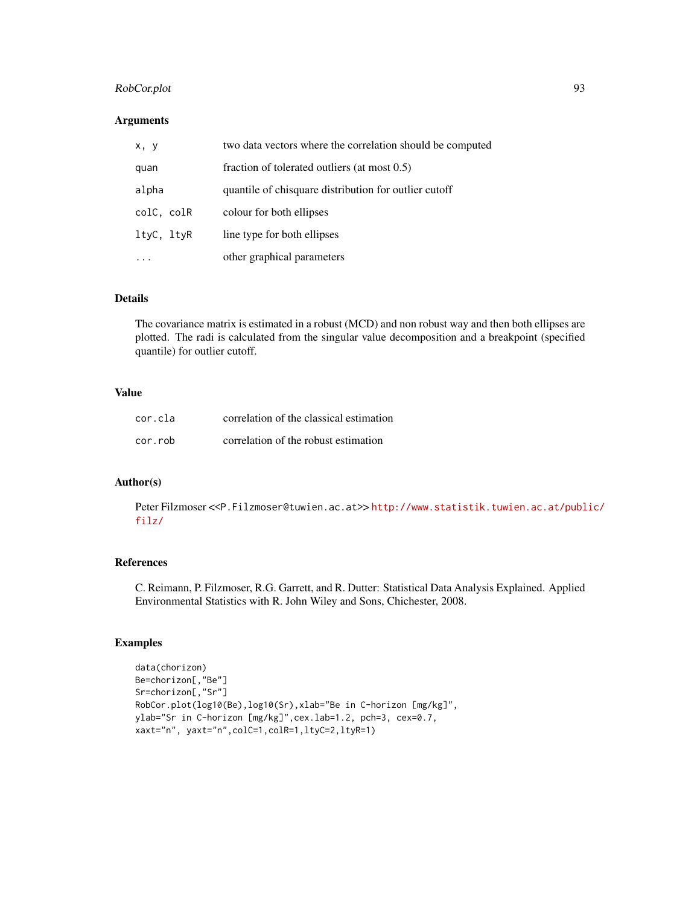## Arguments

| | |
|---|---|
| x, y | two data vectors where the correlation should be computed |
| quan | fraction of tolerated outliers (at most 0.5) |
| alpha | quantile of chisquare distribution for outlier cutoff |
| colC, colR | colour for both ellipses |
| ltyC, ltyR | line type for both ellipses |
| ... | other graphical parameters |

## Details

The covariance matrix is estimated in a robust (MCD) and non robust way and then both ellipses are plotted. The radi is calculated from the singular value decomposition and a breakpoint (specified quantile) for outlier cutoff.

## Value

| | |
|---|---|
| cor.cla | correlation of the classical estimation |
| cor.rob | correlation of the robust estimation |

## Author(s)

Peter Filzmoser <<P.Filzmoser@tuwien.ac.at>> http://www.statistik.tuwien.ac.at/public/filz/

## References

C. Reimann, P. Filzmoser, R.G. Garrett, and R. Dutter: Statistical Data Analysis Explained. Applied Environmental Statistics with R. John Wiley and Sons, Chichester, 2008.

## Examples

```
data(chorizon)
Be=chorizon[,"Be"]
Sr=chorizon[,"Sr"]
RobCor.plot(log10(Be),log10(Sr),xlab="Be in C-horizon [mg/kg]",
ylab="Sr in C-horizon [mg/kg]",cex.lab=1.2, pch=3, cex=0.7,
xaxt="n", yaxt="n",colC=1,colR=1,ltyC=2,ltyR=1)
```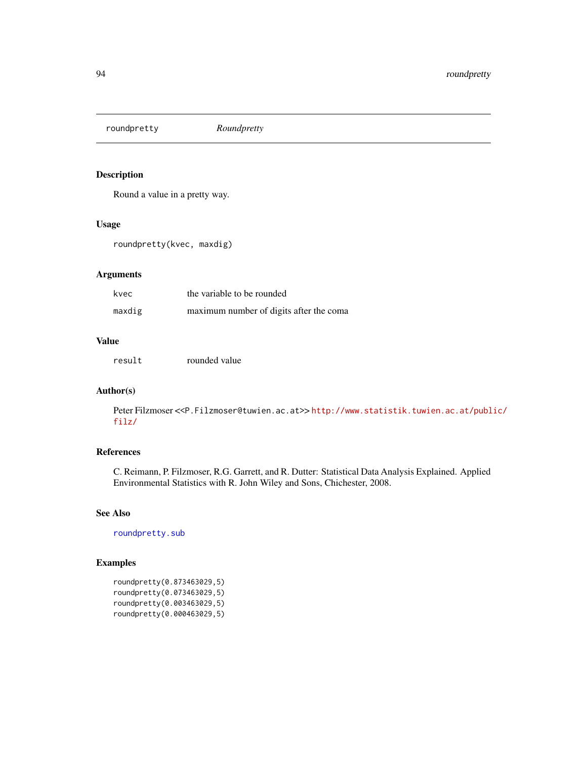## roundpretty    *Roundpretty*

### Description

Round a value in a pretty way.

### Usage

```
roundpretty(kvec, maxdig)
```

### Arguments

| | |
|---|---|
| kvec | the variable to be rounded |
| maxdig | maximum number of digits after the coma |

### Value

| | |
|---|---|
| result | rounded value |

### Author(s)

Peter Filzmoser <<P.Filzmoser@tuwien.ac.at>> http://www.statistik.tuwien.ac.at/public/filz/

### References

C. Reimann, P. Filzmoser, R.G. Garrett, and R. Dutter: Statistical Data Analysis Explained. Applied Environmental Statistics with R. John Wiley and Sons, Chichester, 2008.

### See Also

roundpretty.sub

### Examples

```
roundpretty(0.873463029,5)
roundpretty(0.073463029,5)
roundpretty(0.003463029,5)
roundpretty(0.000463029,5)
```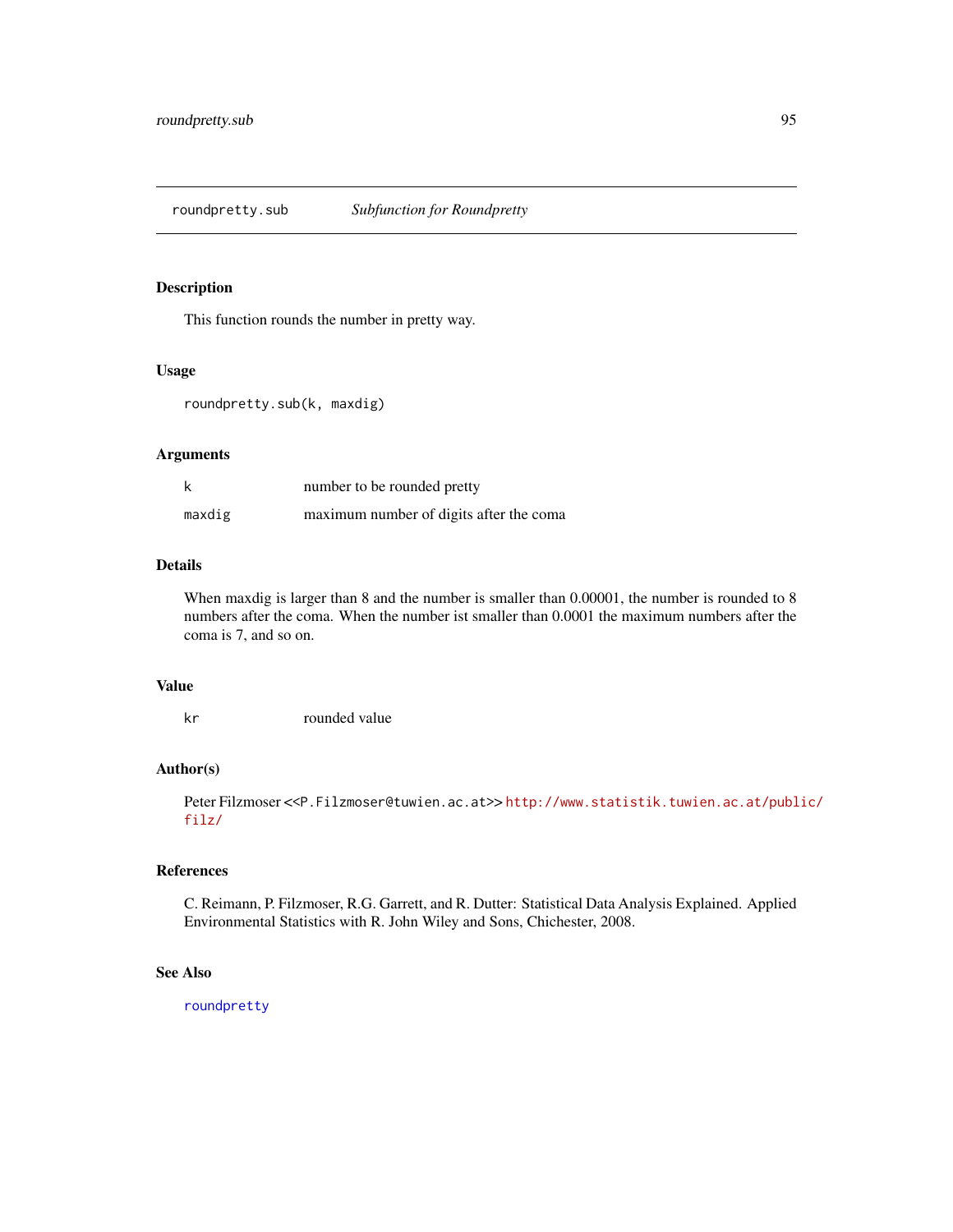roundpretty.sub *Subfunction for Roundpretty*

## Description

This function rounds the number in pretty way.

## Usage

```
roundpretty.sub(k, maxdig)
```

## Arguments

| | |
|---|---|
| k | number to be rounded pretty |
| maxdig | maximum number of digits after the coma |

## Details

When maxdig is larger than 8 and the number is smaller than 0.00001, the number is rounded to 8 numbers after the coma. When the number ist smaller than 0.0001 the maximum numbers after the coma is 7, and so on.

## Value

| | |
|---|---|
| kr | rounded value |

## Author(s)

Peter Filzmoser <<P.Filzmoser@tuwien.ac.at>> http://www.statistik.tuwien.ac.at/public/filz/

## References

C. Reimann, P. Filzmoser, R.G. Garrett, and R. Dutter: Statistical Data Analysis Explained. Applied Environmental Statistics with R. John Wiley and Sons, Chichester, 2008.

## See Also

roundpretty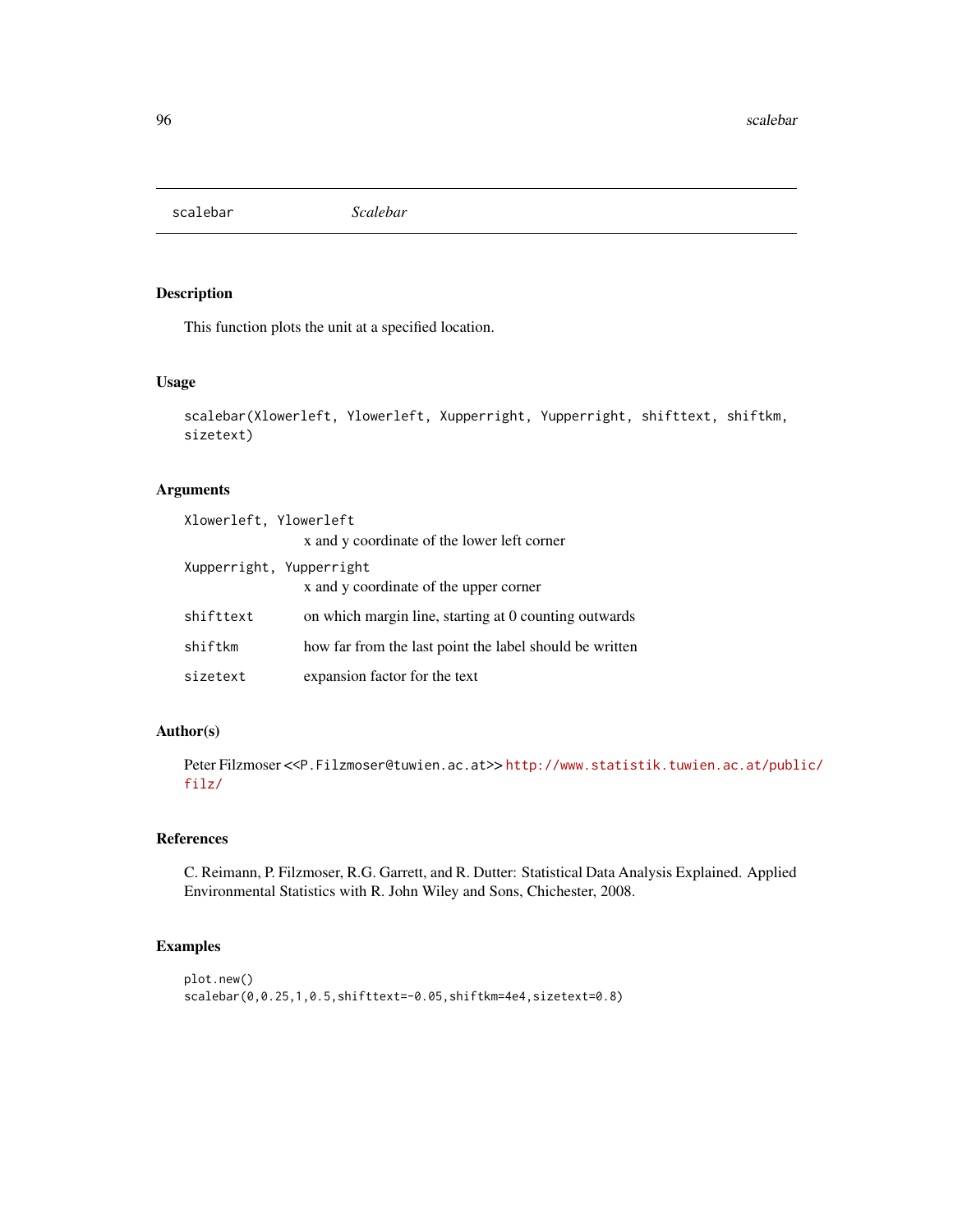scalebar — *Scalebar*

## Description

This function plots the unit at a specified location.

## Usage

```
scalebar(Xlowerleft, Ylowerleft, Xupperright, Yupperright, shifttext, shiftkm,
sizetext)
```

## Arguments

| | |
|---|---|
| Xlowerleft, Ylowerleft | x and y coordinate of the lower left corner |
| Xupperright, Yupperright | x and y coordinate of the upper corner |
| shifttext | on which margin line, starting at 0 counting outwards |
| shiftkm | how far from the last point the label should be written |
| sizetext | expansion factor for the text |

## Author(s)

Peter Filzmoser <<P.Filzmoser@tuwien.ac.at>> http://www.statistik.tuwien.ac.at/public/filz/

## References

C. Reimann, P. Filzmoser, R.G. Garrett, and R. Dutter: Statistical Data Analysis Explained. Applied Environmental Statistics with R. John Wiley and Sons, Chichester, 2008.

## Examples

```
plot.new()
scalebar(0,0.25,1,0.5,shifttext=-0.05,shiftkm=4e4,sizetext=0.8)
```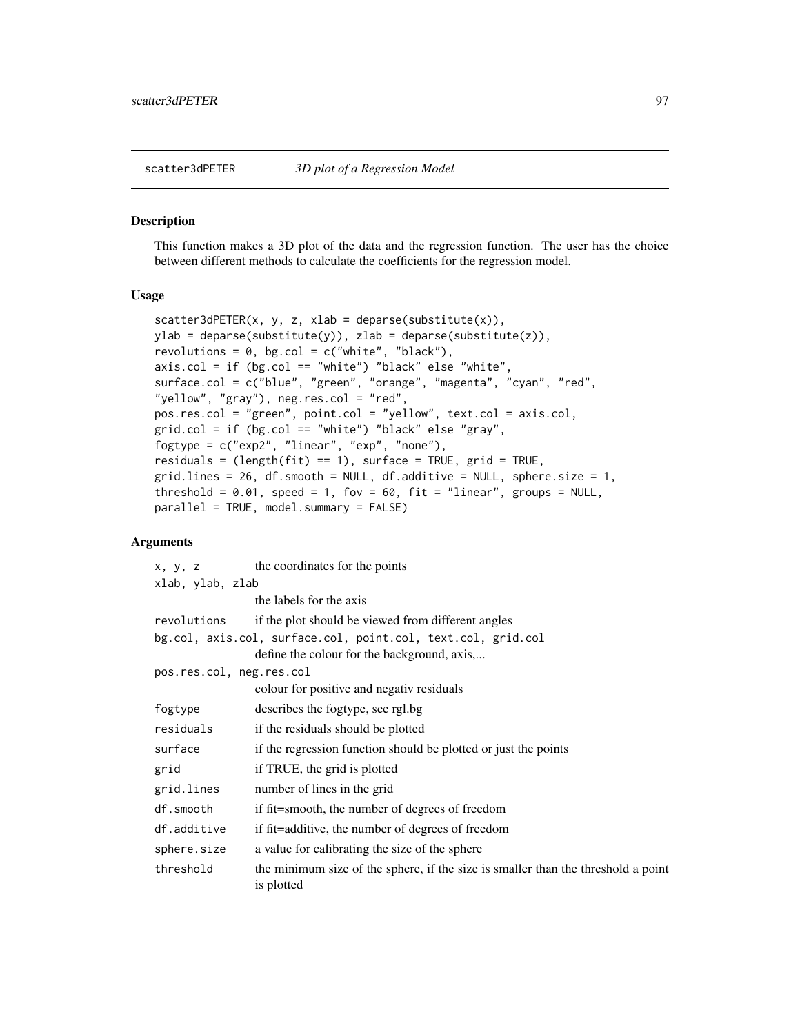## scatter3dPETER *3D plot of a Regression Model*

### Description

This function makes a 3D plot of the data and the regression function. The user has the choice between different methods to calculate the coefficients for the regression model.

### Usage

```
scatter3dPETER(x, y, z, xlab = deparse(substitute(x)),
ylab = deparse(substitute(y)), zlab = deparse(substitute(z)),
revolutions = 0, bg.col = c("white", "black"),
axis.col = if (bg.col == "white") "black" else "white",
surface.col = c("blue", "green", "orange", "magenta", "cyan", "red",
"yellow", "gray"), neg.res.col = "red",
pos.res.col = "green", point.col = "yellow", text.col = axis.col,
grid.col = if (bg.col == "white") "black" else "gray",
fogtype = c("exp2", "linear", "exp", "none"),
residuals = (length(fit) == 1), surface = TRUE, grid = TRUE,
grid.lines = 26, df.smooth = NULL, df.additive = NULL, sphere.size = 1,
threshold = 0.01, speed = 1, fov = 60, fit = "linear", groups = NULL,
parallel = TRUE, model.summary = FALSE)
```

### Arguments

| | |
|---|---|
| `x, y, z` | the coordinates for the points |
| `xlab, ylab, zlab` | the labels for the axis |
| `revolutions` | if the plot should be viewed from different angles |
| `bg.col, axis.col, surface.col, point.col, text.col, grid.col` | define the colour for the background, axis,... |
| `pos.res.col, neg.res.col` | colour for positive and negativ residuals |
| `fogtype` | describes the fogtype, see rgl.bg |
| `residuals` | if the residuals should be plotted |
| `surface` | if the regression function should be plotted or just the points |
| `grid` | if TRUE, the grid is plotted |
| `grid.lines` | number of lines in the grid |
| `df.smooth` | if fit=smooth, the number of degrees of freedom |
| `df.additive` | if fit=additive, the number of degrees of freedom |
| `sphere.size` | a value for calibrating the size of the sphere |
| `threshold` | the minimum size of the sphere, if the size is smaller than the threshold a point is plotted |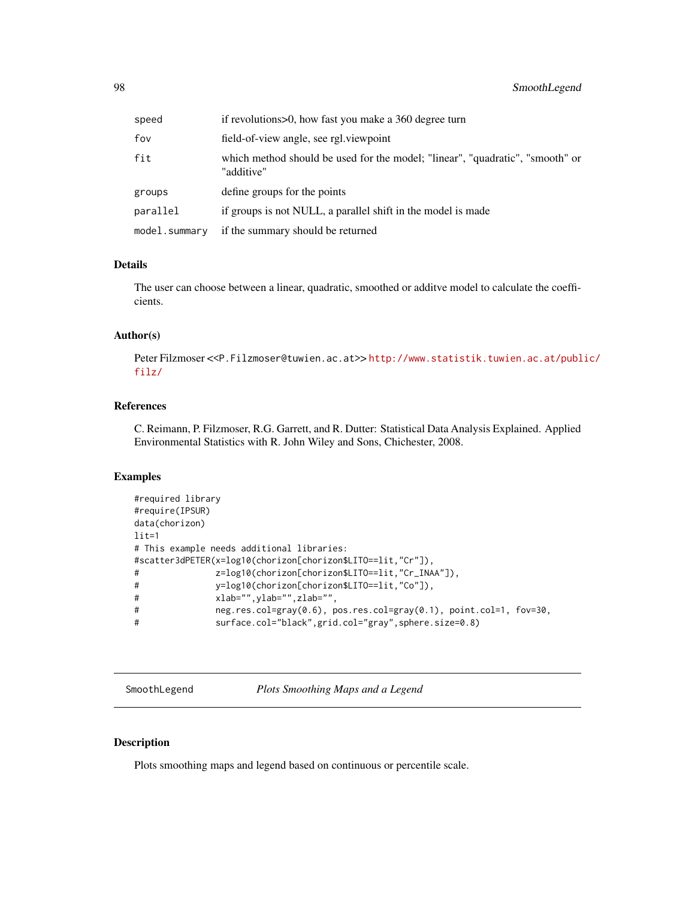| | |
|---|---|
| speed | if revolutions>0, how fast you make a 360 degree turn |
| fov | field-of-view angle, see rgl.viewpoint |
| fit | which method should be used for the model; "linear", "quadratic", "smooth" or "additive" |
| groups | define groups for the points |
| parallel | if groups is not NULL, a parallel shift in the model is made |
| model.summary | if the summary should be returned |

### Details

The user can choose between a linear, quadratic, smoothed or additve model to calculate the coefficients.

### Author(s)

Peter Filzmoser <<P.Filzmoser@tuwien.ac.at>> http://www.statistik.tuwien.ac.at/public/filz/

### References

C. Reimann, P. Filzmoser, R.G. Garrett, and R. Dutter: Statistical Data Analysis Explained. Applied Environmental Statistics with R. John Wiley and Sons, Chichester, 2008.

### Examples

```
#required library
#require(IPSUR)
data(chorizon)
lit=1
# This example needs additional libraries:
#scatter3dPETER(x=log10(chorizon[chorizon$LITO==lit,"Cr"]),
#              z=log10(chorizon[chorizon$LITO==lit,"Cr_INAA"]),
#              y=log10(chorizon[chorizon$LITO==lit,"Co"]),
#              xlab="",ylab="",zlab="",
#              neg.res.col=gray(0.6), pos.res.col=gray(0.1), point.col=1, fov=30,
#              surface.col="black",grid.col="gray",sphere.size=0.8)
```

---

## SmoothLegend *Plots Smoothing Maps and a Legend*

### Description

Plots smoothing maps and legend based on continuous or percentile scale.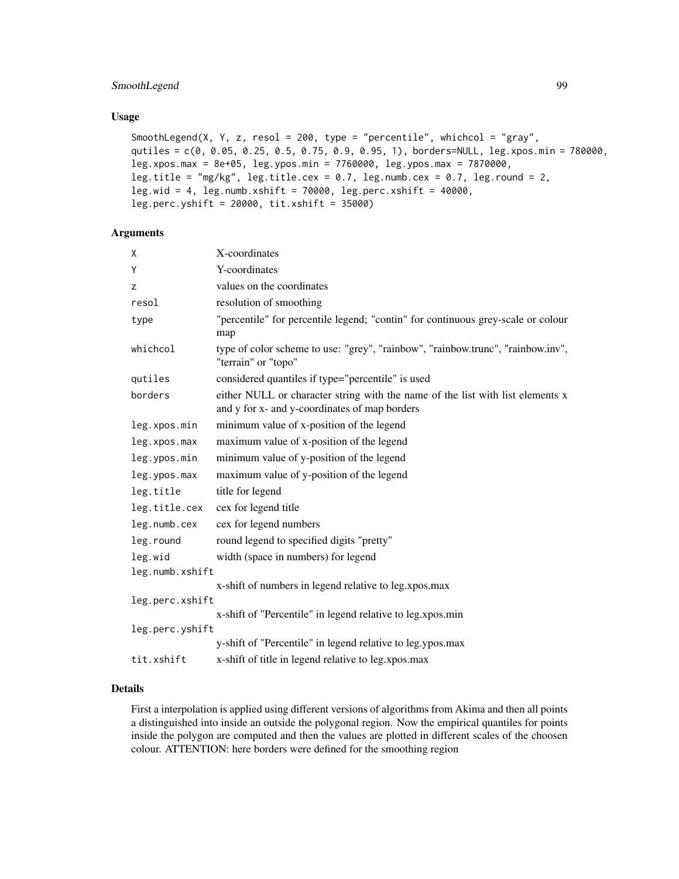## Usage

```
SmoothLegend(X, Y, z, resol = 200, type = "percentile", whichcol = "gray",
qutiles = c(0, 0.05, 0.25, 0.5, 0.75, 0.9, 0.95, 1), borders=NULL, leg.xpos.min = 780000,
leg.xpos.max = 8e+05, leg.ypos.min = 7760000, leg.ypos.max = 7870000,
leg.title = "mg/kg", leg.title.cex = 0.7, leg.numb.cex = 0.7, leg.round = 2,
leg.wid = 4, leg.numb.xshift = 70000, leg.perc.xshift = 40000,
leg.perc.yshift = 20000, tit.xshift = 35000)
```

## Arguments

| | |
|---|---|
| `X` | X-coordinates |
| `Y` | Y-coordinates |
| `z` | values on the coordinates |
| `resol` | resolution of smoothing |
| `type` | "percentile" for percentile legend; "contin" for continuous grey-scale or colour map |
| `whichcol` | type of color scheme to use: "grey", "rainbow", "rainbow.trunc", "rainbow.inv", "terrain" or "topo" |
| `qutiles` | considered quantiles if type="percentile" is used |
| `borders` | either NULL or character string with the name of the list with list elements x and y for x- and y-coordinates of map borders |
| `leg.xpos.min` | minimum value of x-position of the legend |
| `leg.xpos.max` | maximum value of x-position of the legend |
| `leg.ypos.min` | minimum value of y-position of the legend |
| `leg.ypos.max` | maximum value of y-position of the legend |
| `leg.title` | title for legend |
| `leg.title.cex` | cex for legend title |
| `leg.numb.cex` | cex for legend numbers |
| `leg.round` | round legend to specified digits "pretty" |
| `leg.wid` | width (space in numbers) for legend |
| `leg.numb.xshift` | x-shift of numbers in legend relative to leg.xpos.max |
| `leg.perc.xshift` | x-shift of "Percentile" in legend relative to leg.xpos.min |
| `leg.perc.yshift` | y-shift of "Percentile" in legend relative to leg.ypos.max |
| `tit.xshift` | x-shift of title in legend relative to leg.xpos.max |

## Details

First a interpolation is applied using different versions of algorithms from Akima and then all points a distinguished into inside an outside the polygonal region. Now the empirical quantiles for points inside the polygon are computed and then the values are plotted in different scales of the choosen colour. ATTENTION: here borders were defined for the smoothing region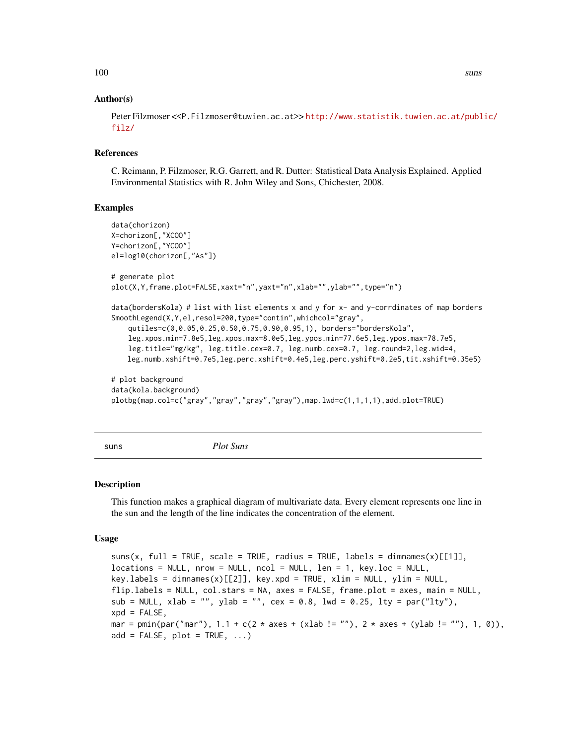### Author(s)

Peter Filzmoser <<P.Filzmoser@tuwien.ac.at>> http://www.statistik.tuwien.ac.at/public/filz/

### References

C. Reimann, P. Filzmoser, R.G. Garrett, and R. Dutter: Statistical Data Analysis Explained. Applied Environmental Statistics with R. John Wiley and Sons, Chichester, 2008.

### Examples

```
data(chorizon)
X=chorizon[,"XCOO"]
Y=chorizon[,"YCOO"]
el=log10(chorizon[,"As"])

# generate plot
plot(X,Y,frame.plot=FALSE,xaxt="n",yaxt="n",xlab="",ylab="",type="n")

data(bordersKola) # list with list elements x and y for x- and y-corrdinates of map borders
SmoothLegend(X,Y,el,resol=200,type="contin",whichcol="gray",
    qutiles=c(0,0.05,0.25,0.50,0.75,0.90,0.95,1), borders="bordersKola",
    leg.xpos.min=7.8e5,leg.xpos.max=8.0e5,leg.ypos.min=77.6e5,leg.ypos.max=78.7e5,
    leg.title="mg/kg", leg.title.cex=0.7, leg.numb.cex=0.7, leg.round=2,leg.wid=4,
    leg.numb.xshift=0.7e5,leg.perc.xshift=0.4e5,leg.perc.yshift=0.2e5,tit.xshift=0.35e5)

# plot background
data(kola.background)
plotbg(map.col=c("gray","gray","gray","gray"),map.lwd=c(1,1,1,1),add.plot=TRUE)
```

---

## suns — *Plot Suns*

---

### Description

This function makes a graphical diagram of multivariate data. Every element represents one line in the sun and the length of the line indicates the concentration of the element.

### Usage

```
suns(x, full = TRUE, scale = TRUE, radius = TRUE, labels = dimnames(x)[[1]],
locations = NULL, nrow = NULL, ncol = NULL, len = 1, key.loc = NULL,
key.labels = dimnames(x)[[2]], key.xpd = TRUE, xlim = NULL, ylim = NULL,
flip.labels = NULL, col.stars = NA, axes = FALSE, frame.plot = axes, main = NULL,
sub = NULL, xlab = "", ylab = "", cex = 0.8, lwd = 0.25, lty = par("lty"),
xpd = FALSE,
mar = pmin(par("mar"), 1.1 + c(2 * axes + (xlab != ""), 2 * axes + (ylab != ""), 1, 0)),
add = FALSE, plot = TRUE, ...)
```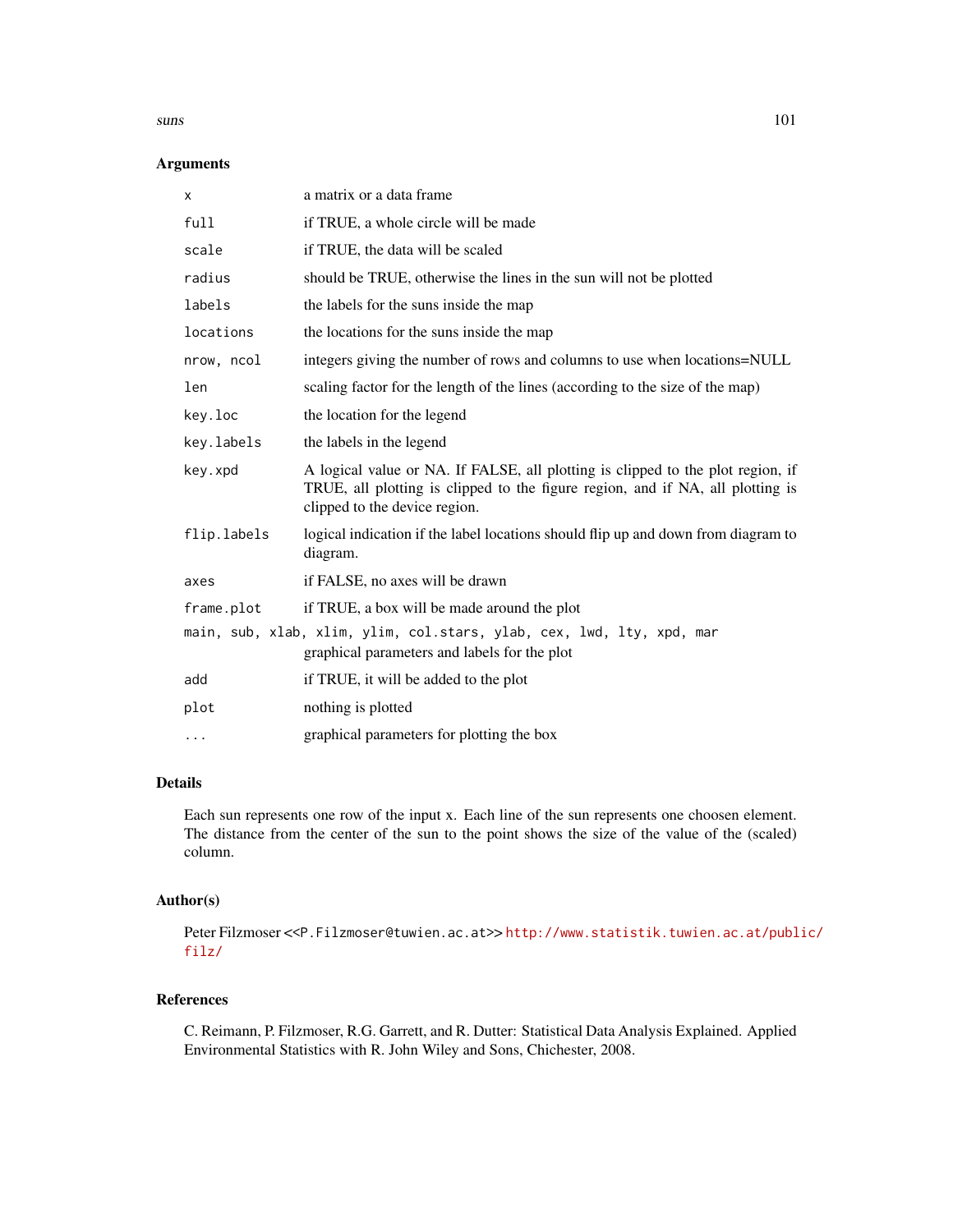### Arguments

| | |
|---|---|
| `x` | a matrix or a data frame |
| `full` | if TRUE, a whole circle will be made |
| `scale` | if TRUE, the data will be scaled |
| `radius` | should be TRUE, otherwise the lines in the sun will not be plotted |
| `labels` | the labels for the suns inside the map |
| `locations` | the locations for the suns inside the map |
| `nrow, ncol` | integers giving the number of rows and columns to use when locations=NULL |
| `len` | scaling factor for the length of the lines (according to the size of the map) |
| `key.loc` | the location for the legend |
| `key.labels` | the labels in the legend |
| `key.xpd` | A logical value or NA. If FALSE, all plotting is clipped to the plot region, if TRUE, all plotting is clipped to the figure region, and if NA, all plotting is clipped to the device region. |
| `flip.labels` | logical indication if the label locations should flip up and down from diagram to diagram. |
| `axes` | if FALSE, no axes will be drawn |
| `frame.plot` | if TRUE, a box will be made around the plot |
| `main, sub, xlab, xlim, ylim, col.stars, ylab, cex, lwd, lty, xpd, mar` | graphical parameters and labels for the plot |
| `add` | if TRUE, it will be added to the plot |
| `plot` | nothing is plotted |
| `...` | graphical parameters for plotting the box |

### Details

Each sun represents one row of the input x. Each line of the sun represents one choosen element. The distance from the center of the sun to the point shows the size of the value of the (scaled) column.

### Author(s)

Peter Filzmoser <<P.Filzmoser@tuwien.ac.at>> http://www.statistik.tuwien.ac.at/public/filz/

### References

C. Reimann, P. Filzmoser, R.G. Garrett, and R. Dutter: Statistical Data Analysis Explained. Applied Environmental Statistics with R. John Wiley and Sons, Chichester, 2008.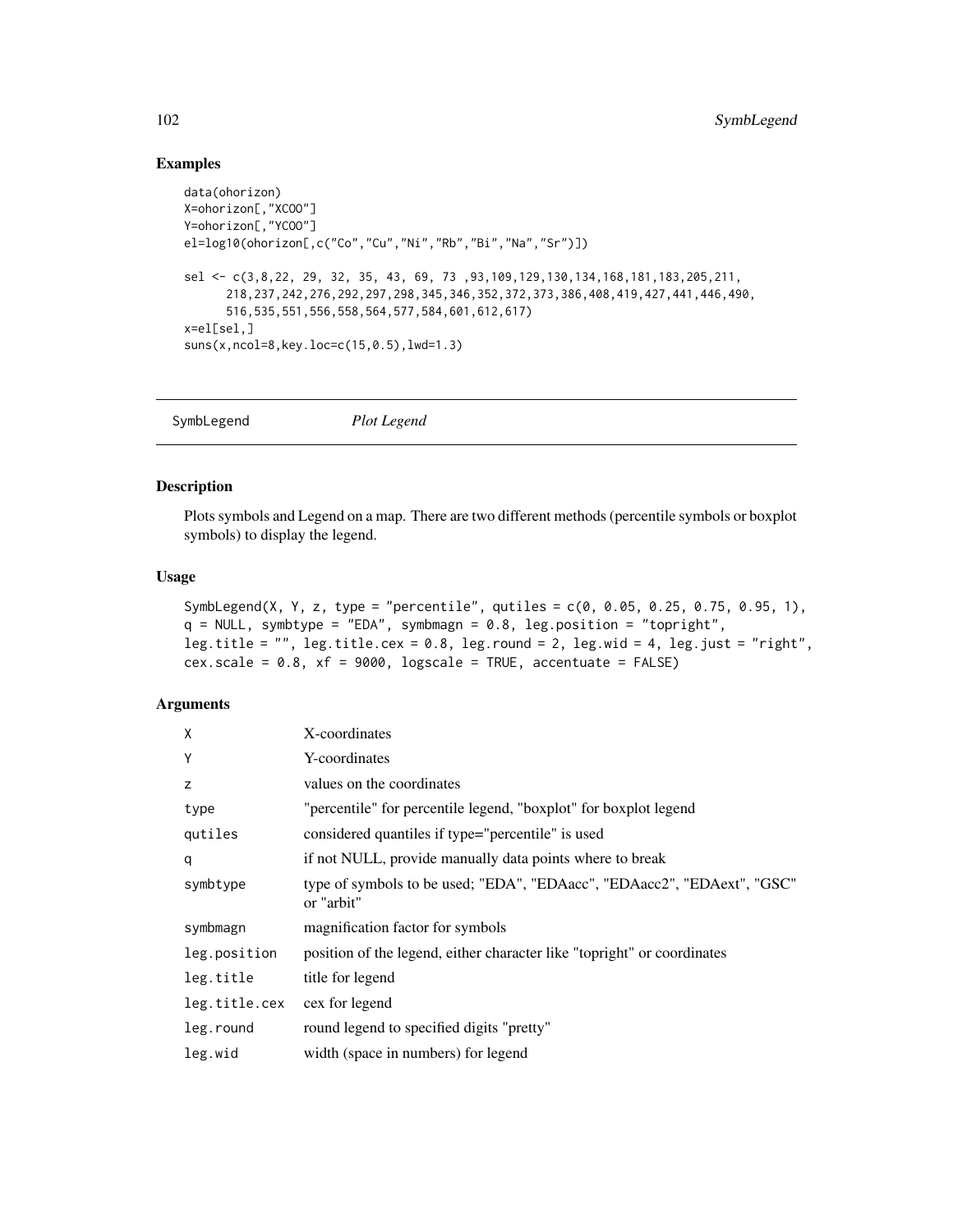## Examples

```
data(ohorizon)
X=ohorizon[,"XCOO"]
Y=ohorizon[,"YCOO"]
el=log10(ohorizon[,c("Co","Cu","Ni","Rb","Bi","Na","Sr")])

sel <- c(3,8,22, 29, 32, 35, 43, 69, 73 ,93,109,129,130,134,168,181,183,205,211,
      218,237,242,276,292,297,298,345,346,352,372,373,386,408,419,427,441,446,490,
      516,535,551,556,558,564,577,584,601,612,617)
x=el[sel,]
suns(x,ncol=8,key.loc=c(15,0.5),lwd=1.3)
```

---

SymbLegend *Plot Legend*

---

## Description

Plots symbols and Legend on a map. There are two different methods (percentile symbols or boxplot symbols) to display the legend.

## Usage

```
SymbLegend(X, Y, z, type = "percentile", qutiles = c(0, 0.05, 0.25, 0.75, 0.95, 1),
q = NULL, symbtype = "EDA", symbmagn = 0.8, leg.position = "topright",
leg.title = "", leg.title.cex = 0.8, leg.round = 2, leg.wid = 4, leg.just = "right",
cex.scale = 0.8, xf = 9000, logscale = TRUE, accentuate = FALSE)
```

## Arguments

| | |
|---|---|
| X | X-coordinates |
| Y | Y-coordinates |
| z | values on the coordinates |
| type | "percentile" for percentile legend, "boxplot" for boxplot legend |
| qutiles | considered quantiles if type="percentile" is used |
| q | if not NULL, provide manually data points where to break |
| symbtype | type of symbols to be used; "EDA", "EDAacc", "EDAacc2", "EDAext", "GSC" or "arbit" |
| symbmagn | magnification factor for symbols |
| leg.position | position of the legend, either character like "topright" or coordinates |
| leg.title | title for legend |
| leg.title.cex | cex for legend |
| leg.round | round legend to specified digits "pretty" |
| leg.wid | width (space in numbers) for legend |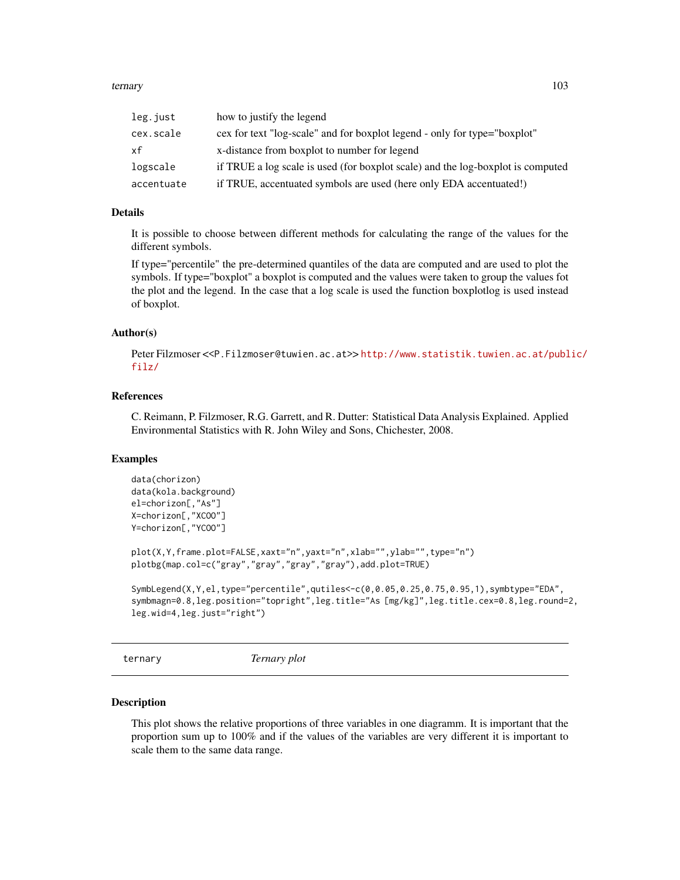| | |
|---|---|
| leg.just | how to justify the legend |
| cex.scale | cex for text "log-scale" and for boxplot legend - only for type="boxplot" |
| xf | x-distance from boxplot to number for legend |
| logscale | if TRUE a log scale is used (for boxplot scale) and the log-boxplot is computed |
| accentuate | if TRUE, accentuated symbols are used (here only EDA accentuated!) |

## Details

It is possible to choose between different methods for calculating the range of the values for the different symbols.

If type="percentile" the pre-determined quantiles of the data are computed and are used to plot the symbols. If type="boxplot" a boxplot is computed and the values were taken to group the values fot the plot and the legend. In the case that a log scale is used the function boxplotlog is used instead of boxplot.

## Author(s)

Peter Filzmoser <<P.Filzmoser@tuwien.ac.at>> http://www.statistik.tuwien.ac.at/public/filz/

## References

C. Reimann, P. Filzmoser, R.G. Garrett, and R. Dutter: Statistical Data Analysis Explained. Applied Environmental Statistics with R. John Wiley and Sons, Chichester, 2008.

## Examples

```
data(chorizon)
data(kola.background)
el=chorizon[,"As"]
X=chorizon[,"XCOO"]
Y=chorizon[,"YCOO"]

plot(X,Y,frame.plot=FALSE,xaxt="n",yaxt="n",xlab="",ylab="",type="n")
plotbg(map.col=c("gray","gray","gray","gray"),add.plot=TRUE)

SymbLegend(X,Y,el,type="percentile",qutiles<-c(0,0.05,0.25,0.75,0.95,1),symbtype="EDA",
symbmagn=0.8,leg.position="topright",leg.title="As [mg/kg]",leg.title.cex=0.8,leg.round=2,
leg.wid=4,leg.just="right")
```

---

# ternary — *Ternary plot*

---

## Description

This plot shows the relative proportions of three variables in one diagramm. It is important that the proportion sum up to 100% and if the values of the variables are very different it is important to scale them to the same data range.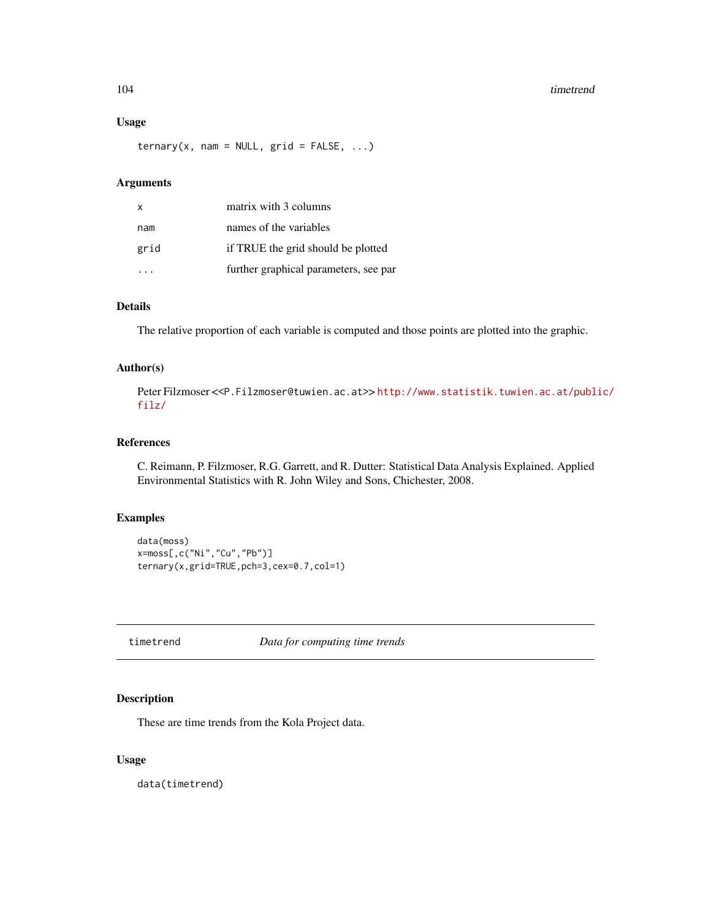### Usage

```
ternary(x, nam = NULL, grid = FALSE, ...)
```

### Arguments

| | |
|---|---|
| x | matrix with 3 columns |
| nam | names of the variables |
| grid | if TRUE the grid should be plotted |
| ... | further graphical parameters, see par |

### Details

The relative proportion of each variable is computed and those points are plotted into the graphic.

### Author(s)

Peter Filzmoser <<P.Filzmoser@tuwien.ac.at>> http://www.statistik.tuwien.ac.at/public/filz/

### References

C. Reimann, P. Filzmoser, R.G. Garrett, and R. Dutter: Statistical Data Analysis Explained. Applied Environmental Statistics with R. John Wiley and Sons, Chichester, 2008.

### Examples

```
data(moss)
x=moss[,c("Ni","Cu","Pb")]
ternary(x,grid=TRUE,pch=3,cex=0.7,col=1)
```

---

## timetrend *Data for computing time trends*

### Description

These are time trends from the Kola Project data.

### Usage

```
data(timetrend)
```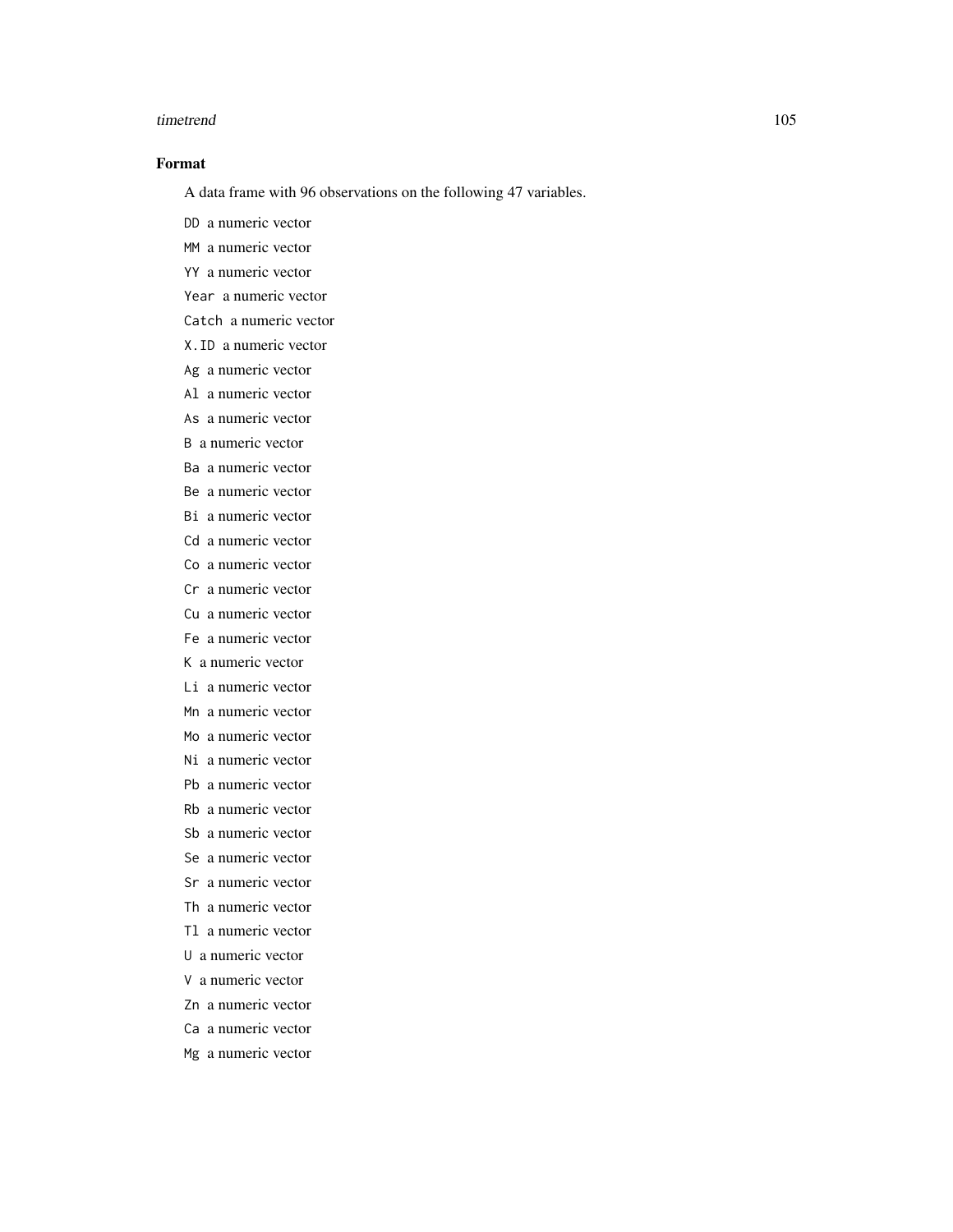### Format

A data frame with 96 observations on the following 47 variables.

DD a numeric vector

MM a numeric vector

YY a numeric vector

Year a numeric vector

Catch a numeric vector

X.ID a numeric vector

Ag a numeric vector

Al a numeric vector

As a numeric vector

B a numeric vector

Ba a numeric vector

Be a numeric vector

Bi a numeric vector

Cd a numeric vector

Co a numeric vector

Cr a numeric vector

Cu a numeric vector

Fe a numeric vector

K a numeric vector

Li a numeric vector

Mn a numeric vector

Mo a numeric vector

Ni a numeric vector

Pb a numeric vector

Rb a numeric vector

Sb a numeric vector

Se a numeric vector

Sr a numeric vector

Th a numeric vector

Tl a numeric vector

U a numeric vector

V a numeric vector

Zn a numeric vector

Ca a numeric vector

Mg a numeric vector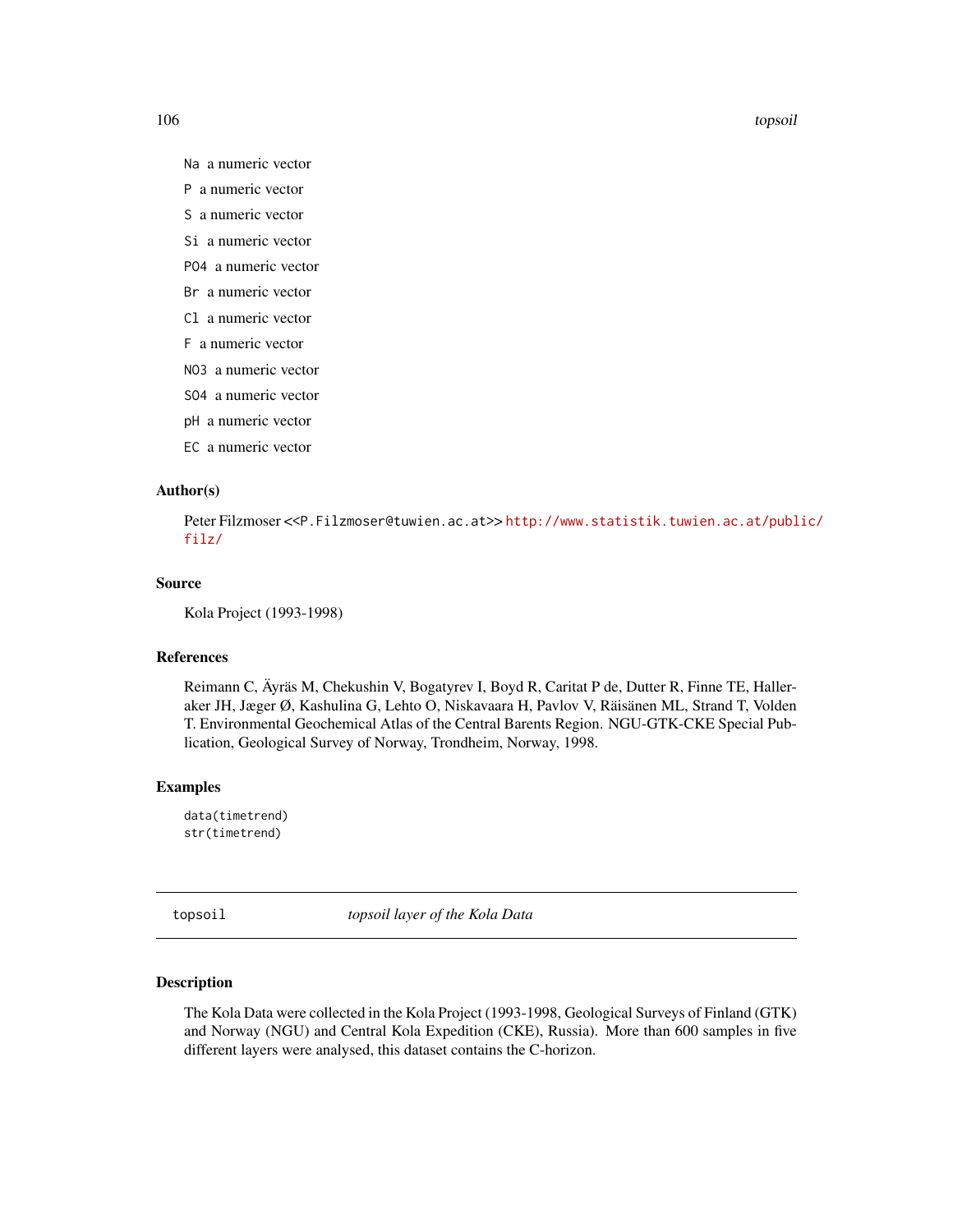Na a numeric vector

P a numeric vector

S a numeric vector

Si a numeric vector

PO4 a numeric vector

Br a numeric vector

Cl a numeric vector

F a numeric vector

NO3 a numeric vector

SO4 a numeric vector

pH a numeric vector

EC a numeric vector

### Author(s)

Peter Filzmoser <<P.Filzmoser@tuwien.ac.at>> http://www.statistik.tuwien.ac.at/public/filz/

### Source

Kola Project (1993-1998)

### References

Reimann C, Äyräs M, Chekushin V, Bogatyrev I, Boyd R, Caritat P de, Dutter R, Finne TE, Halleraker JH, Jæger Ø, Kashulina G, Lehto O, Niskavaara H, Pavlov V, Räisänen ML, Strand T, Volden T. Environmental Geochemical Atlas of the Central Barents Region. NGU-GTK-CKE Special Publication, Geological Survey of Norway, Trondheim, Norway, 1998.

### Examples

```
data(timetrend)
str(timetrend)
```

---

## topsoil *topsoil layer of the Kola Data*

---

### Description

The Kola Data were collected in the Kola Project (1993-1998, Geological Surveys of Finland (GTK) and Norway (NGU) and Central Kola Expedition (CKE), Russia). More than 600 samples in five different layers were analysed, this dataset contains the C-horizon.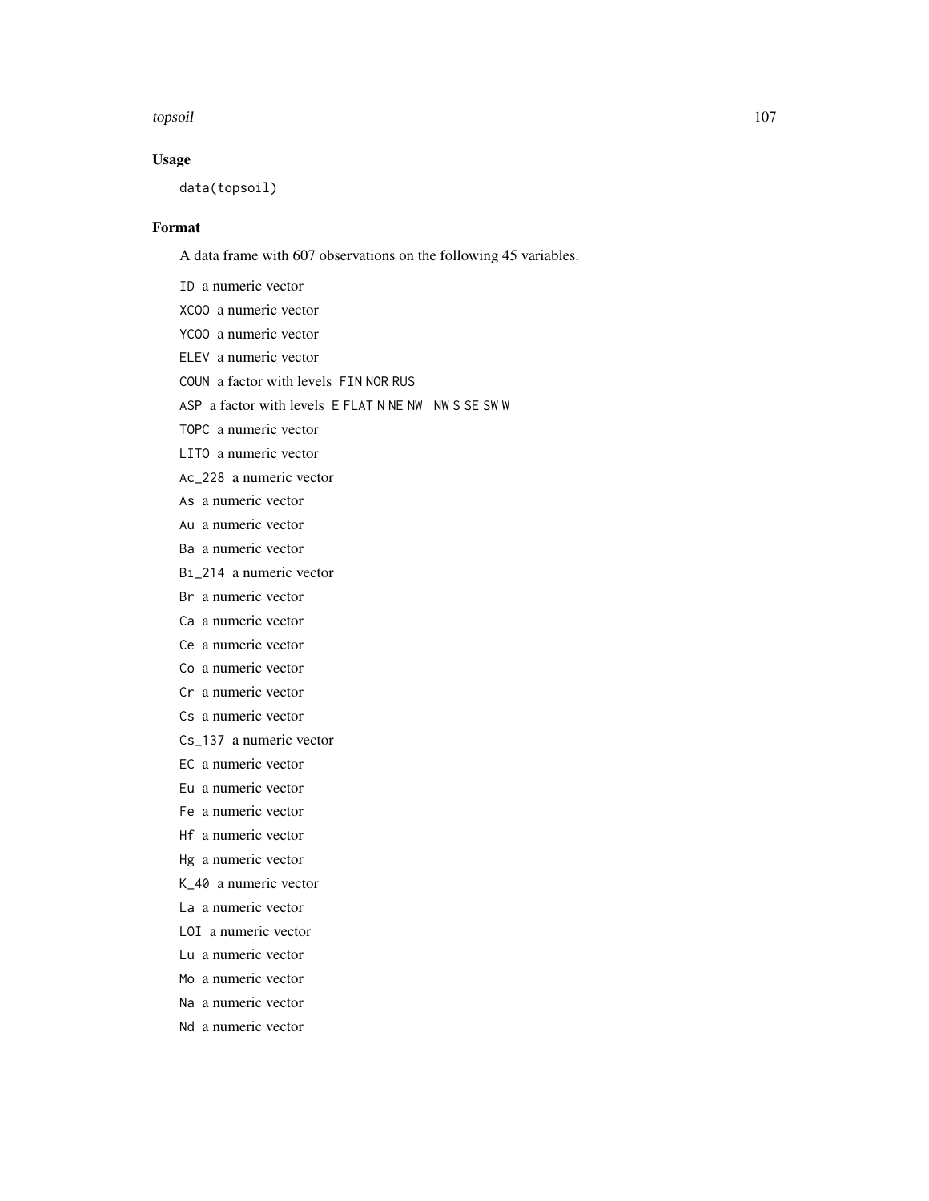## Usage

```
data(topsoil)
```

## Format

A data frame with 607 observations on the following 45 variables.

- `ID` a numeric vector
- `XCOO` a numeric vector
- `YCOO` a numeric vector
- `ELEV` a numeric vector
- `COUN` a factor with levels `FIN NOR RUS`
- `ASP` a factor with levels `E FLAT N NE NW  NW S SE SW W`
- `TOPC` a numeric vector
- `LITO` a numeric vector
- `Ac_228` a numeric vector
- `As` a numeric vector
- `Au` a numeric vector
- `Ba` a numeric vector
- `Bi_214` a numeric vector
- `Br` a numeric vector
- `Ca` a numeric vector
- `Ce` a numeric vector
- `Co` a numeric vector
- `Cr` a numeric vector
- `Cs` a numeric vector
- `Cs_137` a numeric vector
- `EC` a numeric vector
- `Eu` a numeric vector
- `Fe` a numeric vector
- `Hf` a numeric vector
- `Hg` a numeric vector
- `K_40` a numeric vector
- `La` a numeric vector
- `LOI` a numeric vector
- `Lu` a numeric vector
- `Mo` a numeric vector
- `Na` a numeric vector
- `Nd` a numeric vector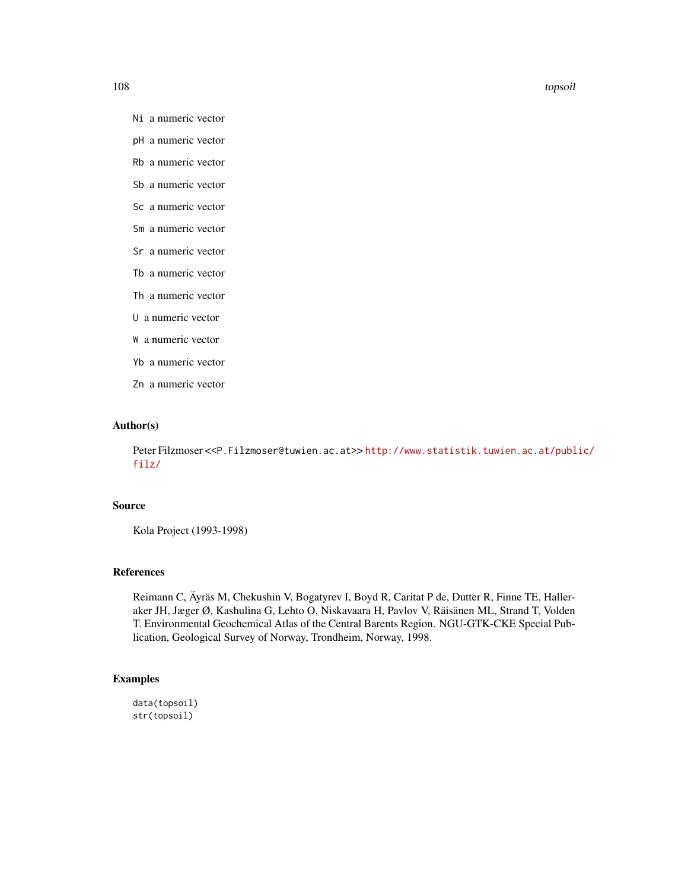Ni a numeric vector

pH a numeric vector

Rb a numeric vector

Sb a numeric vector

Sc a numeric vector

Sm a numeric vector

Sr a numeric vector

Tb a numeric vector

Th a numeric vector

U a numeric vector

W a numeric vector

Yb a numeric vector

Zn a numeric vector

## Author(s)

Peter Filzmoser <<P.Filzmoser@tuwien.ac.at>> http://www.statistik.tuwien.ac.at/public/filz/

## Source

Kola Project (1993-1998)

## References

Reimann C, Äyräs M, Chekushin V, Bogatyrev I, Boyd R, Caritat P de, Dutter R, Finne TE, Halleraker JH, Jæger Ø, Kashulina G, Lehto O, Niskavaara H, Pavlov V, Räisänen ML, Strand T, Volden T. Environmental Geochemical Atlas of the Central Barents Region. NGU-GTK-CKE Special Publication, Geological Survey of Norway, Trondheim, Norway, 1998.

## Examples

```
data(topsoil)
str(topsoil)
```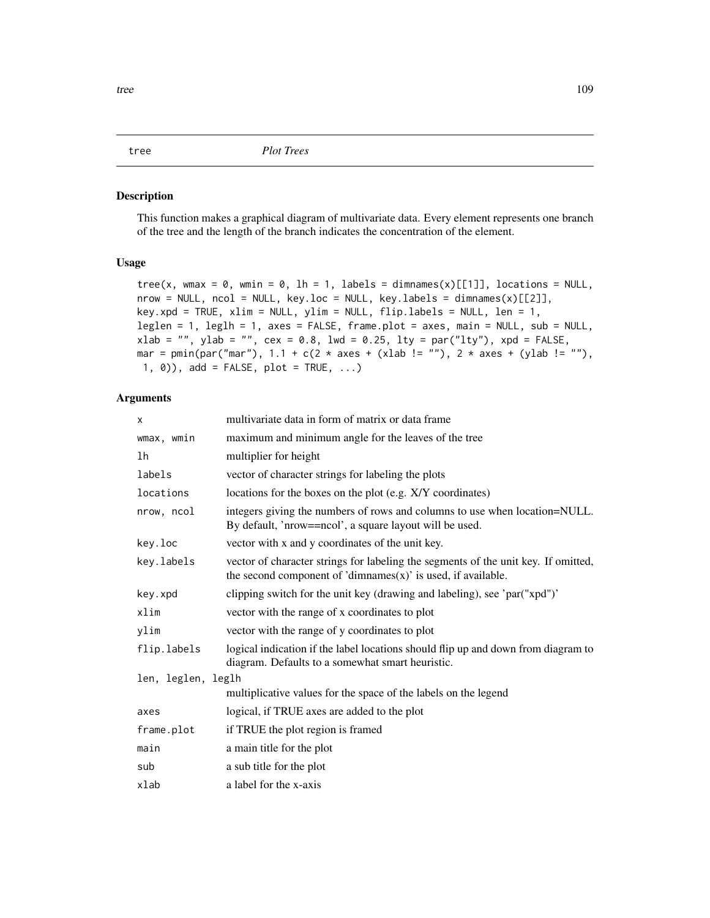## tree *Plot Trees*

### Description

This function makes a graphical diagram of multivariate data. Every element represents one branch of the tree and the length of the branch indicates the concentration of the element.

### Usage

```
tree(x, wmax = 0, wmin = 0, lh = 1, labels = dimnames(x)[[1]], locations = NULL,
nrow = NULL, ncol = NULL, key.loc = NULL, key.labels = dimnames(x)[[2]],
key.xpd = TRUE, xlim = NULL, ylim = NULL, flip.labels = NULL, len = 1,
leglen = 1, leglh = 1, axes = FALSE, frame.plot = axes, main = NULL, sub = NULL,
xlab = "", ylab = "", cex = 0.8, lwd = 0.25, lty = par("lty"), xpd = FALSE,
mar = pmin(par("mar"), 1.1 + c(2 * axes + (xlab != ""), 2 * axes + (ylab != ""),
 1, 0)), add = FALSE, plot = TRUE, ...)
```

### Arguments

| | |
|---|---|
| `x` | multivariate data in form of matrix or data frame |
| `wmax, wmin` | maximum and minimum angle for the leaves of the tree |
| `lh` | multiplier for height |
| `labels` | vector of character strings for labeling the plots |
| `locations` | locations for the boxes on the plot (e.g. X/Y coordinates) |
| `nrow, ncol` | integers giving the numbers of rows and columns to use when location=NULL. By default, 'nrow==ncol', a square layout will be used. |
| `key.loc` | vector with x and y coordinates of the unit key. |
| `key.labels` | vector of character strings for labeling the segments of the unit key. If omitted, the second component of 'dimnames(x)' is used, if available. |
| `key.xpd` | clipping switch for the unit key (drawing and labeling), see 'par("xpd")' |
| `xlim` | vector with the range of x coordinates to plot |
| `ylim` | vector with the range of y coordinates to plot |
| `flip.labels` | logical indication if the label locations should flip up and down from diagram to diagram. Defaults to a somewhat smart heuristic. |
| `len, leglen, leglh` | multiplicative values for the space of the labels on the legend |
| `axes` | logical, if TRUE axes are added to the plot |
| `frame.plot` | if TRUE the plot region is framed |
| `main` | a main title for the plot |
| `sub` | a sub title for the plot |
| `xlab` | a label for the x-axis |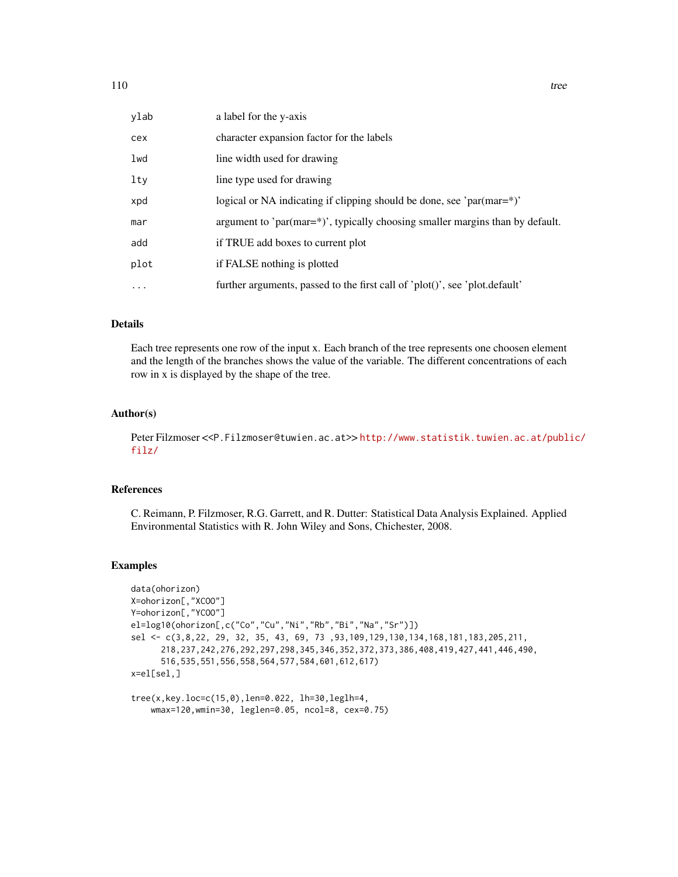| | |
|---|---|
| ylab | a label for the y-axis |
| cex | character expansion factor for the labels |
| lwd | line width used for drawing |
| lty | line type used for drawing |
| xpd | logical or NA indicating if clipping should be done, see 'par(mar=*)' |
| mar | argument to 'par(mar=*)', typically choosing smaller margins than by default. |
| add | if TRUE add boxes to current plot |
| plot | if FALSE nothing is plotted |
| ... | further arguments, passed to the first call of 'plot()', see 'plot.default' |

## Details

Each tree represents one row of the input x. Each branch of the tree represents one choosen element and the length of the branches shows the value of the variable. The different concentrations of each row in x is displayed by the shape of the tree.

## Author(s)

Peter Filzmoser <<P.Filzmoser@tuwien.ac.at>> http://www.statistik.tuwien.ac.at/public/filz/

## References

C. Reimann, P. Filzmoser, R.G. Garrett, and R. Dutter: Statistical Data Analysis Explained. Applied Environmental Statistics with R. John Wiley and Sons, Chichester, 2008.

## Examples

```
data(ohorizon)
X=ohorizon[,"XCOO"]
Y=ohorizon[,"YCOO"]
el=log10(ohorizon[,c("Co","Cu","Ni","Rb","Bi","Na","Sr")])
sel <- c(3,8,22, 29, 32, 35, 43, 69, 73 ,93,109,129,130,134,168,181,183,205,211,
      218,237,242,276,292,297,298,345,346,352,372,373,386,408,419,427,441,446,490,
      516,535,551,556,558,564,577,584,601,612,617)
x=el[sel,]

tree(x,key.loc=c(15,0),len=0.022, lh=30,leglh=4,
    wmax=120,wmin=30, leglen=0.05, ncol=8, cex=0.75)
```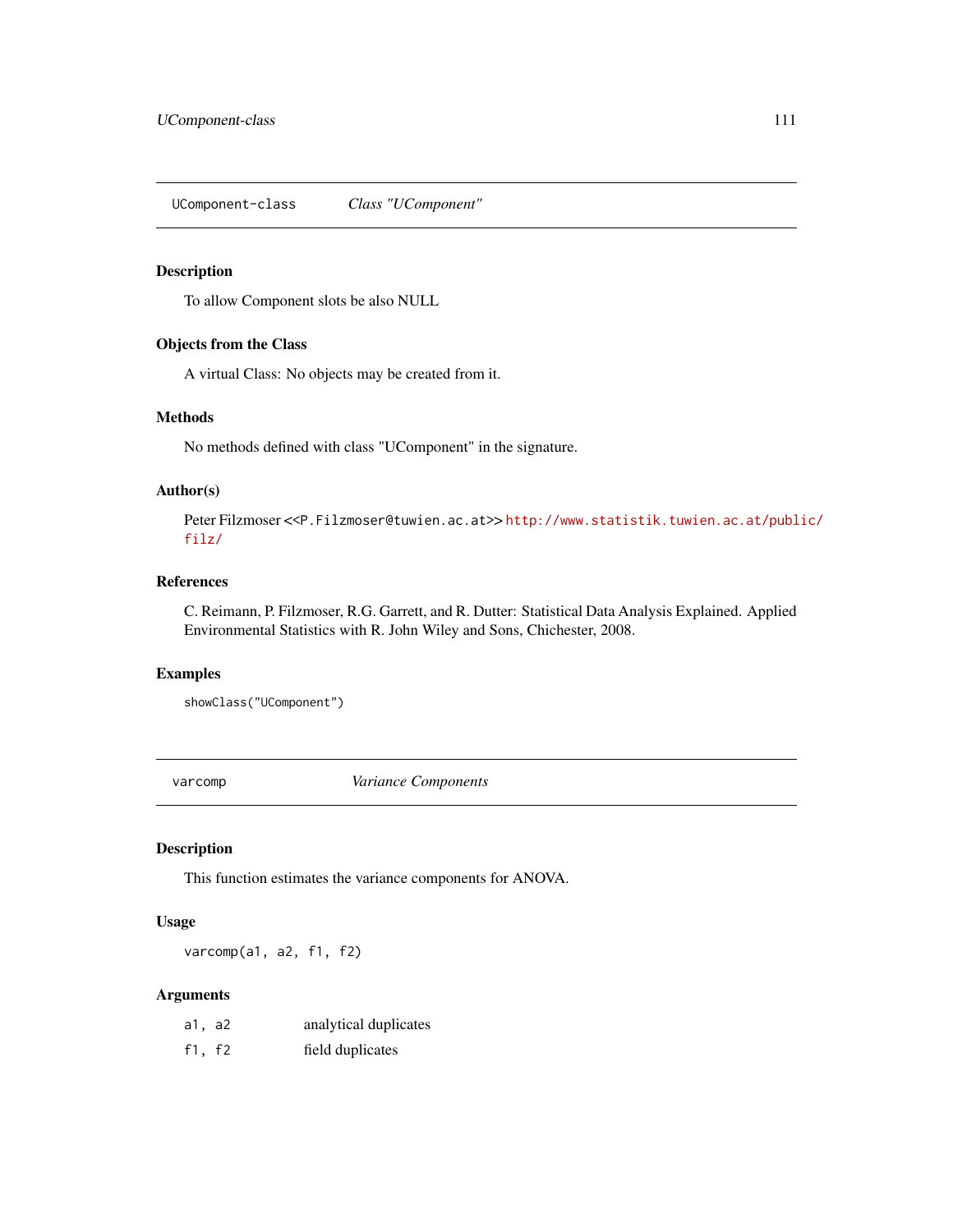## UComponent-class *Class "UComponent"*

### Description

To allow Component slots be also NULL

### Objects from the Class

A virtual Class: No objects may be created from it.

### Methods

No methods defined with class "UComponent" in the signature.

### Author(s)

Peter Filzmoser <<P.Filzmoser@tuwien.ac.at>> http://www.statistik.tuwien.ac.at/public/filz/

### References

C. Reimann, P. Filzmoser, R.G. Garrett, and R. Dutter: Statistical Data Analysis Explained. Applied Environmental Statistics with R. John Wiley and Sons, Chichester, 2008.

### Examples

```
showClass("UComponent")
```

## varcomp *Variance Components*

### Description

This function estimates the variance components for ANOVA.

### Usage

```
varcomp(a1, a2, f1, f2)
```

### Arguments

| | |
|---|---|
| a1, a2 | analytical duplicates |
| f1, f2 | field duplicates |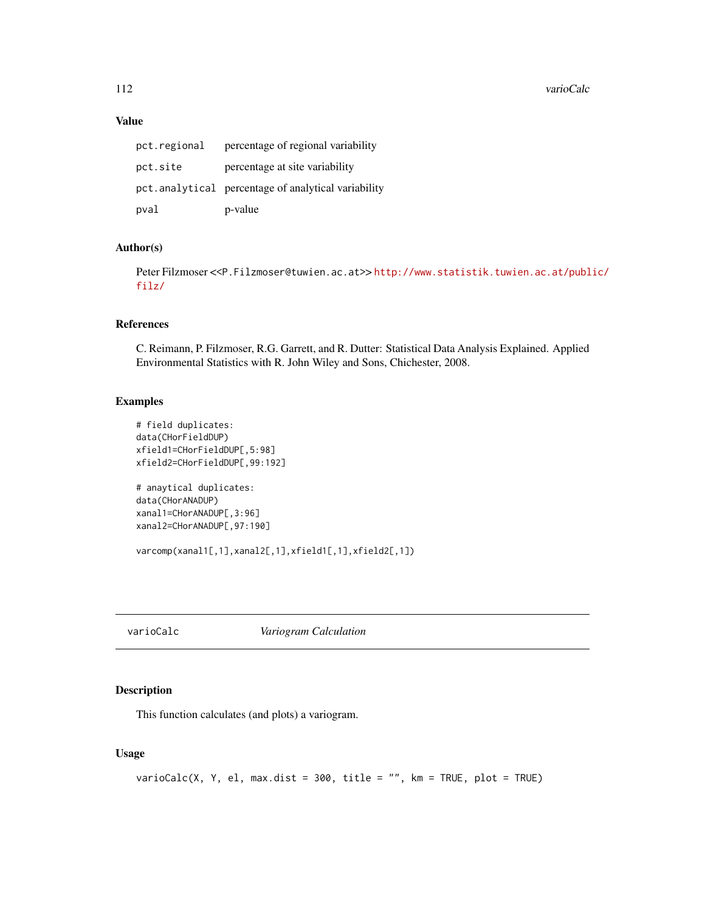### Value

| | |
|---|---|
| pct.regional | percentage of regional variability |
| pct.site | percentage at site variability |
| pct.analytical | percentage of analytical variability |
| pval | p-value |

### Author(s)

Peter Filzmoser <<P.Filzmoser@tuwien.ac.at>> http://www.statistik.tuwien.ac.at/public/filz/

### References

C. Reimann, P. Filzmoser, R.G. Garrett, and R. Dutter: Statistical Data Analysis Explained. Applied Environmental Statistics with R. John Wiley and Sons, Chichester, 2008.

### Examples

```
# field duplicates:
data(CHorFieldDUP)
xfield1=CHorFieldDUP[,5:98]
xfield2=CHorFieldDUP[,99:192]

# anaytical duplicates:
data(CHorANADUP)
xanal1=CHorANADUP[,3:96]
xanal2=CHorANADUP[,97:190]

varcomp(xanal1[,1],xanal2[,1],xfield1[,1],xfield2[,1])
```

---

## varioCalc — *Variogram Calculation*

### Description

This function calculates (and plots) a variogram.

### Usage

```
varioCalc(X, Y, el, max.dist = 300, title = "", km = TRUE, plot = TRUE)
```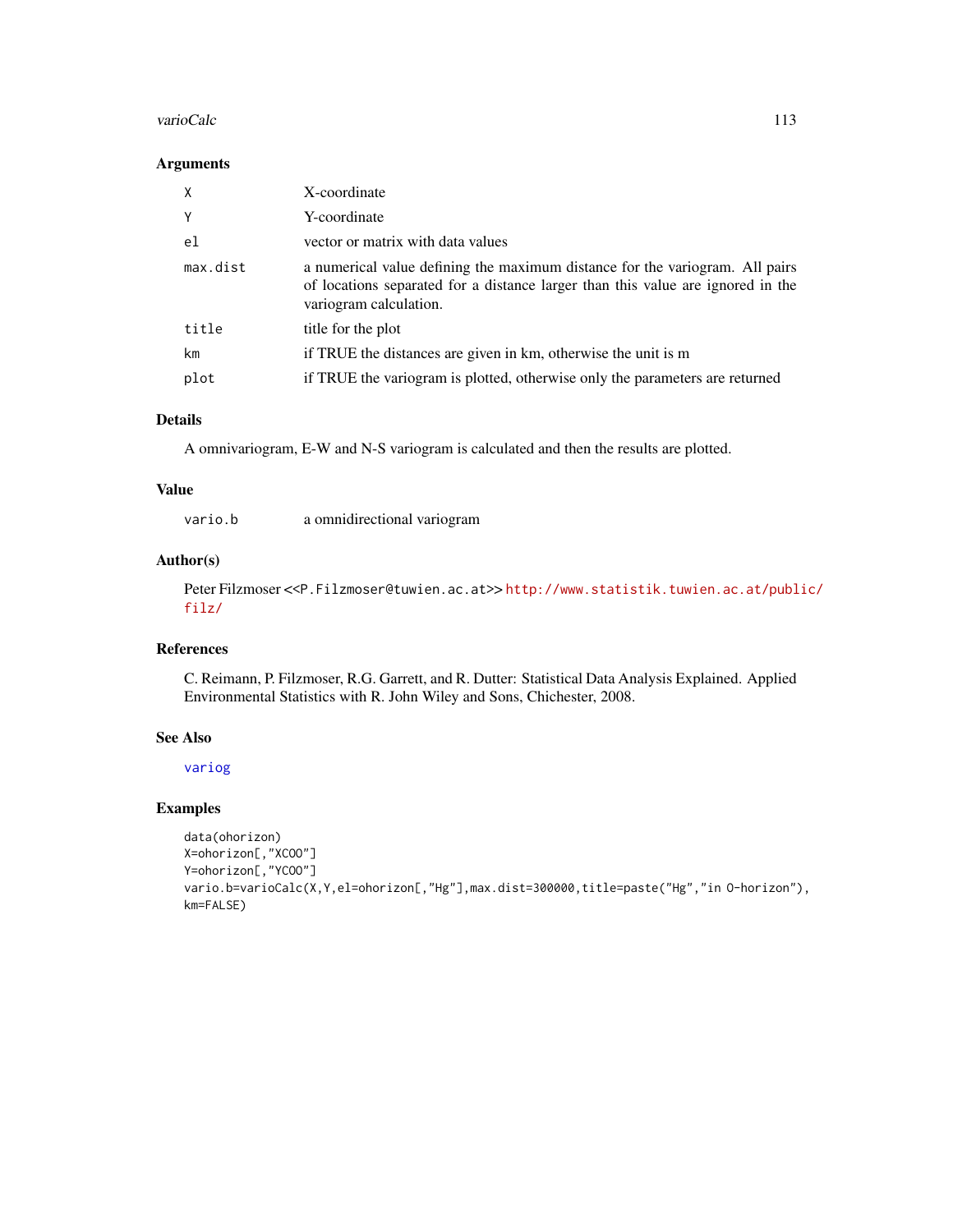## Arguments

| | |
|---|---|
| X | X-coordinate |
| Y | Y-coordinate |
| el | vector or matrix with data values |
| max.dist | a numerical value defining the maximum distance for the variogram. All pairs of locations separated for a distance larger than this value are ignored in the variogram calculation. |
| title | title for the plot |
| km | if TRUE the distances are given in km, otherwise the unit is m |
| plot | if TRUE the variogram is plotted, otherwise only the parameters are returned |

## Details

A omnivariogram, E-W and N-S variogram is calculated and then the results are plotted.

## Value

| | |
|---|---|
| vario.b | a omnidirectional variogram |

## Author(s)

Peter Filzmoser <<P.Filzmoser@tuwien.ac.at>> http://www.statistik.tuwien.ac.at/public/filz/

## References

C. Reimann, P. Filzmoser, R.G. Garrett, and R. Dutter: Statistical Data Analysis Explained. Applied Environmental Statistics with R. John Wiley and Sons, Chichester, 2008.

## See Also

variog

## Examples

```
data(ohorizon)
X=ohorizon[,"XCOO"]
Y=ohorizon[,"YCOO"]
vario.b=varioCalc(X,Y,el=ohorizon[,"Hg"],max.dist=300000,title=paste("Hg","in O-horizon"),
km=FALSE)
```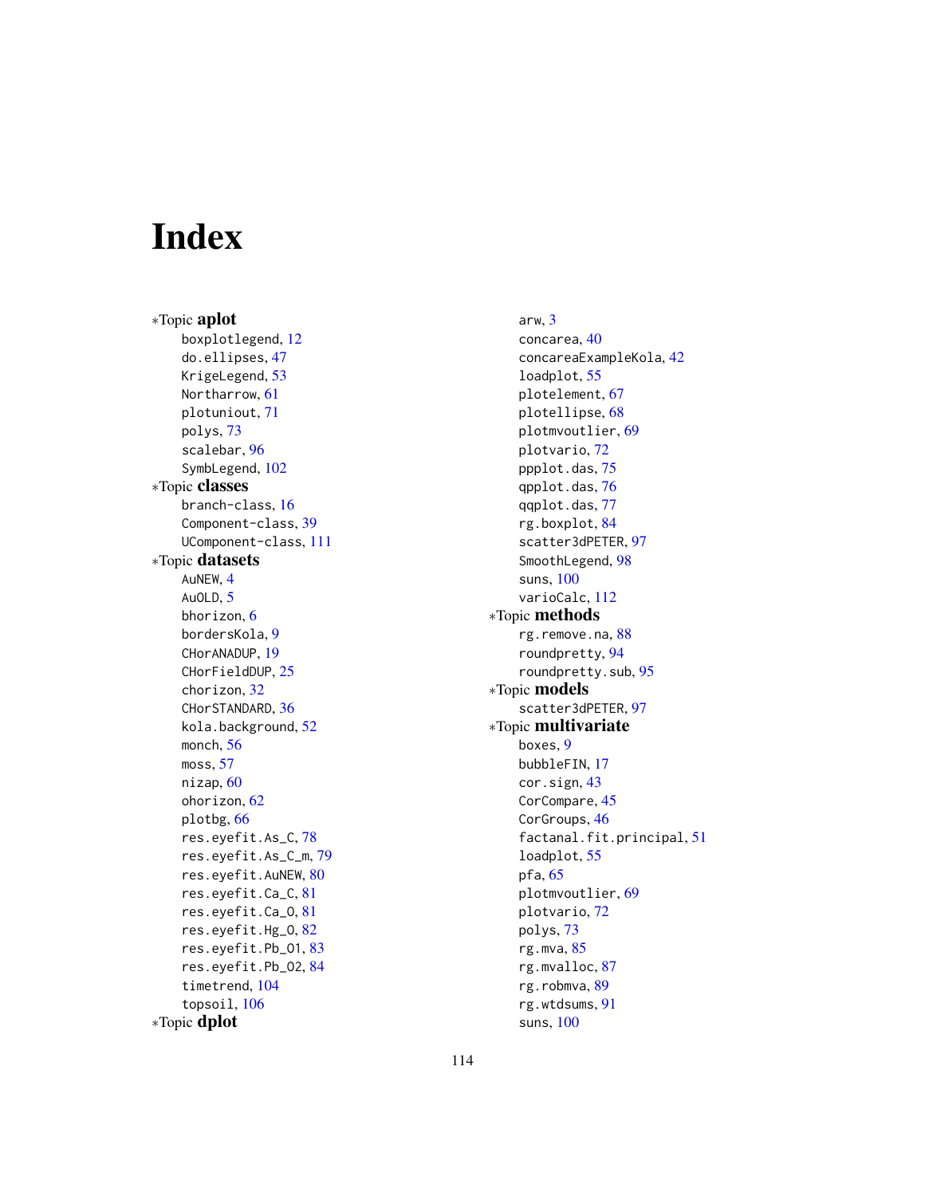# Index

∗Topic **aplot**
- boxplotlegend, 12
- do.ellipses, 47
- KrigeLegend, 53
- Northarrow, 61
- plotuniout, 71
- polys, 73
- scalebar, 96
- SymbLegend, 102

∗Topic **classes**
- branch-class, 16
- Component-class, 39
- UComponent-class, 111

∗Topic **datasets**
- AuNEW, 4
- AuOLD, 5
- bhorizon, 6
- bordersKola, 9
- CHorANADUP, 19
- CHorFieldDUP, 25
- chorizon, 32
- CHorSTANDARD, 36
- kola.background, 52
- monch, 56
- moss, 57
- nizap, 60
- ohorizon, 62
- plotbg, 66
- res.eyefit.As_C, 78
- res.eyefit.As_C_m, 79
- res.eyefit.AuNEW, 80
- res.eyefit.Ca_C, 81
- res.eyefit.Ca_O, 81
- res.eyefit.Hg_O, 82
- res.eyefit.Pb_O1, 83
- res.eyefit.Pb_O2, 84
- timetrend, 104
- topsoil, 106

∗Topic **dplot**
- arw, 3
- concarea, 40
- concareaExampleKola, 42
- loadplot, 55
- plotelement, 67
- plotellipse, 68
- plotmvoutlier, 69
- plotvario, 72
- ppplot.das, 75
- qpplot.das, 76
- qqplot.das, 77
- rg.boxplot, 84
- scatter3dPETER, 97
- SmoothLegend, 98
- suns, 100
- varioCalc, 112

∗Topic **methods**
- rg.remove.na, 88
- roundpretty, 94
- roundpretty.sub, 95

∗Topic **models**
- scatter3dPETER, 97

∗Topic **multivariate**
- boxes, 9
- bubbleFIN, 17
- cor.sign, 43
- CorCompare, 45
- CorGroups, 46
- factanal.fit.principal, 51
- loadplot, 55
- pfa, 65
- plotmvoutlier, 69
- plotvario, 72
- polys, 73
- rg.mva, 85
- rg.mvalloc, 87
- rg.robmva, 89
- rg.wtdsums, 91
- suns, 100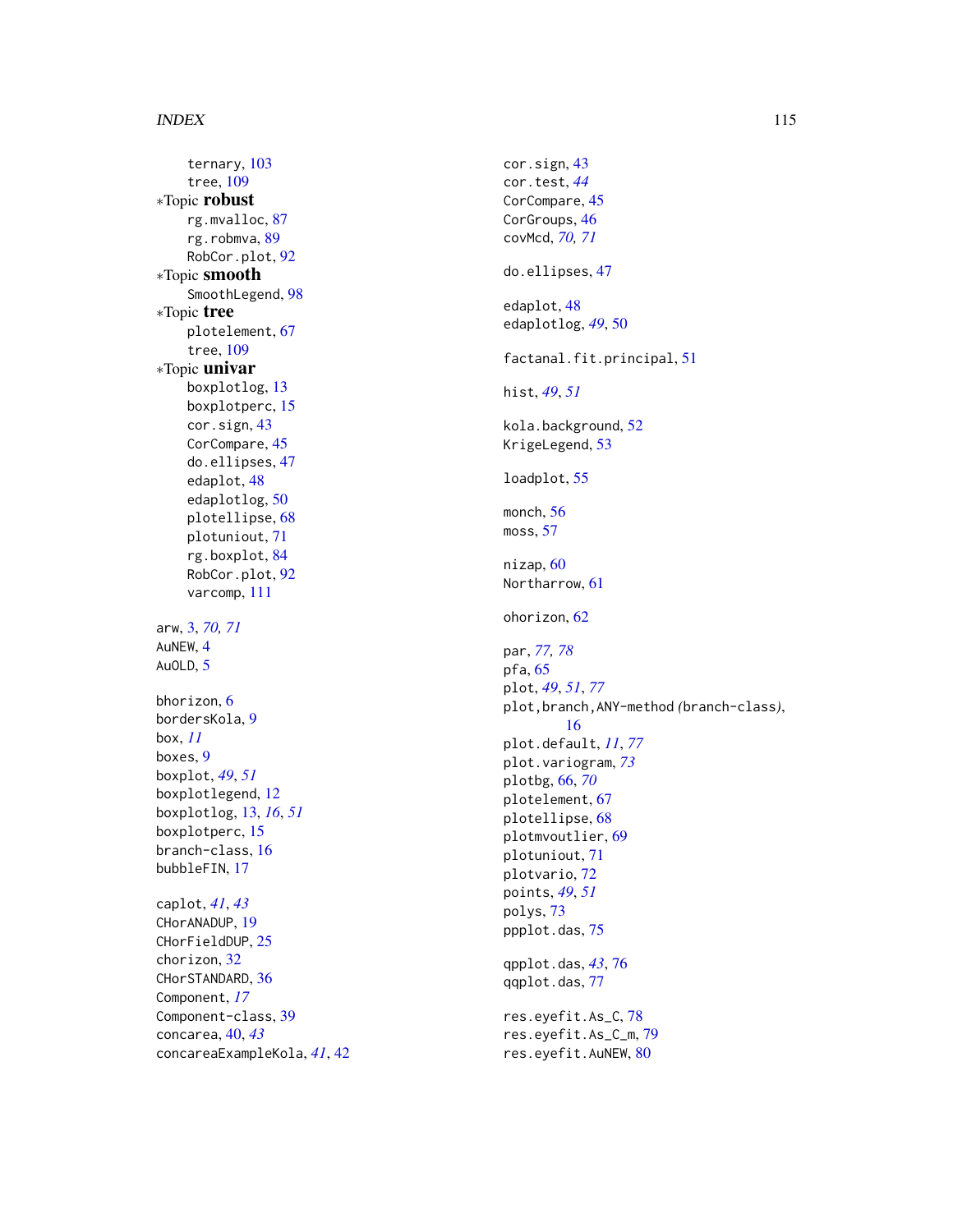ternary, 103
tree, 109

∗Topic **robust**
rg.mvalloc, 87
rg.robmva, 89
RobCor.plot, 92

∗Topic **smooth**
SmoothLegend, 98

∗Topic **tree**
plotelement, 67
tree, 109

∗Topic **univar**
boxplotlog, 13
boxplotperc, 15
cor.sign, 43
CorCompare, 45
do.ellipses, 47
edaplot, 48
edaplotlog, 50
plotellipse, 68
plotuniout, 71
rg.boxplot, 84
RobCor.plot, 92
varcomp, 111

arw, 3, *70, 71*
AuNEW, 4
AuOLD, 5

bhorizon, 6
bordersKola, 9
box, *11*
boxes, 9
boxplot, *49*, *51*
boxplotlegend, 12
boxplotlog, 13, *16*, *51*
boxplotperc, 15
branch-class, 16
bubbleFIN, 17

caplot, *41*, *43*
CHorANADUP, 19
CHorFieldDUP, 25
chorizon, 32
CHorSTANDARD, 36
Component, *17*
Component-class, 39
concarea, 40, *43*
concareaExampleKola, *41*, 42

cor.sign, 43
cor.test, *44*
CorCompare, 45
CorGroups, 46
covMcd, *70, 71*

do.ellipses, 47

edaplot, 48
edaplotlog, *49*, 50

factanal.fit.principal, 51

hist, *49*, *51*

kola.background, 52
KrigeLegend, 53

loadplot, 55

monch, 56
moss, 57

nizap, 60
Northarrow, 61

ohorizon, 62

par, *77, 78*
pfa, 65
plot, *49*, *51*, *77*
plot,branch,ANY-method *(*branch-class*)*, 16
plot.default, *11*, *77*
plot.variogram, *73*
plotbg, 66, *70*
plotelement, 67
plotellipse, 68
plotmvoutlier, 69
plotuniout, 71
plotvario, 72
points, *49*, *51*
polys, 73
ppplot.das, 75

qpplot.das, *43*, 76
qqplot.das, 77

res.eyefit.As_C, 78
res.eyefit.As_C_m, 79
res.eyefit.AuNEW, 80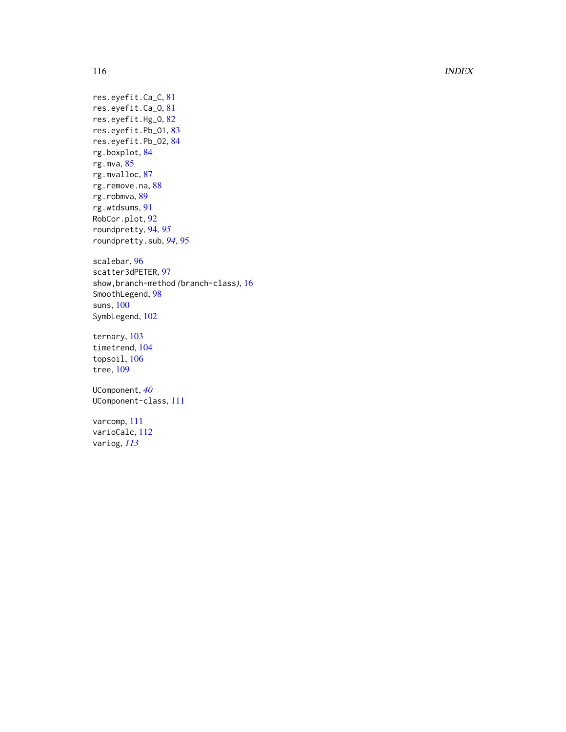res.eyefit.Ca_C, 81
res.eyefit.Ca_O, 81
res.eyefit.Hg_O, 82
res.eyefit.Pb_O1, 83
res.eyefit.Pb_O2, 84
rg.boxplot, 84
rg.mva, 85
rg.mvalloc, 87
rg.remove.na, 88
rg.robmva, 89
rg.wtdsums, 91
RobCor.plot, 92
roundpretty, 94, *95*
roundpretty.sub, *94*, 95

scalebar, 96
scatter3dPETER, 97
show,branch-method *(*branch-class*)*, 16
SmoothLegend, 98
suns, 100
SymbLegend, 102

ternary, 103
timetrend, 104
topsoil, 106
tree, 109

UComponent, *40*
UComponent-class, 111

varcomp, 111
varioCalc, 112
variog, *113*